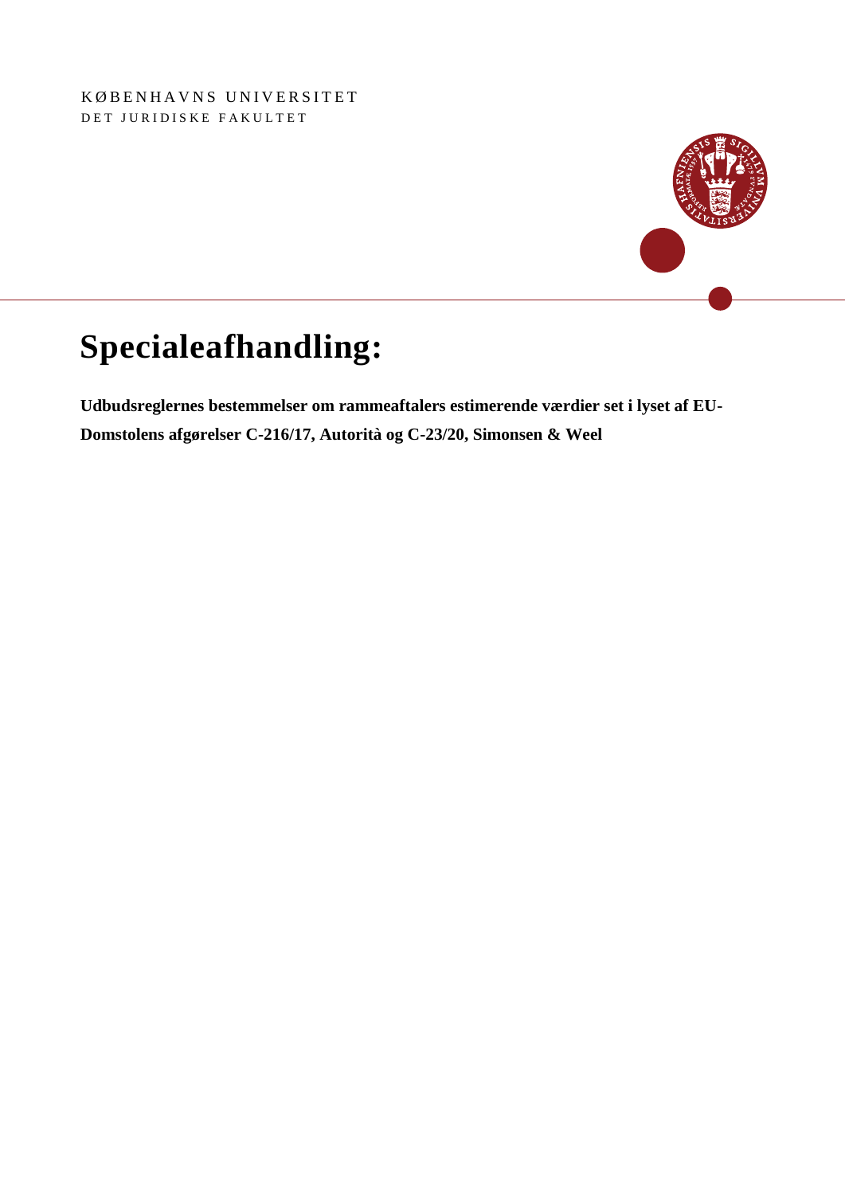KØBENHAVNS UNIVERSITET

DET JURIDISKE FAKULTET

# Specialeafhandling:

**Udbudsreglernes bestemmelser om rammeaftalers estimerende værdier set i lyset af EU-Domstolens afgørelser C-216/17, Autorità og C-23/20, Simonsen & Weel**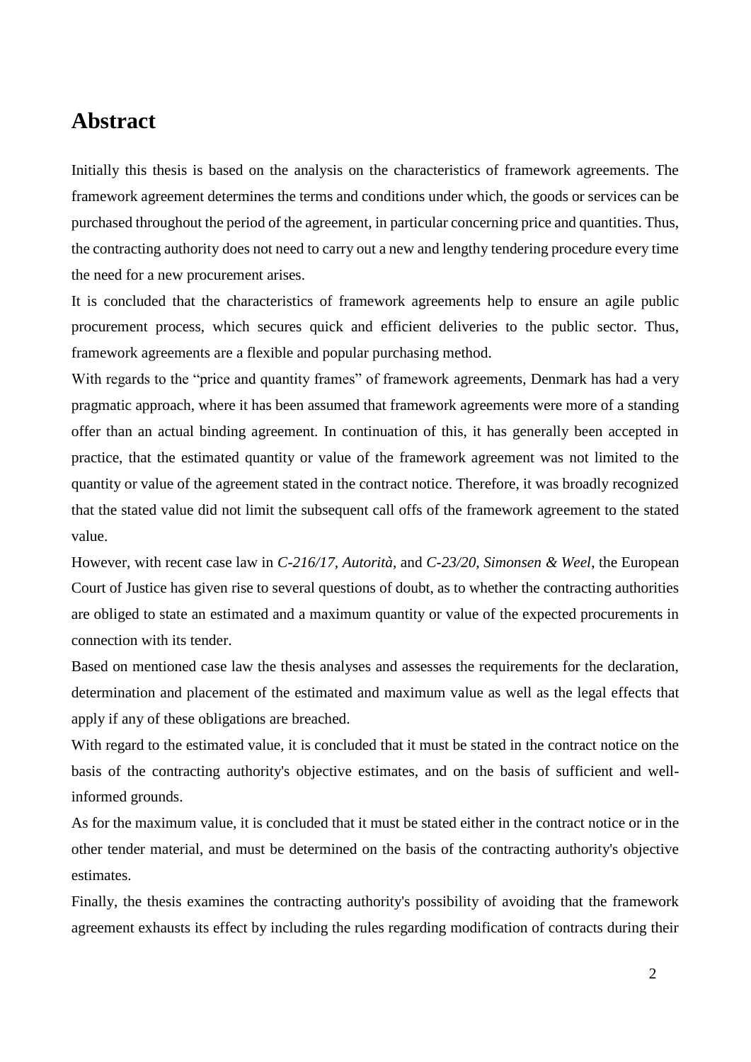# Abstract

Initially this thesis is based on the analysis on the characteristics of framework agreements. The framework agreement determines the terms and conditions under which, the goods or services can be purchased throughout the period of the agreement, in particular concerning price and quantities. Thus, the contracting authority does not need to carry out a new and lengthy tendering procedure every time the need for a new procurement arises.

It is concluded that the characteristics of framework agreements help to ensure an agile public procurement process, which secures quick and efficient deliveries to the public sector. Thus, framework agreements are a flexible and popular purchasing method.

With regards to the "price and quantity frames" of framework agreements, Denmark has had a very pragmatic approach, where it has been assumed that framework agreements were more of a standing offer than an actual binding agreement. In continuation of this, it has generally been accepted in practice, that the estimated quantity or value of the framework agreement was not limited to the quantity or value of the agreement stated in the contract notice. Therefore, it was broadly recognized that the stated value did not limit the subsequent call offs of the framework agreement to the stated value.

However, with recent case law in *C-216/17, Autorità*, and *C-23/20, Simonsen & Weel*, the European Court of Justice has given rise to several questions of doubt, as to whether the contracting authorities are obliged to state an estimated and a maximum quantity or value of the expected procurements in connection with its tender.

Based on mentioned case law the thesis analyses and assesses the requirements for the declaration, determination and placement of the estimated and maximum value as well as the legal effects that apply if any of these obligations are breached.

With regard to the estimated value, it is concluded that it must be stated in the contract notice on the basis of the contracting authority's objective estimates, and on the basis of sufficient and well-informed grounds.

As for the maximum value, it is concluded that it must be stated either in the contract notice or in the other tender material, and must be determined on the basis of the contracting authority's objective estimates.

Finally, the thesis examines the contracting authority's possibility of avoiding that the framework agreement exhausts its effect by including the rules regarding modification of contracts during their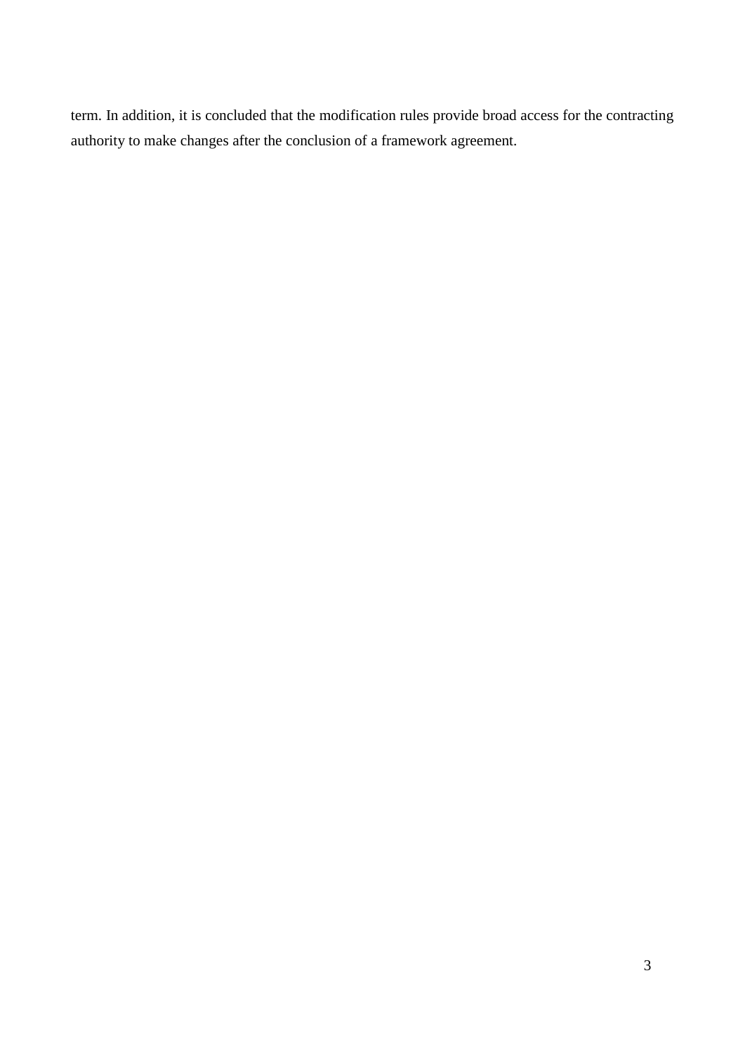term. In addition, it is concluded that the modification rules provide broad access for the contracting authority to make changes after the conclusion of a framework agreement.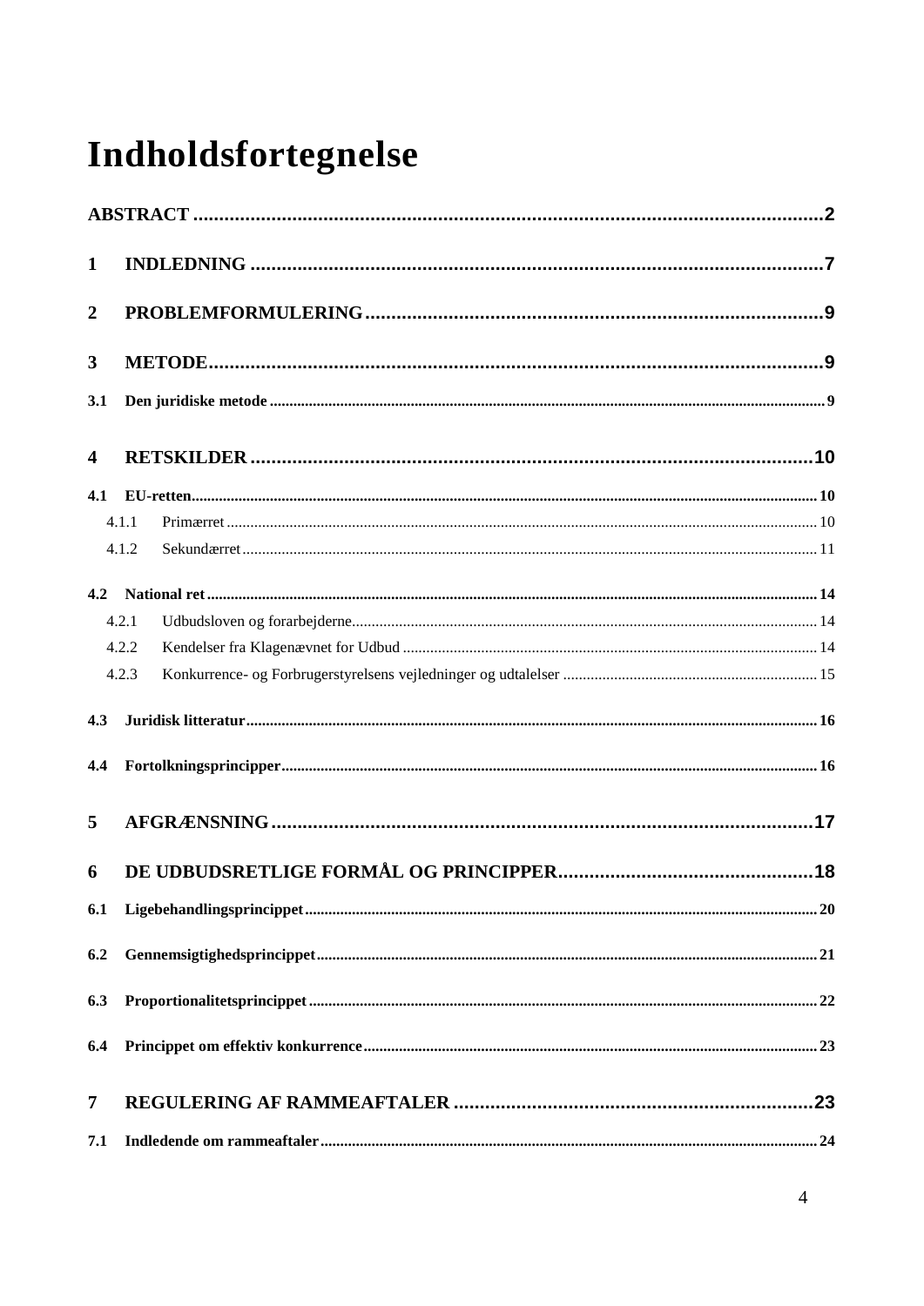# Indholdsfortegnelse

ABSTRACT ........................................................................................................................2

1 INDLEDNING .............................................................................................................7

2 PROBLEMFORMULERING .......................................................................................9

3 METODE .....................................................................................................................9

3.1 Den juridiske metode ........................................................................................................................ 9

4 RETSKILDER ...........................................................................................................10

4.1 EU-retten ........................................................................................................................................ 10

4.1.1 Primærret .................................................................................................................................... 10

4.1.2 Sekundærret ................................................................................................................................ 11

4.2 National ret ..................................................................................................................................... 14

4.2.1 Udbudsloven og forarbejderne ..................................................................................................... 14

4.2.2 Kendelser fra Klagenævnet for Udbud ......................................................................................... 14

4.2.3 Konkurrence- og Forbrugerstyrelsens vejledninger og udtalelser ................................................ 15

4.3 Juridisk litteratur ............................................................................................................................ 16

4.4 Fortolkningsprincipper .................................................................................................................... 16

5 AFGRÆNSNING .......................................................................................................17

6 DE UDBUDSRETLIGE FORMÅL OG PRINCIPPER .................................................18

6.1 Ligebehandlingsprincippet .............................................................................................................. 20

6.2 Gennemsigtighedsprincippet ........................................................................................................... 21

6.3 Proportionalitetsprincippet ............................................................................................................. 22

6.4 Princippet om effektiv konkurrence ................................................................................................ 23

7 REGULERING AF RAMMEAFTALER ....................................................................23

7.1 Indledende om rammeaftaler .......................................................................................................... 24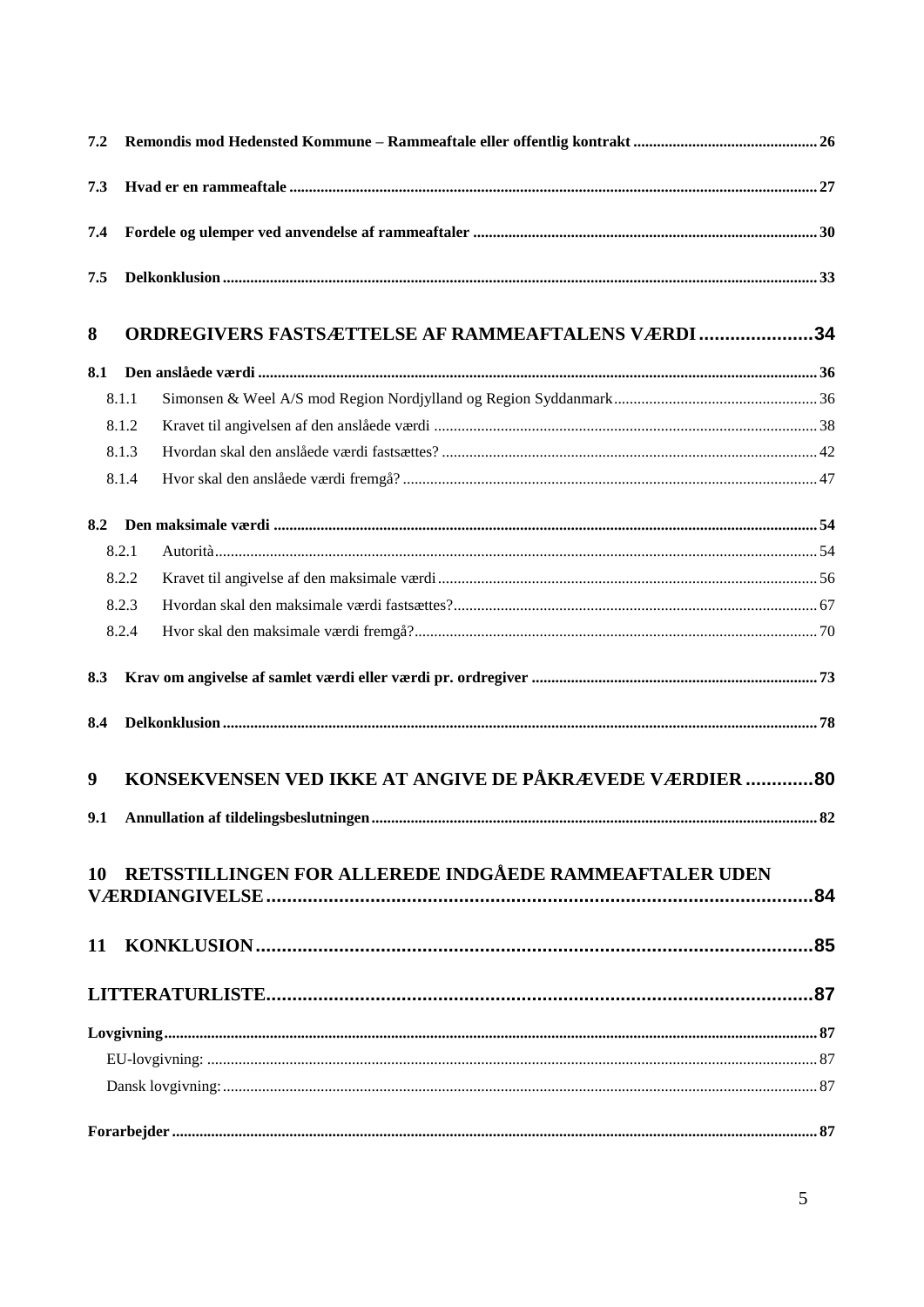7.2 **Remondis mod Hedensted Kommune – Rammeaftale eller offentlig kontrakt** ... 26

7.3 **Hvad er en rammeaftale** ... 27

7.4 **Fordele og ulemper ved anvendelse af rammeaftaler** ... 30

7.5 **Delkonklusion** ... 33

**8 ORDREGIVERS FASTSÆTTELSE AF RAMMEAFTALENS VÆRDI ... 34**

8.1 **Den anslåede værdi** ... 36

- 8.1.1 Simonsen & Weel A/S mod Region Nordjylland og Region Syddanmark ... 36
- 8.1.2 Kravet til angivelsen af den anslåede værdi ... 38
- 8.1.3 Hvordan skal den anslåede værdi fastsættes? ... 42
- 8.1.4 Hvor skal den anslåede værdi fremgå? ... 47

8.2 **Den maksimale værdi** ... 54

- 8.2.1 Autorità ... 54
- 8.2.2 Kravet til angivelse af den maksimale værdi ... 56
- 8.2.3 Hvordan skal den maksimale værdi fastsættes? ... 67
- 8.2.4 Hvor skal den maksimale værdi fremgå? ... 70

8.3 **Krav om angivelse af samlet værdi eller værdi pr. ordregiver** ... 73

8.4 **Delkonklusion** ... 78

**9 KONSEKVENSEN VED IKKE AT ANGIVE DE PÅKRÆVEDE VÆRDIER ... 80**

9.1 **Annullation af tildelingsbeslutningen** ... 82

**10 RETSSTILLINGEN FOR ALLEREDE INDGÅEDE RAMMEAFTALER UDEN VÆRDIANGIVELSE ... 84**

**11 KONKLUSION ... 85**

**LITTERATURLISTE ... 87**

**Lovgivning** ... 87

- EU-lovgivning: ... 87
- Dansk lovgivning: ... 87

**Forarbejder** ... 87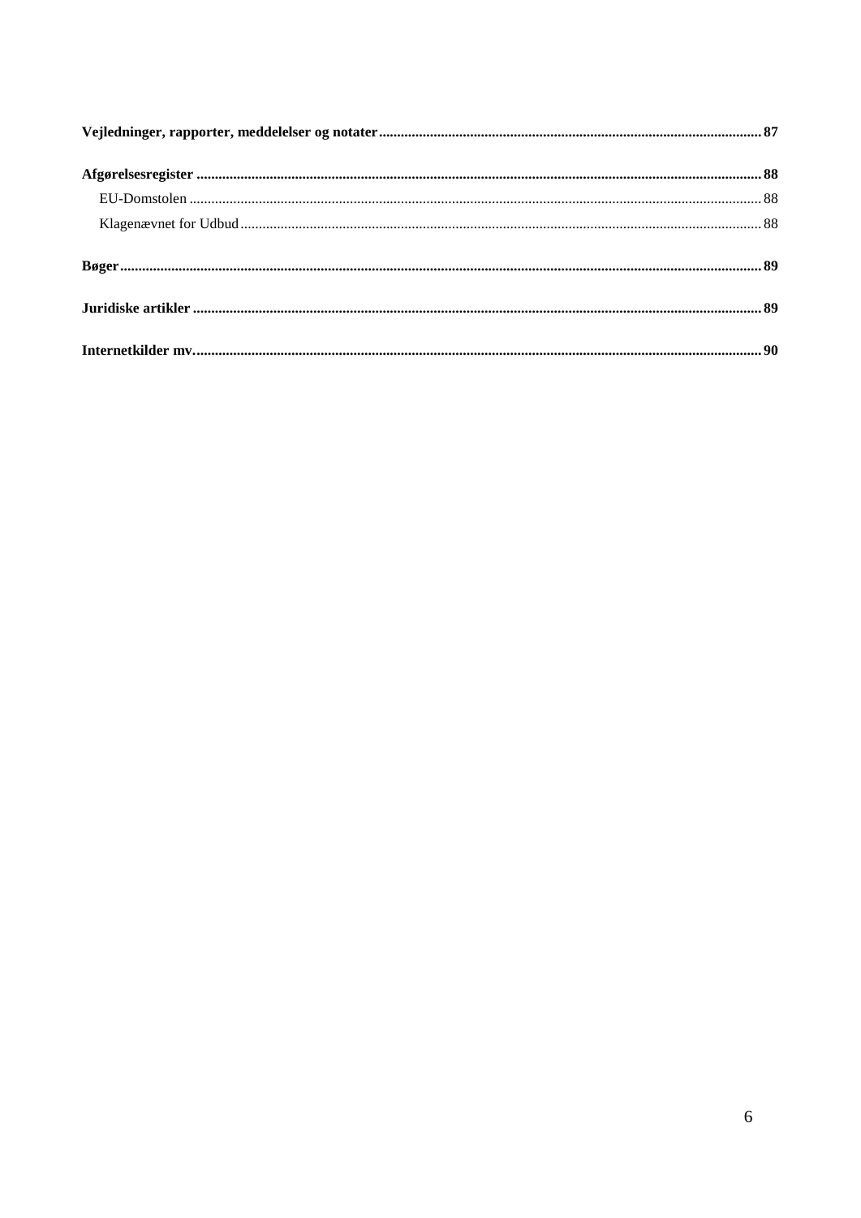**Vejledninger, rapporter, meddelelser og notater** .......... **87**

**Afgørelsesregister** .......... **88**

EU-Domstolen .......... 88

Klagenævnet for Udbud .......... 88

**Bøger** .......... **89**

**Juridiske artikler** .......... **89**

**Internetkilder mv.** .......... **90**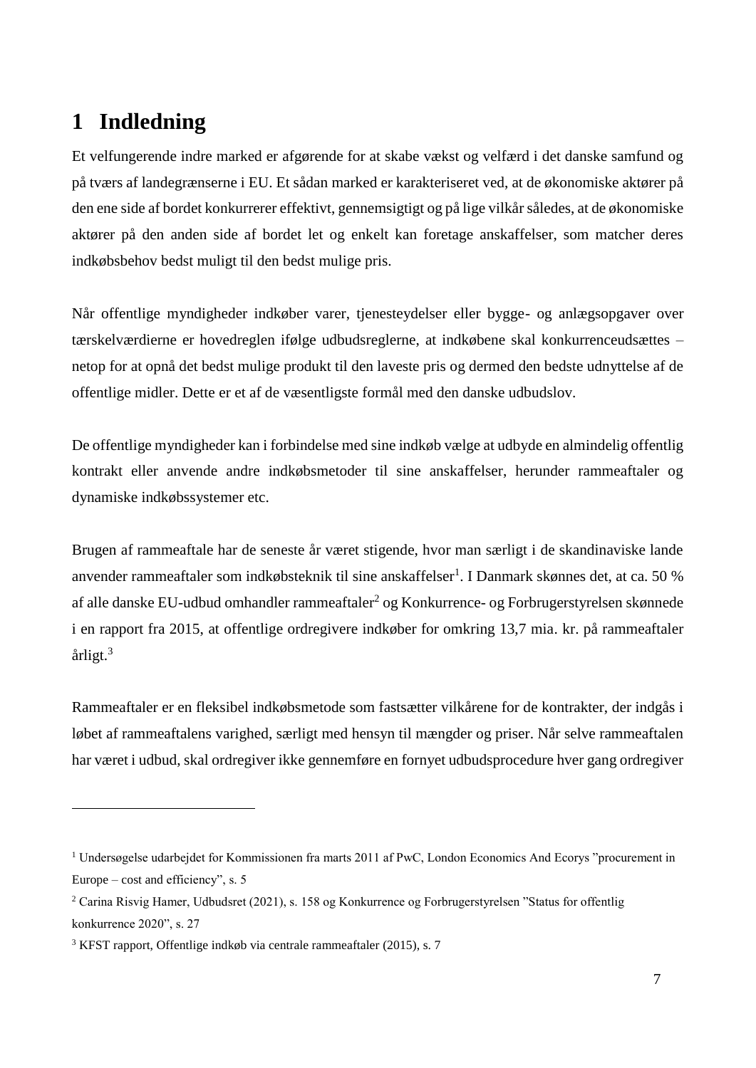# 1 Indledning

Et velfungerende indre marked er afgørende for at skabe vækst og velfærd i det danske samfund og på tværs af landegrænserne i EU. Et sådan marked er karakteriseret ved, at de økonomiske aktører på den ene side af bordet konkurrerer effektivt, gennemsigtigt og på lige vilkår således, at de økonomiske aktører på den anden side af bordet let og enkelt kan foretage anskaffelser, som matcher deres indkøbsbehov bedst muligt til den bedst mulige pris.

Når offentlige myndigheder indkøber varer, tjenesteydelser eller bygge- og anlægsopgaver over tærskelværdierne er hovedreglen ifølge udbudsreglerne, at indkøbene skal konkurrenceudsættes – netop for at opnå det bedst mulige produkt til den laveste pris og dermed den bedste udnyttelse af de offentlige midler. Dette er et af de væsentligste formål med den danske udbudslov.

De offentlige myndigheder kan i forbindelse med sine indkøb vælge at udbyde en almindelig offentlig kontrakt eller anvende andre indkøbsmetoder til sine anskaffelser, herunder rammeaftaler og dynamiske indkøbssystemer etc.

Brugen af rammeaftale har de seneste år været stigende, hvor man særligt i de skandinaviske lande anvender rammeaftaler som indkøbsteknik til sine anskaffelser[1]. I Danmark skønnes det, at ca. 50 % af alle danske EU-udbud omhandler rammeaftaler[2] og Konkurrence- og Forbrugerstyrelsen skønnede i en rapport fra 2015, at offentlige ordregivere indkøber for omkring 13,7 mia. kr. på rammeaftaler årligt.[3]

Rammeaftaler er en fleksibel indkøbsmetode som fastsætter vilkårene for de kontrakter, der indgås i løbet af rammeaftalens varighed, særligt med hensyn til mængder og priser. Når selve rammeaftalen har været i udbud, skal ordregiver ikke gennemføre en fornyet udbudsprocedure hver gang ordregiver

---

[1] Undersøgelse udarbejdet for Kommissionen fra marts 2011 af PwC, London Economics And Ecorys "procurement in Europe – cost and efficiency", s. 5

[2] Carina Risvig Hamer, Udbudsret (2021), s. 158 og Konkurrence og Forbrugerstyrelsen "Status for offentlig konkurrence 2020", s. 27

[3] KFST rapport, Offentlige indkøb via centrale rammeaftaler (2015), s. 7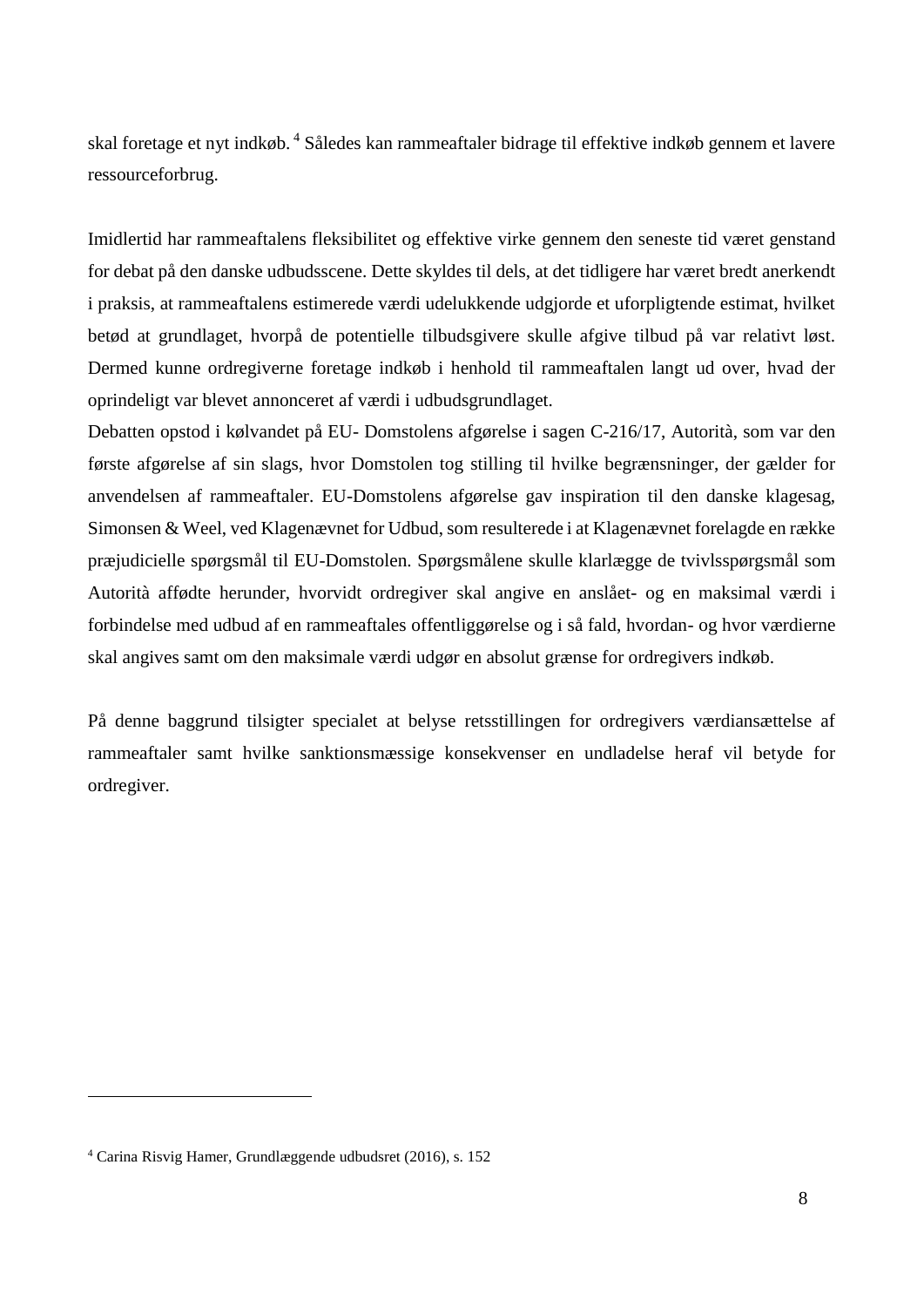skal foretage et nyt indkøb.[4] Således kan rammeaftaler bidrage til effektive indkøb gennem et lavere ressourceforbrug.

Imidlertid har rammeaftalens fleksibilitet og effektive virke gennem den seneste tid været genstand for debat på den danske udbudsscene. Dette skyldes til dels, at det tidligere har været bredt anerkendt i praksis, at rammeaftalens estimerede værdi udelukkende udgjorde et uforpligtende estimat, hvilket betød at grundlaget, hvorpå de potentielle tilbudsgivere skulle afgive tilbud på var relativt løst. Dermed kunne ordregiverne foretage indkøb i henhold til rammeaftalen langt ud over, hvad der oprindeligt var blevet annonceret af værdi i udbudsgrundlaget.
Debatten opstod i kølvandet på EU- Domstolens afgørelse i sagen C-216/17, Autorità, som var den første afgørelse af sin slags, hvor Domstolen tog stilling til hvilke begrænsninger, der gælder for anvendelsen af rammeaftaler. EU-Domstolens afgørelse gav inspiration til den danske klagesag, Simonsen & Weel, ved Klagenævnet for Udbud, som resulterede i at Klagenævnet forelagde en række præjudicielle spørgsmål til EU-Domstolen. Spørgsmålene skulle klarlægge de tvivlsspørgsmål som Autorità affødte herunder, hvorvidt ordregiver skal angive en anslået- og en maksimal værdi i forbindelse med udbud af en rammeaftales offentliggørelse og i så fald, hvordan- og hvor værdierne skal angives samt om den maksimale værdi udgør en absolut grænse for ordregivers indkøb.

På denne baggrund tilsigter specialet at belyse retsstillingen for ordregivers værdiansættelse af rammeaftaler samt hvilke sanktionsmæssige konsekvenser en undladelse heraf vil betyde for ordregiver.

---

[4] Carina Risvig Hamer, Grundlæggende udbudsret (2016), s. 152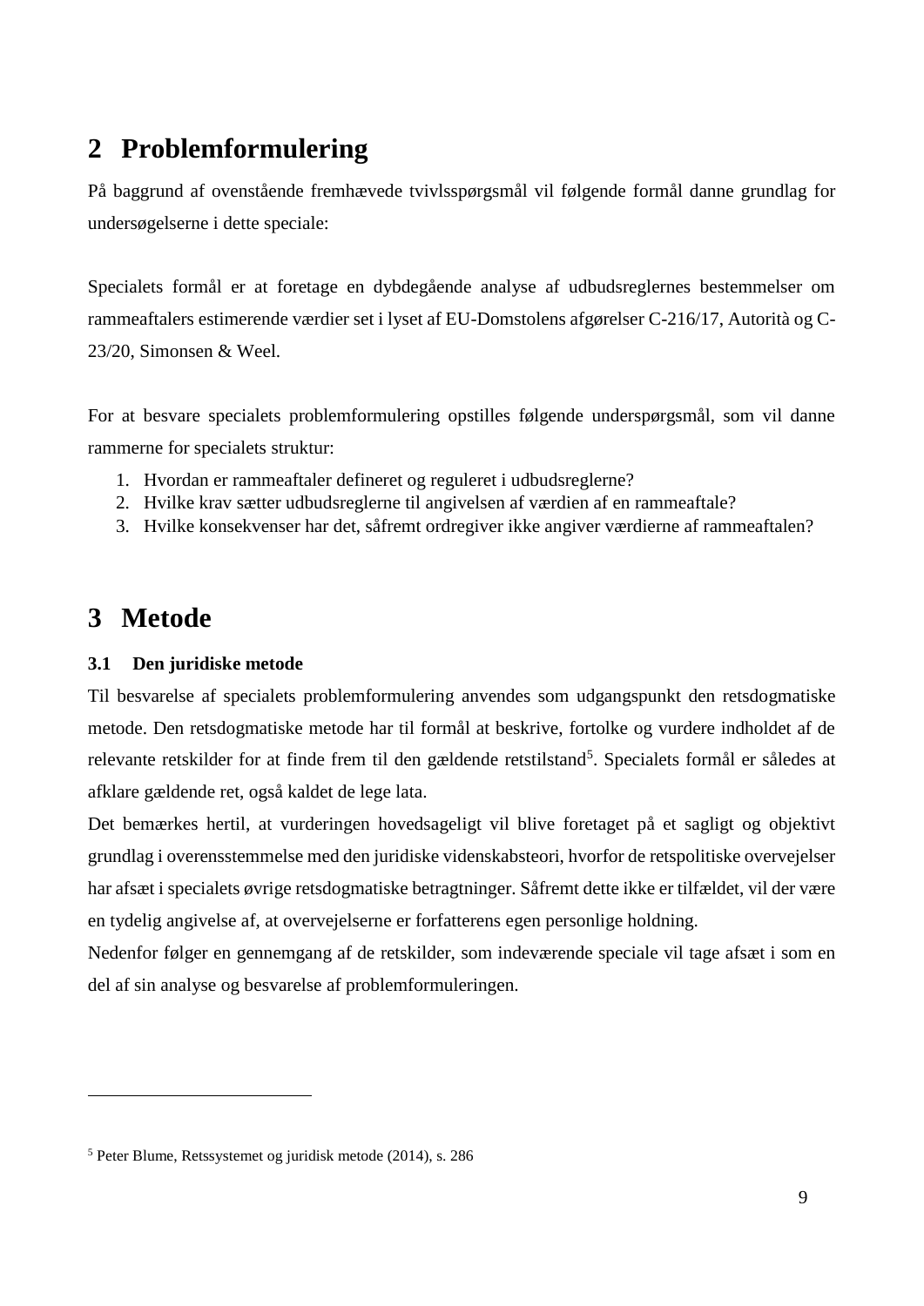# 2 Problemformulering

På baggrund af ovenstående fremhævede tvivlsspørgsmål vil følgende formål danne grundlag for undersøgelserne i dette speciale:

Specialets formål er at foretage en dybdegående analyse af udbudsreglernes bestemmelser om rammeaftalers estimerende værdier set i lyset af EU-Domstolens afgørelser C-216/17, Autorità og C-23/20, Simonsen & Weel.

For at besvare specialets problemformulering opstilles følgende underspørgsmål, som vil danne rammerne for specialets struktur:

1. Hvordan er rammeaftaler defineret og reguleret i udbudsreglerne?
2. Hvilke krav sætter udbudsreglerne til angivelsen af værdien af en rammeaftale?
3. Hvilke konsekvenser har det, såfremt ordregiver ikke angiver værdierne af rammeaftalen?

# 3 Metode

## 3.1 Den juridiske metode

Til besvarelse af specialets problemformulering anvendes som udgangspunkt den retsdogmatiske metode. Den retsdogmatiske metode har til formål at beskrive, fortolke og vurdere indholdet af de relevante retskilder for at finde frem til den gældende retstilstand[5]. Specialets formål er således at afklare gældende ret, også kaldet de lege lata.

Det bemærkes hertil, at vurderingen hovedsageligt vil blive foretaget på et sagligt og objektivt grundlag i overensstemmelse med den juridiske videnskabsteori, hvorfor de retspolitiske overvejelser har afsæt i specialets øvrige retsdogmatiske betragtninger. Såfremt dette ikke er tilfældet, vil der være en tydelig angivelse af, at overvejelserne er forfatterens egen personlige holdning.

Nedenfor følger en gennemgang af de retskilder, som indeværende speciale vil tage afsæt i som en del af sin analyse og besvarelse af problemformuleringen.

---

[5] Peter Blume, Retssystemet og juridisk metode (2014), s. 286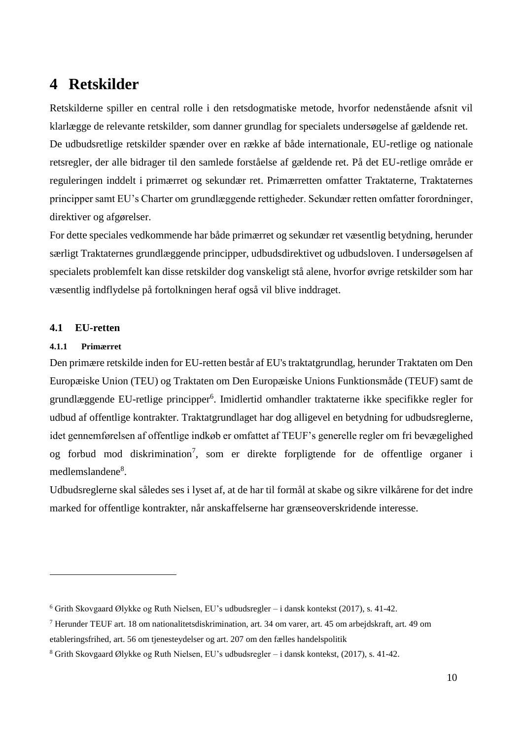# 4 Retskilder

Retskilderne spiller en central rolle i den retsdogmatiske metode, hvorfor nedenstående afsnit vil klarlægge de relevante retskilder, som danner grundlag for specialets undersøgelse af gældende ret.

De udbudsretlige retskilder spænder over en række af både internationale, EU-retlige og nationale retsregler, der alle bidrager til den samlede forståelse af gældende ret. På det EU-retlige område er reguleringen inddelt i primærret og sekundær ret. Primærretten omfatter Traktaterne, Traktaternes principper samt EU's Charter om grundlæggende rettigheder. Sekundær retten omfatter forordninger, direktiver og afgørelser.

For dette speciales vedkommende har både primærret og sekundær ret væsentlig betydning, herunder særligt Traktaternes grundlæggende principper, udbudsdirektivet og udbudsloven. I undersøgelsen af specialets problemfelt kan disse retskilder dog vanskeligt stå alene, hvorfor øvrige retskilder som har væsentlig indflydelse på fortolkningen heraf også vil blive inddraget.

## 4.1 EU-retten

### 4.1.1 Primærret

Den primære retskilde inden for EU-retten består af EU's traktatgrundlag, herunder Traktaten om Den Europæiske Union (TEU) og Traktaten om Den Europæiske Unions Funktionsmåde (TEUF) samt de grundlæggende EU-retlige principper[6]. Imidlertid omhandler traktaterne ikke specifikke regler for udbud af offentlige kontrakter. Traktatgrundlaget har dog alligevel en betydning for udbudsreglerne, idet gennemførelsen af offentlige indkøb er omfattet af TEUF's generelle regler om fri bevægelighed og forbud mod diskrimination[7], som er direkte forpligtende for de offentlige organer i medlemslandene[8].

Udbudsreglerne skal således ses i lyset af, at de har til formål at skabe og sikre vilkårene for det indre marked for offentlige kontrakter, når anskaffelserne har grænseoverskridende interesse.

---

[6] Grith Skovgaard Ølykke og Ruth Nielsen, EU's udbudsregler – i dansk kontekst (2017), s. 41-42.

[7] Herunder TEUF art. 18 om nationalitetsdiskrimination, art. 34 om varer, art. 45 om arbejdskraft, art. 49 om etableringsfrihed, art. 56 om tjenesteydelser og art. 207 om den fælles handelspolitik

[8] Grith Skovgaard Ølykke og Ruth Nielsen, EU's udbudsregler – i dansk kontekst, (2017), s. 41-42.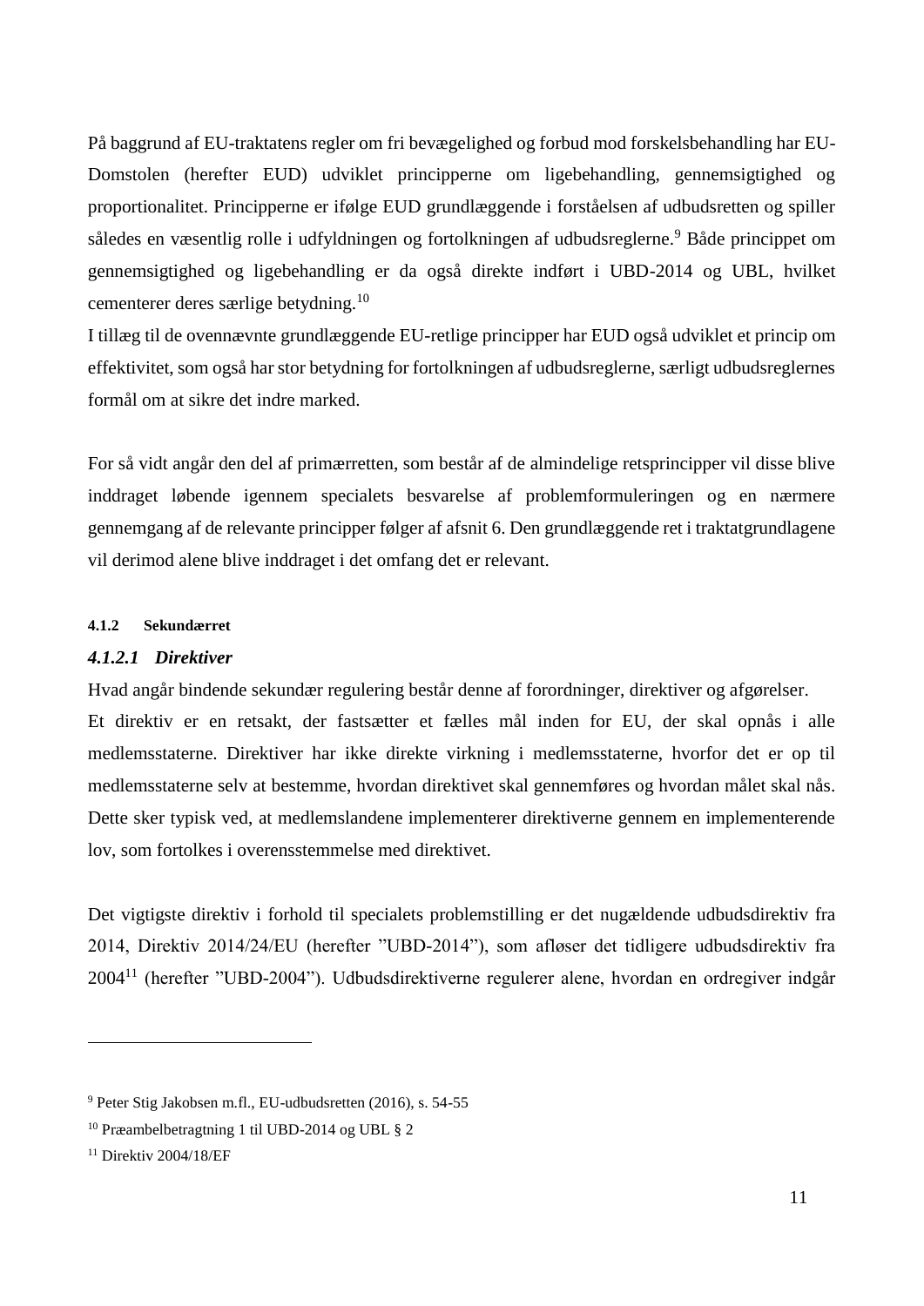På baggrund af EU-traktatens regler om fri bevægelighed og forbud mod forskelsbehandling har EU-Domstolen (herefter EUD) udviklet principperne om ligebehandling, gennemsigtighed og proportionalitet. Principperne er ifølge EUD grundlæggende i forståelsen af udbudsretten og spiller således en væsentlig rolle i udfyldningen og fortolkningen af udbudsreglerne.[9] Både princippet om gennemsigtighed og ligebehandling er da også direkte indført i UBD-2014 og UBL, hvilket cementerer deres særlige betydning.[10]
I tillæg til de ovennævnte grundlæggende EU-retlige principper har EUD også udviklet et princip om effektivitet, som også har stor betydning for fortolkningen af udbudsreglerne, særligt udbudsreglernes formål om at sikre det indre marked.

For så vidt angår den del af primærretten, som består af de almindelige retsprincipper vil disse blive inddraget løbende igennem specialets besvarelse af problemformuleringen og en nærmere gennemgang af de relevante principper følger af afsnit 6. Den grundlæggende ret i traktatgrundlagene vil derimod alene blive inddraget i det omfang det er relevant.

#### 4.1.2 Sekundærret

##### *4.1.2.1 Direktiver*

Hvad angår bindende sekundær regulering består denne af forordninger, direktiver og afgørelser.
Et direktiv er en retsakt, der fastsætter et fælles mål inden for EU, der skal opnås i alle medlemsstaterne. Direktiver har ikke direkte virkning i medlemsstaterne, hvorfor det er op til medlemsstaterne selv at bestemme, hvordan direktivet skal gennemføres og hvordan målet skal nås. Dette sker typisk ved, at medlemslandene implementerer direktiverne gennem en implementerende lov, som fortolkes i overensstemmelse med direktivet.

Det vigtigste direktiv i forhold til specialets problemstilling er det nugældende udbudsdirektiv fra 2014, Direktiv 2014/24/EU (herefter "UBD-2014"), som afløser det tidligere udbudsdirektiv fra 2004[11] (herefter "UBD-2004"). Udbudsdirektiverne regulerer alene, hvordan en ordregiver indgår

---

[9] Peter Stig Jakobsen m.fl., EU-udbudsretten (2016), s. 54-55

[10] Præambelbetragtning 1 til UBD-2014 og UBL § 2

[11] Direktiv 2004/18/EF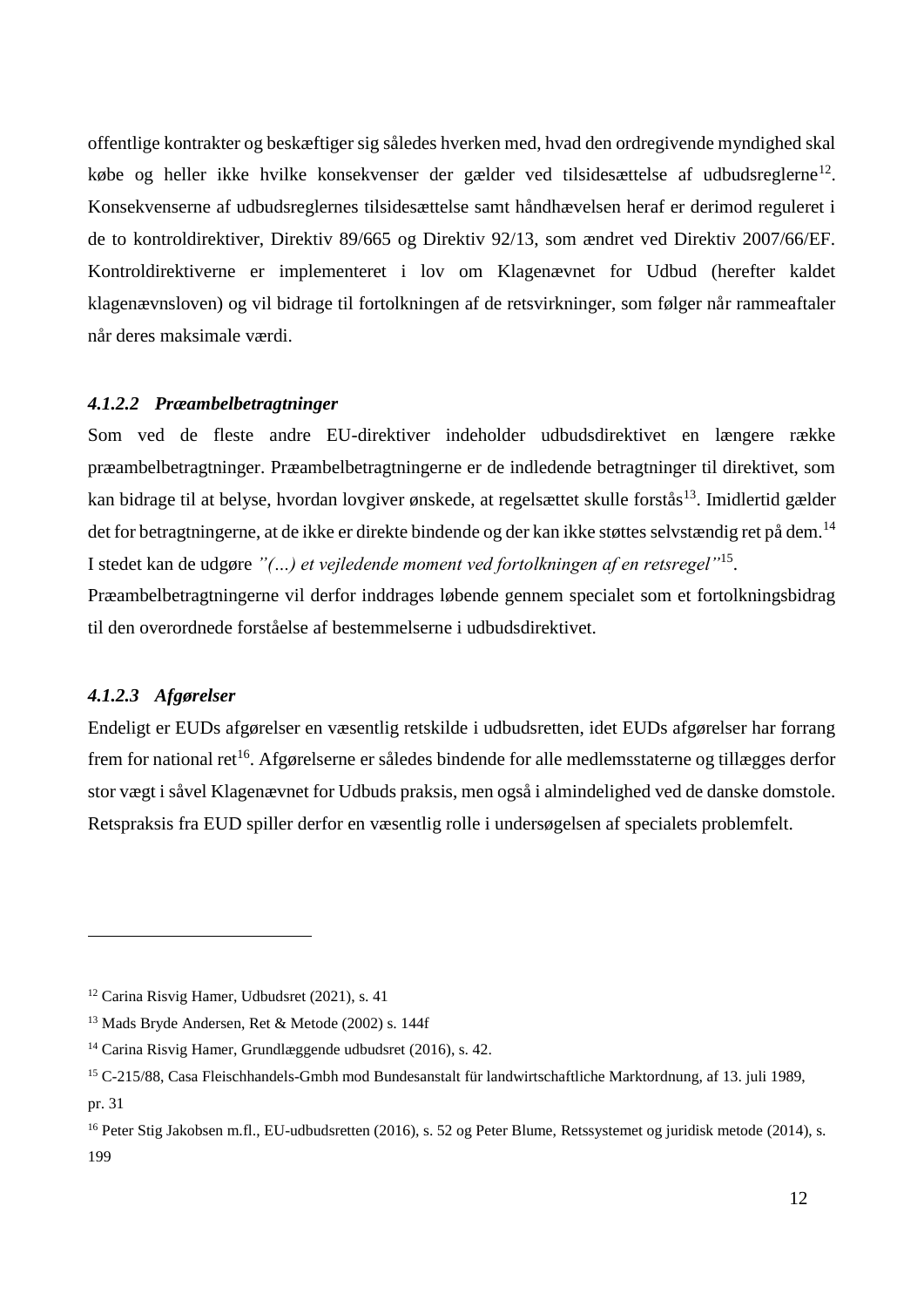offentlige kontrakter og beskæftiger sig således hverken med, hvad den ordregivende myndighed skal købe og heller ikke hvilke konsekvenser der gælder ved tilsidesættelse af udbudsreglerne[12]. Konsekvenserne af udbudsreglernes tilsidesættelse samt håndhævelsen heraf er derimod reguleret i de to kontroldirektiver, Direktiv 89/665 og Direktiv 92/13, som ændret ved Direktiv 2007/66/EF. Kontroldirektiverne er implementeret i lov om Klagenævnet for Udbud (herefter kaldet klagenævnsloven) og vil bidrage til fortolkningen af de retsvirkninger, som følger når rammeaftaler når deres maksimale værdi.

#### *4.1.2.2 Præambelbetragtninger*

Som ved de fleste andre EU-direktiver indeholder udbudsdirektivet en længere række præambelbetragtninger. Præambelbetragtningerne er de indledende betragtninger til direktivet, som kan bidrage til at belyse, hvordan lovgiver ønskede, at regelsættet skulle forstås[13]. Imidlertid gælder det for betragtningerne, at de ikke er direkte bindende og der kan ikke støttes selvstændig ret på dem.[14] I stedet kan de udgøre *"(…) et vejledende moment ved fortolkningen af en retsregel"*[15].
Præambelbetragtningerne vil derfor inddrages løbende gennem specialet som et fortolkningsbidrag til den overordnede forståelse af bestemmelserne i udbudsdirektivet.

#### *4.1.2.3 Afgørelser*

Endeligt er EUDs afgørelser en væsentlig retskilde i udbudsretten, idet EUDs afgørelser har forrang frem for national ret[16]. Afgørelserne er således bindende for alle medlemsstaterne og tillægges derfor stor vægt i såvel Klagenævnet for Udbuds praksis, men også i almindelighed ved de danske domstole. Retspraksis fra EUD spiller derfor en væsentlig rolle i undersøgelsen af specialets problemfelt.

---

[12] Carina Risvig Hamer, Udbudsret (2021), s. 41

[13] Mads Bryde Andersen, Ret & Metode (2002) s. 144f

[14] Carina Risvig Hamer, Grundlæggende udbudsret (2016), s. 42.

[15] C-215/88, Casa Fleischhandels-Gmbh mod Bundesanstalt für landwirtschaftliche Marktordnung, af 13. juli 1989, pr. 31

[16] Peter Stig Jakobsen m.fl., EU-udbudsretten (2016), s. 52 og Peter Blume, Retssystemet og juridisk metode (2014), s. 199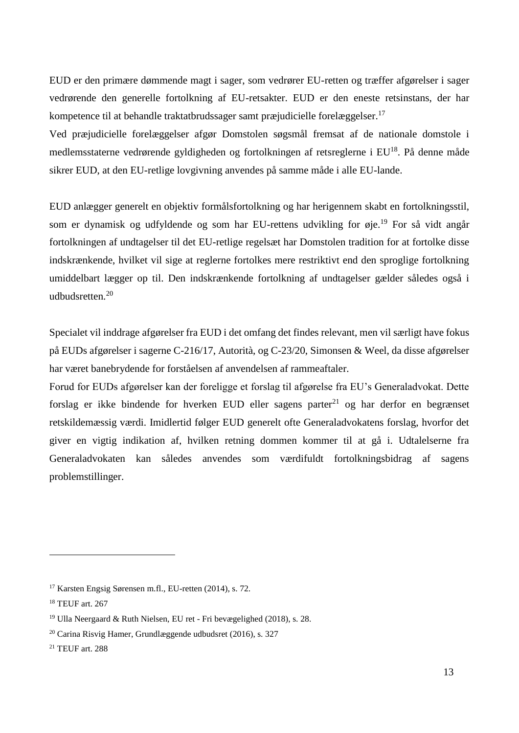EUD er den primære dømmende magt i sager, som vedrører EU-retten og træffer afgørelser i sager vedrørende den generelle fortolkning af EU-retsakter. EUD er den eneste retsinstans, der har kompetence til at behandle traktatbrudssager samt præjudicielle forelæggelser.[17]
Ved præjudicielle forelæggelser afgør Domstolen søgsmål fremsat af de nationale domstole i medlemsstaterne vedrørende gyldigheden og fortolkningen af retsreglerne i EU[18]. På denne måde sikrer EUD, at den EU-retlige lovgivning anvendes på samme måde i alle EU-lande.

EUD anlægger generelt en objektiv formålsfortolkning og har herigennem skabt en fortolkningsstil, som er dynamisk og udfyldende og som har EU-rettens udvikling for øje.[19] For så vidt angår fortolkningen af undtagelser til det EU-retlige regelsæt har Domstolen tradition for at fortolke disse indskrænkende, hvilket vil sige at reglerne fortolkes mere restriktivt end den sproglige fortolkning umiddelbart lægger op til. Den indskrænkende fortolkning af undtagelser gælder således også i udbudsretten.[20]

Specialet vil inddrage afgørelser fra EUD i det omfang det findes relevant, men vil særligt have fokus på EUDs afgørelser i sagerne C-216/17, Autorità, og C-23/20, Simonsen & Weel, da disse afgørelser har været banebrydende for forståelsen af anvendelsen af rammeaftaler.
Forud for EUDs afgørelser kan der foreligge et forslag til afgørelse fra EU's Generaladvokat. Dette forslag er ikke bindende for hverken EUD eller sagens parter[21] og har derfor en begrænset retskildemæssig værdi. Imidlertid følger EUD generelt ofte Generaladvokatens forslag, hvorfor det giver en vigtig indikation af, hvilken retning dommen kommer til at gå i. Udtalelserne fra Generaladvokaten kan således anvendes som værdifuldt fortolkningsbidrag af sagens problemstillinger.

---

[17] Karsten Engsig Sørensen m.fl., EU-retten (2014), s. 72.

[18] TEUF art. 267

[19] Ulla Neergaard & Ruth Nielsen, EU ret - Fri bevægelighed (2018), s. 28.

[20] Carina Risvig Hamer, Grundlæggende udbudsret (2016), s. 327

[21] TEUF art. 288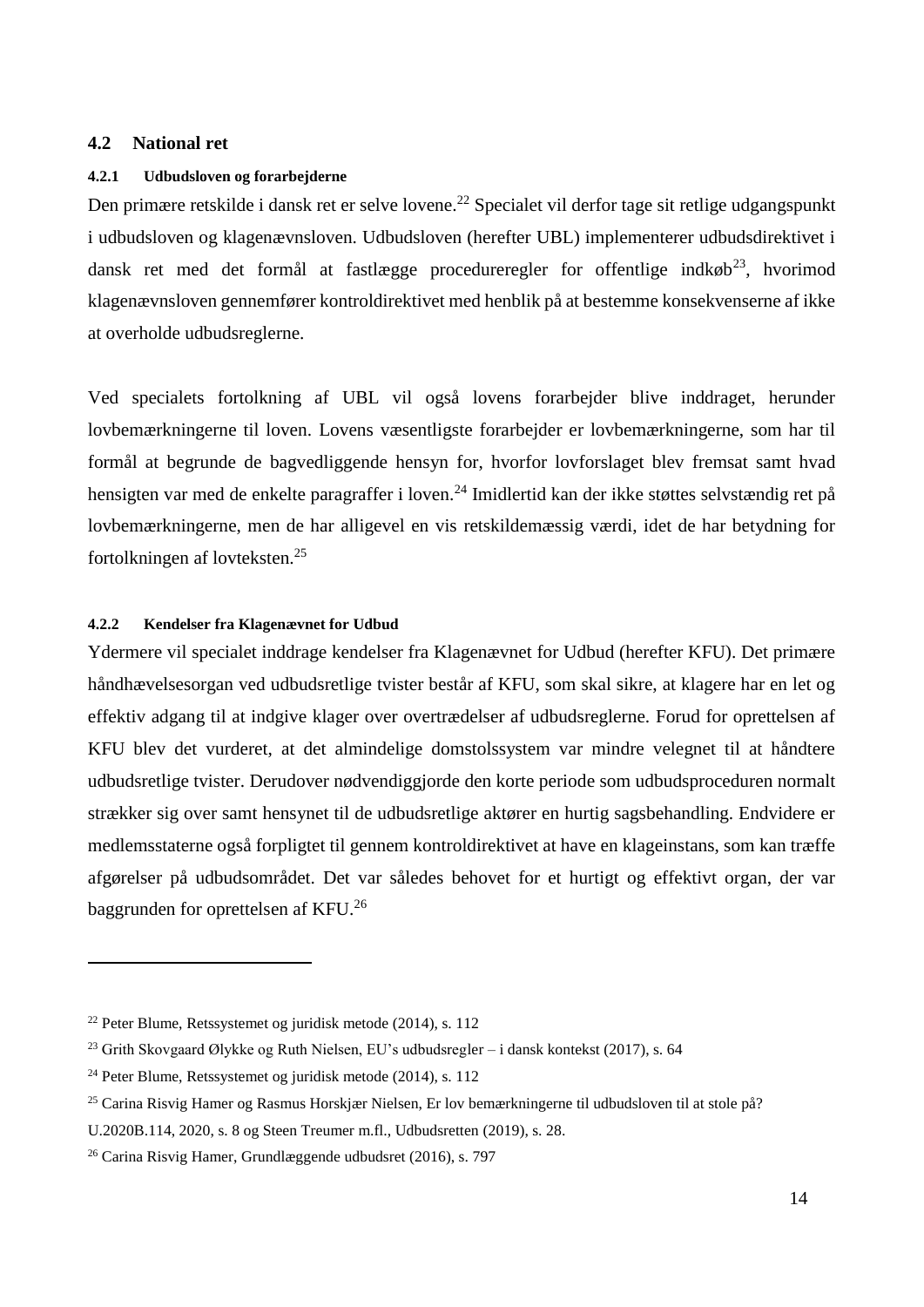## 4.2 National ret

### 4.2.1 Udbudsloven og forarbejderne

Den primære retskilde i dansk ret er selve lovene.[22] Specialet vil derfor tage sit retlige udgangspunkt i udbudsloven og klagenævnsloven. Udbudsloven (herefter UBL) implementerer udbudsdirektivet i dansk ret med det formål at fastlægge procedureregler for offentlige indkøb[23], hvorimod klagenævnsloven gennemfører kontroldirektivet med henblik på at bestemme konsekvenserne af ikke at overholde udbudsreglerne.

Ved specialets fortolkning af UBL vil også lovens forarbejder blive inddraget, herunder lovbemærkningerne til loven. Lovens væsentligste forarbejder er lovbemærkningerne, som har til formål at begrunde de bagvedliggende hensyn for, hvorfor lovforslaget blev fremsat samt hvad hensigten var med de enkelte paragraffer i loven.[24] Imidlertid kan der ikke støttes selvstændig ret på lovbemærkningerne, men de har alligevel en vis retskildemæssig værdi, idet de har betydning for fortolkningen af lovteksten.[25]

### 4.2.2 Kendelser fra Klagenævnet for Udbud

Ydermere vil specialet inddrage kendelser fra Klagenævnet for Udbud (herefter KFU). Det primære håndhævelsesorgan ved udbudsretlige tvister består af KFU, som skal sikre, at klagere har en let og effektiv adgang til at indgive klager over overtrædelser af udbudsreglerne. Forud for oprettelsen af KFU blev det vurderet, at det almindelige domstolssystem var mindre velegnet til at håndtere udbudsretlige tvister. Derudover nødvendiggjorde den korte periode som udbudsproceduren normalt strækker sig over samt hensynet til de udbudsretlige aktører en hurtig sagsbehandling. Endvidere er medlemsstaterne også forpligtet til gennem kontroldirektivet at have en klageinstans, som kan træffe afgørelser på udbudsområdet. Det var således behovet for et hurtigt og effektivt organ, der var baggrunden for oprettelsen af KFU.[26]

---

[22] Peter Blume, Retssystemet og juridisk metode (2014), s. 112

[23] Grith Skovgaard Ølykke og Ruth Nielsen, EU's udbudsregler – i dansk kontekst (2017), s. 64

[24] Peter Blume, Retssystemet og juridisk metode (2014), s. 112

[25] Carina Risvig Hamer og Rasmus Horskjær Nielsen, Er lov bemærkningerne til udbudsloven til at stole på? U.2020B.114, 2020, s. 8 og Steen Treumer m.fl., Udbudsretten (2019), s. 28.

[26] Carina Risvig Hamer, Grundlæggende udbudsret (2016), s. 797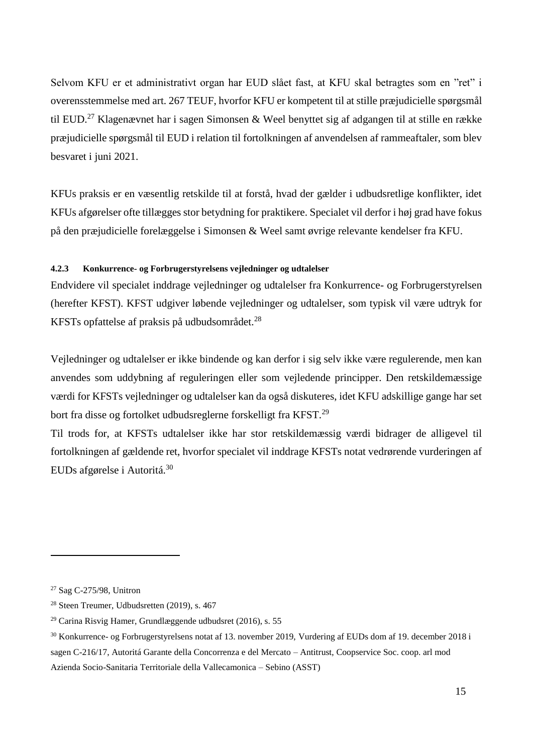Selvom KFU er et administrativt organ har EUD slået fast, at KFU skal betragtes som en "ret" i overensstemmelse med art. 267 TEUF, hvorfor KFU er kompetent til at stille præjudicielle spørgsmål til EUD.[27] Klagenævnet har i sagen Simonsen & Weel benyttet sig af adgangen til at stille en række præjudicielle spørgsmål til EUD i relation til fortolkningen af anvendelsen af rammeaftaler, som blev besvaret i juni 2021.

KFUs praksis er en væsentlig retskilde til at forstå, hvad der gælder i udbudsretlige konflikter, idet KFUs afgørelser ofte tillægges stor betydning for praktikere. Specialet vil derfor i høj grad have fokus på den præjudicielle forelæggelse i Simonsen & Weel samt øvrige relevante kendelser fra KFU.

#### 4.2.3 Konkurrence- og Forbrugerstyrelsens vejledninger og udtalelser

Endvidere vil specialet inddrage vejledninger og udtalelser fra Konkurrence- og Forbrugerstyrelsen (herefter KFST). KFST udgiver løbende vejledninger og udtalelser, som typisk vil være udtryk for KFSTs opfattelse af praksis på udbudsområdet.[28]

Vejledninger og udtalelser er ikke bindende og kan derfor i sig selv ikke være regulerende, men kan anvendes som uddybning af reguleringen eller som vejledende principper. Den retskildemæssige værdi for KFSTs vejledninger og udtalelser kan da også diskuteres, idet KFU adskillige gange har set bort fra disse og fortolket udbudsreglerne forskelligt fra KFST.[29]
Til trods for, at KFSTs udtalelser ikke har stor retskildemæssig værdi bidrager de alligevel til fortolkningen af gældende ret, hvorfor specialet vil inddrage KFSTs notat vedrørende vurderingen af EUDs afgørelse i Autoritá.[30]

---

[27] Sag C-275/98, Unitron

[28] Steen Treumer, Udbudsretten (2019), s. 467

[29] Carina Risvig Hamer, Grundlæggende udbudsret (2016), s. 55

[30] Konkurrence- og Forbrugerstyrelsens notat af 13. november 2019, Vurdering af EUDs dom af 19. december 2018 i sagen C-216/17, Autoritá Garante della Concorrenza e del Mercato – Antitrust, Coopservice Soc. coop. arl mod Azienda Socio-Sanitaria Territoriale della Vallecamonica – Sebino (ASST)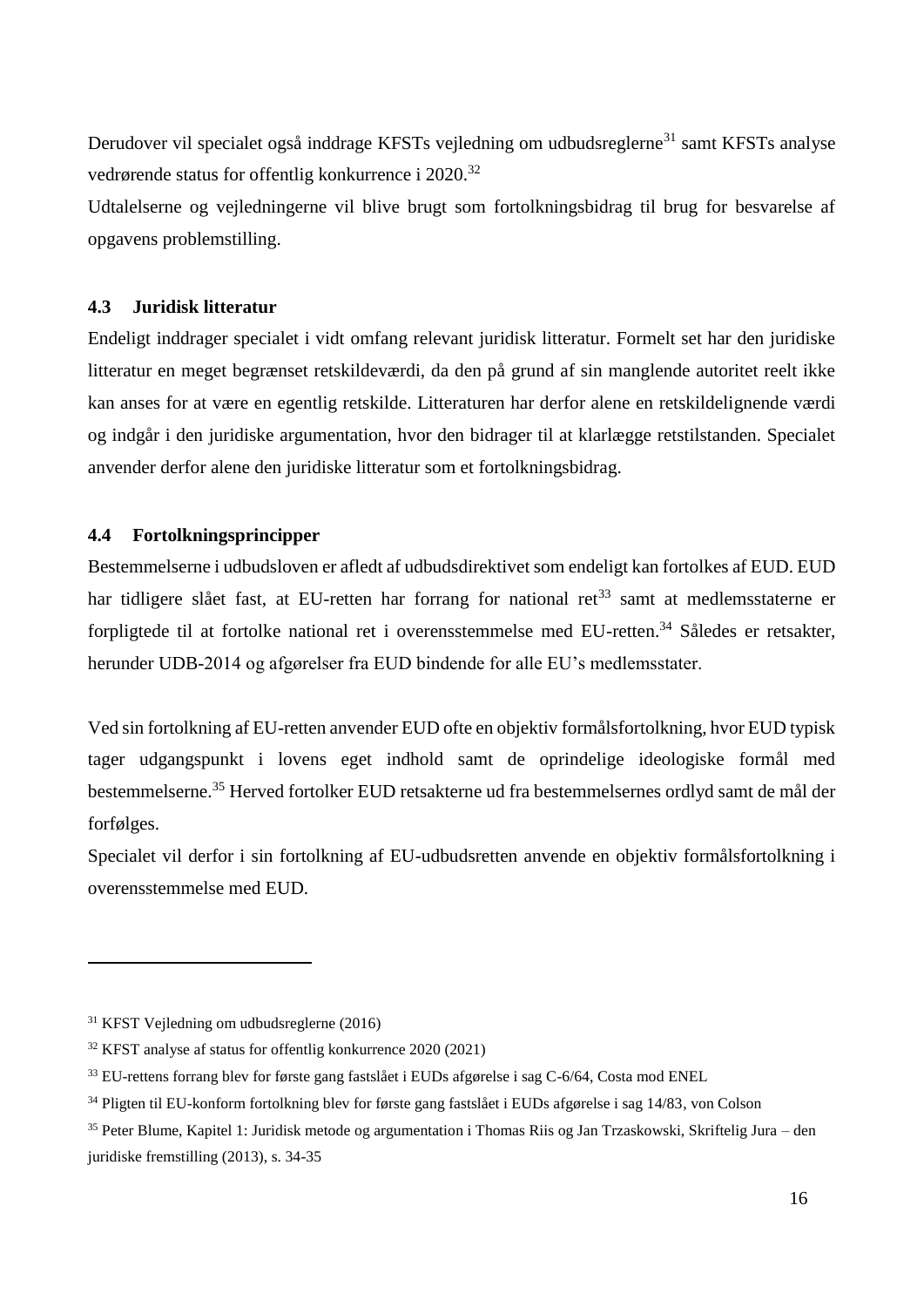Derudover vil specialet også inddrage KFSTs vejledning om udbudsreglerne[31] samt KFSTs analyse vedrørende status for offentlig konkurrence i 2020.[32]

Udtalelserne og vejledningerne vil blive brugt som fortolkningsbidrag til brug for besvarelse af opgavens problemstilling.

### 4.3 Juridisk litteratur

Endeligt inddrager specialet i vidt omfang relevant juridisk litteratur. Formelt set har den juridiske litteratur en meget begrænset retskildeværdi, da den på grund af sin manglende autoritet reelt ikke kan anses for at være en egentlig retskilde. Litteraturen har derfor alene en retskildelignende værdi og indgår i den juridiske argumentation, hvor den bidrager til at klarlægge retstilstanden. Specialet anvender derfor alene den juridiske litteratur som et fortolkningsbidrag.

### 4.4 Fortolkningsprincipper

Bestemmelserne i udbudsloven er afledt af udbudsdirektivet som endeligt kan fortolkes af EUD. EUD har tidligere slået fast, at EU-retten har forrang for national ret[33] samt at medlemsstaterne er forpligtede til at fortolke national ret i overensstemmelse med EU-retten.[34] Således er retsakter, herunder UDB-2014 og afgørelser fra EUD bindende for alle EU's medlemsstater.

Ved sin fortolkning af EU-retten anvender EUD ofte en objektiv formålsfortolkning, hvor EUD typisk tager udgangspunkt i lovens eget indhold samt de oprindelige ideologiske formål med bestemmelserne.[35] Herved fortolker EUD retsakterne ud fra bestemmelsernes ordlyd samt de mål der forfølges.

Specialet vil derfor i sin fortolkning af EU-udbudsretten anvende en objektiv formålsfortolkning i overensstemmelse med EUD.

---

[31] KFST Vejledning om udbudsreglerne (2016)

[32] KFST analyse af status for offentlig konkurrence 2020 (2021)

[33] EU-rettens forrang blev for første gang fastslået i EUDs afgørelse i sag C-6/64, Costa mod ENEL

[34] Pligten til EU-konform fortolkning blev for første gang fastslået i EUDs afgørelse i sag 14/83, von Colson

[35] Peter Blume, Kapitel 1: Juridisk metode og argumentation i Thomas Riis og Jan Trzaskowski, Skriftelig Jura – den juridiske fremstilling (2013), s. 34-35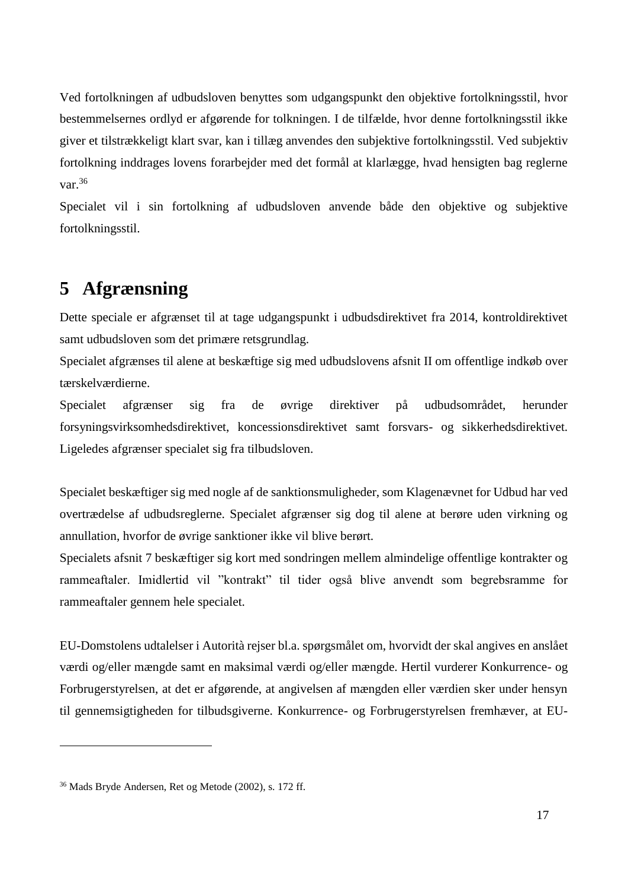Ved fortolkningen af udbudsloven benyttes som udgangspunkt den objektive fortolkningsstil, hvor bestemmelsernes ordlyd er afgørende for tolkningen. I de tilfælde, hvor denne fortolkningsstil ikke giver et tilstrækkeligt klart svar, kan i tillæg anvendes den subjektive fortolkningsstil. Ved subjektiv fortolkning inddrages lovens forarbejder med det formål at klarlægge, hvad hensigten bag reglerne var.[36]

Specialet vil i sin fortolkning af udbudsloven anvende både den objektive og subjektive fortolkningsstil.

# 5 Afgrænsning

Dette speciale er afgrænset til at tage udgangspunkt i udbudsdirektivet fra 2014, kontroldirektivet samt udbudsloven som det primære retsgrundlag.

Specialet afgrænses til alene at beskæftige sig med udbudslovens afsnit II om offentlige indkøb over tærskelværdierne.

Specialet afgrænser sig fra de øvrige direktiver på udbudsområdet, herunder forsyningsvirksomhedsdirektivet, koncessionsdirektivet samt forsvars- og sikkerhedsdirektivet. Ligeledes afgrænser specialet sig fra tilbudsloven.

Specialet beskæftiger sig med nogle af de sanktionsmuligheder, som Klagenævnet for Udbud har ved overtrædelse af udbudsreglerne. Specialet afgrænser sig dog til alene at berøre uden virkning og annullation, hvorfor de øvrige sanktioner ikke vil blive berørt.

Specialets afsnit 7 beskæftiger sig kort med sondringen mellem almindelige offentlige kontrakter og rammeaftaler. Imidlertid vil ”kontrakt” til tider også blive anvendt som begrebsramme for rammeaftaler gennem hele specialet.

EU-Domstolens udtalelser i Autorità rejser bl.a. spørgsmålet om, hvorvidt der skal angives en anslået værdi og/eller mængde samt en maksimal værdi og/eller mængde. Hertil vurderer Konkurrence- og Forbrugerstyrelsen, at det er afgørende, at angivelsen af mængden eller værdien sker under hensyn til gennemsigtigheden for tilbudsgiverne. Konkurrence- og Forbrugerstyrelsen fremhæver, at EU-

[36] Mads Bryde Andersen, Ret og Metode (2002), s. 172 ff.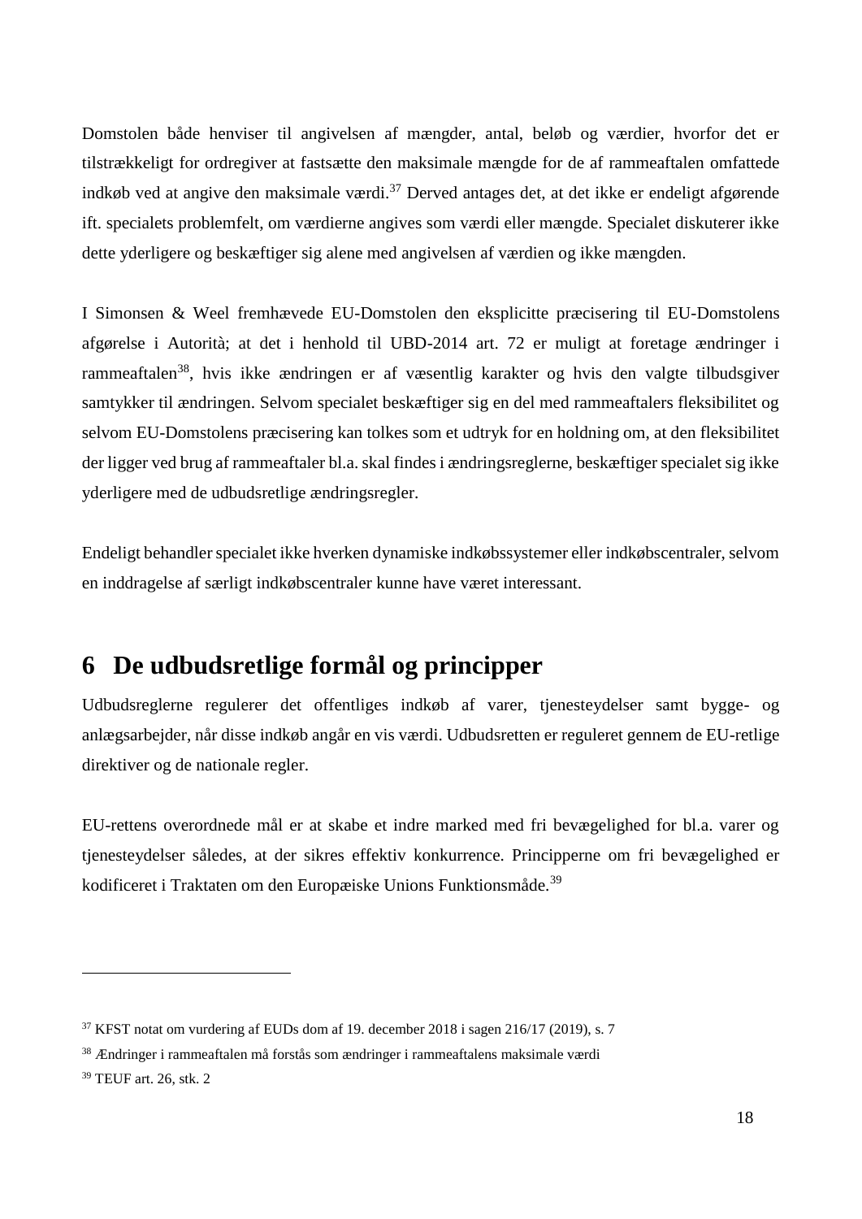Domstolen både henviser til angivelsen af mængder, antal, beløb og værdier, hvorfor det er tilstrækkeligt for ordregiver at fastsætte den maksimale mængde for de af rammeaftalen omfattede indkøb ved at angive den maksimale værdi.[37] Derved antages det, at det ikke er endeligt afgørende ift. specialets problemfelt, om værdierne angives som værdi eller mængde. Specialet diskuterer ikke dette yderligere og beskæftiger sig alene med angivelsen af værdien og ikke mængden.

I Simonsen & Weel fremhævede EU-Domstolen den eksplicitte præcisering til EU-Domstolens afgørelse i Autorità; at det i henhold til UBD-2014 art. 72 er muligt at foretage ændringer i rammeaftalen[38], hvis ikke ændringen er af væsentlig karakter og hvis den valgte tilbudsgiver samtykker til ændringen. Selvom specialet beskæftiger sig en del med rammeaftalers fleksibilitet og selvom EU-Domstolens præcisering kan tolkes som et udtryk for en holdning om, at den fleksibilitet der ligger ved brug af rammeaftaler bl.a. skal findes i ændringsreglerne, beskæftiger specialet sig ikke yderligere med de udbudsretlige ændringsregler.

Endeligt behandler specialet ikke hverken dynamiske indkøbssystemer eller indkøbscentraler, selvom en inddragelse af særligt indkøbscentraler kunne have været interessant.

# 6 De udbudsretlige formål og principper

Udbudsreglerne regulerer det offentliges indkøb af varer, tjenesteydelser samt bygge- og anlægsarbejder, når disse indkøb angår en vis værdi. Udbudsretten er reguleret gennem de EU-retlige direktiver og de nationale regler.

EU-rettens overordnede mål er at skabe et indre marked med fri bevægelighed for bl.a. varer og tjenesteydelser således, at der sikres effektiv konkurrence. Principperne om fri bevægelighed er kodificeret i Traktaten om den Europæiske Unions Funktionsmåde.[39]

---

[37] KFST notat om vurdering af EUDs dom af 19. december 2018 i sagen 216/17 (2019), s. 7

[38] Ændringer i rammeaftalen må forstås som ændringer i rammeaftalens maksimale værdi

[39] TEUF art. 26, stk. 2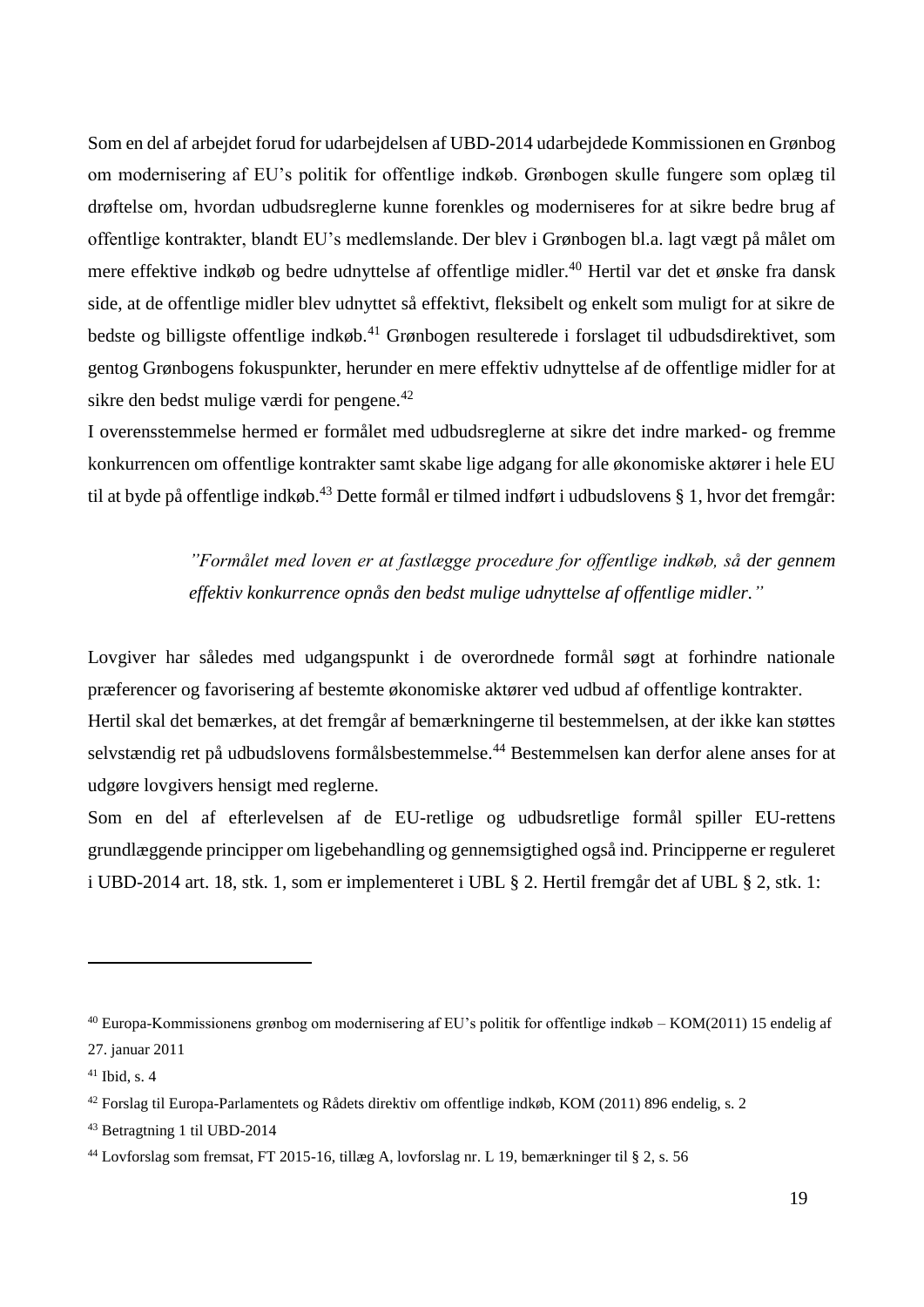Som en del af arbejdet forud for udarbejdelsen af UBD-2014 udarbejdede Kommissionen en Grønbog om modernisering af EU's politik for offentlige indkøb. Grønbogen skulle fungere som oplæg til drøftelse om, hvordan udbudsreglerne kunne forenkles og moderniseres for at sikre bedre brug af offentlige kontrakter, blandt EU's medlemslande. Der blev i Grønbogen bl.a. lagt vægt på målet om mere effektive indkøb og bedre udnyttelse af offentlige midler.[40] Hertil var det et ønske fra dansk side, at de offentlige midler blev udnyttet så effektivt, fleksibelt og enkelt som muligt for at sikre de bedste og billigste offentlige indkøb.[41] Grønbogen resulterede i forslaget til udbudsdirektivet, som gentog Grønbogens fokuspunkter, herunder en mere effektiv udnyttelse af de offentlige midler for at sikre den bedst mulige værdi for pengene.[42]

I overensstemmelse hermed er formålet med udbudsreglerne at sikre det indre marked- og fremme konkurrencen om offentlige kontrakter samt skabe lige adgang for alle økonomiske aktører i hele EU til at byde på offentlige indkøb.[43] Dette formål er tilmed indført i udbudslovens § 1, hvor det fremgår:

> *"Formålet med loven er at fastlægge procedure for offentlige indkøb, så der gennem effektiv konkurrence opnås den bedst mulige udnyttelse af offentlige midler."*

Lovgiver har således med udgangspunkt i de overordnede formål søgt at forhindre nationale præferencer og favorisering af bestemte økonomiske aktører ved udbud af offentlige kontrakter.

Hertil skal det bemærkes, at det fremgår af bemærkningerne til bestemmelsen, at der ikke kan støttes selvstændig ret på udbudslovens formålsbestemmelse.[44] Bestemmelsen kan derfor alene anses for at udgøre lovgivers hensigt med reglerne.

Som en del af efterlevelsen af de EU-retlige og udbudsretlige formål spiller EU-rettens grundlæggende principper om ligebehandling og gennemsigtighed også ind. Principperne er reguleret i UBD-2014 art. 18, stk. 1, som er implementeret i UBL § 2. Hertil fremgår det af UBL § 2, stk. 1:

---

[40] Europa-Kommissionens grønbog om modernisering af EU's politik for offentlige indkøb – KOM(2011) 15 endelig af 27. januar 2011

[41] Ibid, s. 4

[42] Forslag til Europa-Parlamentets og Rådets direktiv om offentlige indkøb, KOM (2011) 896 endelig, s. 2

[43] Betragtning 1 til UBD-2014

[44] Lovforslag som fremsat, FT 2015-16, tillæg A, lovforslag nr. L 19, bemærkninger til § 2, s. 56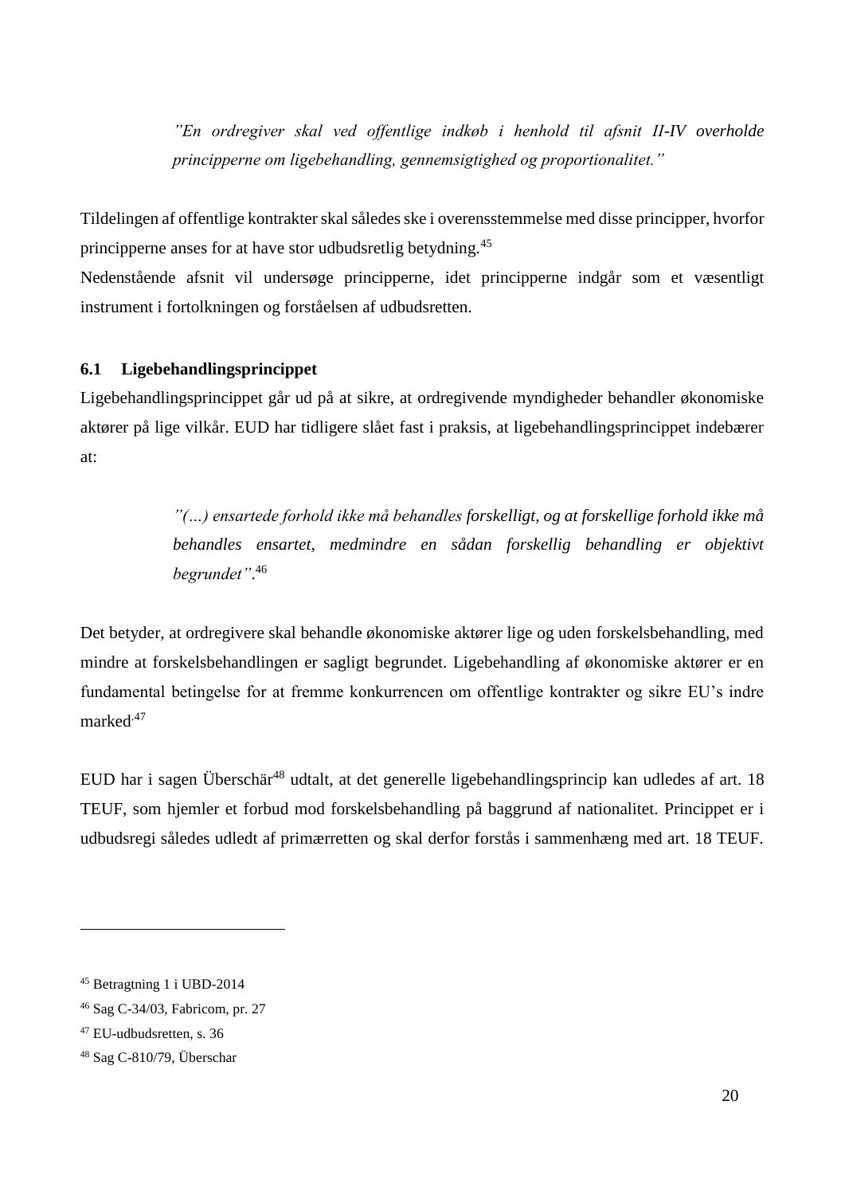> *"En ordregiver skal ved offentlige indkøb i henhold til afsnit II-IV overholde principperne om ligebehandling, gennemsigtighed og proportionalitet."*

Tildelingen af offentlige kontrakter skal således ske i overensstemmelse med disse principper, hvorfor principperne anses for at have stor udbudsretlig betydning.[45]
Nedenstående afsnit vil undersøge principperne, idet principperne indgår som et væsentligt instrument i fortolkningen og forståelsen af udbudsretten.

### 6.1 Ligebehandlingsprincippet

Ligebehandlingsprincippet går ud på at sikre, at ordregivende myndigheder behandler økonomiske aktører på lige vilkår. EUD har tidligere slået fast i praksis, at ligebehandlingsprincippet indebærer at:

> *"(…) ensartede forhold ikke må behandles forskelligt, og at forskellige forhold ikke må behandles ensartet, medmindre en sådan forskellig behandling er objektivt begrundet"*.[46]

Det betyder, at ordregivere skal behandle økonomiske aktører lige og uden forskelsbehandling, med mindre at forskelsbehandlingen er sagligt begrundet. Ligebehandling af økonomiske aktører er en fundamental betingelse for at fremme konkurrencen om offentlige kontrakter og sikre EU's indre marked.[47]

EUD har i sagen Überschär[48] udtalt, at det generelle ligebehandlingsprincip kan udledes af art. 18 TEUF, som hjemler et forbud mod forskelsbehandling på baggrund af nationalitet. Princippet er i udbudsregi således udledt af primærretten og skal derfor forstås i sammenhæng med art. 18 TEUF.

---

[45] Betragtning 1 i UBD-2014

[46] Sag C-34/03, Fabricom, pr. 27

[47] EU-udbudsretten, s. 36

[48] Sag C-810/79, Überschar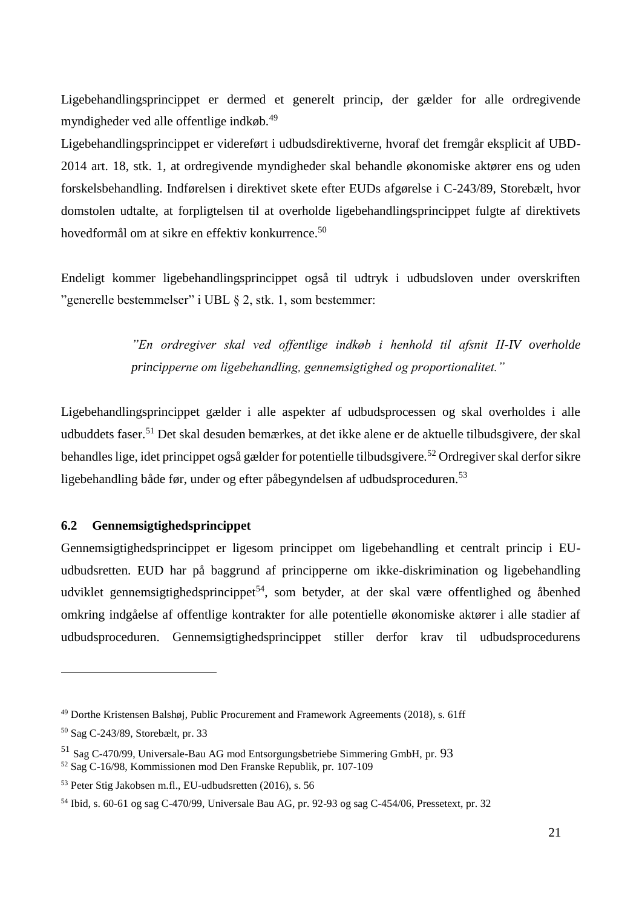Ligebehandlingsprincippet er dermed et generelt princip, der gælder for alle ordregivende myndigheder ved alle offentlige indkøb.[49]

Ligebehandlingsprincippet er videreført i udbudsdirektiverne, hvoraf det fremgår eksplicit af UBD-2014 art. 18, stk. 1, at ordregivende myndigheder skal behandle økonomiske aktører ens og uden forskelsbehandling. Indførelsen i direktivet skete efter EUDs afgørelse i C-243/89, Storebælt, hvor domstolen udtalte, at forpligtelsen til at overholde ligebehandlingsprincippet fulgte af direktivets hovedformål om at sikre en effektiv konkurrence.[50]

Endeligt kommer ligebehandlingsprincippet også til udtryk i udbudsloven under overskriften "generelle bestemmelser" i UBL § 2, stk. 1, som bestemmer:

> *"En ordregiver skal ved offentlige indkøb i henhold til afsnit II-IV overholde principperne om ligebehandling, gennemsigtighed og proportionalitet."*

Ligebehandlingsprincippet gælder i alle aspekter af udbudsprocessen og skal overholdes i alle udbuddets faser.[51] Det skal desuden bemærkes, at det ikke alene er de aktuelle tilbudsgivere, der skal behandles lige, idet princippet også gælder for potentielle tilbudsgivere.[52] Ordregiver skal derfor sikre ligebehandling både før, under og efter påbegyndelsen af udbudsproceduren.[53]

### 6.2 Gennemsigtighedsprincippet

Gennemsigtighedsprincippet er ligesom princippet om ligebehandling et centralt princip i EU-udbudsretten. EUD har på baggrund af principperne om ikke-diskrimination og ligebehandling udviklet gennemsigtighedsprincippet[54], som betyder, at der skal være offentlighed og åbenhed omkring indgåelse af offentlige kontrakter for alle potentielle økonomiske aktører i alle stadier af udbudsproceduren. Gennemsigtighedsprincippet stiller derfor krav til udbudsprocedurens

---

[49] Dorthe Kristensen Balshøj, Public Procurement and Framework Agreements (2018), s. 61ff

[50] Sag C-243/89, Storebælt, pr. 33

[51] Sag C-470/99, Universale-Bau AG mod Entsorgungsbetriebe Simmering GmbH, pr. 93

[52] Sag C-16/98, Kommissionen mod Den Franske Republik, pr. 107-109

[53] Peter Stig Jakobsen m.fl., EU-udbudsretten (2016), s. 56

[54] Ibid, s. 60-61 og sag C-470/99, Universale Bau AG, pr. 92-93 og sag C-454/06, Pressetext, pr. 32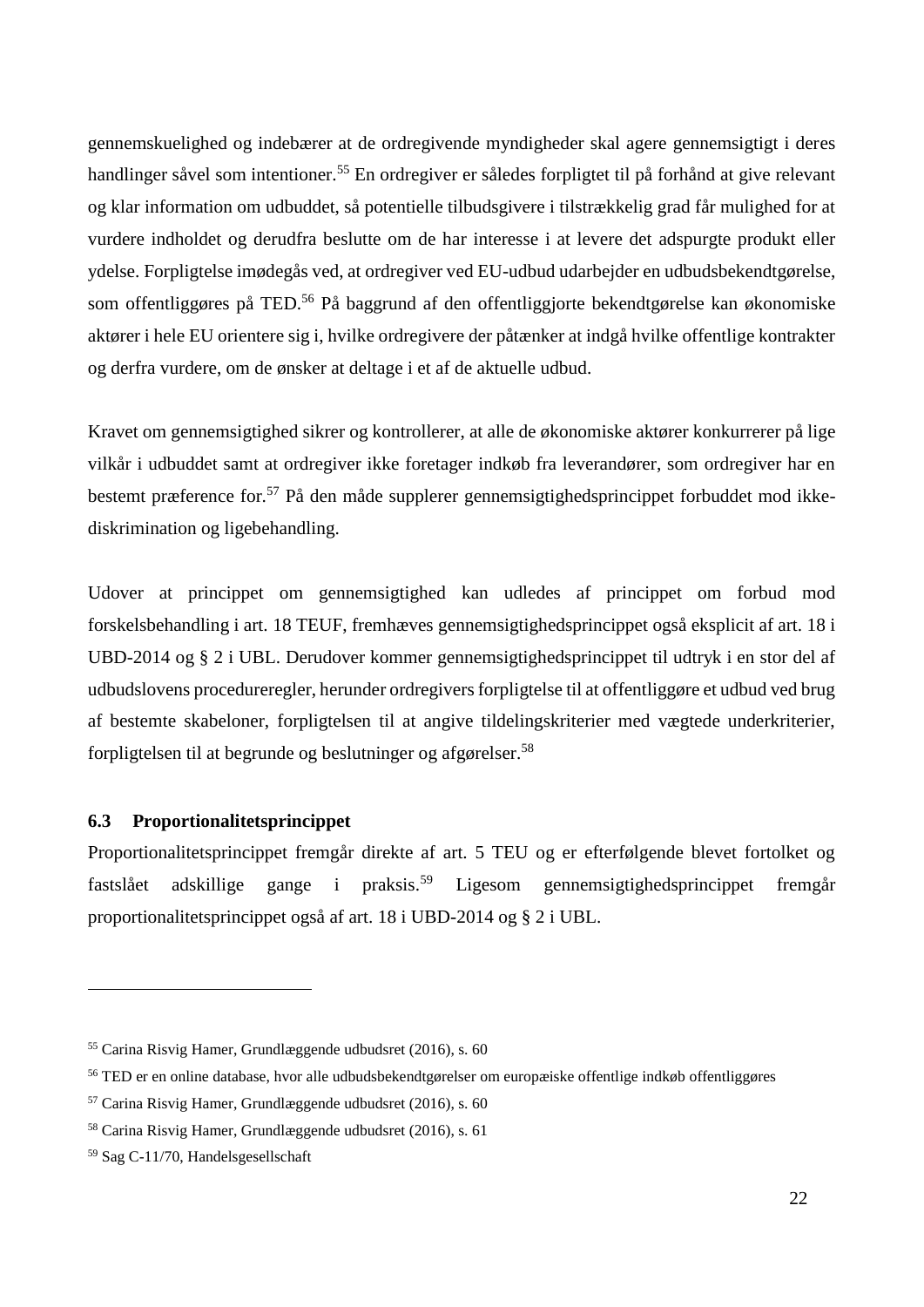gennemskuelighed og indebærer at de ordregivende myndigheder skal agere gennemsigtigt i deres handlinger såvel som intentioner.[55] En ordregiver er således forpligtet til på forhånd at give relevant og klar information om udbuddet, så potentielle tilbudsgivere i tilstrækkelig grad får mulighed for at vurdere indholdet og derudfra beslutte om de har interesse i at levere det adspurgte produkt eller ydelse. Forpligtelse imødegås ved, at ordregiver ved EU-udbud udarbejder en udbudsbekendtgørelse, som offentliggøres på TED.[56] På baggrund af den offentliggjorte bekendtgørelse kan økonomiske aktører i hele EU orientere sig i, hvilke ordregivere der påtænker at indgå hvilke offentlige kontrakter og derfra vurdere, om de ønsker at deltage i et af de aktuelle udbud.

Kravet om gennemsigtighed sikrer og kontrollerer, at alle de økonomiske aktører konkurrerer på lige vilkår i udbuddet samt at ordregiver ikke foretager indkøb fra leverandører, som ordregiver har en bestemt præference for.[57] På den måde supplerer gennemsigtighedsprincippet forbuddet mod ikke-diskrimination og ligebehandling.

Udover at princippet om gennemsigtighed kan udledes af princippet om forbud mod forskelsbehandling i art. 18 TEUF, fremhæves gennemsigtighedsprincippet også eksplicit af art. 18 i UBD-2014 og § 2 i UBL. Derudover kommer gennemsigtighedsprincippet til udtryk i en stor del af udbudslovens procedureregler, herunder ordregivers forpligtelse til at offentliggøre et udbud ved brug af bestemte skabeloner, forpligtelsen til at angive tildelingskriterier med vægtede underkriterier, forpligtelsen til at begrunde og beslutninger og afgørelser.[58]

### 6.3 Proportionalitetsprincippet

Proportionalitetsprincippet fremgår direkte af art. 5 TEU og er efterfølgende blevet fortolket og fastslået adskillige gange i praksis.[59] Ligesom gennemsigtighedsprincippet fremgår proportionalitetsprincippet også af art. 18 i UBD-2014 og § 2 i UBL.

---

[55] Carina Risvig Hamer, Grundlæggende udbudsret (2016), s. 60

[56] TED er en online database, hvor alle udbudsbekendtgørelser om europæiske offentlige indkøb offentliggøres

[57] Carina Risvig Hamer, Grundlæggende udbudsret (2016), s. 60

[58] Carina Risvig Hamer, Grundlæggende udbudsret (2016), s. 61

[59] Sag C-11/70, Handelsgesellschaft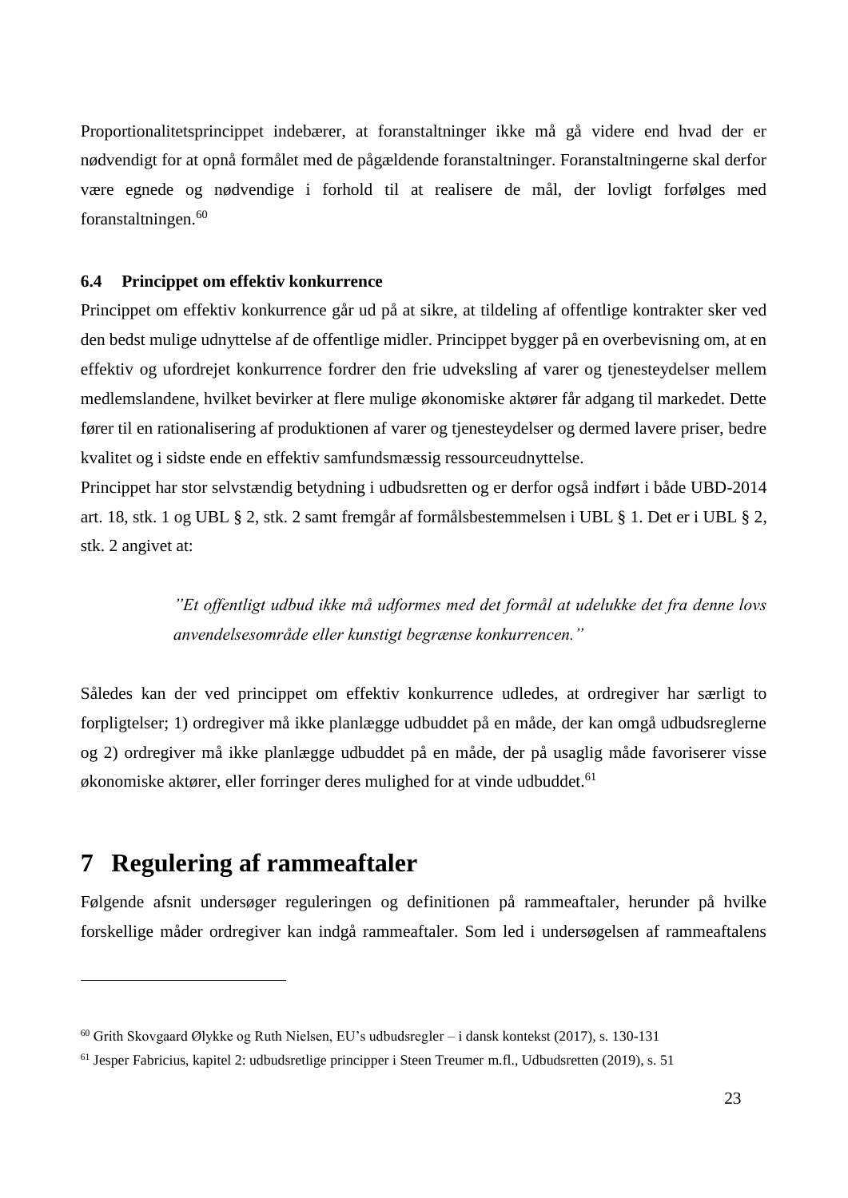Proportionalitetsprincippet indebærer, at foranstaltninger ikke må gå videre end hvad der er nødvendigt for at opnå formålet med de pågældende foranstaltninger. Foranstaltningerne skal derfor være egnede og nødvendige i forhold til at realisere de mål, der lovligt forfølges med foranstaltningen.[60]

### 6.4 Princippet om effektiv konkurrence

Princippet om effektiv konkurrence går ud på at sikre, at tildeling af offentlige kontrakter sker ved den bedst mulige udnyttelse af de offentlige midler. Princippet bygger på en overbevisning om, at en effektiv og ufordrejet konkurrence fordrer den frie udveksling af varer og tjenesteydelser mellem medlemslandene, hvilket bevirker at flere mulige økonomiske aktører får adgang til markedet. Dette fører til en rationalisering af produktionen af varer og tjenesteydelser og dermed lavere priser, bedre kvalitet og i sidste ende en effektiv samfundsmæssig ressourceudnyttelse.

Princippet har stor selvstændig betydning i udbudsretten og er derfor også indført i både UBD-2014 art. 18, stk. 1 og UBL § 2, stk. 2 samt fremgår af formålsbestemmelsen i UBL § 1. Det er i UBL § 2, stk. 2 angivet at:

> *"Et offentligt udbud ikke må udformes med det formål at udelukke det fra denne lovs anvendelsesområde eller kunstigt begrænse konkurrencen."*

Således kan der ved princippet om effektiv konkurrence udledes, at ordregiver har særligt to forpligtelser; 1) ordregiver må ikke planlægge udbuddet på en måde, der kan omgå udbudsreglerne og 2) ordregiver må ikke planlægge udbuddet på en måde, der på usaglig måde favoriserer visse økonomiske aktører, eller forringer deres mulighed for at vinde udbuddet.[61]

# 7 Regulering af rammeaftaler

Følgende afsnit undersøger reguleringen og definitionen på rammeaftaler, herunder på hvilke forskellige måder ordregiver kan indgå rammeaftaler. Som led i undersøgelsen af rammeaftalens

---

[60] Grith Skovgaard Ølykke og Ruth Nielsen, EU's udbudsregler – i dansk kontekst (2017), s. 130-131

[61] Jesper Fabricius, kapitel 2: udbudsretlige principper i Steen Treumer m.fl., Udbudsretten (2019), s. 51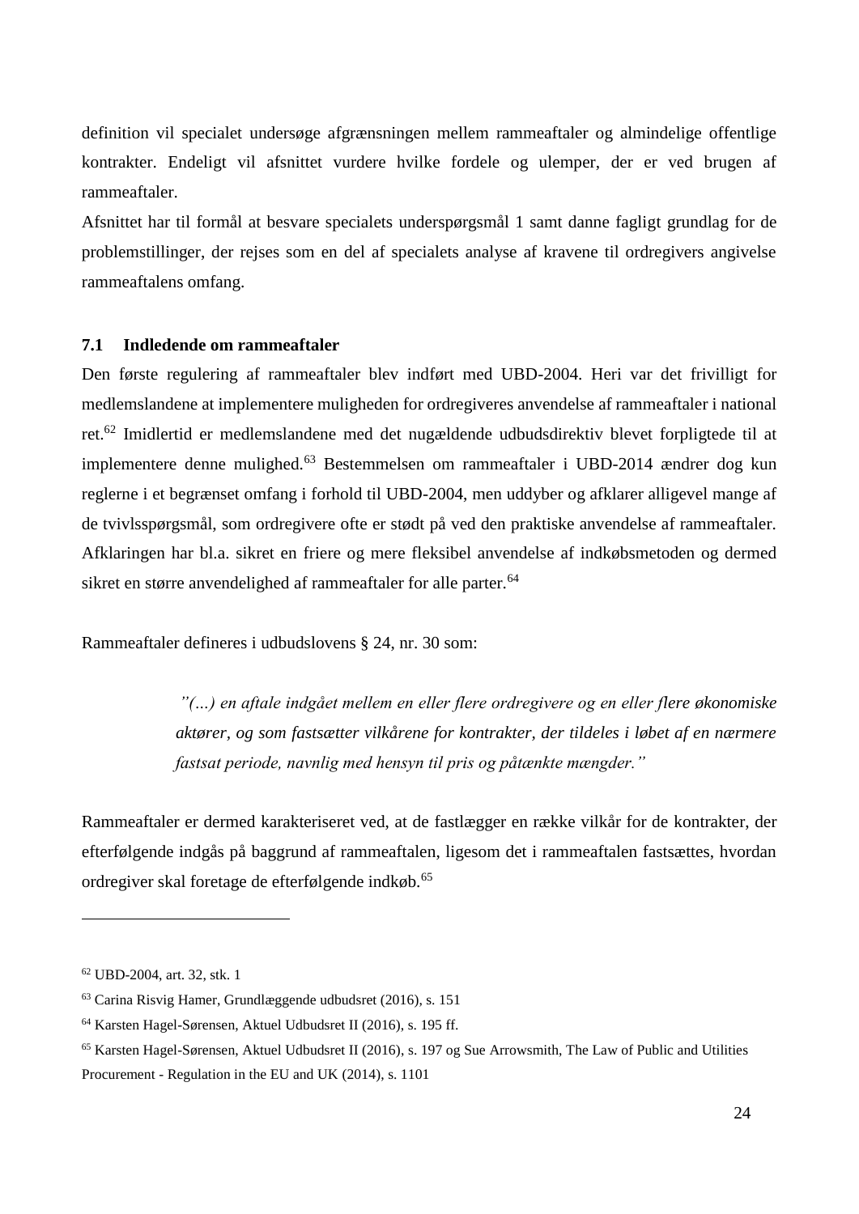definition vil specialet undersøge afgrænsningen mellem rammeaftaler og almindelige offentlige kontrakter. Endeligt vil afsnittet vurdere hvilke fordele og ulemper, der er ved brugen af rammeaftaler.

Afsnittet har til formål at besvare specialets underspørgsmål 1 samt danne fagligt grundlag for de problemstillinger, der rejses som en del af specialets analyse af kravene til ordregivers angivelse rammeaftalens omfang.

### 7.1 Indledende om rammeaftaler

Den første regulering af rammeaftaler blev indført med UBD-2004. Heri var det frivilligt for medlemslandene at implementere muligheden for ordregiveres anvendelse af rammeaftaler i national ret.[62] Imidlertid er medlemslandene med det nugældende udbudsdirektiv blevet forpligtede til at implementere denne mulighed.[63] Bestemmelsen om rammeaftaler i UBD-2014 ændrer dog kun reglerne i et begrænset omfang i forhold til UBD-2004, men uddyber og afklarer alligevel mange af de tvivlsspørgsmål, som ordregivere ofte er stødt på ved den praktiske anvendelse af rammeaftaler. Afklaringen har bl.a. sikret en friere og mere fleksibel anvendelse af indkøbsmetoden og dermed sikret en større anvendelighed af rammeaftaler for alle parter.[64]

Rammeaftaler defineres i udbudslovens § 24, nr. 30 som:

> *"(…) en aftale indgået mellem en eller flere ordregivere og en eller flere økonomiske aktører, og som fastsætter vilkårene for kontrakter, der tildeles i løbet af en nærmere fastsat periode, navnlig med hensyn til pris og påtænkte mængder."*

Rammeaftaler er dermed karakteriseret ved, at de fastlægger en række vilkår for de kontrakter, der efterfølgende indgås på baggrund af rammeaftalen, ligesom det i rammeaftalen fastsættes, hvordan ordregiver skal foretage de efterfølgende indkøb.[65]

---

[62] UBD-2004, art. 32, stk. 1

[63] Carina Risvig Hamer, Grundlæggende udbudsret (2016), s. 151

[64] Karsten Hagel-Sørensen, Aktuel Udbudsret II (2016), s. 195 ff.

[65] Karsten Hagel-Sørensen, Aktuel Udbudsret II (2016), s. 197 og Sue Arrowsmith, The Law of Public and Utilities Procurement - Regulation in the EU and UK (2014), s. 1101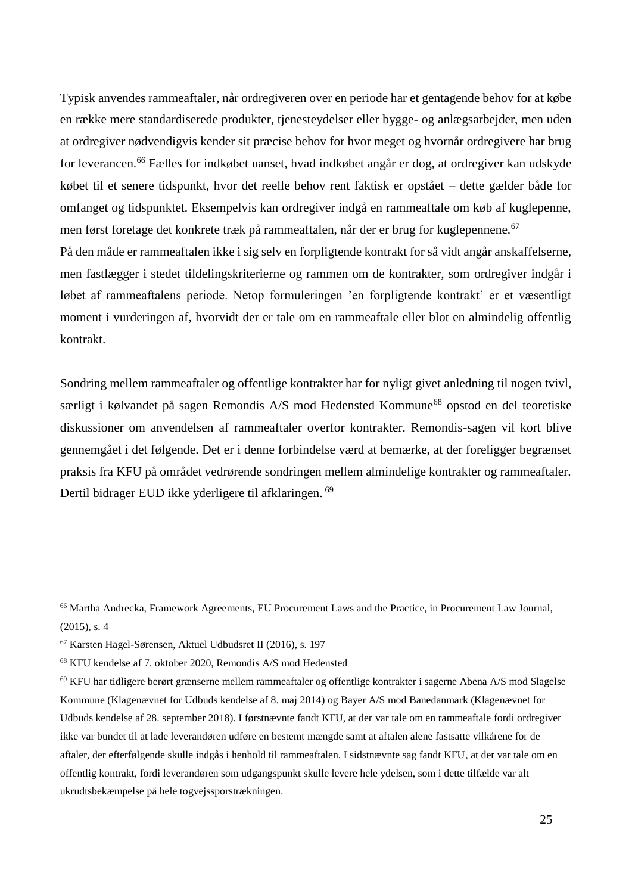Typisk anvendes rammeaftaler, når ordregiveren over en periode har et gentagende behov for at købe en række mere standardiserede produkter, tjenesteydelser eller bygge- og anlægsarbejder, men uden at ordregiver nødvendigvis kender sit præcise behov for hvor meget og hvornår ordregivere har brug for leverancen.[66] Fælles for indkøbet uanset, hvad indkøbet angår er dog, at ordregiver kan udskyde købet til et senere tidspunkt, hvor det reelle behov rent faktisk er opstået – dette gælder både for omfanget og tidspunktet. Eksempelvis kan ordregiver indgå en rammeaftale om køb af kuglepenne, men først foretage det konkrete træk på rammeaftalen, når der er brug for kuglepennene.[67]
På den måde er rammeaftalen ikke i sig selv en forpligtende kontrakt for så vidt angår anskaffelserne, men fastlægger i stedet tildelingskriterierne og rammen om de kontrakter, som ordregiver indgår i løbet af rammeaftalens periode. Netop formuleringen 'en forpligtende kontrakt' er et væsentligt moment i vurderingen af, hvorvidt der er tale om en rammeaftale eller blot en almindelig offentlig kontrakt.

Sondring mellem rammeaftaler og offentlige kontrakter har for nyligt givet anledning til nogen tvivl, særligt i kølvandet på sagen Remondis A/S mod Hedensted Kommune[68] opstod en del teoretiske diskussioner om anvendelsen af rammeaftaler overfor kontrakter. Remondis-sagen vil kort blive gennemgået i det følgende. Det er i denne forbindelse værd at bemærke, at der foreligger begrænset praksis fra KFU på området vedrørende sondringen mellem almindelige kontrakter og rammeaftaler. Dertil bidrager EUD ikke yderligere til afklaringen.[69]

---

[66] Martha Andrecka, Framework Agreements, EU Procurement Laws and the Practice, in Procurement Law Journal, (2015), s. 4

[67] Karsten Hagel-Sørensen, Aktuel Udbudsret II (2016), s. 197

[68] KFU kendelse af 7. oktober 2020, Remondis A/S mod Hedensted

[69] KFU har tidligere berørt grænserne mellem rammeaftaler og offentlige kontrakter i sagerne Abena A/S mod Slagelse Kommune (Klagenævnet for Udbuds kendelse af 8. maj 2014) og Bayer A/S mod Banedanmark (Klagenævnet for Udbuds kendelse af 28. september 2018). I førstnævnte fandt KFU, at der var tale om en rammeaftale fordi ordregiver ikke var bundet til at lade leverandøren udføre en bestemt mængde samt at aftalen alene fastsatte vilkårene for de aftaler, der efterfølgende skulle indgås i henhold til rammeaftalen. I sidstnævnte sag fandt KFU, at der var tale om en offentlig kontrakt, fordi leverandøren som udgangspunkt skulle levere hele ydelsen, som i dette tilfælde var alt ukrudtsbekæmpelse på hele togvejssporstrækningen.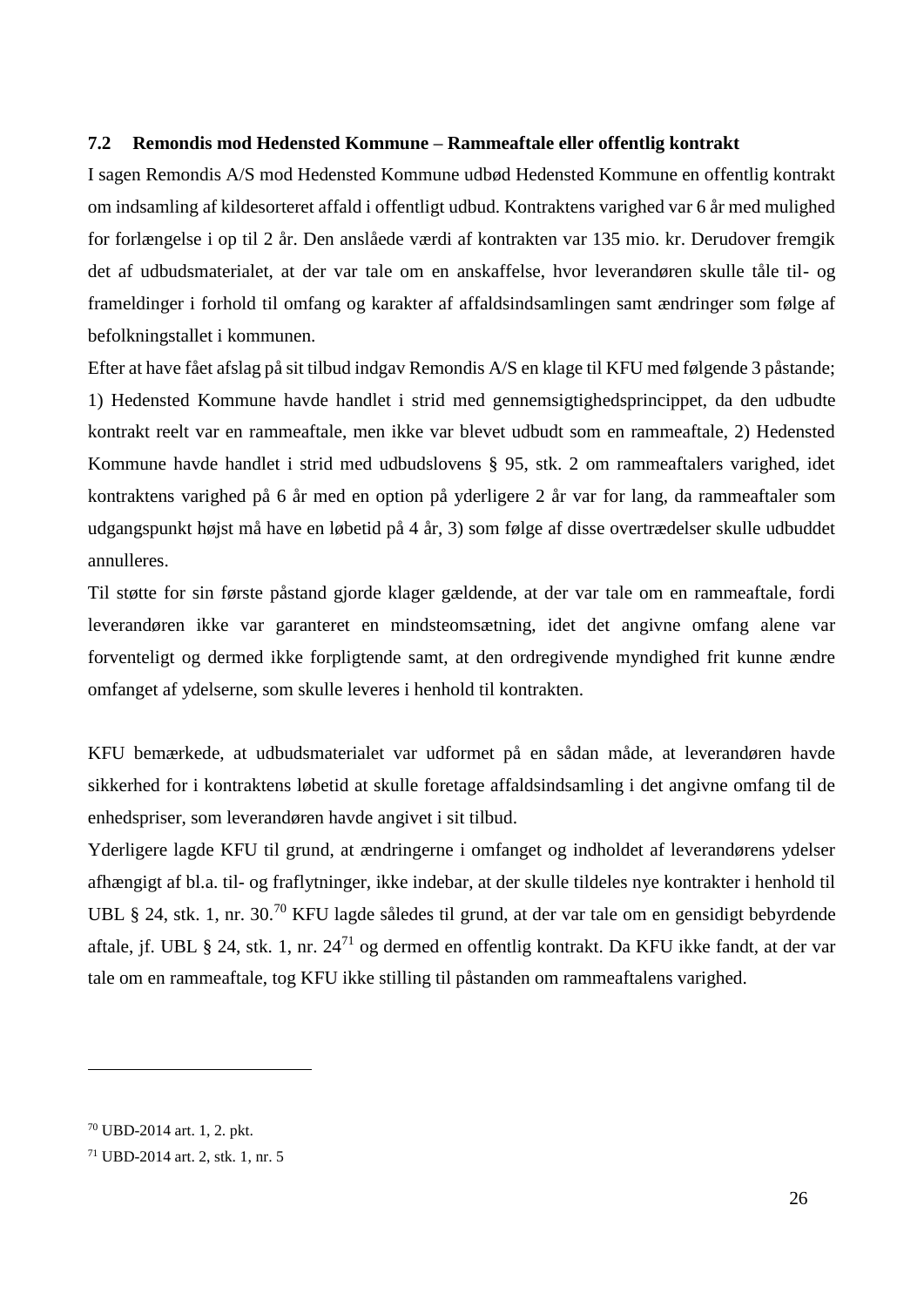### 7.2 Remondis mod Hedensted Kommune – Rammeaftale eller offentlig kontrakt

I sagen Remondis A/S mod Hedensted Kommune udbød Hedensted Kommune en offentlig kontrakt om indsamling af kildesorteret affald i offentligt udbud. Kontraktens varighed var 6 år med mulighed for forlængelse i op til 2 år. Den anslåede værdi af kontrakten var 135 mio. kr. Derudover fremgik det af udbudsmaterialet, at der var tale om en anskaffelse, hvor leverandøren skulle tåle til- og frameldinger i forhold til omfang og karakter af affaldsindsamlingen samt ændringer som følge af befolkningstallet i kommunen.

Efter at have fået afslag på sit tilbud indgav Remondis A/S en klage til KFU med følgende 3 påstande; 1) Hedensted Kommune havde handlet i strid med gennemsigtighedsprincippet, da den udbudte kontrakt reelt var en rammeaftale, men ikke var blevet udbudt som en rammeaftale, 2) Hedensted Kommune havde handlet i strid med udbudslovens § 95, stk. 2 om rammeaftalers varighed, idet kontraktens varighed på 6 år med en option på yderligere 2 år var for lang, da rammeaftaler som udgangspunkt højst må have en løbetid på 4 år, 3) som følge af disse overtrædelser skulle udbuddet annulleres.

Til støtte for sin første påstand gjorde klager gældende, at der var tale om en rammeaftale, fordi leverandøren ikke var garanteret en mindsteomsætning, idet det angivne omfang alene var forventeligt og dermed ikke forpligtende samt, at den ordregivende myndighed frit kunne ændre omfanget af ydelserne, som skulle leveres i henhold til kontrakten.

KFU bemærkede, at udbudsmaterialet var udformet på en sådan måde, at leverandøren havde sikkerhed for i kontraktens løbetid at skulle foretage affaldsindsamling i det angivne omfang til de enhedspriser, som leverandøren havde angivet i sit tilbud.

Yderligere lagde KFU til grund, at ændringerne i omfanget og indholdet af leverandørens ydelser afhængigt af bl.a. til- og fraflytninger, ikke indebar, at der skulle tildeles nye kontrakter i henhold til UBL § 24, stk. 1, nr. 30.[70] KFU lagde således til grund, at der var tale om en gensidigt bebyrdende aftale, jf. UBL § 24, stk. 1, nr. 24[71] og dermed en offentlig kontrakt. Da KFU ikke fandt, at der var tale om en rammeaftale, tog KFU ikke stilling til påstanden om rammeaftalens varighed.

---

[70] UBD-2014 art. 1, 2. pkt.

[71] UBD-2014 art. 2, stk. 1, nr. 5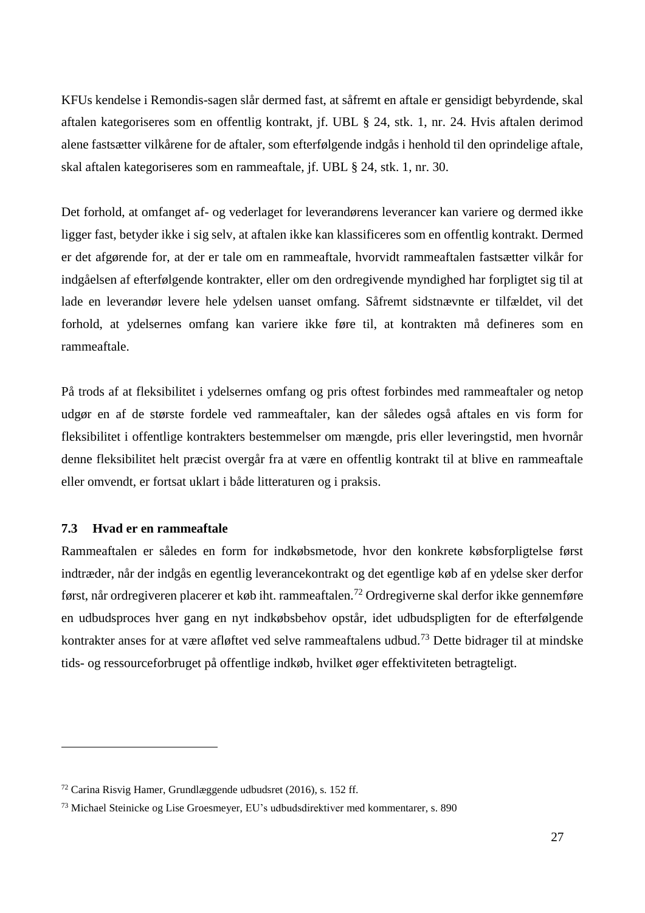KFUs kendelse i Remondis-sagen slår dermed fast, at såfremt en aftale er gensidigt bebyrdende, skal aftalen kategoriseres som en offentlig kontrakt, jf. UBL § 24, stk. 1, nr. 24. Hvis aftalen derimod alene fastsætter vilkårene for de aftaler, som efterfølgende indgås i henhold til den oprindelige aftale, skal aftalen kategoriseres som en rammeaftale, jf. UBL § 24, stk. 1, nr. 30.

Det forhold, at omfanget af- og vederlaget for leverandørens leverancer kan variere og dermed ikke ligger fast, betyder ikke i sig selv, at aftalen ikke kan klassificeres som en offentlig kontrakt. Dermed er det afgørende for, at der er tale om en rammeaftale, hvorvidt rammeaftalen fastsætter vilkår for indgåelsen af efterfølgende kontrakter, eller om den ordregivende myndighed har forpligtet sig til at lade en leverandør levere hele ydelsen uanset omfang. Såfremt sidstnævnte er tilfældet, vil det forhold, at ydelsernes omfang kan variere ikke føre til, at kontrakten må defineres som en rammeaftale.

På trods af at fleksibilitet i ydelsernes omfang og pris oftest forbindes med rammeaftaler og netop udgør en af de største fordele ved rammeaftaler, kan der således også aftales en vis form for fleksibilitet i offentlige kontrakters bestemmelser om mængde, pris eller leveringstid, men hvornår denne fleksibilitet helt præcist overgår fra at være en offentlig kontrakt til at blive en rammeaftale eller omvendt, er fortsat uklart i både litteraturen og i praksis.

### 7.3 Hvad er en rammeaftale

Rammeaftalen er således en form for indkøbsmetode, hvor den konkrete købsforpligtelse først indtræder, når der indgås en egentlig leverancekontrakt og det egentlige køb af en ydelse sker derfor først, når ordregiveren placerer et køb iht. rammeaftalen.[72] Ordregiverne skal derfor ikke gennemføre en udbudsproces hver gang en nyt indkøbsbehov opstår, idet udbudspligten for de efterfølgende kontrakter anses for at være afløftet ved selve rammeaftalens udbud.[73] Dette bidrager til at mindske tids- og ressourceforbruget på offentlige indkøb, hvilket øger effektiviteten betragteligt.

---

[72] Carina Risvig Hamer, Grundlæggende udbudsret (2016), s. 152 ff.

[73] Michael Steinicke og Lise Groesmeyer, EU's udbudsdirektiver med kommentarer, s. 890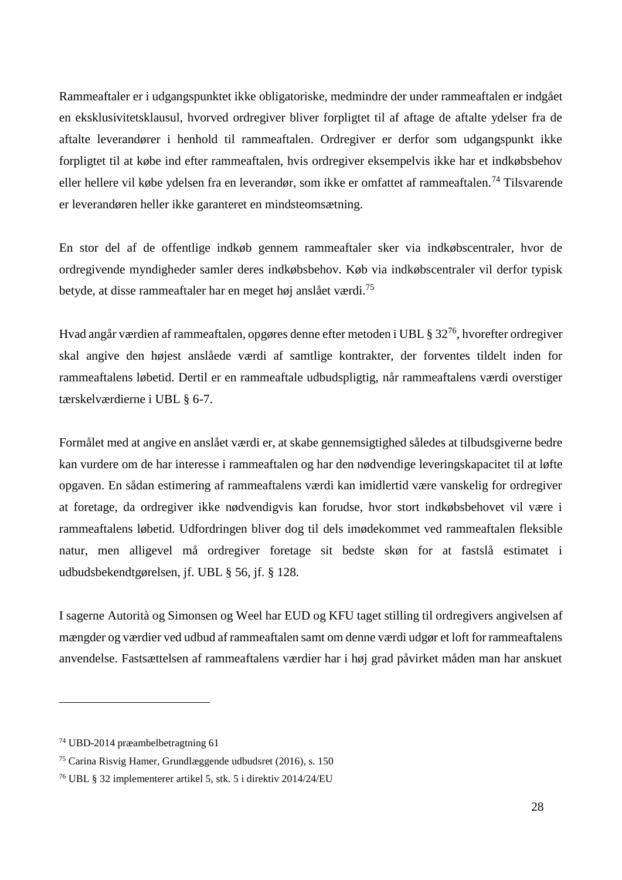Rammeaftaler er i udgangspunktet ikke obligatoriske, medmindre der under rammeaftalen er indgået en eksklusivitetsklausul, hvorved ordregiver bliver forpligtet til af aftage de aftalte ydelser fra de aftalte leverandører i henhold til rammeaftalen. Ordregiver er derfor som udgangspunkt ikke forpligtet til at købe ind efter rammeaftalen, hvis ordregiver eksempelvis ikke har et indkøbsbehov eller hellere vil købe ydelsen fra en leverandør, som ikke er omfattet af rammeaftalen.[74] Tilsvarende er leverandøren heller ikke garanteret en mindsteomsætning.

En stor del af de offentlige indkøb gennem rammeaftaler sker via indkøbscentraler, hvor de ordregivende myndigheder samler deres indkøbsbehov. Køb via indkøbscentraler vil derfor typisk betyde, at disse rammeaftaler har en meget høj anslået værdi.[75]

Hvad angår værdien af rammeaftalen, opgøres denne efter metoden i UBL § 32[76], hvorefter ordregiver skal angive den højest anslåede værdi af samtlige kontrakter, der forventes tildelt inden for rammeaftalens løbetid. Dertil er en rammeaftale udbudspligtig, når rammeaftalens værdi overstiger tærskelværdierne i UBL § 6-7.

Formålet med at angive en anslået værdi er, at skabe gennemsigtighed således at tilbudsgiverne bedre kan vurdere om de har interesse i rammeaftalen og har den nødvendige leveringskapacitet til at løfte opgaven. En sådan estimering af rammeaftalens værdi kan imidlertid være vanskelig for ordregiver at foretage, da ordregiver ikke nødvendigvis kan forudse, hvor stort indkøbsbehovet vil være i rammeaftalens løbetid. Udfordringen bliver dog til dels imødekommet ved rammeaftalen fleksible natur, men alligevel må ordregiver foretage sit bedste skøn for at fastslå estimatet i udbudsbekendtgørelsen, jf. UBL § 56, jf. § 128.

I sagerne Autorità og Simonsen og Weel har EUD og KFU taget stilling til ordregivers angivelsen af mængder og værdier ved udbud af rammeaftalen samt om denne værdi udgør et loft for rammeaftalens anvendelse. Fastsættelsen af rammeaftalens værdier har i høj grad påvirket måden man har anskuet

---

[74] UBD-2014 præambelbetragtning 61

[75] Carina Risvig Hamer, Grundlæggende udbudsret (2016), s. 150

[76] UBL § 32 implementerer artikel 5, stk. 5 i direktiv 2014/24/EU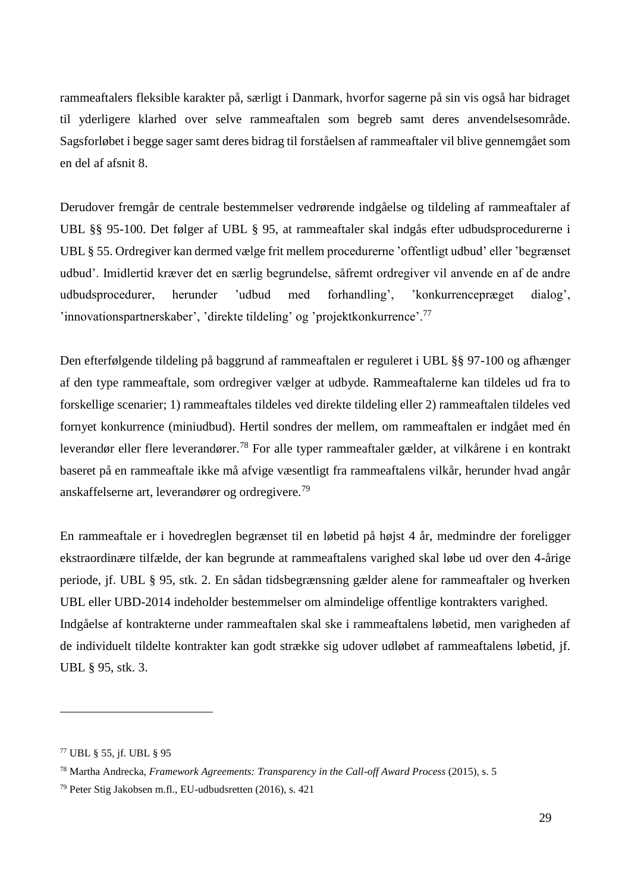rammeaftalers fleksible karakter på, særligt i Danmark, hvorfor sagerne på sin vis også har bidraget til yderligere klarhed over selve rammeaftalen som begreb samt deres anvendelsesområde. Sagsforløbet i begge sager samt deres bidrag til forståelsen af rammeaftaler vil blive gennemgået som en del af afsnit 8.

Derudover fremgår de centrale bestemmelser vedrørende indgåelse og tildeling af rammeaftaler af UBL §§ 95-100. Det følger af UBL § 95, at rammeaftaler skal indgås efter udbudsprocedurerne i UBL § 55. Ordregiver kan dermed vælge frit mellem procedurerne 'offentligt udbud' eller 'begrænset udbud'. Imidlertid kræver det en særlig begrundelse, såfremt ordregiver vil anvende en af de andre udbudsprocedurer, herunder 'udbud med forhandling', 'konkurrencepræget dialog', 'innovationspartnerskaber', 'direkte tildeling' og 'projektkonkurrence'.[77]

Den efterfølgende tildeling på baggrund af rammeaftalen er reguleret i UBL §§ 97-100 og afhænger af den type rammeaftale, som ordregiver vælger at udbyde. Rammeaftalerne kan tildeles ud fra to forskellige scenarier; 1) rammeaftales tildeles ved direkte tildeling eller 2) rammeaftalen tildeles ved fornyet konkurrence (miniudbud). Hertil sondres der mellem, om rammeaftalen er indgået med én leverandør eller flere leverandører.[78] For alle typer rammeaftaler gælder, at vilkårene i en kontrakt baseret på en rammeaftale ikke må afvige væsentligt fra rammeaftalens vilkår, herunder hvad angår anskaffelserne art, leverandører og ordregivere.[79]

En rammeaftale er i hovedreglen begrænset til en løbetid på højst 4 år, medmindre der foreligger ekstraordinære tilfælde, der kan begrunde at rammeaftalens varighed skal løbe ud over den 4-årige periode, jf. UBL § 95, stk. 2. En sådan tidsbegrænsning gælder alene for rammeaftaler og hverken UBL eller UBD-2014 indeholder bestemmelser om almindelige offentlige kontrakters varighed. Indgåelse af kontrakterne under rammeaftalen skal ske i rammeaftalens løbetid, men varigheden af de individuelt tildelte kontrakter kan godt strække sig udover udløbet af rammeaftalens løbetid, jf. UBL § 95, stk. 3.

---

[77] UBL § 55, jf. UBL § 95

[78] Martha Andrecka, *Framework Agreements: Transparency in the Call-off Award Process* (2015), s. 5

[79] Peter Stig Jakobsen m.fl., EU-udbudsretten (2016), s. 421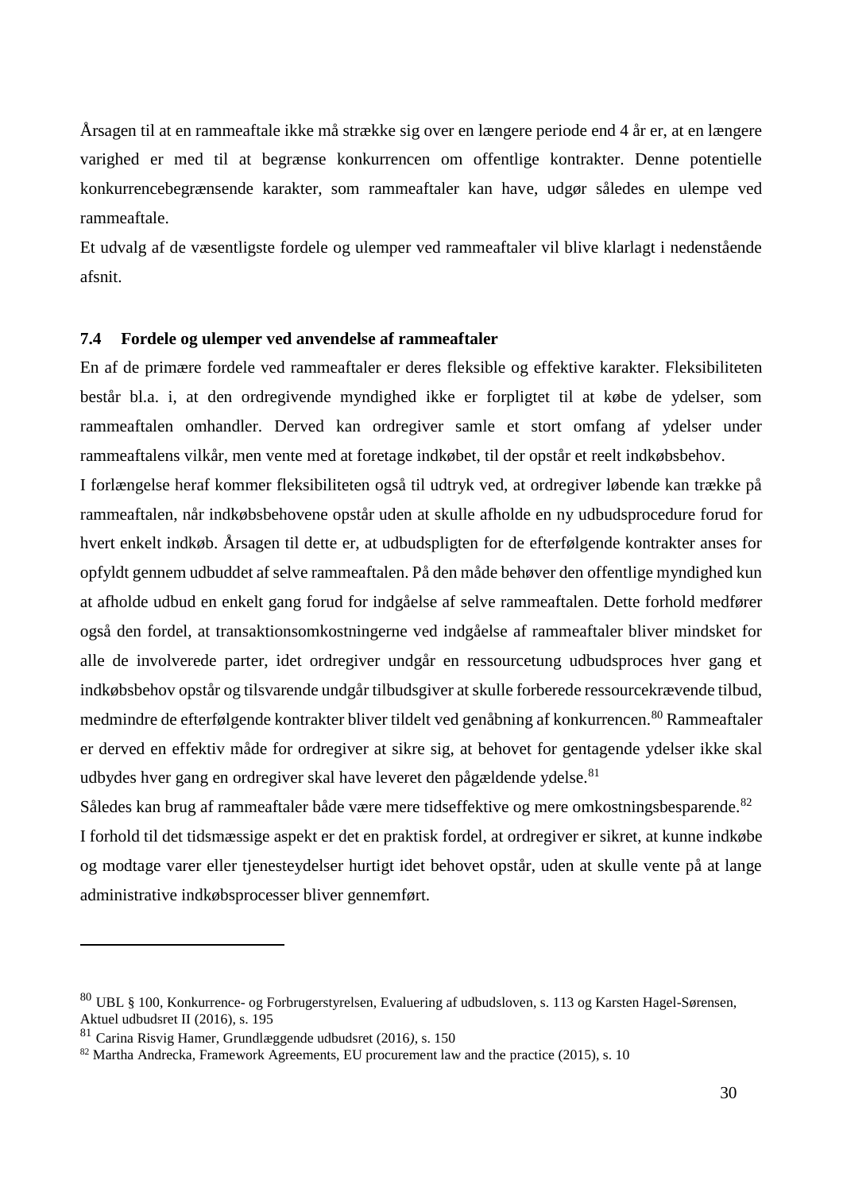Årsagen til at en rammeaftale ikke må strække sig over en længere periode end 4 år er, at en længere varighed er med til at begrænse konkurrencen om offentlige kontrakter. Denne potentielle konkurrencebegrænsende karakter, som rammeaftaler kan have, udgør således en ulempe ved rammeaftale.

Et udvalg af de væsentligste fordele og ulemper ved rammeaftaler vil blive klarlagt i nedenstående afsnit.

### 7.4 Fordele og ulemper ved anvendelse af rammeaftaler

En af de primære fordele ved rammeaftaler er deres fleksible og effektive karakter. Fleksibiliteten består bl.a. i, at den ordregivende myndighed ikke er forpligtet til at købe de ydelser, som rammeaftalen omhandler. Derved kan ordregiver samle et stort omfang af ydelser under rammeaftalens vilkår, men vente med at foretage indkøbet, til der opstår et reelt indkøbsbehov.

I forlængelse heraf kommer fleksibiliteten også til udtryk ved, at ordregiver løbende kan trække på rammeaftalen, når indkøbsbehovene opstår uden at skulle afholde en ny udbudsprocedure forud for hvert enkelt indkøb. Årsagen til dette er, at udbudspligten for de efterfølgende kontrakter anses for opfyldt gennem udbuddet af selve rammeaftalen. På den måde behøver den offentlige myndighed kun at afholde udbud en enkelt gang forud for indgåelse af selve rammeaftalen. Dette forhold medfører også den fordel, at transaktionsomkostningerne ved indgåelse af rammeaftaler bliver mindsket for alle de involverede parter, idet ordregiver undgår en ressourcetung udbudsproces hver gang et indkøbsbehov opstår og tilsvarende undgår tilbudsgiver at skulle forberede ressourcekrævende tilbud, medmindre de efterfølgende kontrakter bliver tildelt ved genåbning af konkurrencen.[80] Rammeaftaler er derved en effektiv måde for ordregiver at sikre sig, at behovet for gentagende ydelser ikke skal udbydes hver gang en ordregiver skal have leveret den pågældende ydelse.[81]

Således kan brug af rammeaftaler både være mere tidseffektive og mere omkostningsbesparende.[82]

I forhold til det tidsmæssige aspekt er det en praktisk fordel, at ordregiver er sikret, at kunne indkøbe og modtage varer eller tjenesteydelser hurtigt idet behovet opstår, uden at skulle vente på at lange administrative indkøbsprocesser bliver gennemført.

---

[80] UBL § 100, Konkurrence- og Forbrugerstyrelsen, Evaluering af udbudsloven, s. 113 og Karsten Hagel-Sørensen, Aktuel udbudsret II (2016), s. 195

[81] Carina Risvig Hamer, Grundlæggende udbudsret (2016), s. 150

[82] Martha Andrecka, Framework Agreements, EU procurement law and the practice (2015), s. 10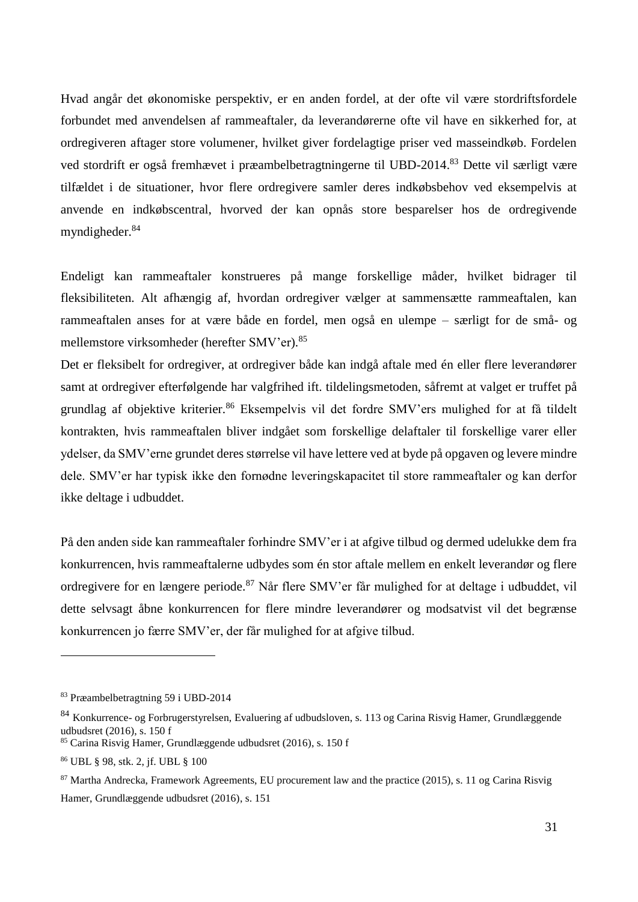Hvad angår det økonomiske perspektiv, er en anden fordel, at der ofte vil være stordriftsfordele forbundet med anvendelsen af rammeaftaler, da leverandørerne ofte vil have en sikkerhed for, at ordregiveren aftager store volumener, hvilket giver fordelagtige priser ved masseindkøb. Fordelen ved stordrift er også fremhævet i præambelbetragtningerne til UBD-2014.[83] Dette vil særligt være tilfældet i de situationer, hvor flere ordregivere samler deres indkøbsbehov ved eksempelvis at anvende en indkøbscentral, hvorved der kan opnås store besparelser hos de ordregivende myndigheder.[84]

Endeligt kan rammeaftaler konstrueres på mange forskellige måder, hvilket bidrager til fleksibiliteten. Alt afhængig af, hvordan ordregiver vælger at sammensætte rammeaftalen, kan rammeaftalen anses for at være både en fordel, men også en ulempe – særligt for de små- og mellemstore virksomheder (herefter SMV'er).[85]

Det er fleksibelt for ordregiver, at ordregiver både kan indgå aftale med én eller flere leverandører samt at ordregiver efterfølgende har valgfrihed ift. tildelingsmetoden, såfremt at valget er truffet på grundlag af objektive kriterier.[86] Eksempelvis vil det fordre SMV'ers mulighed for at få tildelt kontrakten, hvis rammeaftalen bliver indgået som forskellige delaftaler til forskellige varer eller ydelser, da SMV'erne grundet deres størrelse vil have lettere ved at byde på opgaven og levere mindre dele. SMV'er har typisk ikke den fornødne leveringskapacitet til store rammeaftaler og kan derfor ikke deltage i udbuddet.

På den anden side kan rammeaftaler forhindre SMV'er i at afgive tilbud og dermed udelukke dem fra konkurrencen, hvis rammeaftalerne udbydes som én stor aftale mellem en enkelt leverandør og flere ordregivere for en længere periode.[87] Når flere SMV'er får mulighed for at deltage i udbuddet, vil dette selvsagt åbne konkurrencen for flere mindre leverandører og modsatvist vil det begrænse konkurrencen jo færre SMV'er, der får mulighed for at afgive tilbud.

---

[83] Præambelbetragtning 59 i UBD-2014

[84] Konkurrence- og Forbrugerstyrelsen, Evaluering af udbudsloven, s. 113 og Carina Risvig Hamer, Grundlæggende udbudsret (2016), s. 150 f

[85] Carina Risvig Hamer, Grundlæggende udbudsret (2016), s. 150 f

[86] UBL § 98, stk. 2, jf. UBL § 100

[87] Martha Andrecka, Framework Agreements, EU procurement law and the practice (2015), s. 11 og Carina Risvig Hamer, Grundlæggende udbudsret (2016), s. 151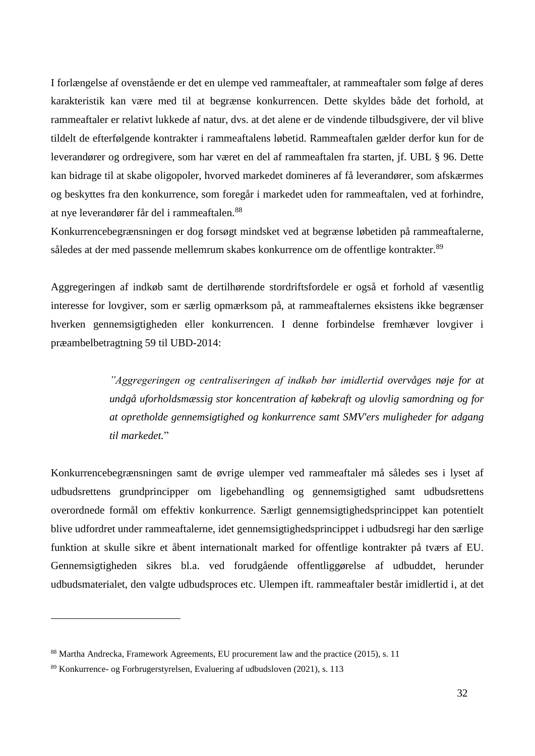I forlængelse af ovenstående er det en ulempe ved rammeaftaler, at rammeaftaler som følge af deres karakteristik kan være med til at begrænse konkurrencen. Dette skyldes både det forhold, at rammeaftaler er relativt lukkede af natur, dvs. at det alene er de vindende tilbudsgivere, der vil blive tildelt de efterfølgende kontrakter i rammeaftalens løbetid. Rammeaftalen gælder derfor kun for de leverandører og ordregivere, som har været en del af rammeaftalen fra starten, jf. UBL § 96. Dette kan bidrage til at skabe oligopoler, hvorved markedet domineres af få leverandører, som afskærmes og beskyttes fra den konkurrence, som foregår i markedet uden for rammeaftalen, ved at forhindre, at nye leverandører får del i rammeaftalen.[88]
Konkurrencebegrænsningen er dog forsøgt mindsket ved at begrænse løbetiden på rammeaftalerne, således at der med passende mellemrum skabes konkurrence om de offentlige kontrakter.[89]

Aggregeringen af indkøb samt de dertilhørende stordriftsfordele er også et forhold af væsentlig interesse for lovgiver, som er særlig opmærksom på, at rammeaftalernes eksistens ikke begrænser hverken gennemsigtigheden eller konkurrencen. I denne forbindelse fremhæver lovgiver i præambelbetragtning 59 til UBD-2014:

> *"Aggregeringen og centraliseringen af indkøb bør imidlertid overvåges nøje for at undgå uforholdsmæssig stor koncentration af købekraft og ulovlig samordning og for at opretholde gennemsigtighed og konkurrence samt SMV'ers muligheder for adgang til markedet.*"

Konkurrencebegrænsningen samt de øvrige ulemper ved rammeaftaler må således ses i lyset af udbudsrettens grundprincipper om ligebehandling og gennemsigtighed samt udbudsrettens overordnede formål om effektiv konkurrence. Særligt gennemsigtighedsprincippet kan potentielt blive udfordret under rammeaftalerne, idet gennemsigtighedsprincippet i udbudsregi har den særlige funktion at skulle sikre et åbent internationalt marked for offentlige kontrakter på tværs af EU. Gennemsigtigheden sikres bl.a. ved forudgående offentliggørelse af udbuddet, herunder udbudsmaterialet, den valgte udbudsproces etc. Ulempen ift. rammeaftaler består imidlertid i, at det

---

[88] Martha Andrecka, Framework Agreements, EU procurement law and the practice (2015), s. 11

[89] Konkurrence- og Forbrugerstyrelsen, Evaluering af udbudsloven (2021), s. 113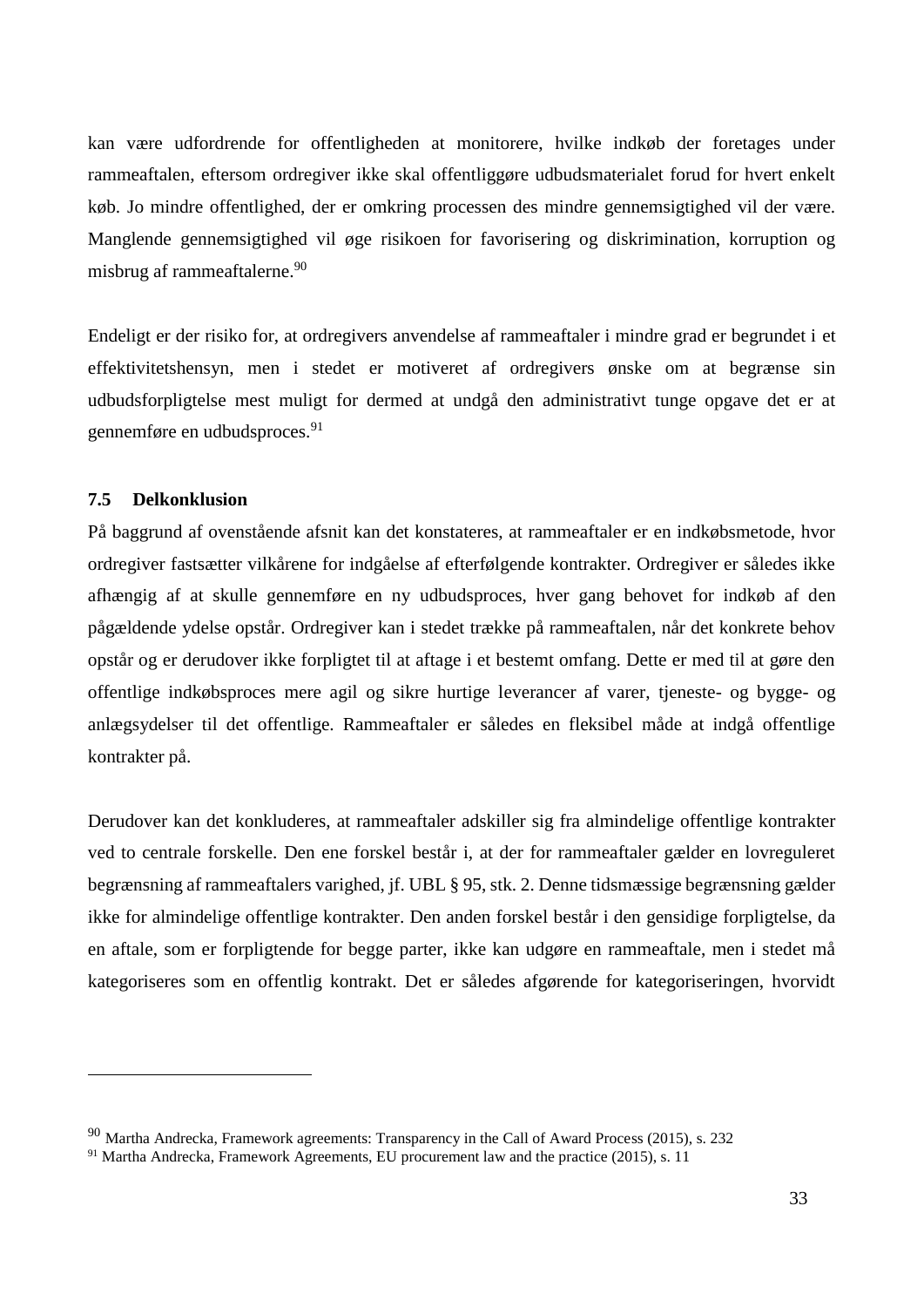kan være udfordrende for offentligheden at monitorere, hvilke indkøb der foretages under rammeaftalen, eftersom ordregiver ikke skal offentliggøre udbudsmaterialet forud for hvert enkelt køb. Jo mindre offentlighed, der er omkring processen des mindre gennemsigtighed vil der være. Manglende gennemsigtighed vil øge risikoen for favorisering og diskrimination, korruption og misbrug af rammeaftalerne.[90]

Endeligt er der risiko for, at ordregivers anvendelse af rammeaftaler i mindre grad er begrundet i et effektivitetshensyn, men i stedet er motiveret af ordregivers ønske om at begrænse sin udbudsforpligtelse mest muligt for dermed at undgå den administrativt tunge opgave det er at gennemføre en udbudsproces.[91]

### 7.5 Delkonklusion

På baggrund af ovenstående afsnit kan det konstateres, at rammeaftaler er en indkøbsmetode, hvor ordregiver fastsætter vilkårene for indgåelse af efterfølgende kontrakter. Ordregiver er således ikke afhængig af at skulle gennemføre en ny udbudsproces, hver gang behovet for indkøb af den pågældende ydelse opstår. Ordregiver kan i stedet trække på rammeaftalen, når det konkrete behov opstår og er derudover ikke forpligtet til at aftage i et bestemt omfang. Dette er med til at gøre den offentlige indkøbsproces mere agil og sikre hurtige leverancer af varer, tjeneste- og bygge- og anlægsydelser til det offentlige. Rammeaftaler er således en fleksibel måde at indgå offentlige kontrakter på.

Derudover kan det konkluderes, at rammeaftaler adskiller sig fra almindelige offentlige kontrakter ved to centrale forskelle. Den ene forskel består i, at der for rammeaftaler gælder en lovreguleret begrænsning af rammeaftalers varighed, jf. UBL § 95, stk. 2. Denne tidsmæssige begrænsning gælder ikke for almindelige offentlige kontrakter. Den anden forskel består i den gensidige forpligtelse, da en aftale, som er forpligtende for begge parter, ikke kan udgøre en rammeaftale, men i stedet må kategoriseres som en offentlig kontrakt. Det er således afgørende for kategoriseringen, hvorvidt

[90] Martha Andrecka, Framework agreements: Transparency in the Call of Award Process (2015), s. 232
[91] Martha Andrecka, Framework Agreements, EU procurement law and the practice (2015), s. 11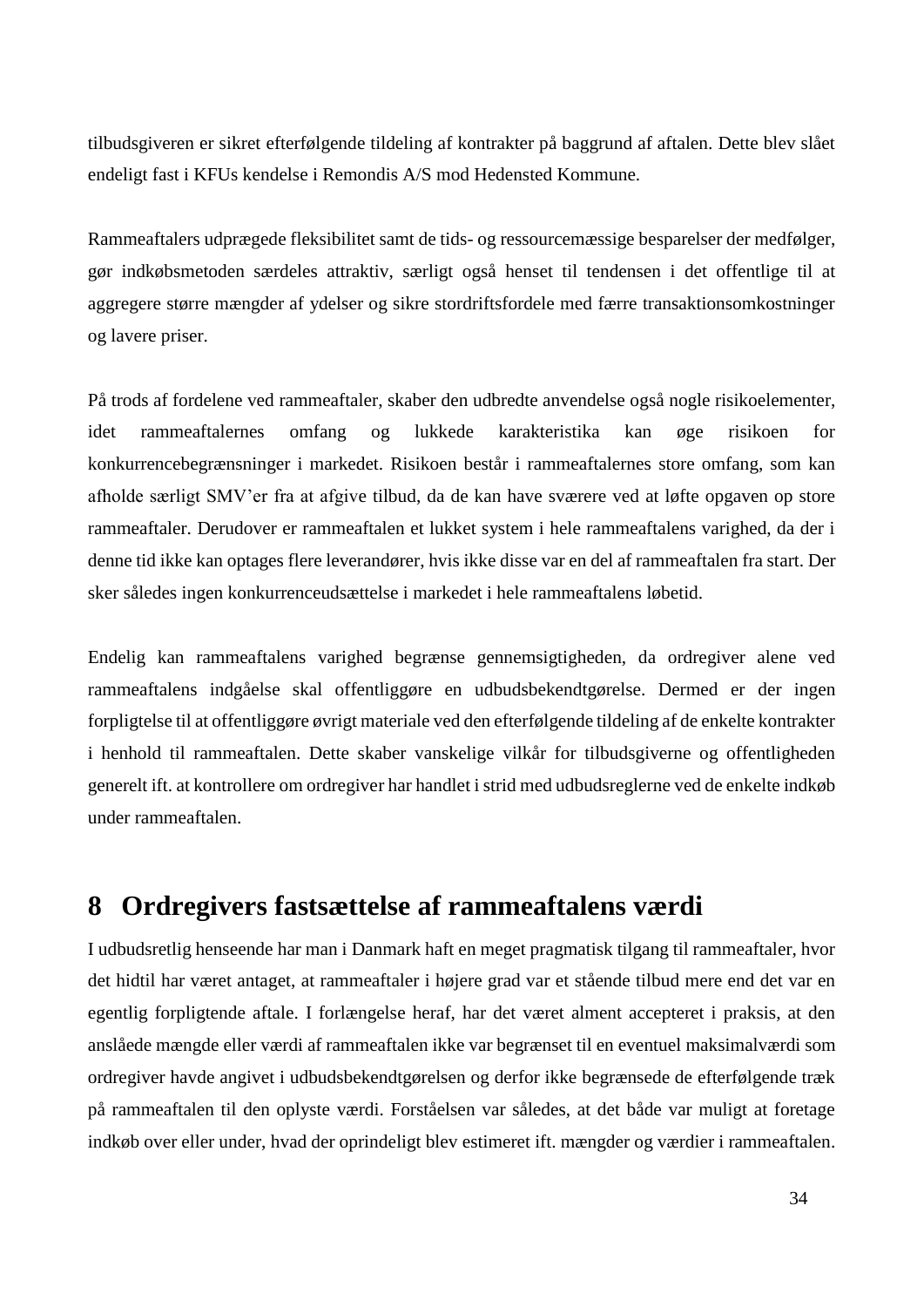tilbudsgiveren er sikret efterfølgende tildeling af kontrakter på baggrund af aftalen. Dette blev slået endeligt fast i KFUs kendelse i Remondis A/S mod Hedensted Kommune.

Rammeaftalers udprægede fleksibilitet samt de tids- og ressourcemæssige besparelser der medfølger, gør indkøbsmetoden særdeles attraktiv, særligt også henset til tendensen i det offentlige til at aggregere større mængder af ydelser og sikre stordriftsfordele med færre transaktionsomkostninger og lavere priser.

På trods af fordelene ved rammeaftaler, skaber den udbredte anvendelse også nogle risikoelementer, idet rammeaftalernes omfang og lukkede karakteristika kan øge risikoen for konkurrencebegrænsninger i markedet. Risikoen består i rammeaftalernes store omfang, som kan afholde særligt SMV'er fra at afgive tilbud, da de kan have sværere ved at løfte opgaven op store rammeaftaler. Derudover er rammeaftalen et lukket system i hele rammeaftalens varighed, da der i denne tid ikke kan optages flere leverandører, hvis ikke disse var en del af rammeaftalen fra start. Der sker således ingen konkurrenceudsættelse i markedet i hele rammeaftalens løbetid.

Endelig kan rammeaftalens varighed begrænse gennemsigtigheden, da ordregiver alene ved rammeaftalens indgåelse skal offentliggøre en udbudsbekendtgørelse. Dermed er der ingen forpligtelse til at offentliggøre øvrigt materiale ved den efterfølgende tildeling af de enkelte kontrakter i henhold til rammeaftalen. Dette skaber vanskelige vilkår for tilbudsgiverne og offentligheden generelt ift. at kontrollere om ordregiver har handlet i strid med udbudsreglerne ved de enkelte indkøb under rammeaftalen.

# 8 Ordregivers fastsættelse af rammeaftalens værdi

I udbudsretlig henseende har man i Danmark haft en meget pragmatisk tilgang til rammeaftaler, hvor det hidtil har været antaget, at rammeaftaler i højere grad var et stående tilbud mere end det var en egentlig forpligtende aftale. I forlængelse heraf, har det været alment accepteret i praksis, at den anslåede mængde eller værdi af rammeaftalen ikke var begrænset til en eventuel maksimalværdi som ordregiver havde angivet i udbudsbekendtgørelsen og derfor ikke begrænsede de efterfølgende træk på rammeaftalen til den oplyste værdi. Forståelsen var således, at det både var muligt at foretage indkøb over eller under, hvad der oprindeligt blev estimeret ift. mængder og værdier i rammeaftalen.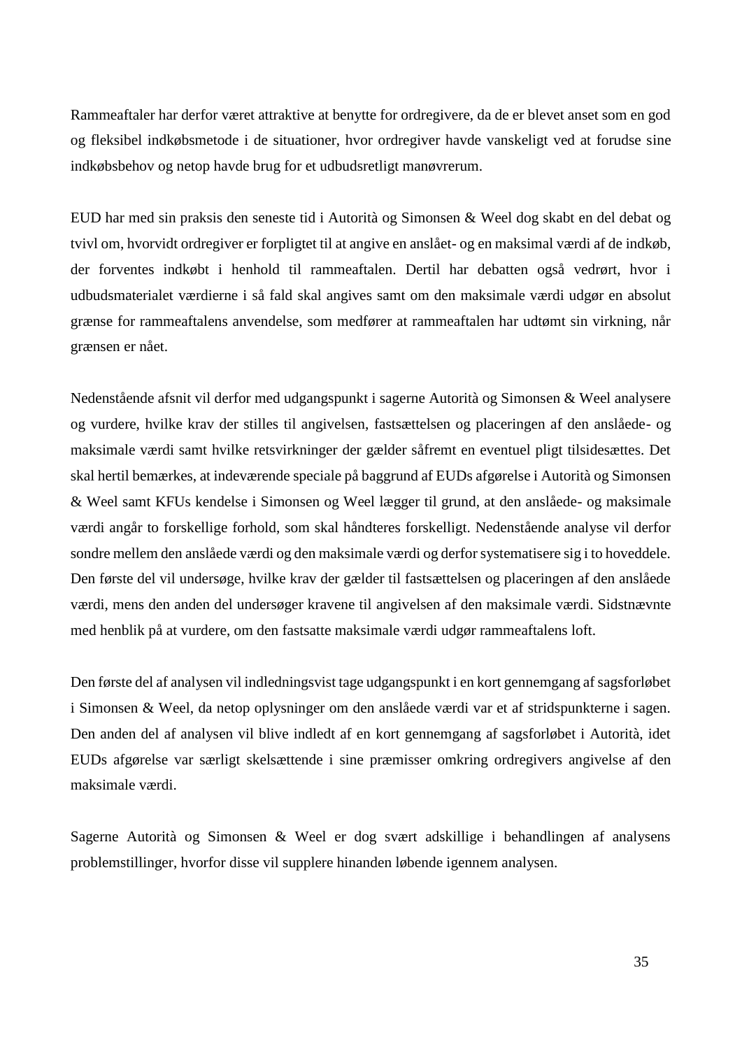Rammeaftaler har derfor været attraktive at benytte for ordregivere, da de er blevet anset som en god og fleksibel indkøbsmetode i de situationer, hvor ordregiver havde vanskeligt ved at forudse sine indkøbsbehov og netop havde brug for et udbudsretligt manøvrerum.

EUD har med sin praksis den seneste tid i Autorità og Simonsen & Weel dog skabt en del debat og tvivl om, hvorvidt ordregiver er forpligtet til at angive en anslået- og en maksimal værdi af de indkøb, der forventes indkøbt i henhold til rammeaftalen. Dertil har debatten også vedrørt, hvor i udbudsmaterialet værdierne i så fald skal angives samt om den maksimale værdi udgør en absolut grænse for rammeaftalens anvendelse, som medfører at rammeaftalen har udtømt sin virkning, når grænsen er nået.

Nedenstående afsnit vil derfor med udgangspunkt i sagerne Autorità og Simonsen & Weel analysere og vurdere, hvilke krav der stilles til angivelsen, fastsættelsen og placeringen af den anslåede- og maksimale værdi samt hvilke retsvirkninger der gælder såfremt en eventuel pligt tilsidesættes. Det skal hertil bemærkes, at indeværende speciale på baggrund af EUDs afgørelse i Autorità og Simonsen & Weel samt KFUs kendelse i Simonsen og Weel lægger til grund, at den anslåede- og maksimale værdi angår to forskellige forhold, som skal håndteres forskelligt. Nedenstående analyse vil derfor sondre mellem den anslåede værdi og den maksimale værdi og derfor systematisere sig i to hoveddele. Den første del vil undersøge, hvilke krav der gælder til fastsættelsen og placeringen af den anslåede værdi, mens den anden del undersøger kravene til angivelsen af den maksimale værdi. Sidstnævnte med henblik på at vurdere, om den fastsatte maksimale værdi udgør rammeaftalens loft.

Den første del af analysen vil indledningsvist tage udgangspunkt i en kort gennemgang af sagsforløbet i Simonsen & Weel, da netop oplysninger om den anslåede værdi var et af stridspunkterne i sagen. Den anden del af analysen vil blive indledt af en kort gennemgang af sagsforløbet i Autorità, idet EUDs afgørelse var særligt skelsættende i sine præmisser omkring ordregivers angivelse af den maksimale værdi.

Sagerne Autorità og Simonsen & Weel er dog svært adskillige i behandlingen af analysens problemstillinger, hvorfor disse vil supplere hinanden løbende igennem analysen.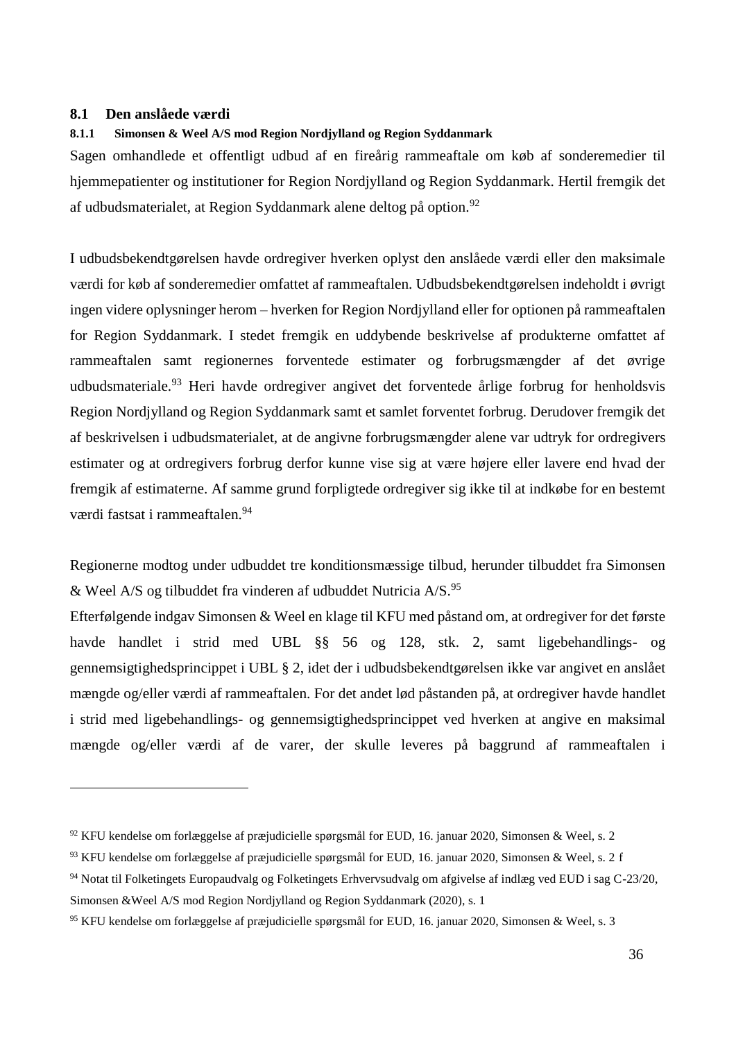## 8.1 Den anslåede værdi

### 8.1.1 Simonsen & Weel A/S mod Region Nordjylland og Region Syddanmark

Sagen omhandlede et offentligt udbud af en fireårig rammeaftale om køb af sonderemedier til hjemmepatienter og institutioner for Region Nordjylland og Region Syddanmark. Hertil fremgik det af udbudsmaterialet, at Region Syddanmark alene deltog på option.[92]

I udbudsbekendtgørelsen havde ordregiver hverken oplyst den anslåede værdi eller den maksimale værdi for køb af sonderemedier omfattet af rammeaftalen. Udbudsbekendtgørelsen indeholdt i øvrigt ingen videre oplysninger herom – hverken for Region Nordjylland eller for optionen på rammeaftalen for Region Syddanmark. I stedet fremgik en uddybende beskrivelse af produkterne omfattet af rammeaftalen samt regionernes forventede estimater og forbrugsmængder af det øvrige udbudsmateriale.[93] Heri havde ordregiver angivet det forventede årlige forbrug for henholdsvis Region Nordjylland og Region Syddanmark samt et samlet forventet forbrug. Derudover fremgik det af beskrivelsen i udbudsmaterialet, at de angivne forbrugsmængder alene var udtryk for ordregivers estimater og at ordregivers forbrug derfor kunne vise sig at være højere eller lavere end hvad der fremgik af estimaterne. Af samme grund forpligtede ordregiver sig ikke til at indkøbe for en bestemt værdi fastsat i rammeaftalen.[94]

Regionerne modtog under udbuddet tre konditionsmæssige tilbud, herunder tilbuddet fra Simonsen & Weel A/S og tilbuddet fra vinderen af udbuddet Nutricia A/S.[95]

Efterfølgende indgav Simonsen & Weel en klage til KFU med påstand om, at ordregiver for det første havde handlet i strid med UBL §§ 56 og 128, stk. 2, samt ligebehandlings- og gennemsigtighedsprincippet i UBL § 2, idet der i udbudsbekendtgørelsen ikke var angivet en anslået mængde og/eller værdi af rammeaftalen. For det andet lød påstanden på, at ordregiver havde handlet i strid med ligebehandlings- og gennemsigtighedsprincippet ved hverken at angive en maksimal mængde og/eller værdi af de varer, der skulle leveres på baggrund af rammeaftalen i

---

[92] KFU kendelse om forlæggelse af præjudicielle spørgsmål for EUD, 16. januar 2020, Simonsen & Weel, s. 2

[93] KFU kendelse om forlæggelse af præjudicielle spørgsmål for EUD, 16. januar 2020, Simonsen & Weel, s. 2 f

[94] Notat til Folketingets Europaudvalg og Folketingets Erhvervsudvalg om afgivelse af indlæg ved EUD i sag C-23/20, Simonsen &Weel A/S mod Region Nordjylland og Region Syddanmark (2020), s. 1

[95] KFU kendelse om forlæggelse af præjudicielle spørgsmål for EUD, 16. januar 2020, Simonsen & Weel, s. 3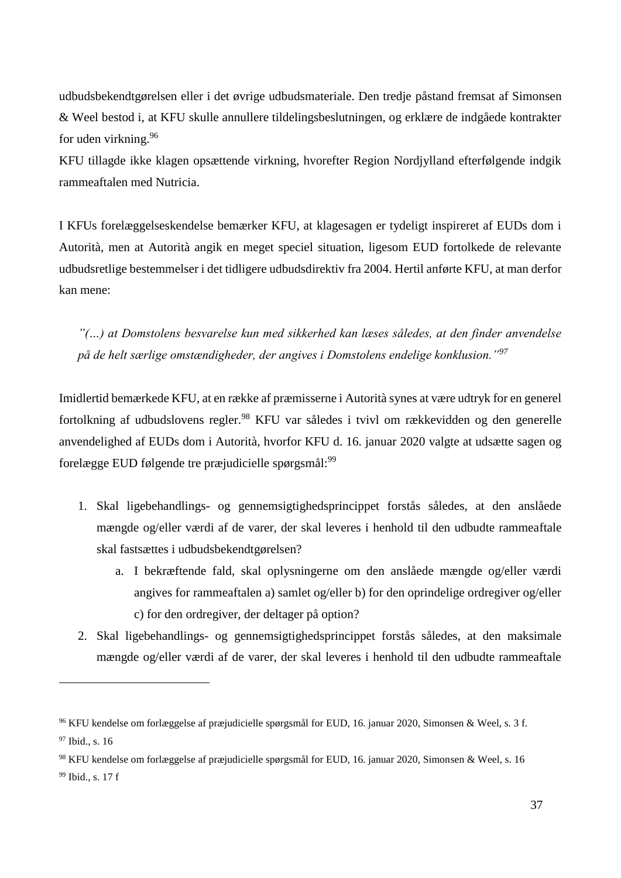udbudsbekendtgørelsen eller i det øvrige udbudsmateriale. Den tredje påstand fremsat af Simonsen & Weel bestod i, at KFU skulle annullere tildelingsbeslutningen, og erklære de indgåede kontrakter for uden virkning.[96]

KFU tillagde ikke klagen opsættende virkning, hvorefter Region Nordjylland efterfølgende indgik rammeaftalen med Nutricia.

I KFUs forelæggelseskendelse bemærker KFU, at klagesagen er tydeligt inspireret af EUDs dom i Autorità, men at Autorità angik en meget speciel situation, ligesom EUD fortolkede de relevante udbudsretlige bestemmelser i det tidligere udbudsdirektiv fra 2004. Hertil anførte KFU, at man derfor kan mene:

> *"(…) at Domstolens besvarelse kun med sikkerhed kan læses således, at den finder anvendelse på de helt særlige omstændigheder, der angives i Domstolens endelige konklusion."*[97]

Imidlertid bemærkede KFU, at en række af præmisserne i Autorità synes at være udtryk for en generel fortolkning af udbudslovens regler.[98] KFU var således i tvivl om rækkevidden og den generelle anvendelighed af EUDs dom i Autorità, hvorfor KFU d. 16. januar 2020 valgte at udsætte sagen og forelægge EUD følgende tre præjudicielle spørgsmål:[99]

1. Skal ligebehandlings- og gennemsigtighedsprincippet forstås således, at den anslåede mængde og/eller værdi af de varer, der skal leveres i henhold til den udbudte rammeaftale skal fastsættes i udbudsbekendtgørelsen?
    a. I bekræftende fald, skal oplysningerne om den anslåede mængde og/eller værdi angives for rammeaftalen a) samlet og/eller b) for den oprindelige ordregiver og/eller c) for den ordregiver, der deltager på option?
2. Skal ligebehandlings- og gennemsigtighedsprincippet forstås således, at den maksimale mængde og/eller værdi af de varer, der skal leveres i henhold til den udbudte rammeaftale

---

[96] KFU kendelse om forlæggelse af præjudicielle spørgsmål for EUD, 16. januar 2020, Simonsen & Weel, s. 3 f.

[97] Ibid., s. 16

[98] KFU kendelse om forlæggelse af præjudicielle spørgsmål for EUD, 16. januar 2020, Simonsen & Weel, s. 16

[99] Ibid., s. 17 f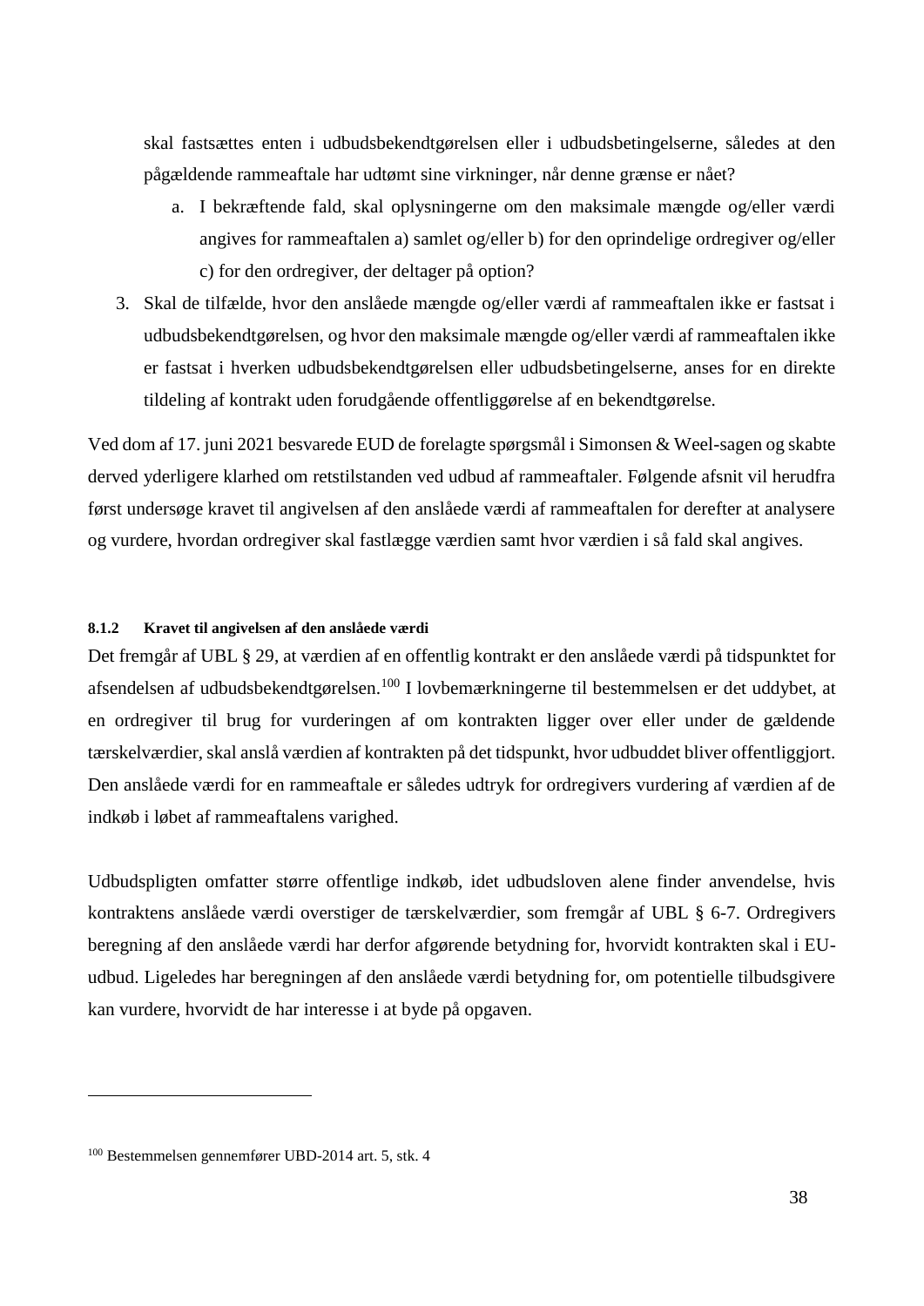skal fastsættes enten i udbudsbekendtgørelsen eller i udbudsbetingelserne, således at den pågældende rammeaftale har udtømt sine virkninger, når denne grænse er nået?

   a. I bekræftende fald, skal oplysningerne om den maksimale mængde og/eller værdi angives for rammeaftalen a) samlet og/eller b) for den oprindelige ordregiver og/eller c) for den ordregiver, der deltager på option?

3. Skal de tilfælde, hvor den anslåede mængde og/eller værdi af rammeaftalen ikke er fastsat i udbudsbekendtgørelsen, og hvor den maksimale mængde og/eller værdi af rammeaftalen ikke er fastsat i hverken udbudsbekendtgørelsen eller udbudsbetingelserne, anses for en direkte tildeling af kontrakt uden forudgående offentliggørelse af en bekendtgørelse.

Ved dom af 17. juni 2021 besvarede EUD de forelagte spørgsmål i Simonsen & Weel-sagen og skabte derved yderligere klarhed om retstilstanden ved udbud af rammeaftaler. Følgende afsnit vil herudfra først undersøge kravet til angivelsen af den anslåede værdi af rammeaftalen for derefter at analysere og vurdere, hvordan ordregiver skal fastlægge værdien samt hvor værdien i så fald skal angives.

#### 8.1.2 Kravet til angivelsen af den anslåede værdi

Det fremgår af UBL § 29, at værdien af en offentlig kontrakt er den anslåede værdi på tidspunktet for afsendelsen af udbudsbekendtgørelsen.[100] I lovbemærkningerne til bestemmelsen er det uddybet, at en ordregiver til brug for vurderingen af om kontrakten ligger over eller under de gældende tærskelværdier, skal anslå værdien af kontrakten på det tidspunkt, hvor udbuddet bliver offentliggjort. Den anslåede værdi for en rammeaftale er således udtryk for ordregivers vurdering af værdien af de indkøb i løbet af rammeaftalens varighed.

Udbudspligten omfatter større offentlige indkøb, idet udbudsloven alene finder anvendelse, hvis kontraktens anslåede værdi overstiger de tærskelværdier, som fremgår af UBL § 6-7. Ordregivers beregning af den anslåede værdi har derfor afgørende betydning for, hvorvidt kontrakten skal i EU-udbud. Ligeledes har beregningen af den anslåede værdi betydning for, om potentielle tilbudsgivere kan vurdere, hvorvidt de har interesse i at byde på opgaven.

[100] Bestemmelsen gennemfører UBD-2014 art. 5, stk. 4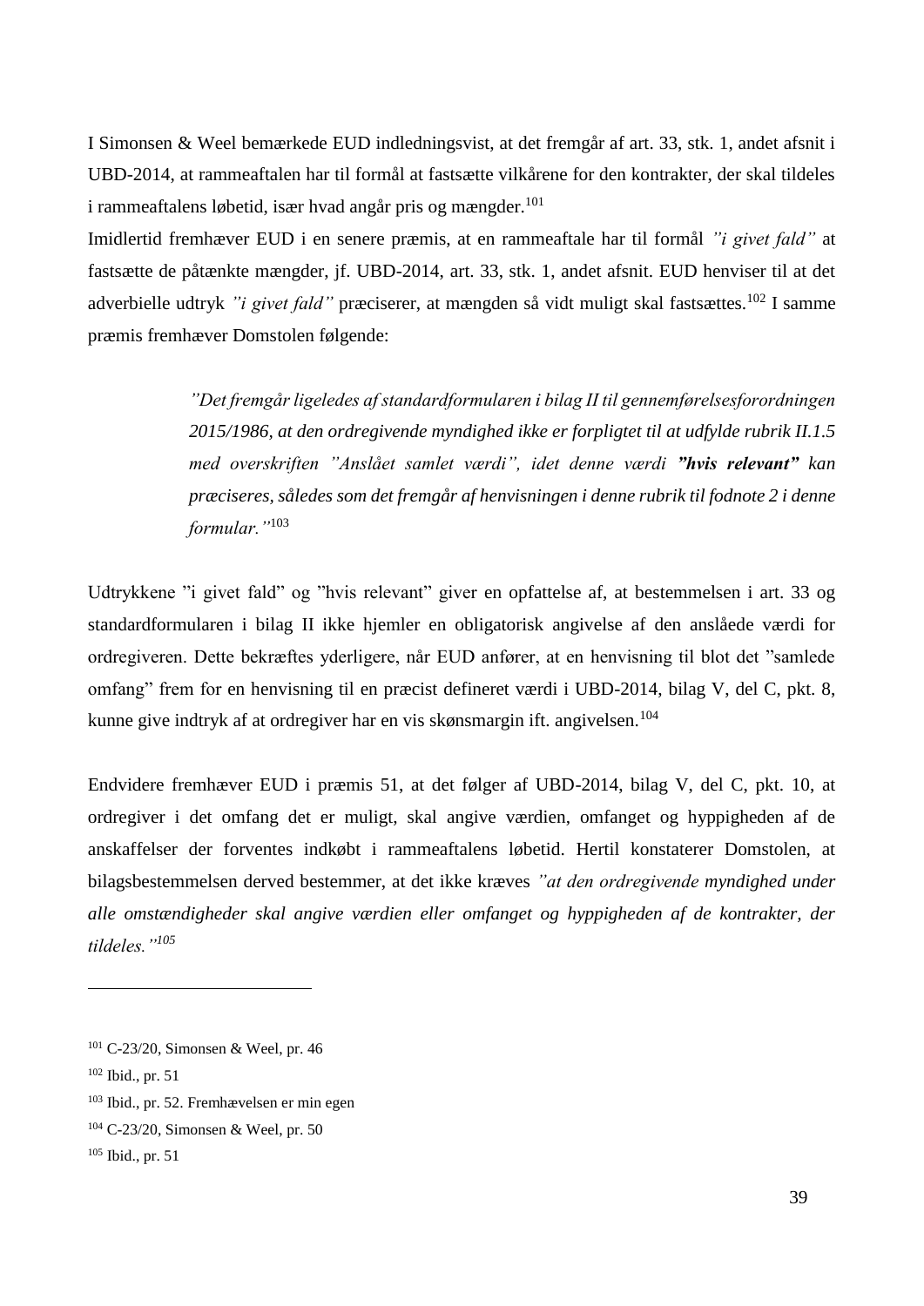I Simonsen & Weel bemærkede EUD indledningsvist, at det fremgår af art. 33, stk. 1, andet afsnit i UBD-2014, at rammeaftalen har til formål at fastsætte vilkårene for den kontrakter, der skal tildeles i rammeaftalens løbetid, især hvad angår pris og mængder.[101]

Imidlertid fremhæver EUD i en senere præmis, at en rammeaftale har til formål *"i givet fald"* at fastsætte de påtænkte mængder, jf. UBD-2014, art. 33, stk. 1, andet afsnit. EUD henviser til at det adverbielle udtryk *"i givet fald"* præciserer, at mængden så vidt muligt skal fastsættes.[102] I samme præmis fremhæver Domstolen følgende:

> *"Det fremgår ligeledes af standardformularen i bilag II til gennemførelsesforordningen 2015/1986, at den ordregivende myndighed ikke er forpligtet til at udfylde rubrik II.1.5 med overskriften "Anslået samlet værdi", idet denne værdi **"hvis relevant"** kan præciseres, således som det fremgår af henvisningen i denne rubrik til fodnote 2 i denne formular."*[103]

Udtrykkene "i givet fald" og "hvis relevant" giver en opfattelse af, at bestemmelsen i art. 33 og standardformularen i bilag II ikke hjemler en obligatorisk angivelse af den anslåede værdi for ordregiveren. Dette bekræftes yderligere, når EUD anfører, at en henvisning til blot det "samlede omfang" frem for en henvisning til en præcist defineret værdi i UBD-2014, bilag V, del C, pkt. 8, kunne give indtryk af at ordregiver har en vis skønsmargin ift. angivelsen.[104]

Endvidere fremhæver EUD i præmis 51, at det følger af UBD-2014, bilag V, del C, pkt. 10, at ordregiver i det omfang det er muligt, skal angive værdien, omfanget og hyppigheden af de anskaffelser der forventes indkøbt i rammeaftalens løbetid. Hertil konstaterer Domstolen, at bilagsbestemmelsen derved bestemmer, at det ikke kræves *"at den ordregivende myndighed under alle omstændigheder skal angive værdien eller omfanget og hyppigheden af de kontrakter, der tildeles."*[105]

---

[101] C-23/20, Simonsen & Weel, pr. 46

[102] Ibid., pr. 51

[103] Ibid., pr. 52. Fremhævelsen er min egen

[104] C-23/20, Simonsen & Weel, pr. 50

[105] Ibid., pr. 51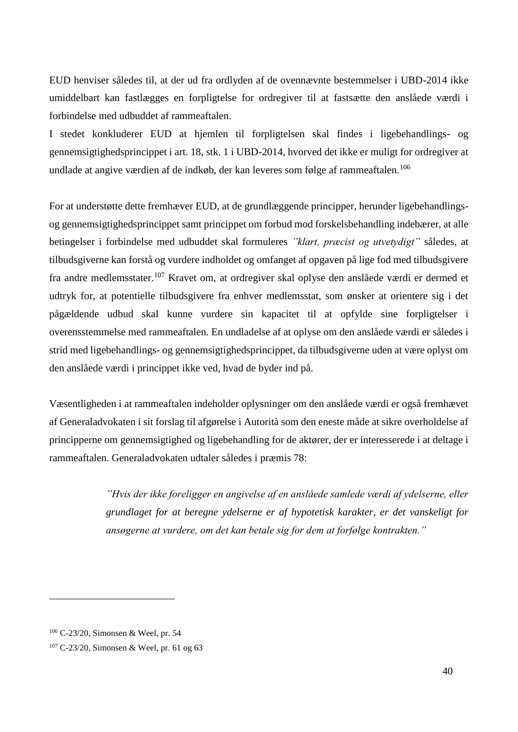EUD henviser således til, at der ud fra ordlyden af de ovennævnte bestemmelser i UBD-2014 ikke umiddelbart kan fastlægges en forpligtelse for ordregiver til at fastsætte den anslåede værdi i forbindelse med udbuddet af rammeaftalen.

I stedet konkluderer EUD at hjemlen til forpligtelsen skal findes i ligebehandlings- og gennemsigtighedsprincippet i art. 18, stk. 1 i UBD-2014, hvorved det ikke er muligt for ordregiver at undlade at angive værdien af de indkøb, der kan leveres som følge af rammeaftalen.[106]

For at understøtte dette fremhæver EUD, at de grundlæggende principper, herunder ligebehandlings- og gennemsigtighedsprincippet samt princippet om forbud mod forskelsbehandling indebærer, at alle betingelser i forbindelse med udbuddet skal formuleres *"klart, præcist og utvetydigt"* således, at tilbudsgiverne kan forstå og vurdere indholdet og omfanget af opgaven på lige fod med tilbudsgivere fra andre medlemsstater.[107] Kravet om, at ordregiver skal oplyse den anslåede værdi er dermed et udtryk for, at potentielle tilbudsgivere fra enhver medlemsstat, som ønsker at orientere sig i det pågældende udbud skal kunne vurdere sin kapacitet til at opfylde sine forpligtelser i overensstemmelse med rammeaftalen. En undladelse af at oplyse om den anslåede værdi er således i strid med ligebehandlings- og gennemsigtighedsprincippet, da tilbudsgiverne uden at være oplyst om den anslåede værdi i princippet ikke ved, hvad de byder ind på.

Væsentligheden i at rammeaftalen indeholder oplysninger om den anslåede værdi er også fremhævet af Generaladvokaten i sit forslag til afgørelse i Autorità som den eneste måde at sikre overholdelse af principperne om gennemsigtighed og ligebehandling for de aktører, der er interesserede i at deltage i rammeaftalen. Generaladvokaten udtaler således i præmis 78:

> *"Hvis der ikke foreligger en angivelse af en anslåede samlede værdi af ydelserne, eller grundlaget for at beregne ydelserne er af hypotetisk karakter, er det vanskeligt for ansøgerne at vurdere, om det kan betale sig for dem at forfølge kontrakten."*

---

[106] C-23/20, Simonsen & Weel, pr. 54

[107] C-23/20, Simonsen & Weel, pr. 61 og 63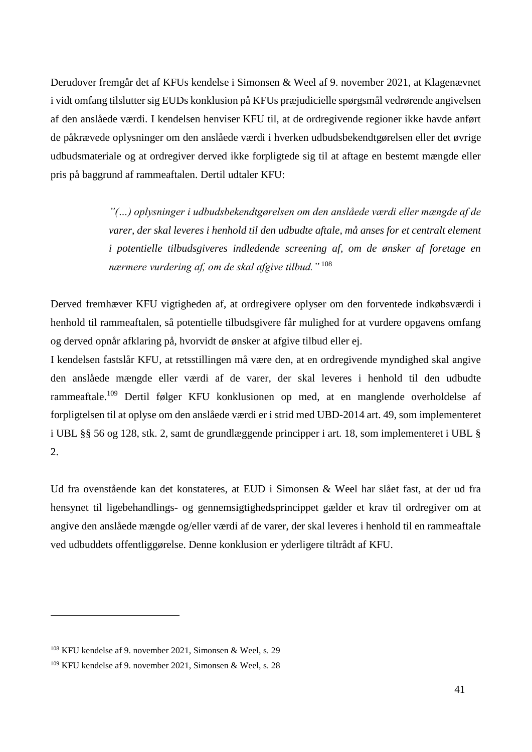Derudover fremgår det af KFUs kendelse i Simonsen & Weel af 9. november 2021, at Klagenævnet i vidt omfang tilslutter sig EUDs konklusion på KFUs præjudicielle spørgsmål vedrørende angivelsen af den anslåede værdi. I kendelsen henviser KFU til, at de ordregivende regioner ikke havde anført de påkrævede oplysninger om den anslåede værdi i hverken udbudsbekendtgørelsen eller det øvrige udbudsmateriale og at ordregiver derved ikke forpligtede sig til at aftage en bestemt mængde eller pris på baggrund af rammeaftalen. Dertil udtaler KFU:

> *"(…) oplysninger i udbudsbekendtgørelsen om den anslåede værdi eller mængde af de varer, der skal leveres i henhold til den udbudte aftale, må anses for et centralt element i potentielle tilbudsgiveres indledende screening af, om de ønsker af foretage en nærmere vurdering af, om de skal afgive tilbud."* [108]

Derved fremhæver KFU vigtigheden af, at ordregivere oplyser om den forventede indkøbsværdi i henhold til rammeaftalen, så potentielle tilbudsgivere får mulighed for at vurdere opgavens omfang og derved opnår afklaring på, hvorvidt de ønsker at afgive tilbud eller ej.

I kendelsen fastslår KFU, at retsstillingen må være den, at en ordregivende myndighed skal angive den anslåede mængde eller værdi af de varer, der skal leveres i henhold til den udbudte rammeaftale.[109] Dertil følger KFU konklusionen op med, at en manglende overholdelse af forpligtelsen til at oplyse om den anslåede værdi er i strid med UBD-2014 art. 49, som implementeret i UBL §§ 56 og 128, stk. 2, samt de grundlæggende principper i art. 18, som implementeret i UBL § 2.

Ud fra ovenstående kan det konstateres, at EUD i Simonsen & Weel har slået fast, at der ud fra hensynet til ligebehandlings- og gennemsigtighedsprincippet gælder et krav til ordregiver om at angive den anslåede mængde og/eller værdi af de varer, der skal leveres i henhold til en rammeaftale ved udbuddets offentliggørelse. Denne konklusion er yderligere tiltrådt af KFU.

---

[108] KFU kendelse af 9. november 2021, Simonsen & Weel, s. 29

[109] KFU kendelse af 9. november 2021, Simonsen & Weel, s. 28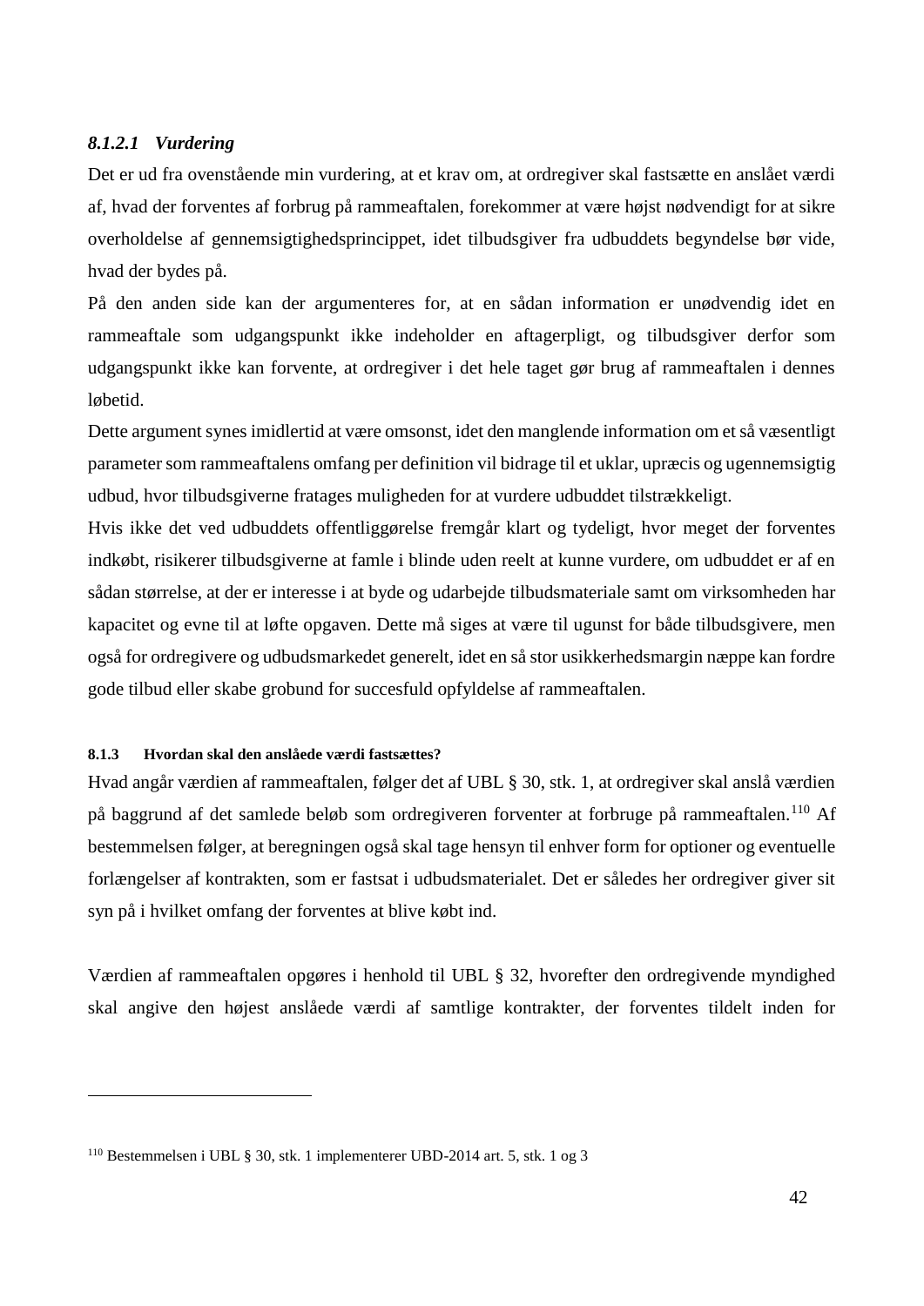#### *8.1.2.1 Vurdering*

Det er ud fra ovenstående min vurdering, at et krav om, at ordregiver skal fastsætte en anslået værdi af, hvad der forventes af forbrug på rammeaftalen, forekommer at være højst nødvendigt for at sikre overholdelse af gennemsigtighedsprincippet, idet tilbudsgiver fra udbuddets begyndelse bør vide, hvad der bydes på.

På den anden side kan der argumenteres for, at en sådan information er unødvendig idet en rammeaftale som udgangspunkt ikke indeholder en aftagerpligt, og tilbudsgiver derfor som udgangspunkt ikke kan forvente, at ordregiver i det hele taget gør brug af rammeaftalen i dennes løbetid.

Dette argument synes imidlertid at være omsonst, idet den manglende information om et så væsentligt parameter som rammeaftalens omfang per definition vil bidrage til et uklar, upræcis og ugennemsigtig udbud, hvor tilbudsgiverne fratages muligheden for at vurdere udbuddet tilstrækkeligt.

Hvis ikke det ved udbuddets offentliggørelse fremgår klart og tydeligt, hvor meget der forventes indkøbt, risikerer tilbudsgiverne at famle i blinde uden reelt at kunne vurdere, om udbuddet er af en sådan størrelse, at der er interesse i at byde og udarbejde tilbudsmateriale samt om virksomheden har kapacitet og evne til at løfte opgaven. Dette må siges at være til ugunst for både tilbudsgivere, men også for ordregivere og udbudsmarkedet generelt, idet en så stor usikkerhedsmargin næppe kan fordre gode tilbud eller skabe grobund for succesfuld opfyldelse af rammeaftalen.

### 8.1.3 Hvordan skal den anslåede værdi fastsættes?

Hvad angår værdien af rammeaftalen, følger det af UBL § 30, stk. 1, at ordregiver skal anslå værdien på baggrund af det samlede beløb som ordregiveren forventer at forbruge på rammeaftalen.[110] Af bestemmelsen følger, at beregningen også skal tage hensyn til enhver form for optioner og eventuelle forlængelser af kontrakten, som er fastsat i udbudsmaterialet. Det er således her ordregiver giver sit syn på i hvilket omfang der forventes at blive købt ind.

Værdien af rammeaftalen opgøres i henhold til UBL § 32, hvorefter den ordregivende myndighed skal angive den højest anslåede værdi af samtlige kontrakter, der forventes tildelt inden for

[110] Bestemmelsen i UBL § 30, stk. 1 implementerer UBD-2014 art. 5, stk. 1 og 3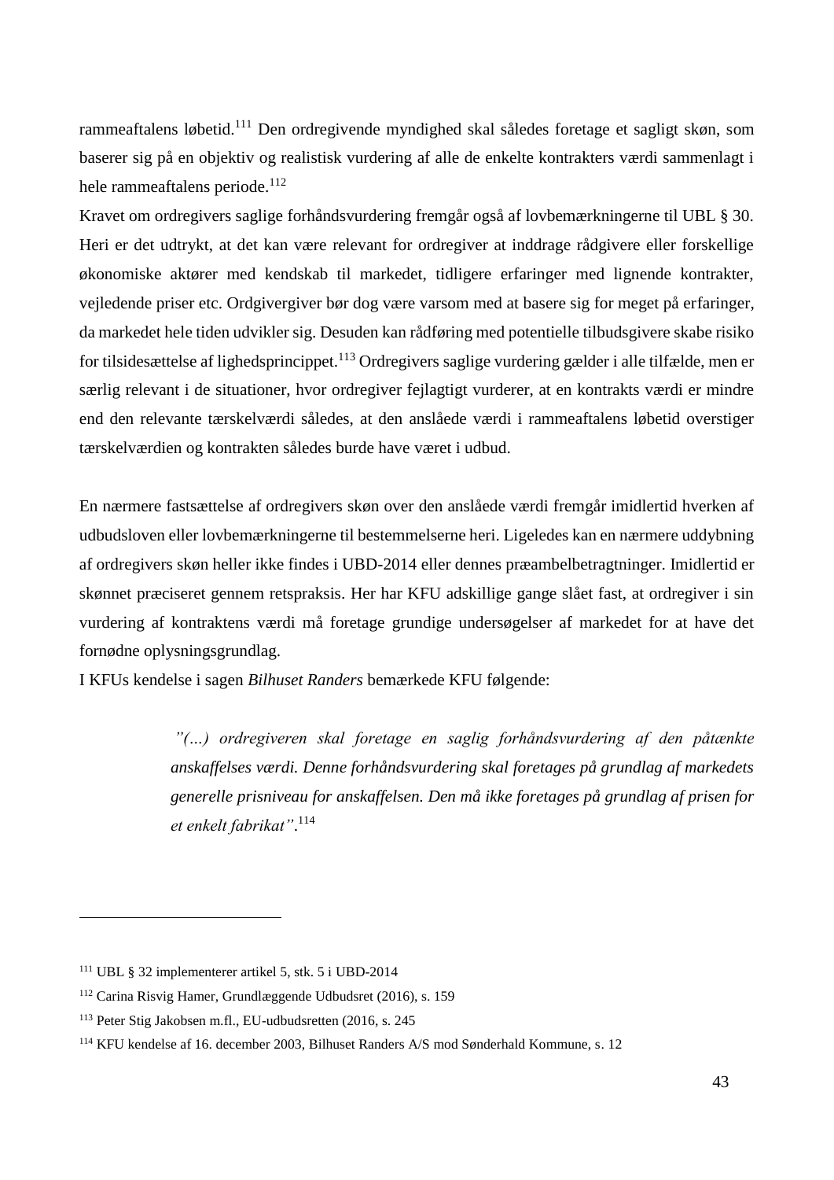rammeaftalens løbetid.[111] Den ordregivende myndighed skal således foretage et sagligt skøn, som baserer sig på en objektiv og realistisk vurdering af alle de enkelte kontrakters værdi sammenlagt i hele rammeaftalens periode.[112]

Kravet om ordregivers saglige forhåndsvurdering fremgår også af lovbemærkningerne til UBL § 30. Heri er det udtrykt, at det kan være relevant for ordregiver at inddrage rådgivere eller forskellige økonomiske aktører med kendskab til markedet, tidligere erfaringer med lignende kontrakter, vejledende priser etc. Ordgivergiver bør dog være varsom med at basere sig for meget på erfaringer, da markedet hele tiden udvikler sig. Desuden kan rådføring med potentielle tilbudsgivere skabe risiko for tilsidesættelse af lighedsprincippet.[113] Ordregivers saglige vurdering gælder i alle tilfælde, men er særlig relevant i de situationer, hvor ordregiver fejlagtigt vurderer, at en kontrakts værdi er mindre end den relevante tærskelværdi således, at den anslåede værdi i rammeaftalens løbetid overstiger tærskelværdien og kontrakten således burde have været i udbud.

En nærmere fastsættelse af ordregivers skøn over den anslåede værdi fremgår imidlertid hverken af udbudsloven eller lovbemærkningerne til bestemmelserne heri. Ligeledes kan en nærmere uddybning af ordregivers skøn heller ikke findes i UBD-2014 eller dennes præambelbetragtninger. Imidlertid er skønnet præciseret gennem retspraksis. Her har KFU adskillige gange slået fast, at ordregiver i sin vurdering af kontraktens værdi må foretage grundige undersøgelser af markedet for at have det fornødne oplysningsgrundlag.

I KFUs kendelse i sagen *Bilhuset Randers* bemærkede KFU følgende:

> *"(…) ordregiveren skal foretage en saglig forhåndsvurdering af den påtænkte anskaffelses værdi. Denne forhåndsvurdering skal foretages på grundlag af markedets generelle prisniveau for anskaffelsen. Den må ikke foretages på grundlag af prisen for et enkelt fabrikat"*.[114]

---

[111] UBL § 32 implementerer artikel 5, stk. 5 i UBD-2014

[112] Carina Risvig Hamer, Grundlæggende Udbudsret (2016), s. 159

[113] Peter Stig Jakobsen m.fl., EU-udbudsretten (2016, s. 245

[114] KFU kendelse af 16. december 2003, Bilhuset Randers A/S mod Sønderhald Kommune, s. 12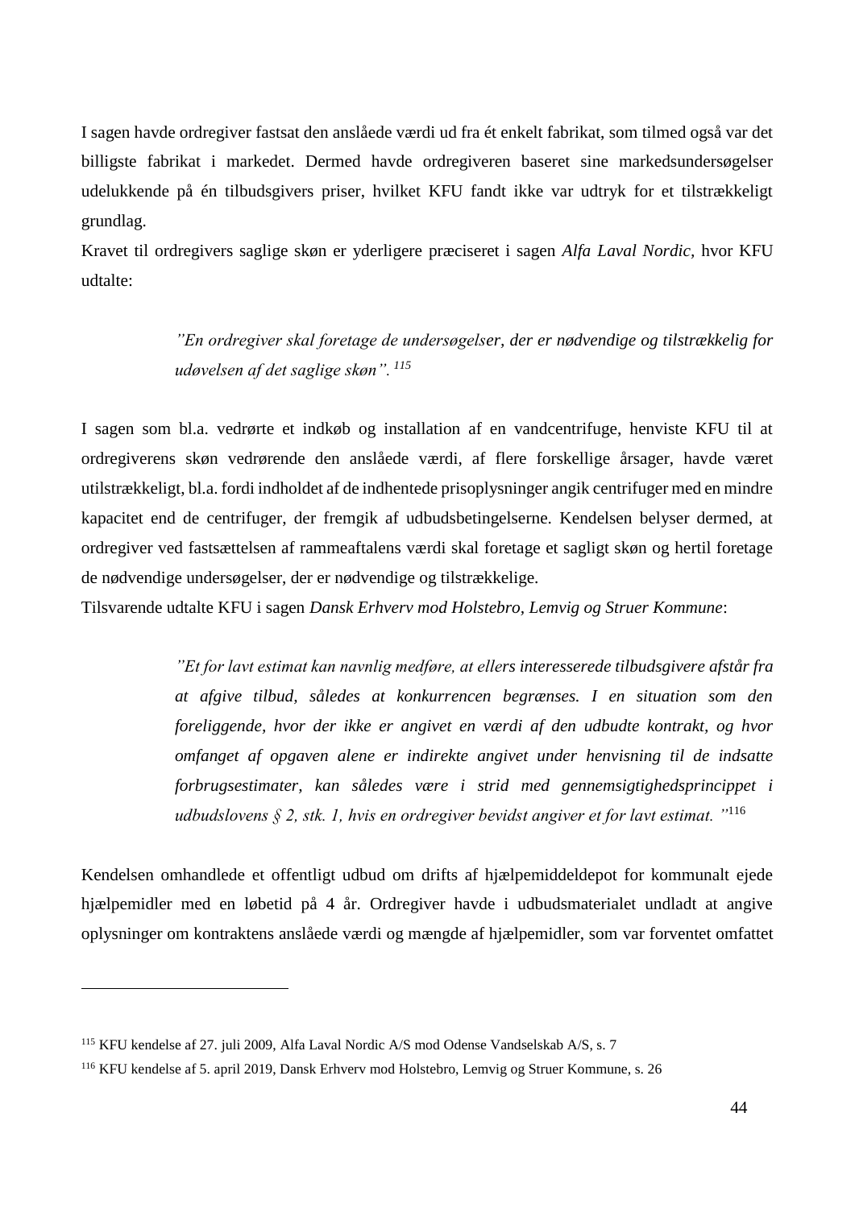I sagen havde ordregiver fastsat den anslåede værdi ud fra ét enkelt fabrikat, som tilmed også var det billigste fabrikat i markedet. Dermed havde ordregiveren baseret sine markedsundersøgelser udelukkende på én tilbudsgivers priser, hvilket KFU fandt ikke var udtryk for et tilstrækkeligt grundlag.

Kravet til ordregivers saglige skøn er yderligere præciseret i sagen *Alfa Laval Nordic*, hvor KFU udtalte:

> *"En ordregiver skal foretage de undersøgelser, der er nødvendige og tilstrækkelig for udøvelsen af det saglige skøn".* [115]

I sagen som bl.a. vedrørte et indkøb og installation af en vandcentrifuge, henviste KFU til at ordregiverens skøn vedrørende den anslåede værdi, af flere forskellige årsager, havde været utilstrækkeligt, bl.a. fordi indholdet af de indhentede prisoplysninger angik centrifuger med en mindre kapacitet end de centrifuger, der fremgik af udbudsbetingelserne. Kendelsen belyser dermed, at ordregiver ved fastsættelsen af rammeaftalens værdi skal foretage et sagligt skøn og hertil foretage de nødvendige undersøgelser, der er nødvendige og tilstrækkelige.

Tilsvarende udtalte KFU i sagen *Dansk Erhverv mod Holstebro, Lemvig og Struer Kommune*:

> *"Et for lavt estimat kan navnlig medføre, at ellers interesserede tilbudsgivere afstår fra at afgive tilbud, således at konkurrencen begrænses. I en situation som den foreliggende, hvor der ikke er angivet en værdi af den udbudte kontrakt, og hvor omfanget af opgaven alene er indirekte angivet under henvisning til de indsatte forbrugsestimater, kan således være i strid med gennemsigtighedsprincippet i udbudslovens § 2, stk. 1, hvis en ordregiver bevidst angiver et for lavt estimat. "*[116]

Kendelsen omhandlede et offentligt udbud om drifts af hjælpemiddeldepot for kommunalt ejede hjælpemidler med en løbetid på 4 år. Ordregiver havde i udbudsmaterialet undladt at angive oplysninger om kontraktens anslåede værdi og mængde af hjælpemidler, som var forventet omfattet

---

[115] KFU kendelse af 27. juli 2009, Alfa Laval Nordic A/S mod Odense Vandselskab A/S, s. 7

[116] KFU kendelse af 5. april 2019, Dansk Erhverv mod Holstebro, Lemvig og Struer Kommune, s. 26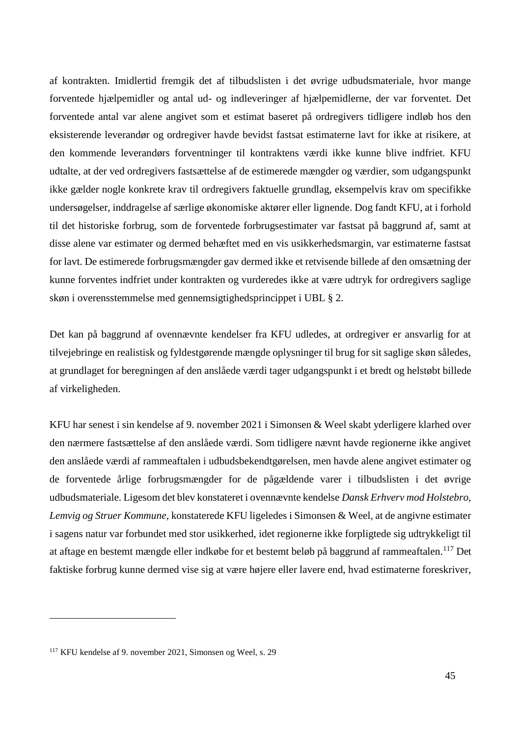af kontrakten. Imidlertid fremgik det af tilbudslisten i det øvrige udbudsmateriale, hvor mange forventede hjælpemidler og antal ud- og indleveringer af hjælpemidlerne, der var forventet. Det forventede antal var alene angivet som et estimat baseret på ordregivers tidligere indløb hos den eksisterende leverandør og ordregiver havde bevidst fastsat estimaterne lavt for ikke at risikere, at den kommende leverandørs forventninger til kontraktens værdi ikke kunne blive indfriet. KFU udtalte, at der ved ordregivers fastsættelse af de estimerede mængder og værdier, som udgangspunkt ikke gælder nogle konkrete krav til ordregivers faktuelle grundlag, eksempelvis krav om specifikke undersøgelser, inddragelse af særlige økonomiske aktører eller lignende. Dog fandt KFU, at i forhold til det historiske forbrug, som de forventede forbrugsestimater var fastsat på baggrund af, samt at disse alene var estimater og dermed behæftet med en vis usikkerhedsmargin, var estimaterne fastsat for lavt. De estimerede forbrugsmængder gav dermed ikke et retvisende billede af den omsætning der kunne forventes indfriet under kontrakten og vurderedes ikke at være udtryk for ordregivers saglige skøn i overensstemmelse med gennemsigtighedsprincippet i UBL § 2.

Det kan på baggrund af ovennævnte kendelser fra KFU udledes, at ordregiver er ansvarlig for at tilvejebringe en realistisk og fyldestgørende mængde oplysninger til brug for sit saglige skøn således, at grundlaget for beregningen af den anslåede værdi tager udgangspunkt i et bredt og helstøbt billede af virkeligheden.

KFU har senest i sin kendelse af 9. november 2021 i Simonsen & Weel skabt yderligere klarhed over den nærmere fastsættelse af den anslåede værdi. Som tidligere nævnt havde regionerne ikke angivet den anslåede værdi af rammeaftalen i udbudsbekendtgørelsen, men havde alene angivet estimater og de forventede årlige forbrugsmængder for de pågældende varer i tilbudslisten i det øvrige udbudsmateriale. Ligesom det blev konstateret i ovennævnte kendelse *Dansk Erhverv mod Holstebro, Lemvig og Struer Kommune,* konstaterede KFU ligeledes i Simonsen & Weel, at de angivne estimater i sagens natur var forbundet med stor usikkerhed, idet regionerne ikke forpligtede sig udtrykkeligt til at aftage en bestemt mængde eller indkøbe for et bestemt beløb på baggrund af rammeaftalen.[117] Det faktiske forbrug kunne dermed vise sig at være højere eller lavere end, hvad estimaterne foreskriver,

---

[117] KFU kendelse af 9. november 2021, Simonsen og Weel, s. 29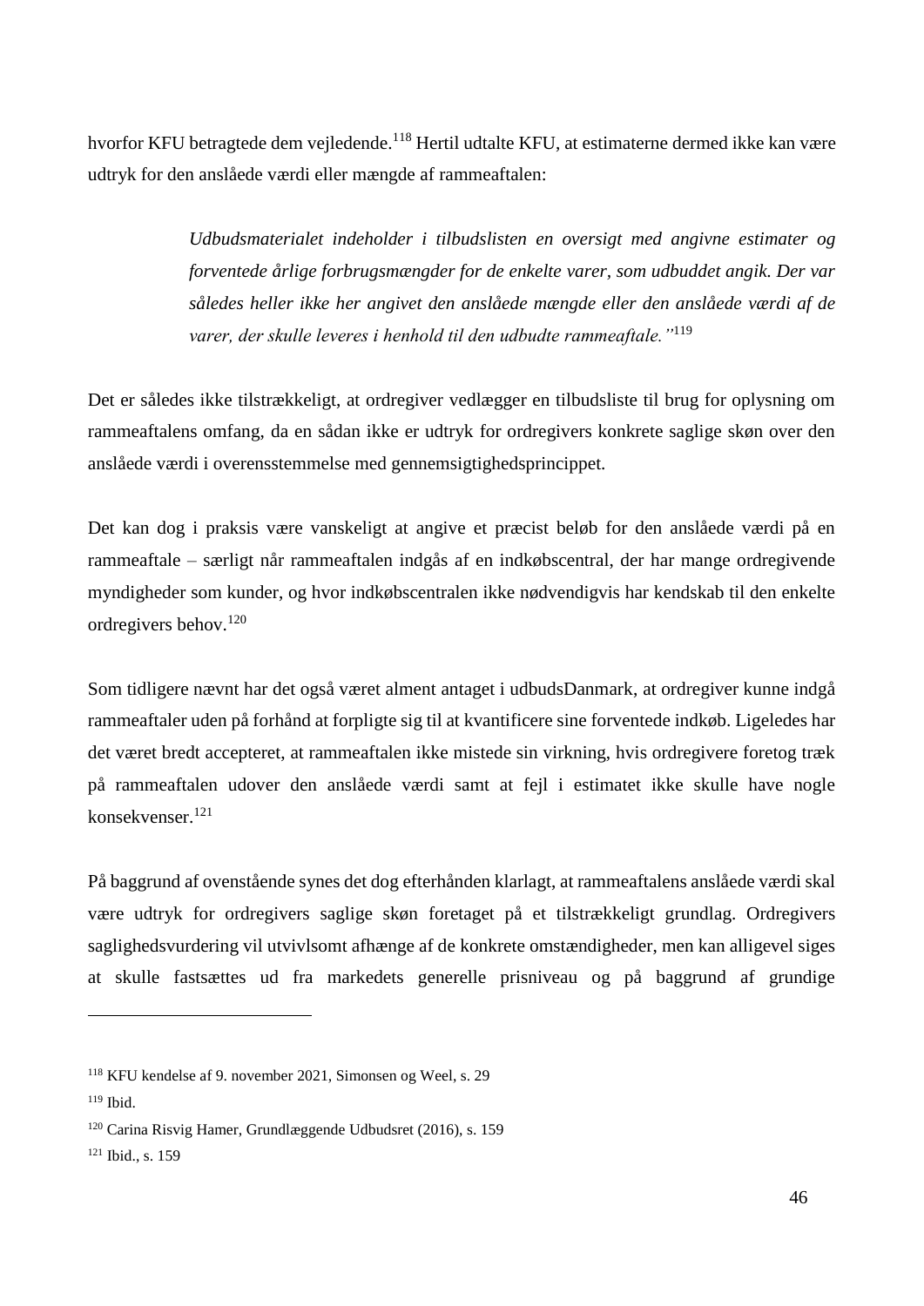hvorfor KFU betragtede dem vejledende.[118] Hertil udtalte KFU, at estimaterne dermed ikke kan være udtryk for den anslåede værdi eller mængde af rammeaftalen:

> *Udbudsmaterialet indeholder i tilbudslisten en oversigt med angivne estimater og forventede årlige forbrugsmængder for de enkelte varer, som udbuddet angik. Der var således heller ikke her angivet den anslåede mængde eller den anslåede værdi af de varer, der skulle leveres i henhold til den udbudte rammeaftale."*[119]

Det er således ikke tilstrækkeligt, at ordregiver vedlægger en tilbudsliste til brug for oplysning om rammeaftalens omfang, da en sådan ikke er udtryk for ordregivers konkrete saglige skøn over den anslåede værdi i overensstemmelse med gennemsigtighedsprincippet.

Det kan dog i praksis være vanskeligt at angive et præcist beløb for den anslåede værdi på en rammeaftale – særligt når rammeaftalen indgås af en indkøbscentral, der har mange ordregivende myndigheder som kunder, og hvor indkøbscentralen ikke nødvendigvis har kendskab til den enkelte ordregivers behov.[120]

Som tidligere nævnt har det også været alment antaget i udbudsDanmark, at ordregiver kunne indgå rammeaftaler uden på forhånd at forpligte sig til at kvantificere sine forventede indkøb. Ligeledes har det været bredt accepteret, at rammeaftalen ikke mistede sin virkning, hvis ordregivere foretog træk på rammeaftalen udover den anslåede værdi samt at fejl i estimatet ikke skulle have nogle konsekvenser.[121]

På baggrund af ovenstående synes det dog efterhånden klarlagt, at rammeaftalens anslåede værdi skal være udtryk for ordregivers saglige skøn foretaget på et tilstrækkeligt grundlag. Ordregivers saglighedsvurdering vil utvivlsomt afhænge af de konkrete omstændigheder, men kan alligevel siges at skulle fastsættes ud fra markedets generelle prisniveau og på baggrund af grundige

---

[118] KFU kendelse af 9. november 2021, Simonsen og Weel, s. 29

[119] Ibid.

[120] Carina Risvig Hamer, Grundlæggende Udbudsret (2016), s. 159

[121] Ibid., s. 159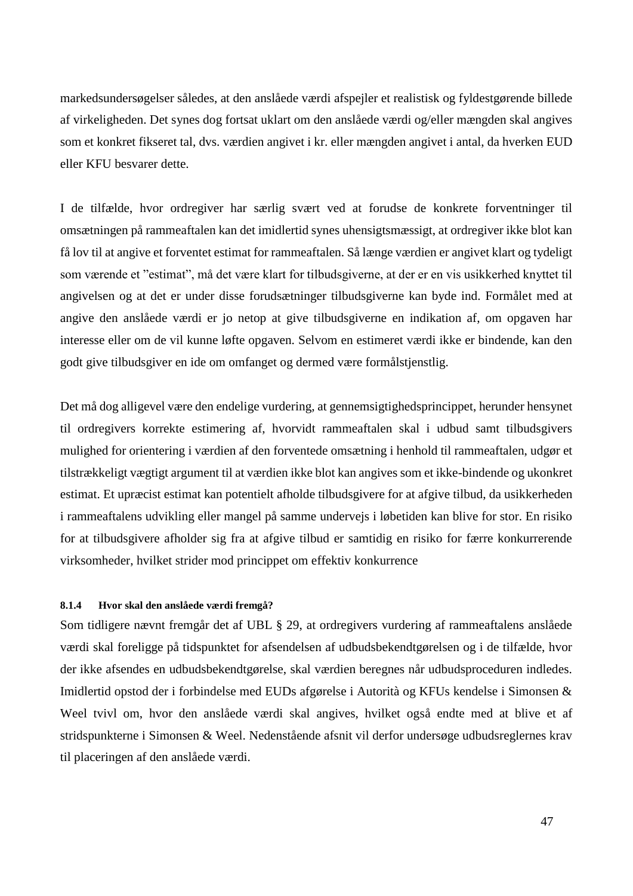markedsundersøgelser således, at den anslåede værdi afspejler et realistisk og fyldestgørende billede af virkeligheden. Det synes dog fortsat uklart om den anslåede værdi og/eller mængden skal angives som et konkret fikseret tal, dvs. værdien angivet i kr. eller mængden angivet i antal, da hverken EUD eller KFU besvarer dette.

I de tilfælde, hvor ordregiver har særlig svært ved at forudse de konkrete forventninger til omsætningen på rammeaftalen kan det imidlertid synes uhensigtsmæssigt, at ordregiver ikke blot kan få lov til at angive et forventet estimat for rammeaftalen. Så længe værdien er angivet klart og tydeligt som værende et "estimat", må det være klart for tilbudsgiverne, at der er en vis usikkerhed knyttet til angivelsen og at det er under disse forudsætninger tilbudsgiverne kan byde ind. Formålet med at angive den anslåede værdi er jo netop at give tilbudsgiverne en indikation af, om opgaven har interesse eller om de vil kunne løfte opgaven. Selvom en estimeret værdi ikke er bindende, kan den godt give tilbudsgiver en ide om omfanget og dermed være formålstjenstlig.

Det må dog alligevel være den endelige vurdering, at gennemsigtighedsprincippet, herunder hensynet til ordregivers korrekte estimering af, hvorvidt rammeaftalen skal i udbud samt tilbudsgivers mulighed for orientering i værdien af den forventede omsætning i henhold til rammeaftalen, udgør et tilstrækkeligt vægtigt argument til at værdien ikke blot kan angives som et ikke-bindende og ukonkret estimat. Et upræcist estimat kan potentielt afholde tilbudsgivere for at afgive tilbud, da usikkerheden i rammeaftalens udvikling eller mangel på samme undervejs i løbetiden kan blive for stor. En risiko for at tilbudsgivere afholder sig fra at afgive tilbud er samtidig en risiko for færre konkurrerende virksomheder, hvilket strider mod princippet om effektiv konkurrence

#### 8.1.4 Hvor skal den anslåede værdi fremgå?

Som tidligere nævnt fremgår det af UBL § 29, at ordregivers vurdering af rammeaftalens anslåede værdi skal foreligge på tidspunktet for afsendelsen af udbudsbekendtgørelsen og i de tilfælde, hvor der ikke afsendes en udbudsbekendtgørelse, skal værdien beregnes når udbudsproceduren indledes. Imidlertid opstod der i forbindelse med EUDs afgørelse i Autorità og KFUs kendelse i Simonsen & Weel tvivl om, hvor den anslåede værdi skal angives, hvilket også endte med at blive et af stridspunkterne i Simonsen & Weel. Nedenstående afsnit vil derfor undersøge udbudsreglernes krav til placeringen af den anslåede værdi.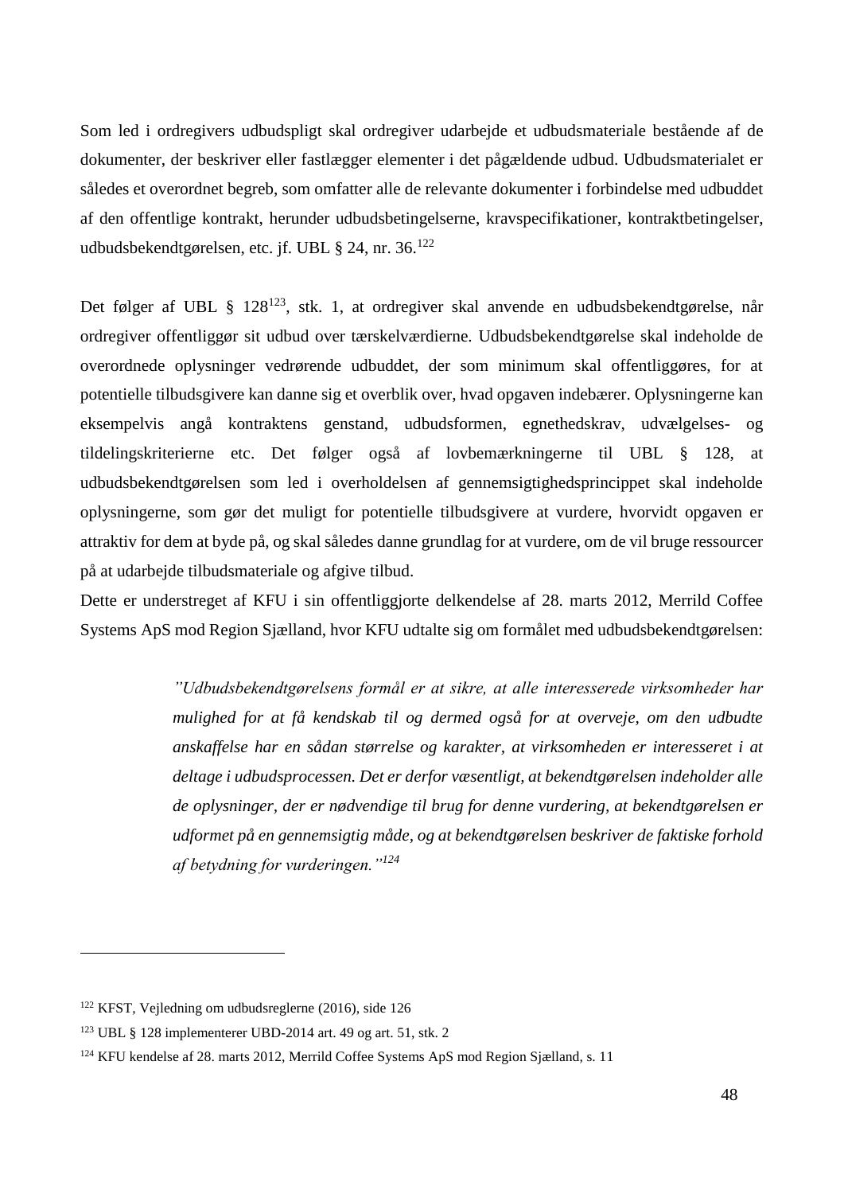Som led i ordregivers udbudspligt skal ordregiver udarbejde et udbudsmateriale bestående af de dokumenter, der beskriver eller fastlægger elementer i det pågældende udbud. Udbudsmaterialet er således et overordnet begreb, som omfatter alle de relevante dokumenter i forbindelse med udbuddet af den offentlige kontrakt, herunder udbudsbetingelserne, kravspecifikationer, kontraktbetingelser, udbudsbekendtgørelsen, etc. jf. UBL § 24, nr. 36.[122]

Det følger af UBL § 128[123], stk. 1, at ordregiver skal anvende en udbudsbekendtgørelse, når ordregiver offentliggør sit udbud over tærskelværdierne. Udbudsbekendtgørelse skal indeholde de overordnede oplysninger vedrørende udbuddet, der som minimum skal offentliggøres, for at potentielle tilbudsgivere kan danne sig et overblik over, hvad opgaven indebærer. Oplysningerne kan eksempelvis angå kontraktens genstand, udbudsformen, egnethedskrav, udvælgelses- og tildelingskriterierne etc. Det følger også af lovbemærkningerne til UBL § 128, at udbudsbekendtgørelsen som led i overholdelsen af gennemsigtighedsprincippet skal indeholde oplysningerne, som gør det muligt for potentielle tilbudsgivere at vurdere, hvorvidt opgaven er attraktiv for dem at byde på, og skal således danne grundlag for at vurdere, om de vil bruge ressourcer på at udarbejde tilbudsmateriale og afgive tilbud.

Dette er understreget af KFU i sin offentliggjorte delkendelse af 28. marts 2012, Merrild Coffee Systems ApS mod Region Sjælland, hvor KFU udtalte sig om formålet med udbudsbekendtgørelsen:

> *"Udbudsbekendtgørelsens formål er at sikre, at alle interesserede virksomheder har mulighed for at få kendskab til og dermed også for at overveje, om den udbudte anskaffelse har en sådan størrelse og karakter, at virksomheden er interesseret i at deltage i udbudsprocessen. Det er derfor væsentligt, at bekendtgørelsen indeholder alle de oplysninger, der er nødvendige til brug for denne vurdering, at bekendtgørelsen er udformet på en gennemsigtig måde, og at bekendtgørelsen beskriver de faktiske forhold af betydning for vurderingen."*[124]

---

[122] KFST, Vejledning om udbudsreglerne (2016), side 126

[123] UBL § 128 implementerer UBD-2014 art. 49 og art. 51, stk. 2

[124] KFU kendelse af 28. marts 2012, Merrild Coffee Systems ApS mod Region Sjælland, s. 11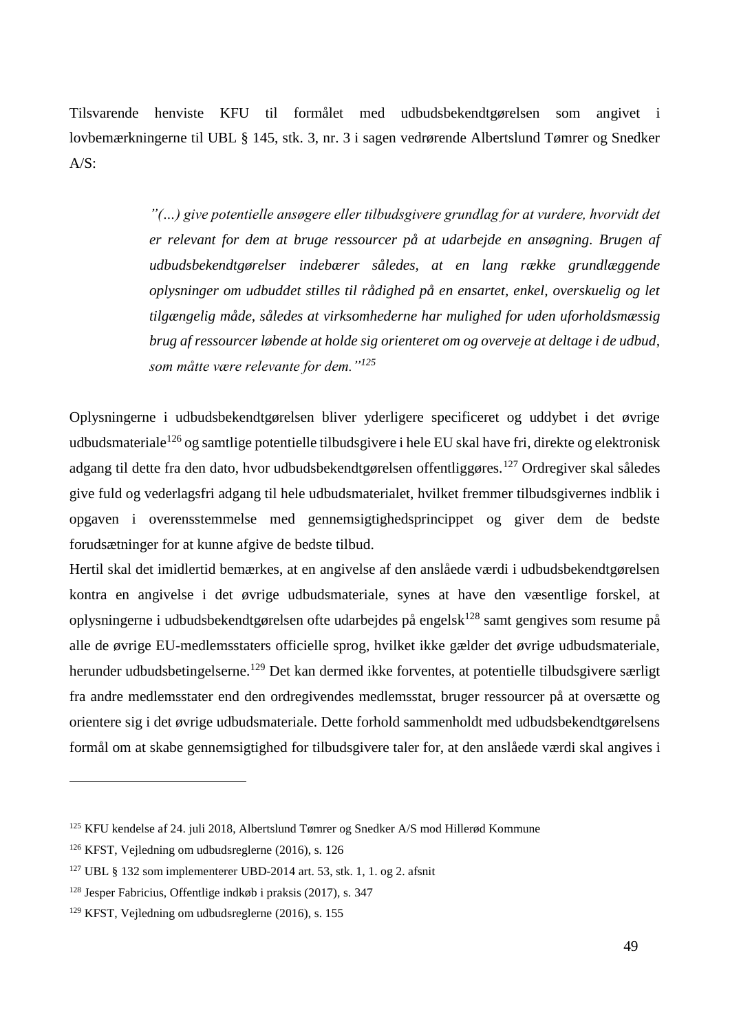Tilsvarende henviste KFU til formålet med udbudsbekendtgørelsen som angivet i lovbemærkningerne til UBL § 145, stk. 3, nr. 3 i sagen vedrørende Albertslund Tømrer og Snedker A/S:

> *"(…) give potentielle ansøgere eller tilbudsgivere grundlag for at vurdere, hvorvidt det er relevant for dem at bruge ressourcer på at udarbejde en ansøgning. Brugen af udbudsbekendtgørelser indebærer således, at en lang række grundlæggende oplysninger om udbuddet stilles til rådighed på en ensartet, enkel, overskuelig og let tilgængelig måde, således at virksomhederne har mulighed for uden uforholdsmæssig brug af ressourcer løbende at holde sig orienteret om og overveje at deltage i de udbud, som måtte være relevante for dem."*[125]

Oplysningerne i udbudsbekendtgørelsen bliver yderligere specificeret og uddybet i det øvrige udbudsmateriale[126] og samtlige potentielle tilbudsgivere i hele EU skal have fri, direkte og elektronisk adgang til dette fra den dato, hvor udbudsbekendtgørelsen offentliggøres.[127] Ordregiver skal således give fuld og vederlagsfri adgang til hele udbudsmaterialet, hvilket fremmer tilbudsgivernes indblik i opgaven i overensstemmelse med gennemsigtighedsprincippet og giver dem de bedste forudsætninger for at kunne afgive de bedste tilbud.

Hertil skal det imidlertid bemærkes, at en angivelse af den anslåede værdi i udbudsbekendtgørelsen kontra en angivelse i det øvrige udbudsmateriale, synes at have den væsentlige forskel, at oplysningerne i udbudsbekendtgørelsen ofte udarbejdes på engelsk[128] samt gengives som resume på alle de øvrige EU-medlemsstaters officielle sprog, hvilket ikke gælder det øvrige udbudsmateriale, herunder udbudsbetingelserne.[129] Det kan dermed ikke forventes, at potentielle tilbudsgivere særligt fra andre medlemsstater end den ordregivendes medlemsstat, bruger ressourcer på at oversætte og orientere sig i det øvrige udbudsmateriale. Dette forhold sammenholdt med udbudsbekendtgørelsens formål om at skabe gennemsigtighed for tilbudsgivere taler for, at den anslåede værdi skal angives i

---

[125] KFU kendelse af 24. juli 2018, Albertslund Tømrer og Snedker A/S mod Hillerød Kommune

[126] KFST, Vejledning om udbudsreglerne (2016), s. 126

[127] UBL § 132 som implementerer UBD-2014 art. 53, stk. 1, 1. og 2. afsnit

[128] Jesper Fabricius, Offentlige indkøb i praksis (2017), s. 347

[129] KFST, Vejledning om udbudsreglerne (2016), s. 155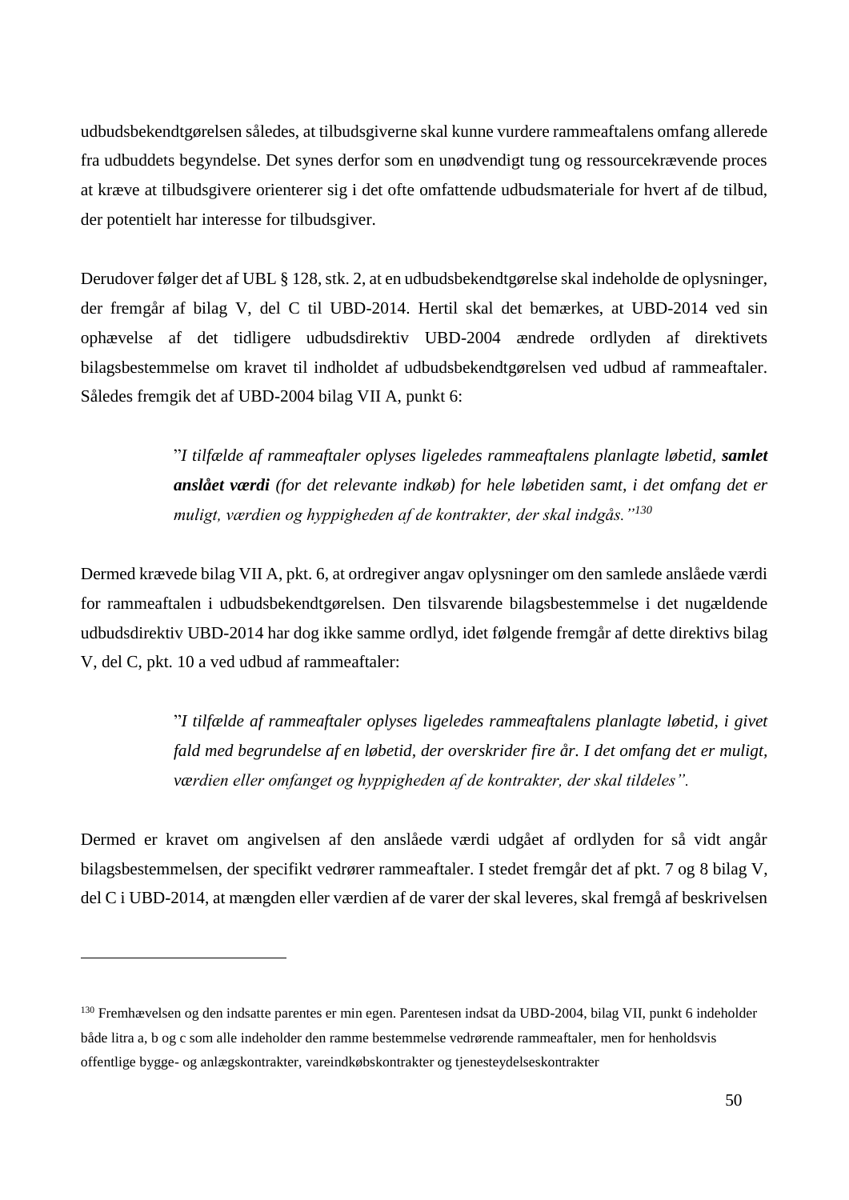udbudsbekendtgørelsen således, at tilbudsgiverne skal kunne vurdere rammeaftalens omfang allerede fra udbuddets begyndelse. Det synes derfor som en unødvendigt tung og ressourcekrævende proces at kræve at tilbudsgivere orienterer sig i det ofte omfattende udbudsmateriale for hvert af de tilbud, der potentielt har interesse for tilbudsgiver.

Derudover følger det af UBL § 128, stk. 2, at en udbudsbekendtgørelse skal indeholde de oplysninger, der fremgår af bilag V, del C til UBD-2014. Hertil skal det bemærkes, at UBD-2014 ved sin ophævelse af det tidligere udbudsdirektiv UBD-2004 ændrede ordlyden af direktivets bilagsbestemmelse om kravet til indholdet af udbudsbekendtgørelsen ved udbud af rammeaftaler. Således fremgik det af UBD-2004 bilag VII A, punkt 6:

> ”*I tilfælde af rammeaftaler oplyses ligeledes rammeaftalens planlagte løbetid, **samlet anslået værdi** (for det relevante indkøb) for hele løbetiden samt, i det omfang det er muligt, værdien og hyppigheden af de kontrakter, der skal indgås.*”[130]

Dermed krævede bilag VII A, pkt. 6, at ordregiver angav oplysninger om den samlede anslåede værdi for rammeaftalen i udbudsbekendtgørelsen. Den tilsvarende bilagsbestemmelse i det nugældende udbudsdirektiv UBD-2014 har dog ikke samme ordlyd, idet følgende fremgår af dette direktivs bilag V, del C, pkt. 10 a ved udbud af rammeaftaler:

> ”*I tilfælde af rammeaftaler oplyses ligeledes rammeaftalens planlagte løbetid, i givet fald med begrundelse af en løbetid, der overskrider fire år. I det omfang det er muligt, værdien eller omfanget og hyppigheden af de kontrakter, der skal tildeles*”.

Dermed er kravet om angivelsen af den anslåede værdi udgået af ordlyden for så vidt angår bilagsbestemmelsen, der specifikt vedrører rammeaftaler. I stedet fremgår det af pkt. 7 og 8 bilag V, del C i UBD-2014, at mængden eller værdien af de varer der skal leveres, skal fremgå af beskrivelsen

---

[130] Fremhævelsen og den indsatte parentes er min egen. Parentesen indsat da UBD-2004, bilag VII, punkt 6 indeholder både litra a, b og c som alle indeholder den ramme bestemmelse vedrørende rammeaftaler, men for henholdsvis offentlige bygge- og anlægskontrakter, vareindkøbskontrakter og tjenesteydelseskontrakter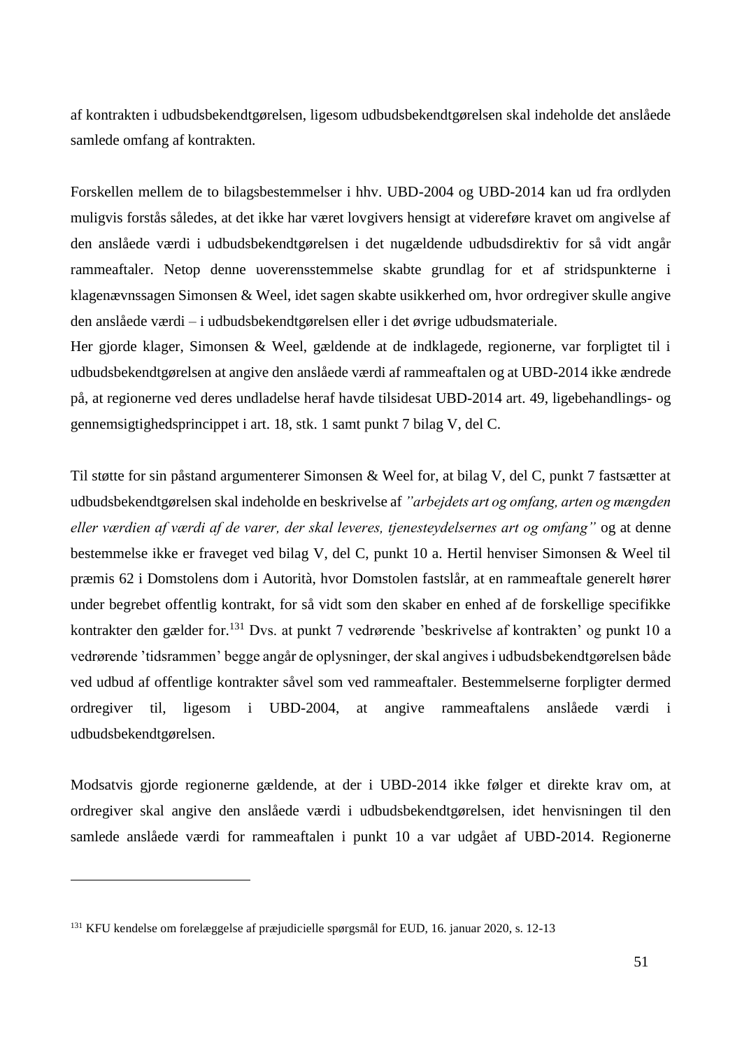af kontrakten i udbudsbekendtgørelsen, ligesom udbudsbekendtgørelsen skal indeholde det anslåede samlede omfang af kontrakten.

Forskellen mellem de to bilagsbestemmelser i hhv. UBD-2004 og UBD-2014 kan ud fra ordlyden muligvis forstås således, at det ikke har været lovgivers hensigt at videreføre kravet om angivelse af den anslåede værdi i udbudsbekendtgørelsen i det nugældende udbudsdirektiv for så vidt angår rammeaftaler. Netop denne uoverensstemmelse skabte grundlag for et af stridspunkterne i klagenævnssagen Simonsen & Weel, idet sagen skabte usikkerhed om, hvor ordregiver skulle angive den anslåede værdi – i udbudsbekendtgørelsen eller i det øvrige udbudsmateriale.

Her gjorde klager, Simonsen & Weel, gældende at de indklagede, regionerne, var forpligtet til i udbudsbekendtgørelsen at angive den anslåede værdi af rammeaftalen og at UBD-2014 ikke ændrede på, at regionerne ved deres undladelse heraf havde tilsidesat UBD-2014 art. 49, ligebehandlings- og gennemsigtighedsprincippet i art. 18, stk. 1 samt punkt 7 bilag V, del C.

Til støtte for sin påstand argumenterer Simonsen & Weel for, at bilag V, del C, punkt 7 fastsætter at udbudsbekendtgørelsen skal indeholde en beskrivelse af *"arbejdets art og omfang, arten og mængden eller værdien af værdi af de varer, der skal leveres, tjenesteydelsernes art og omfang"* og at denne bestemmelse ikke er fraveget ved bilag V, del C, punkt 10 a. Hertil henviser Simonsen & Weel til præmis 62 i Domstolens dom i Autorità, hvor Domstolen fastslår, at en rammeaftale generelt hører under begrebet offentlig kontrakt, for så vidt som den skaber en enhed af de forskellige specifikke kontrakter den gælder for.[131] Dvs. at punkt 7 vedrørende 'beskrivelse af kontrakten' og punkt 10 a vedrørende 'tidsrammen' begge angår de oplysninger, der skal angives i udbudsbekendtgørelsen både ved udbud af offentlige kontrakter såvel som ved rammeaftaler. Bestemmelserne forpligter dermed ordregiver til, ligesom i UBD-2004, at angive rammeaftalens anslåede værdi i udbudsbekendtgørelsen.

Modsatvis gjorde regionerne gældende, at der i UBD-2014 ikke følger et direkte krav om, at ordregiver skal angive den anslåede værdi i udbudsbekendtgørelsen, idet henvisningen til den samlede anslåede værdi for rammeaftalen i punkt 10 a var udgået af UBD-2014. Regionerne

---

[131] KFU kendelse om forelæggelse af præjudicielle spørgsmål for EUD, 16. januar 2020, s. 12-13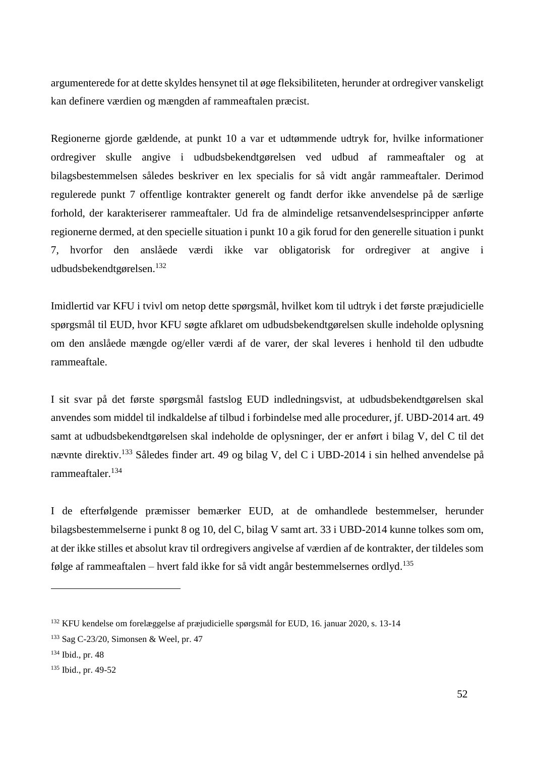argumenterede for at dette skyldes hensynet til at øge fleksibiliteten, herunder at ordregiver vanskeligt kan definere værdien og mængden af rammeaftalen præcist.

Regionerne gjorde gældende, at punkt 10 a var et udtømmende udtryk for, hvilke informationer ordregiver skulle angive i udbudsbekendtgørelsen ved udbud af rammeaftaler og at bilagsbestemmelsen således beskriver en lex specialis for så vidt angår rammeaftaler. Derimod regulerede punkt 7 offentlige kontrakter generelt og fandt derfor ikke anvendelse på de særlige forhold, der karakteriserer rammeaftaler. Ud fra de almindelige retsanvendelsesprincipper anførte regionerne dermed, at den specielle situation i punkt 10 a gik forud for den generelle situation i punkt 7, hvorfor den anslåede værdi ikke var obligatorisk for ordregiver at angive i udbudsbekendtgørelsen.[132]

Imidlertid var KFU i tvivl om netop dette spørgsmål, hvilket kom til udtryk i det første præjudicielle spørgsmål til EUD, hvor KFU søgte afklaret om udbudsbekendtgørelsen skulle indeholde oplysning om den anslåede mængde og/eller værdi af de varer, der skal leveres i henhold til den udbudte rammeaftale.

I sit svar på det første spørgsmål fastslog EUD indledningsvist, at udbudsbekendtgørelsen skal anvendes som middel til indkaldelse af tilbud i forbindelse med alle procedurer, jf. UBD-2014 art. 49 samt at udbudsbekendtgørelsen skal indeholde de oplysninger, der er anført i bilag V, del C til det nævnte direktiv.[133] Således finder art. 49 og bilag V, del C i UBD-2014 i sin helhed anvendelse på rammeaftaler.[134]

I de efterfølgende præmisser bemærker EUD, at de omhandlede bestemmelser, herunder bilagsbestemmelserne i punkt 8 og 10, del C, bilag V samt art. 33 i UBD-2014 kunne tolkes som om, at der ikke stilles et absolut krav til ordregivers angivelse af værdien af de kontrakter, der tildeles som følge af rammeaftalen – hvert fald ikke for så vidt angår bestemmelsernes ordlyd.[135]

---

[132] KFU kendelse om forelæggelse af præjudicielle spørgsmål for EUD, 16. januar 2020, s. 13-14

[133] Sag C-23/20, Simonsen & Weel, pr. 47

[134] Ibid., pr. 48

[135] Ibid., pr. 49-52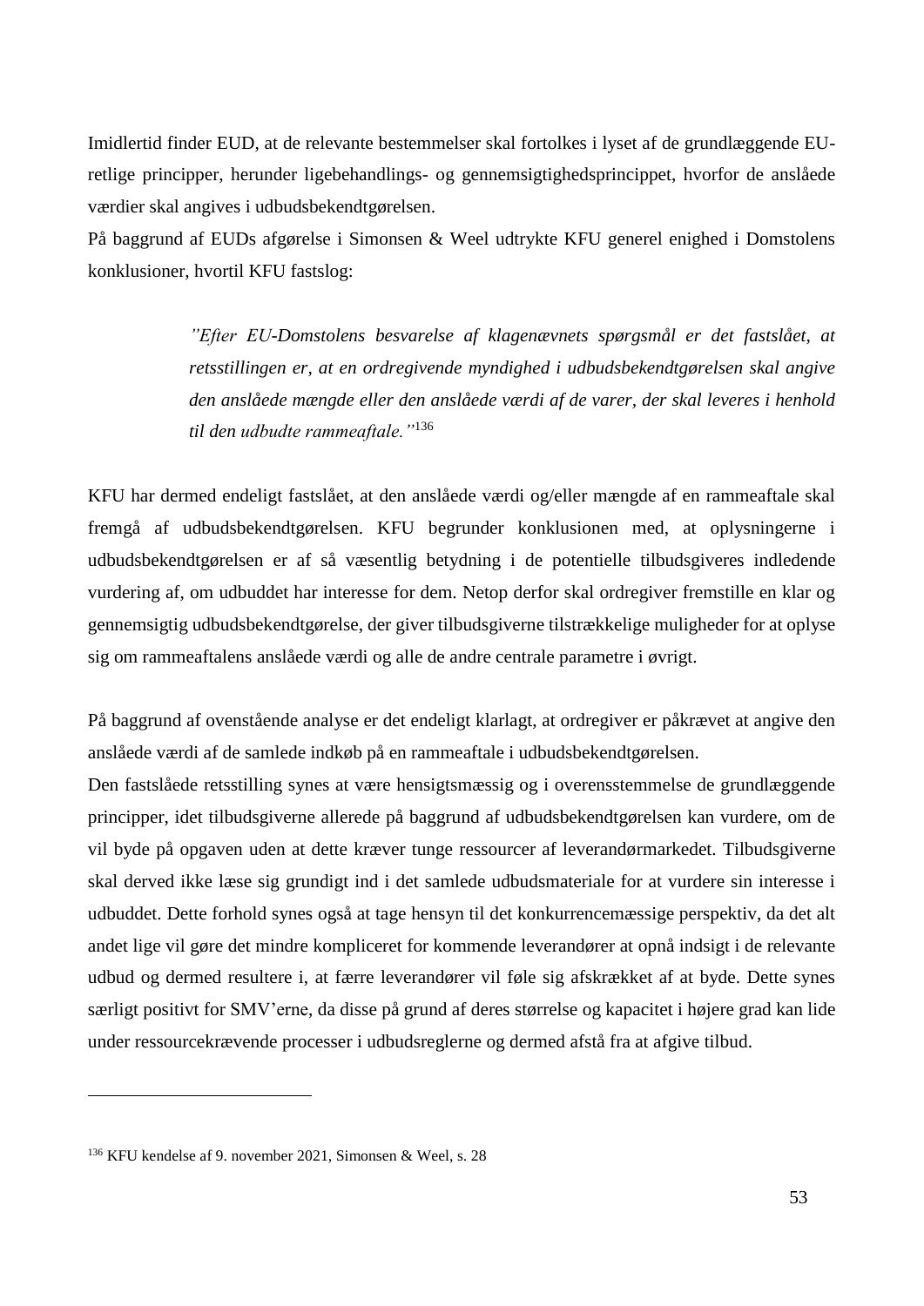Imidlertid finder EUD, at de relevante bestemmelser skal fortolkes i lyset af de grundlæggende EU-retlige principper, herunder ligebehandlings- og gennemsigtighedsprincippet, hvorfor de anslåede værdier skal angives i udbudsbekendtgørelsen.

På baggrund af EUDs afgørelse i Simonsen & Weel udtrykte KFU generel enighed i Domstolens konklusioner, hvortil KFU fastslog:

> *"Efter EU-Domstolens besvarelse af klagenævnets spørgsmål er det fastslået, at retsstillingen er, at en ordregivende myndighed i udbudsbekendtgørelsen skal angive den anslåede mængde eller den anslåede værdi af de varer, der skal leveres i henhold til den udbudte rammeaftale."*[136]

KFU har dermed endeligt fastslået, at den anslåede værdi og/eller mængde af en rammeaftale skal fremgå af udbudsbekendtgørelsen. KFU begrunder konklusionen med, at oplysningerne i udbudsbekendtgørelsen er af så væsentlig betydning i de potentielle tilbudsgiveres indledende vurdering af, om udbuddet har interesse for dem. Netop derfor skal ordregiver fremstille en klar og gennemsigtig udbudsbekendtgørelse, der giver tilbudsgiverne tilstrækkelige muligheder for at oplyse sig om rammeaftalens anslåede værdi og alle de andre centrale parametre i øvrigt.

På baggrund af ovenstående analyse er det endeligt klarlagt, at ordregiver er påkrævet at angive den anslåede værdi af de samlede indkøb på en rammeaftale i udbudsbekendtgørelsen.

Den fastslåede retsstilling synes at være hensigtsmæssig og i overensstemmelse de grundlæggende principper, idet tilbudsgiverne allerede på baggrund af udbudsbekendtgørelsen kan vurdere, om de vil byde på opgaven uden at dette kræver tunge ressourcer af leverandørmarkedet. Tilbudsgiverne skal derved ikke læse sig grundigt ind i det samlede udbudsmateriale for at vurdere sin interesse i udbuddet. Dette forhold synes også at tage hensyn til det konkurrencemæssige perspektiv, da det alt andet lige vil gøre det mindre kompliceret for kommende leverandører at opnå indsigt i de relevante udbud og dermed resultere i, at færre leverandører vil føle sig afskrækket af at byde. Dette synes særligt positivt for SMV'erne, da disse på grund af deres størrelse og kapacitet i højere grad kan lide under ressourcekrævende processer i udbudsreglerne og dermed afstå fra at afgive tilbud.

---

[136] KFU kendelse af 9. november 2021, Simonsen & Weel, s. 28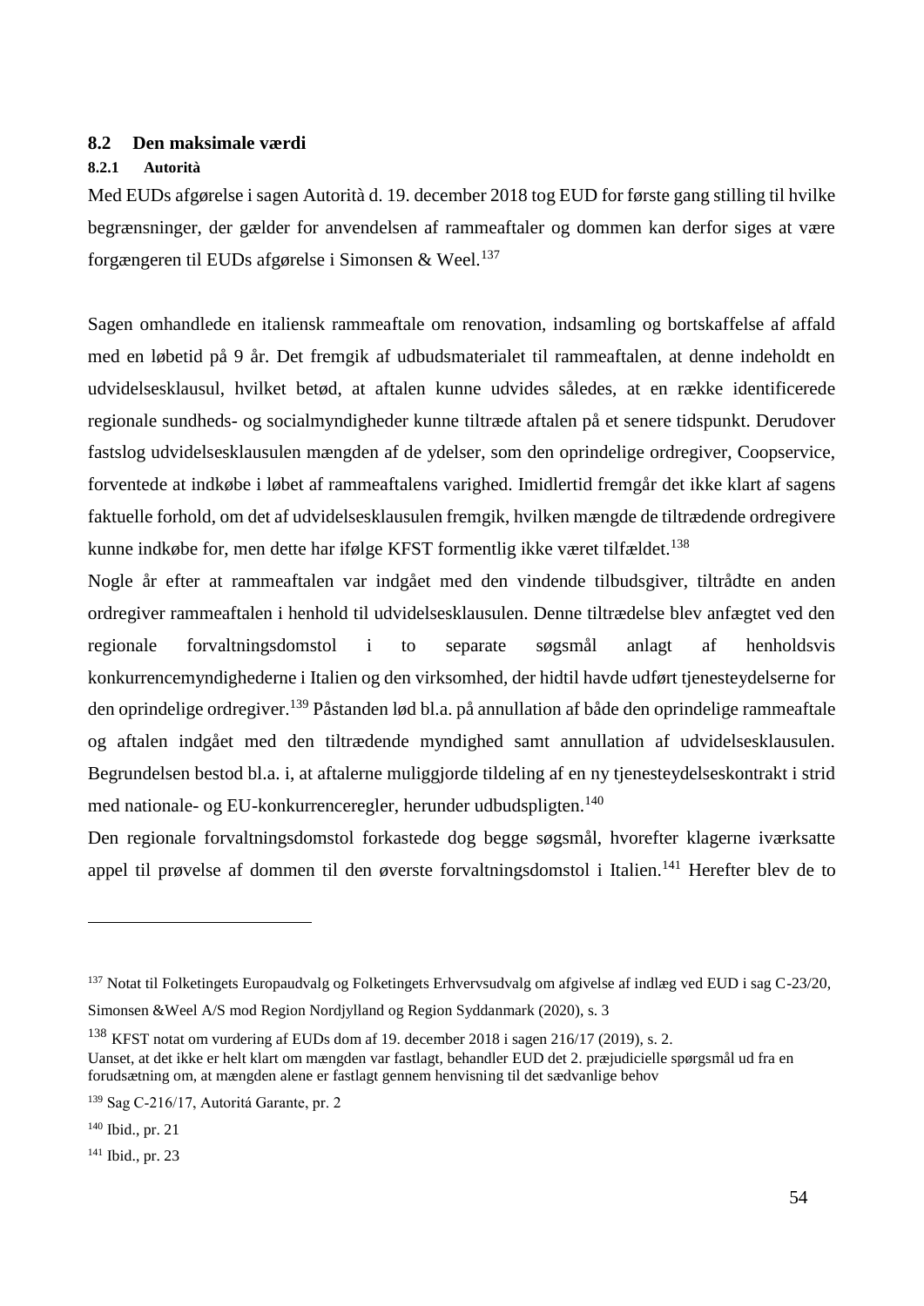## 8.2 Den maksimale værdi

### 8.2.1 Autorità

Med EUDs afgørelse i sagen Autorità d. 19. december 2018 tog EUD for første gang stilling til hvilke begrænsninger, der gælder for anvendelsen af rammeaftaler og dommen kan derfor siges at være forgængeren til EUDs afgørelse i Simonsen & Weel.[137]

Sagen omhandlede en italiensk rammeaftale om renovation, indsamling og bortskaffelse af affald med en løbetid på 9 år. Det fremgik af udbudsmaterialet til rammeaftalen, at denne indeholdt en udvidelsesklausul, hvilket betød, at aftalen kunne udvides således, at en række identificerede regionale sundheds- og socialmyndigheder kunne tiltræde aftalen på et senere tidspunkt. Derudover fastslog udvidelsesklausulen mængden af de ydelser, som den oprindelige ordregiver, Coopservice, forventede at indkøbe i løbet af rammeaftalens varighed. Imidlertid fremgår det ikke klart af sagens faktuelle forhold, om det af udvidelsesklausulen fremgik, hvilken mængde de tiltrædende ordregivere kunne indkøbe for, men dette har ifølge KFST formentlig ikke været tilfældet.[138]

Nogle år efter at rammeaftalen var indgået med den vindende tilbudsgiver, tiltrådte en anden ordregiver rammeaftalen i henhold til udvidelsesklausulen. Denne tiltrædelse blev anfægtet ved den regionale forvaltningsdomstol i to separate søgsmål anlagt af henholdsvis konkurrencemyndighederne i Italien og den virksomhed, der hidtil havde udført tjenesteydelserne for den oprindelige ordregiver.[139] Påstanden lød bl.a. på annullation af både den oprindelige rammeaftale og aftalen indgået med den tiltrædende myndighed samt annullation af udvidelsesklausulen. Begrundelsen bestod bl.a. i, at aftalerne muliggjorde tildeling af en ny tjenesteydelseskontrakt i strid med nationale- og EU-konkurrenceregler, herunder udbudspligten.[140]

Den regionale forvaltningsdomstol forkastede dog begge søgsmål, hvorefter klagerne iværksatte appel til prøvelse af dommen til den øverste forvaltningsdomstol i Italien.[141] Herefter blev de to

---

[137] Notat til Folketingets Europaudvalg og Folketingets Erhvervsudvalg om afgivelse af indlæg ved EUD i sag C-23/20, Simonsen &Weel A/S mod Region Nordjylland og Region Syddanmark (2020), s. 3

[138] KFST notat om vurdering af EUDs dom af 19. december 2018 i sagen 216/17 (2019), s. 2.
Uanset, at det ikke er helt klart om mængden var fastlagt, behandler EUD det 2. præjudicielle spørgsmål ud fra en forudsætning om, at mængden alene er fastlagt gennem henvisning til det sædvanlige behov

[139] Sag C-216/17, Autoritá Garante, pr. 2

[140] Ibid., pr. 21

[141] Ibid., pr. 23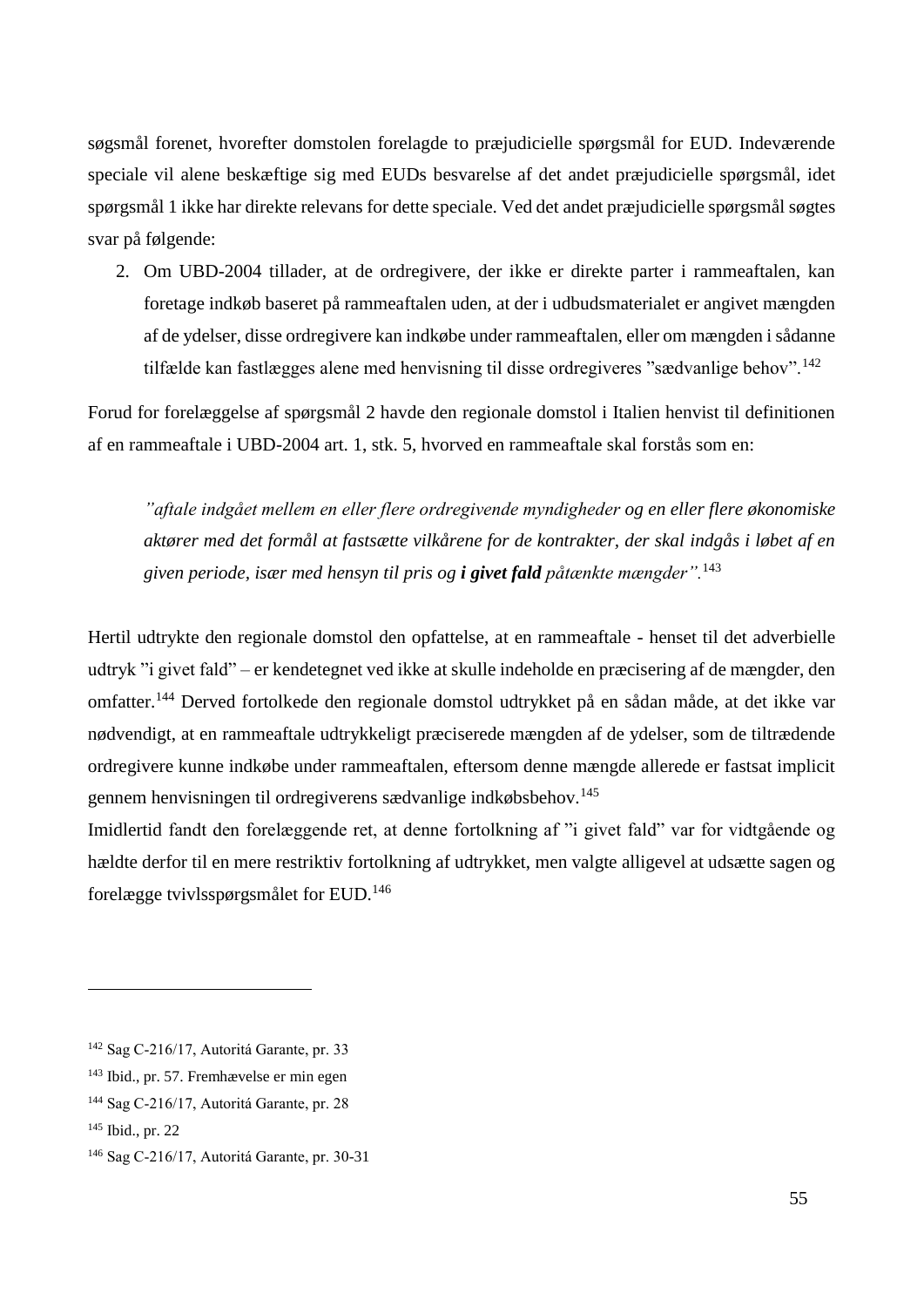søgsmål forenet, hvorefter domstolen forelagde to præjudicielle spørgsmål for EUD. Indeværende speciale vil alene beskæftige sig med EUDs besvarelse af det andet præjudicielle spørgsmål, idet spørgsmål 1 ikke har direkte relevans for dette speciale. Ved det andet præjudicielle spørgsmål søgtes svar på følgende:

2. Om UBD-2004 tillader, at de ordregivere, der ikke er direkte parter i rammeaftalen, kan foretage indkøb baseret på rammeaftalen uden, at der i udbudsmaterialet er angivet mængden af de ydelser, disse ordregivere kan indkøbe under rammeaftalen, eller om mængden i sådanne tilfælde kan fastlægges alene med henvisning til disse ordregiveres "sædvanlige behov".[142]

Forud for forelæggelse af spørgsmål 2 havde den regionale domstol i Italien henvist til definitionen af en rammeaftale i UBD-2004 art. 1, stk. 5, hvorved en rammeaftale skal forstås som en:

> *"aftale indgået mellem en eller flere ordregivende myndigheder og en eller flere økonomiske aktører med det formål at fastsætte vilkårene for de kontrakter, der skal indgås i løbet af en given periode, især med hensyn til pris og **i givet fald** påtænkte mængder".*[143]

Hertil udtrykte den regionale domstol den opfattelse, at en rammeaftale - henset til det adverbielle udtryk "i givet fald" – er kendetegnet ved ikke at skulle indeholde en præcisering af de mængder, den omfatter.[144] Derved fortolkede den regionale domstol udtrykket på en sådan måde, at det ikke var nødvendigt, at en rammeaftale udtrykkeligt præciserede mængden af de ydelser, som de tiltrædende ordregivere kunne indkøbe under rammeaftalen, eftersom denne mængde allerede er fastsat implicit gennem henvisningen til ordregiverens sædvanlige indkøbsbehov.[145]

Imidlertid fandt den forelæggende ret, at denne fortolkning af "i givet fald" var for vidtgående og hældte derfor til en mere restriktiv fortolkning af udtrykket, men valgte alligevel at udsætte sagen og forelægge tvivlsspørgsmålet for EUD.[146]

---

[142] Sag C-216/17, Autoritá Garante, pr. 33

[143] Ibid., pr. 57. Fremhævelse er min egen

[144] Sag C-216/17, Autoritá Garante, pr. 28

[145] Ibid., pr. 22

[146] Sag C-216/17, Autoritá Garante, pr. 30-31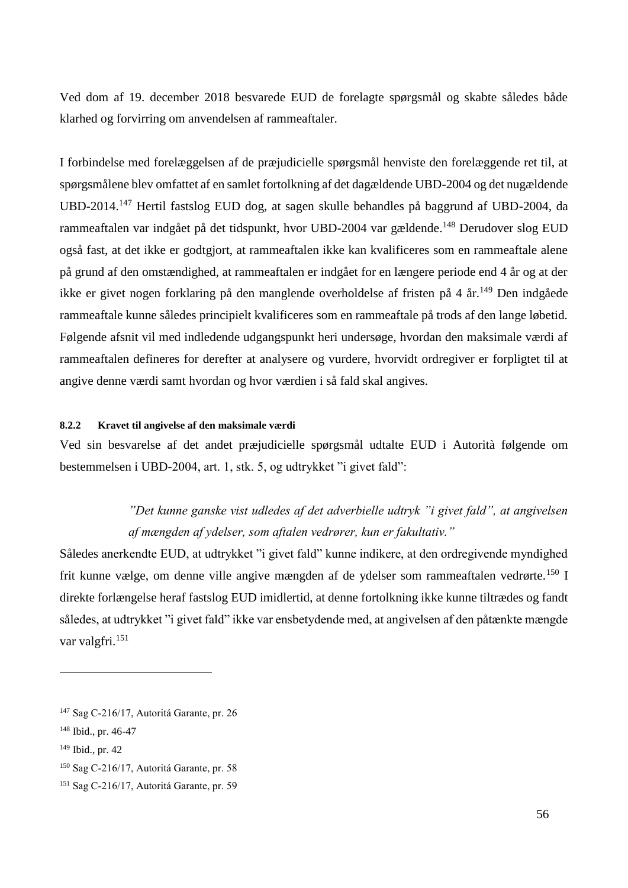Ved dom af 19. december 2018 besvarede EUD de forelagte spørgsmål og skabte således både klarhed og forvirring om anvendelsen af rammeaftaler.

I forbindelse med forelæggelsen af de præjudicielle spørgsmål henviste den forelæggende ret til, at spørgsmålene blev omfattet af en samlet fortolkning af det dagældende UBD-2004 og det nugældende UBD-2014.[147] Hertil fastslog EUD dog, at sagen skulle behandles på baggrund af UBD-2004, da rammeaftalen var indgået på det tidspunkt, hvor UBD-2004 var gældende.[148] Derudover slog EUD også fast, at det ikke er godtgjort, at rammeaftalen ikke kan kvalificeres som en rammeaftale alene på grund af den omstændighed, at rammeaftalen er indgået for en længere periode end 4 år og at der ikke er givet nogen forklaring på den manglende overholdelse af fristen på 4 år.[149] Den indgåede rammeaftale kunne således principielt kvalificeres som en rammeaftale på trods af den lange løbetid. Følgende afsnit vil med indledende udgangspunkt heri undersøge, hvordan den maksimale værdi af rammeaftalen defineres for derefter at analysere og vurdere, hvorvidt ordregiver er forpligtet til at angive denne værdi samt hvordan og hvor værdien i så fald skal angives.

#### 8.2.2 Kravet til angivelse af den maksimale værdi

Ved sin besvarelse af det andet præjudicielle spørgsmål udtalte EUD i Autorità følgende om bestemmelsen i UBD-2004, art. 1, stk. 5, og udtrykket ”i givet fald”:

> *”Det kunne ganske vist udledes af det adverbielle udtryk ”i givet fald”, at angivelsen af mængden af ydelser, som aftalen vedrører, kun er fakultativ.”*

Således anerkendte EUD, at udtrykket ”i givet fald” kunne indikere, at den ordregivende myndighed frit kunne vælge, om denne ville angive mængden af de ydelser som rammeaftalen vedrørte.[150] I direkte forlængelse heraf fastslog EUD imidlertid, at denne fortolkning ikke kunne tiltrædes og fandt således, at udtrykket ”i givet fald” ikke var ensbetydende med, at angivelsen af den påtænkte mængde var valgfri.[151]

---

[147] Sag C-216/17, Autoritá Garante, pr. 26

[148] Ibid., pr. 46-47

[149] Ibid., pr. 42

[150] Sag C-216/17, Autoritá Garante, pr. 58

[151] Sag C-216/17, Autoritá Garante, pr. 59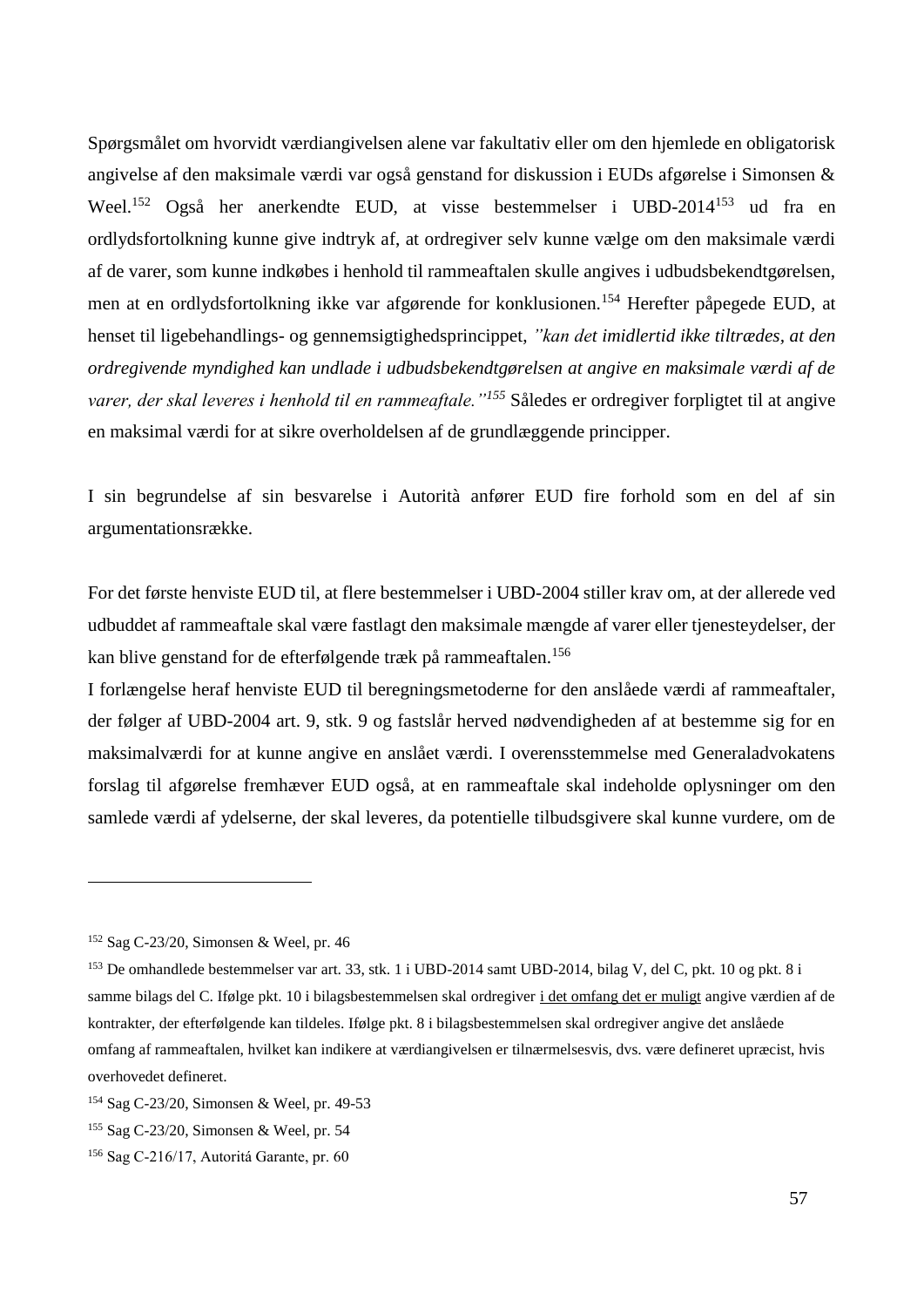Spørgsmålet om hvorvidt værdiangivelsen alene var fakultativ eller om den hjemlede en obligatorisk angivelse af den maksimale værdi var også genstand for diskussion i EUDs afgørelse i Simonsen & Weel.[152] Også her anerkendte EUD, at visse bestemmelser i UBD-2014[153] ud fra en ordlydsfortolkning kunne give indtryk af, at ordregiver selv kunne vælge om den maksimale værdi af de varer, som kunne indkøbes i henhold til rammeaftalen skulle angives i udbudsbekendtgørelsen, men at en ordlydsfortolkning ikke var afgørende for konklusionen.[154] Herefter påpegede EUD, at henset til ligebehandlings- og gennemsigtighedsprincippet, *"kan det imidlertid ikke tiltrædes, at den ordregivende myndighed kan undlade i udbudsbekendtgørelsen at angive en maksimale værdi af de varer, der skal leveres i henhold til en rammeaftale."*[155] Således er ordregiver forpligtet til at angive en maksimal værdi for at sikre overholdelsen af de grundlæggende principper.

I sin begrundelse af sin besvarelse i Autorità anfører EUD fire forhold som en del af sin argumentationsrække.

For det første henviste EUD til, at flere bestemmelser i UBD-2004 stiller krav om, at der allerede ved udbuddet af rammeaftale skal være fastlagt den maksimale mængde af varer eller tjenesteydelser, der kan blive genstand for de efterfølgende træk på rammeaftalen.[156]
I forlængelse heraf henviste EUD til beregningsmetoderne for den anslåede værdi af rammeaftaler, der følger af UBD-2004 art. 9, stk. 9 og fastslår herved nødvendigheden af at bestemme sig for en maksimalværdi for at kunne angive en anslået værdi. I overensstemmelse med Generaladvokatens forslag til afgørelse fremhæver EUD også, at en rammeaftale skal indeholde oplysninger om den samlede værdi af ydelserne, der skal leveres, da potentielle tilbudsgivere skal kunne vurdere, om de

---

[152] Sag C-23/20, Simonsen & Weel, pr. 46

[153] De omhandlede bestemmelser var art. 33, stk. 1 i UBD-2014 samt UBD-2014, bilag V, del C, pkt. 10 og pkt. 8 i samme bilags del C. Ifølge pkt. 10 i bilagsbestemmelsen skal ordregiver i det omfang det er muligt angive værdien af de kontrakter, der efterfølgende kan tildeles. Ifølge pkt. 8 i bilagsbestemmelsen skal ordregiver angive det anslåede omfang af rammeaftalen, hvilket kan indikere at værdiangivelsen er tilnærmelsesvis, dvs. være defineret upræcist, hvis overhovedet defineret.

[154] Sag C-23/20, Simonsen & Weel, pr. 49-53

[155] Sag C-23/20, Simonsen & Weel, pr. 54

[156] Sag C-216/17, Autoritá Garante, pr. 60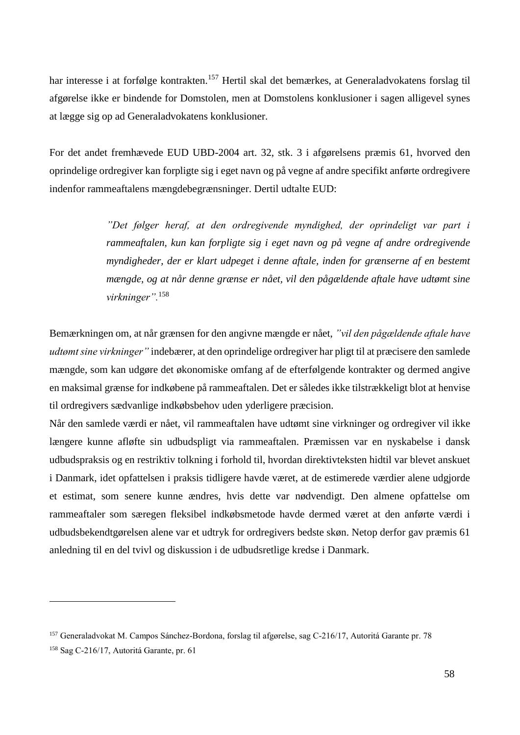har interesse i at forfølge kontrakten.[157] Hertil skal det bemærkes, at Generaladvokatens forslag til afgørelse ikke er bindende for Domstolen, men at Domstolens konklusioner i sagen alligevel synes at lægge sig op ad Generaladvokatens konklusioner.

For det andet fremhævede EUD UBD-2004 art. 32, stk. 3 i afgørelsens præmis 61, hvorved den oprindelige ordregiver kan forpligte sig i eget navn og på vegne af andre specifikt anførte ordregivere indenfor rammeaftalens mængdebegrænsninger. Dertil udtalte EUD:

> *"Det følger heraf, at den ordregivende myndighed, der oprindeligt var part i rammeaftalen, kun kan forpligte sig i eget navn og på vegne af andre ordregivende myndigheder, der er klart udpeget i denne aftale, inden for grænserne af en bestemt mængde, og at når denne grænse er nået, vil den pågældende aftale have udtømt sine virkninger".*[158]

Bemærkningen om, at når grænsen for den angivne mængde er nået, *"vil den pågældende aftale have udtømt sine virkninger"* indebærer, at den oprindelige ordregiver har pligt til at præcisere den samlede mængde, som kan udgøre det økonomiske omfang af de efterfølgende kontrakter og dermed angive en maksimal grænse for indkøbene på rammeaftalen. Det er således ikke tilstrækkeligt blot at henvise til ordregivers sædvanlige indkøbsbehov uden yderligere præcision.
Når den samlede værdi er nået, vil rammeaftalen have udtømt sine virkninger og ordregiver vil ikke længere kunne afløfte sin udbudspligt via rammeaftalen. Præmissen var en nyskabelse i dansk udbudspraksis og en restriktiv tolkning i forhold til, hvordan direktivteksten hidtil var blevet anskuet i Danmark, idet opfattelsen i praksis tidligere havde været, at de estimerede værdier alene udgjorde et estimat, som senere kunne ændres, hvis dette var nødvendigt. Den almene opfattelse om rammeaftaler som særegen fleksibel indkøbsmetode havde dermed været at den anførte værdi i udbudsbekendtgørelsen alene var et udtryk for ordregivers bedste skøn. Netop derfor gav præmis 61 anledning til en del tvivl og diskussion i de udbudsretlige kredse i Danmark.

---

[157] Generaladvokat M. Campos Sánchez-Bordona, forslag til afgørelse, sag C-216/17, Autoritá Garante pr. 78

[158] Sag C-216/17, Autoritá Garante, pr. 61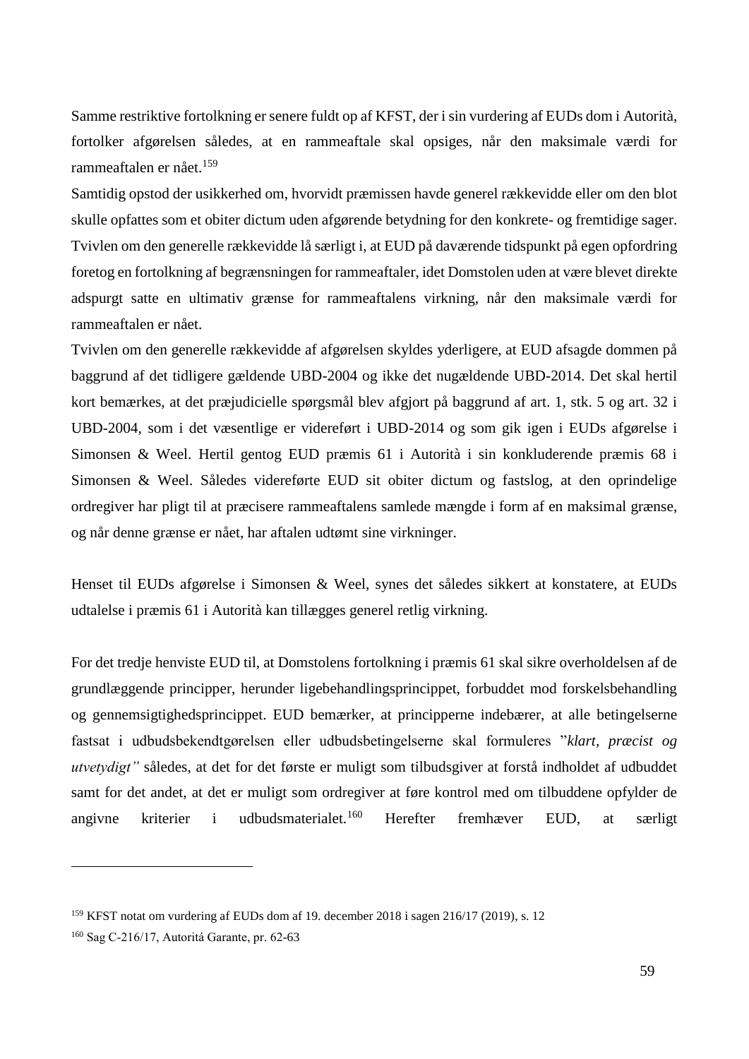Samme restriktive fortolkning er senere fuldt op af KFST, der i sin vurdering af EUDs dom i Autorità, fortolker afgørelsen således, at en rammeaftale skal opsiges, når den maksimale værdi for rammeaftalen er nået.[159]

Samtidig opstod der usikkerhed om, hvorvidt præmissen havde generel rækkevidde eller om den blot skulle opfattes som et obiter dictum uden afgørende betydning for den konkrete- og fremtidige sager. Tvivlen om den generelle rækkevidde lå særligt i, at EUD på daværende tidspunkt på egen opfordring foretog en fortolkning af begrænsningen for rammeaftaler, idet Domstolen uden at være blevet direkte adspurgt satte en ultimativ grænse for rammeaftalens virkning, når den maksimale værdi for rammeaftalen er nået.

Tvivlen om den generelle rækkevidde af afgørelsen skyldes yderligere, at EUD afsagde dommen på baggrund af det tidligere gældende UBD-2004 og ikke det nugældende UBD-2014. Det skal hertil kort bemærkes, at det præjudicielle spørgsmål blev afgjort på baggrund af art. 1, stk. 5 og art. 32 i UBD-2004, som i det væsentlige er videreført i UBD-2014 og som gik igen i EUDs afgørelse i Simonsen & Weel. Hertil gentog EUD præmis 61 i Autorità i sin konkluderende præmis 68 i Simonsen & Weel. Således videreførte EUD sit obiter dictum og fastslog, at den oprindelige ordregiver har pligt til at præcisere rammeaftalens samlede mængde i form af en maksimal grænse, og når denne grænse er nået, har aftalen udtømt sine virkninger.

Henset til EUDs afgørelse i Simonsen & Weel, synes det således sikkert at konstatere, at EUDs udtalelse i præmis 61 i Autorità kan tillægges generel retlig virkning.

For det tredje henviste EUD til, at Domstolens fortolkning i præmis 61 skal sikre overholdelsen af de grundlæggende principper, herunder ligebehandlingsprincippet, forbuddet mod forskelsbehandling og gennemsigtighedsprincippet. EUD bemærker, at principperne indebærer, at alle betingelserne fastsat i udbudsbekendtgørelsen eller udbudsbetingelserne skal formuleres "*klart, præcist og utvetydigt"* således, at det for det første er muligt som tilbudsgiver at forstå indholdet af udbuddet samt for det andet, at det er muligt som ordregiver at føre kontrol med om tilbuddene opfylder de angivne kriterier i udbudsmaterialet.[160] Herefter fremhæver EUD, at særligt

[159] KFST notat om vurdering af EUDs dom af 19. december 2018 i sagen 216/17 (2019), s. 12

[160] Sag C-216/17, Autoritá Garante, pr. 62-63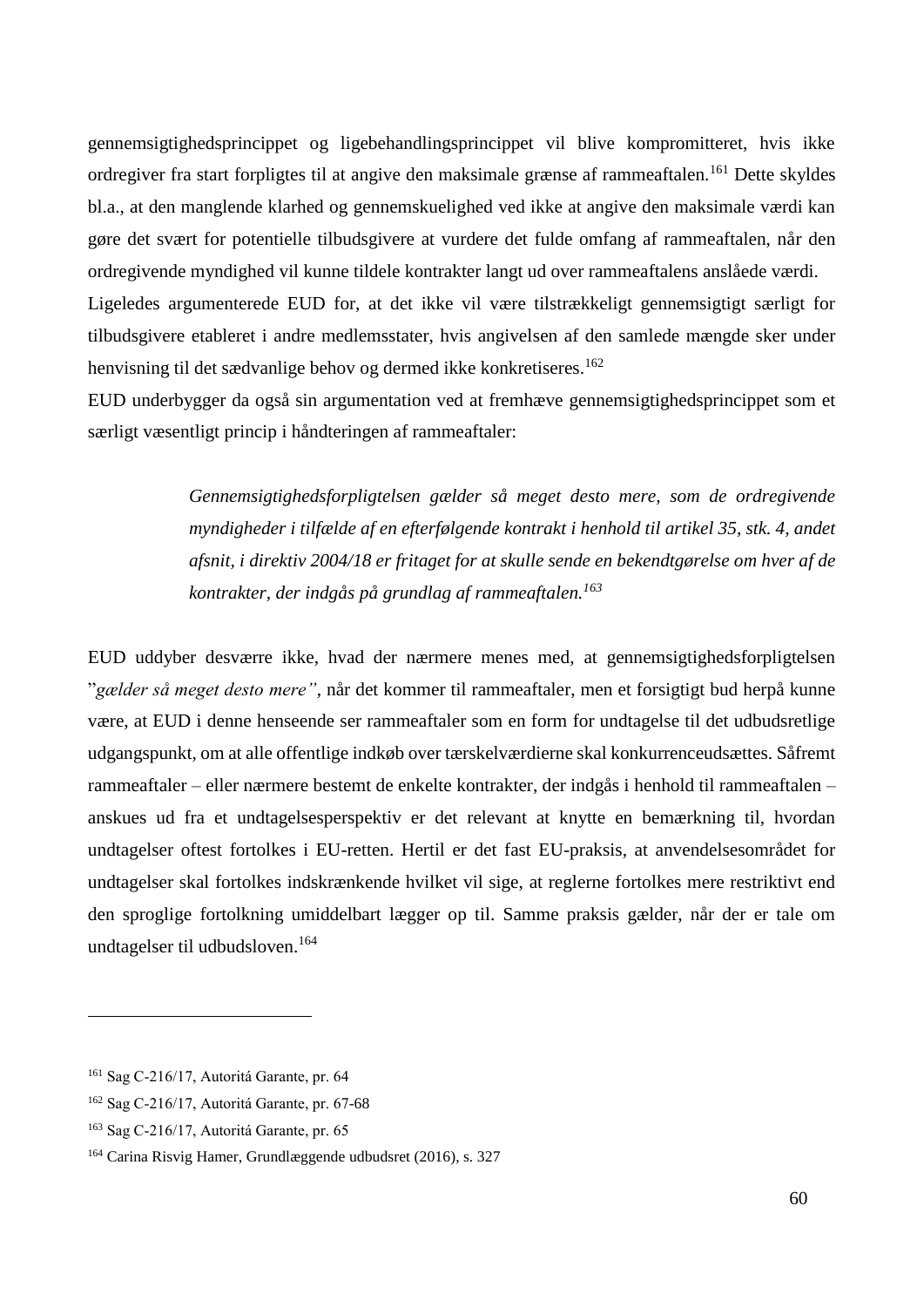gennemsigtighedsprincippet og ligebehandlingsprincippet vil blive kompromitteret, hvis ikke ordregiver fra start forpligtes til at angive den maksimale grænse af rammeaftalen.[161] Dette skyldes bl.a., at den manglende klarhed og gennemskuelighed ved ikke at angive den maksimale værdi kan gøre det svært for potentielle tilbudsgivere at vurdere det fulde omfang af rammeaftalen, når den ordregivende myndighed vil kunne tildele kontrakter langt ud over rammeaftalens anslåede værdi. Ligeledes argumenterede EUD for, at det ikke vil være tilstrækkeligt gennemsigtigt særligt for tilbudsgivere etableret i andre medlemsstater, hvis angivelsen af den samlede mængde sker under henvisning til det sædvanlige behov og dermed ikke konkretiseres.[162]

EUD underbygger da også sin argumentation ved at fremhæve gennemsigtighedsprincippet som et særligt væsentligt princip i håndteringen af rammeaftaler:

> *Gennemsigtighedsforpligtelsen gælder så meget desto mere, som de ordregivende myndigheder i tilfælde af en efterfølgende kontrakt i henhold til artikel 35, stk. 4, andet afsnit, i direktiv 2004/18 er fritaget for at skulle sende en bekendtgørelse om hver af de kontrakter, der indgås på grundlag af rammeaftalen.*[163]

EUD uddyber desværre ikke, hvad der nærmere menes med, at gennemsigtighedsforpligtelsen "*gælder så meget desto mere"*, når det kommer til rammeaftaler, men et forsigtigt bud herpå kunne være, at EUD i denne henseende ser rammeaftaler som en form for undtagelse til det udbudsretlige udgangspunkt, om at alle offentlige indkøb over tærskelværdierne skal konkurrenceudsættes. Såfremt rammeaftaler – eller nærmere bestemt de enkelte kontrakter, der indgås i henhold til rammeaftalen – anskues ud fra et undtagelsesperspektiv er det relevant at knytte en bemærkning til, hvordan undtagelser oftest fortolkes i EU-retten. Hertil er det fast EU-praksis, at anvendelsesområdet for undtagelser skal fortolkes indskrænkende hvilket vil sige, at reglerne fortolkes mere restriktivt end den sproglige fortolkning umiddelbart lægger op til. Samme praksis gælder, når der er tale om undtagelser til udbudsloven.[164]

---

[161] Sag C-216/17, Autoritá Garante, pr. 64

[162] Sag C-216/17, Autoritá Garante, pr. 67-68

[163] Sag C-216/17, Autoritá Garante, pr. 65

[164] Carina Risvig Hamer, Grundlæggende udbudsret (2016), s. 327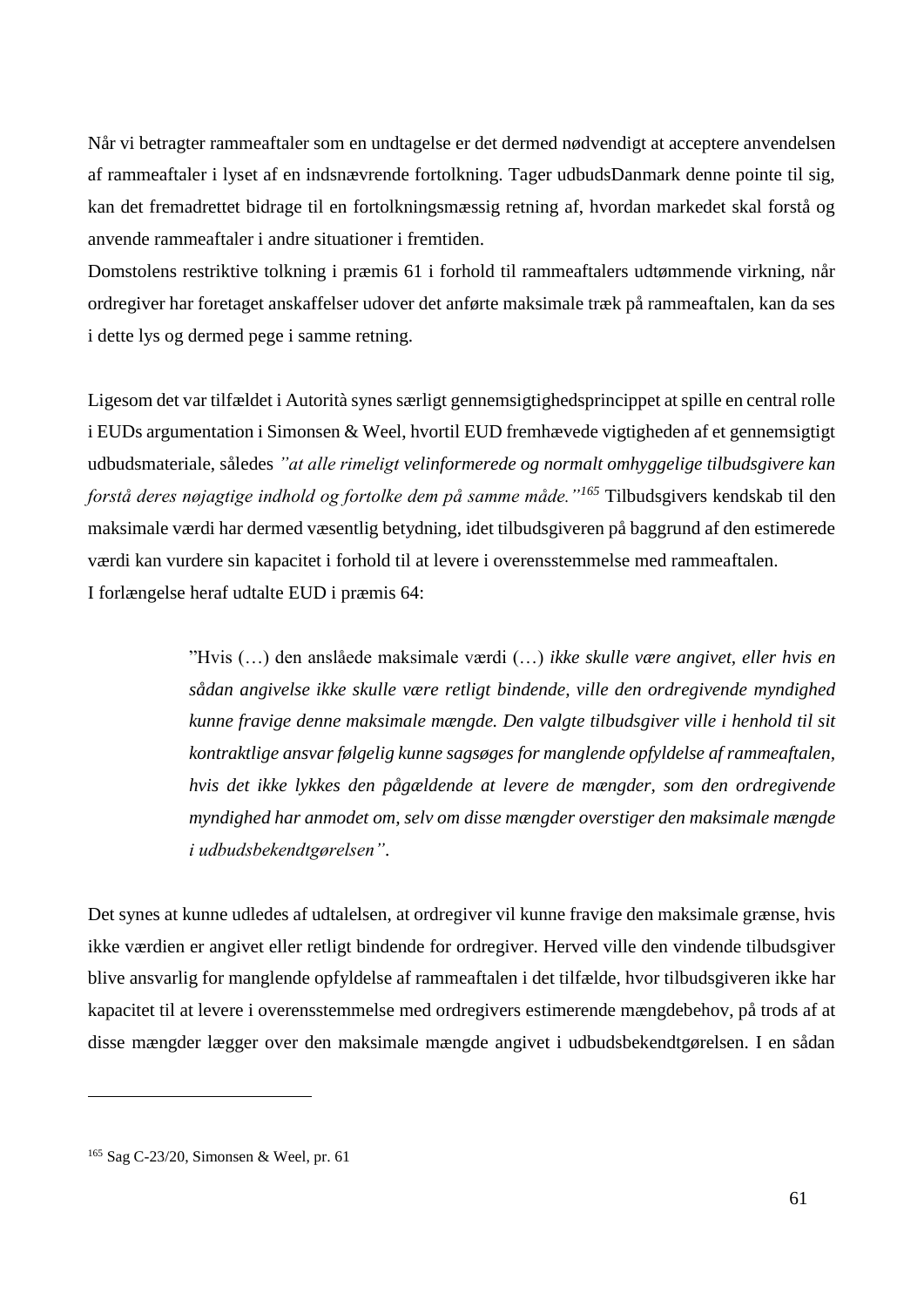Når vi betragter rammeaftaler som en undtagelse er det dermed nødvendigt at acceptere anvendelsen af rammeaftaler i lyset af en indsnævrende fortolkning. Tager udbudsDanmark denne pointe til sig, kan det fremadrettet bidrage til en fortolkningsmæssig retning af, hvordan markedet skal forstå og anvende rammeaftaler i andre situationer i fremtiden.
Domstolens restriktive tolkning i præmis 61 i forhold til rammeaftalers udtømmende virkning, når ordregiver har foretaget anskaffelser udover det anførte maksimale træk på rammeaftalen, kan da ses i dette lys og dermed pege i samme retning.

Ligesom det var tilfældet i Autorità synes særligt gennemsigtighedsprincippet at spille en central rolle i EUDs argumentation i Simonsen & Weel, hvortil EUD fremhævede vigtigheden af et gennemsigtigt udbudsmateriale, således *"at alle rimeligt velinformerede og normalt omhyggelige tilbudsgivere kan forstå deres nøjagtige indhold og fortolke dem på samme måde."*[165] Tilbudsgivers kendskab til den maksimale værdi har dermed væsentlig betydning, idet tilbudsgiveren på baggrund af den estimerede værdi kan vurdere sin kapacitet i forhold til at levere i overensstemmelse med rammeaftalen.
I forlængelse heraf udtalte EUD i præmis 64:

> "Hvis (…) den anslåede maksimale værdi (…) *ikke skulle være angivet, eller hvis en sådan angivelse ikke skulle være retligt bindende, ville den ordregivende myndighed kunne fravige denne maksimale mængde. Den valgte tilbudsgiver ville i henhold til sit kontraktlige ansvar følgelig kunne sagsøges for manglende opfyldelse af rammeaftalen, hvis det ikke lykkes den pågældende at levere de mængder, som den ordregivende myndighed har anmodet om, selv om disse mængder overstiger den maksimale mængde i udbudsbekendtgørelsen"*.

Det synes at kunne udledes af udtalelsen, at ordregiver vil kunne fravige den maksimale grænse, hvis ikke værdien er angivet eller retligt bindende for ordregiver. Herved ville den vindende tilbudsgiver blive ansvarlig for manglende opfyldelse af rammeaftalen i det tilfælde, hvor tilbudsgiveren ikke har kapacitet til at levere i overensstemmelse med ordregivers estimerende mængdebehov, på trods af at disse mængder lægger over den maksimale mængde angivet i udbudsbekendtgørelsen. I en sådan

---

[165] Sag C-23/20, Simonsen & Weel, pr. 61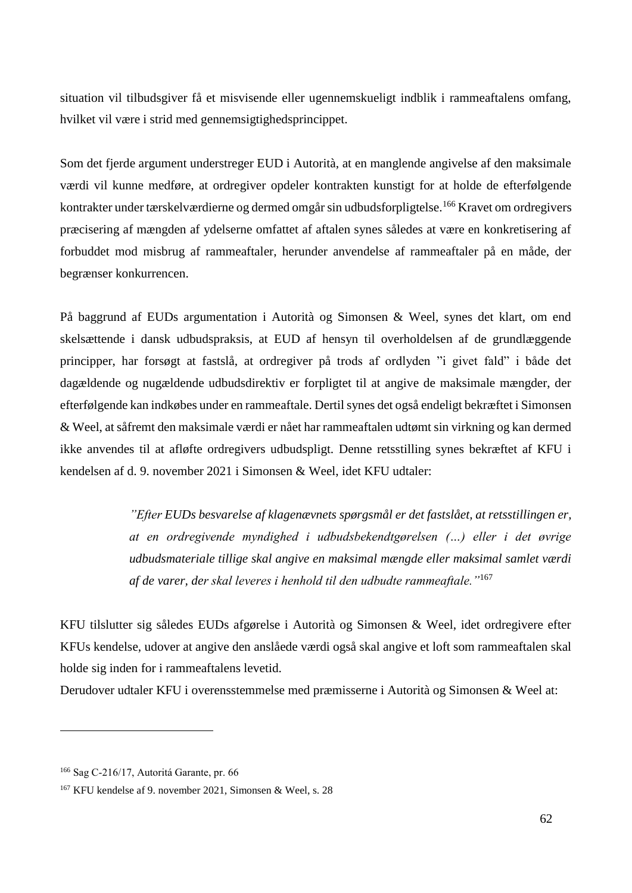situation vil tilbudsgiver få et misvisende eller ugennemskueligt indblik i rammeaftalens omfang, hvilket vil være i strid med gennemsigtighedsprincippet.

Som det fjerde argument understreger EUD i Autorità, at en manglende angivelse af den maksimale værdi vil kunne medføre, at ordregiver opdeler kontrakten kunstigt for at holde de efterfølgende kontrakter under tærskelværdierne og dermed omgår sin udbudsforpligtelse.[166] Kravet om ordregivers præcisering af mængden af ydelserne omfattet af aftalen synes således at være en konkretisering af forbuddet mod misbrug af rammeaftaler, herunder anvendelse af rammeaftaler på en måde, der begrænser konkurrencen.

På baggrund af EUDs argumentation i Autorità og Simonsen & Weel, synes det klart, om end skelsættende i dansk udbudspraksis, at EUD af hensyn til overholdelsen af de grundlæggende principper, har forsøgt at fastslå, at ordregiver på trods af ordlyden "i givet fald" i både det dagældende og nugældende udbudsdirektiv er forpligtet til at angive de maksimale mængder, der efterfølgende kan indkøbes under en rammeaftale. Dertil synes det også endeligt bekræftet i Simonsen & Weel, at såfremt den maksimale værdi er nået har rammeaftalen udtømt sin virkning og kan dermed ikke anvendes til at afløfte ordregivers udbudspligt. Denne retsstilling synes bekræftet af KFU i kendelsen af d. 9. november 2021 i Simonsen & Weel, idet KFU udtaler:

> *"Efter EUDs besvarelse af klagenævnets spørgsmål er det fastslået, at retsstillingen er, at en ordregivende myndighed i udbudsbekendtgørelsen (…) eller i det øvrige udbudsmateriale tillige skal angive en maksimal mængde eller maksimal samlet værdi af de varer, der skal leveres i henhold til den udbudte rammeaftale."*[167]

KFU tilslutter sig således EUDs afgørelse i Autorità og Simonsen & Weel, idet ordregivere efter KFUs kendelse, udover at angive den anslåede værdi også skal angive et loft som rammeaftalen skal holde sig inden for i rammeaftalens levetid.

Derudover udtaler KFU i overensstemmelse med præmisserne i Autorità og Simonsen & Weel at:

---

[166] Sag C-216/17, Autoritá Garante, pr. 66

[167] KFU kendelse af 9. november 2021, Simonsen & Weel, s. 28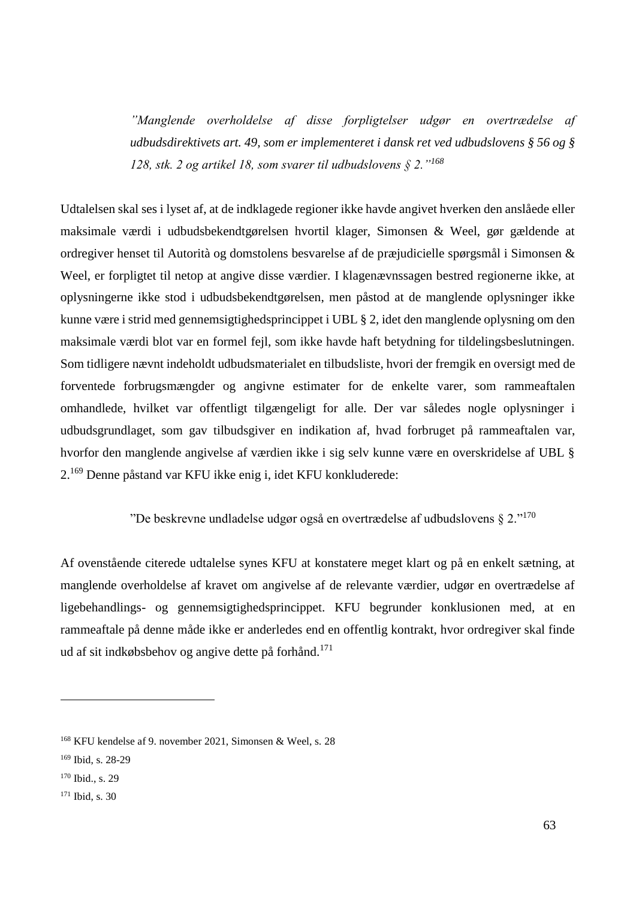> *"Manglende overholdelse af disse forpligtelser udgør en overtrædelse af udbudsdirektivets art. 49, som er implementeret i dansk ret ved udbudslovens § 56 og § 128, stk. 2 og artikel 18, som svarer til udbudslovens § 2."*[168]

Udtalelsen skal ses i lyset af, at de indklagede regioner ikke havde angivet hverken den anslåede eller maksimale værdi i udbudsbekendtgørelsen hvortil klager, Simonsen & Weel, gør gældende at ordregiver henset til Autorità og domstolens besvarelse af de præjudicielle spørgsmål i Simonsen & Weel, er forpligtet til netop at angive disse værdier. I klagenævnssagen bestred regionerne ikke, at oplysningerne ikke stod i udbudsbekendtgørelsen, men påstod at de manglende oplysninger ikke kunne være i strid med gennemsigtighedsprincippet i UBL § 2, idet den manglende oplysning om den maksimale værdi blot var en formel fejl, som ikke havde haft betydning for tildelingsbeslutningen. Som tidligere nævnt indeholdt udbudsmaterialet en tilbudsliste, hvori der fremgik en oversigt med de forventede forbrugsmængder og angivne estimater for de enkelte varer, som rammeaftalen omhandlede, hvilket var offentligt tilgængeligt for alle. Der var således nogle oplysninger i udbudsgrundlaget, som gav tilbudsgiver en indikation af, hvad forbruget på rammeaftalen var, hvorfor den manglende angivelse af værdien ikke i sig selv kunne være en overskridelse af UBL § 2.[169] Denne påstand var KFU ikke enig i, idet KFU konkluderede:

> "De beskrevne undladelse udgør også en overtrædelse af udbudslovens § 2."[170]

Af ovenstående citerede udtalelse synes KFU at konstatere meget klart og på en enkelt sætning, at manglende overholdelse af kravet om angivelse af de relevante værdier, udgør en overtrædelse af ligebehandlings- og gennemsigtighedsprincippet. KFU begrunder konklusionen med, at en rammeaftale på denne måde ikke er anderledes end en offentlig kontrakt, hvor ordregiver skal finde ud af sit indkøbsbehov og angive dette på forhånd.[171]

---

[168] KFU kendelse af 9. november 2021, Simonsen & Weel, s. 28

[169] Ibid, s. 28-29

[170] Ibid., s. 29

[171] Ibid, s. 30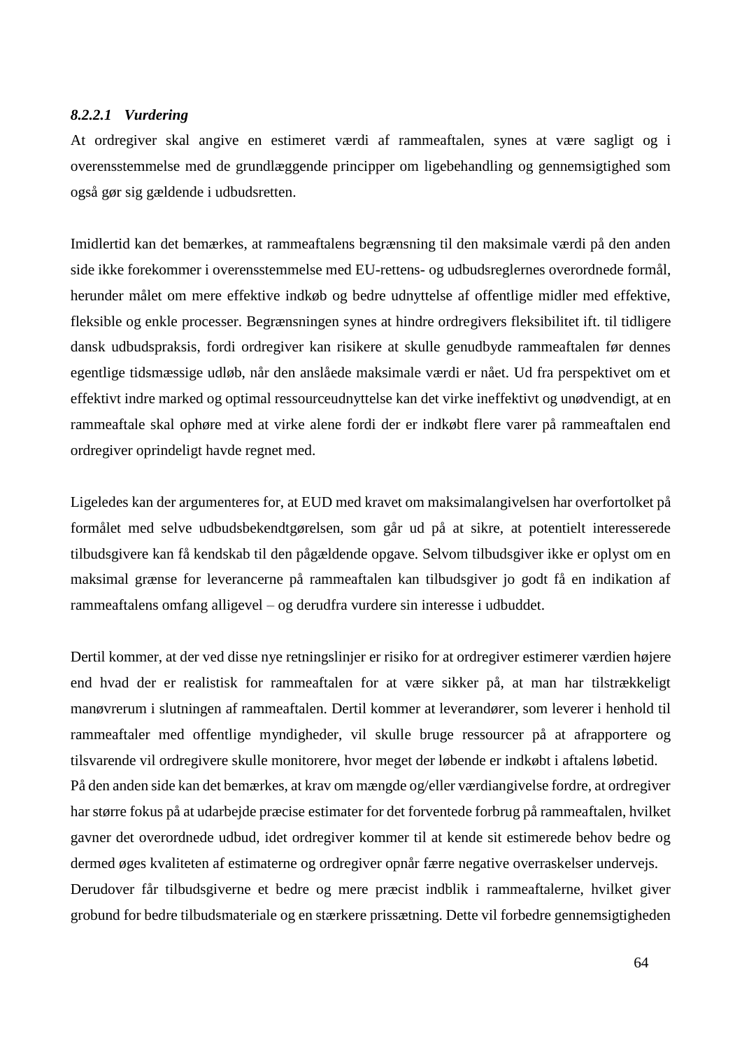#### *8.2.2.1 Vurdering*

At ordregiver skal angive en estimeret værdi af rammeaftalen, synes at være sagligt og i overensstemmelse med de grundlæggende principper om ligebehandling og gennemsigtighed som også gør sig gældende i udbudsretten.

Imidlertid kan det bemærkes, at rammeaftalens begrænsning til den maksimale værdi på den anden side ikke forekommer i overensstemmelse med EU-rettens- og udbudsreglernes overordnede formål, herunder målet om mere effektive indkøb og bedre udnyttelse af offentlige midler med effektive, fleksible og enkle processer. Begrænsningen synes at hindre ordregivers fleksibilitet ift. til tidligere dansk udbudspraksis, fordi ordregiver kan risikere at skulle genudbyde rammeaftalen før dennes egentlige tidsmæssige udløb, når den anslåede maksimale værdi er nået. Ud fra perspektivet om et effektivt indre marked og optimal ressourceudnyttelse kan det virke ineffektivt og unødvendigt, at en rammeaftale skal ophøre med at virke alene fordi der er indkøbt flere varer på rammeaftalen end ordregiver oprindeligt havde regnet med.

Ligeledes kan der argumenteres for, at EUD med kravet om maksimalangivelsen har overfortolket på formålet med selve udbudsbekendtgørelsen, som går ud på at sikre, at potentielt interesserede tilbudsgivere kan få kendskab til den pågældende opgave. Selvom tilbudsgiver ikke er oplyst om en maksimal grænse for leverancerne på rammeaftalen kan tilbudsgiver jo godt få en indikation af rammeaftalens omfang alligevel – og derudfra vurdere sin interesse i udbuddet.

Dertil kommer, at der ved disse nye retningslinjer er risiko for at ordregiver estimerer værdien højere end hvad der er realistisk for rammeaftalen for at være sikker på, at man har tilstrækkeligt manøvrerum i slutningen af rammeaftalen. Dertil kommer at leverandører, som leverer i henhold til rammeaftaler med offentlige myndigheder, vil skulle bruge ressourcer på at afrapportere og tilsvarende vil ordregivere skulle monitorere, hvor meget der løbende er indkøbt i aftalens løbetid.
På den anden side kan det bemærkes, at krav om mængde og/eller værdiangivelse fordre, at ordregiver har større fokus på at udarbejde præcise estimater for det forventede forbrug på rammeaftalen, hvilket gavner det overordnede udbud, idet ordregiver kommer til at kende sit estimerede behov bedre og dermed øges kvaliteten af estimaterne og ordregiver opnår færre negative overraskelser undervejs.
Derudover får tilbudsgiverne et bedre og mere præcist indblik i rammeaftalerne, hvilket giver grobund for bedre tilbudsmateriale og en stærkere prissætning. Dette vil forbedre gennemsigtigheden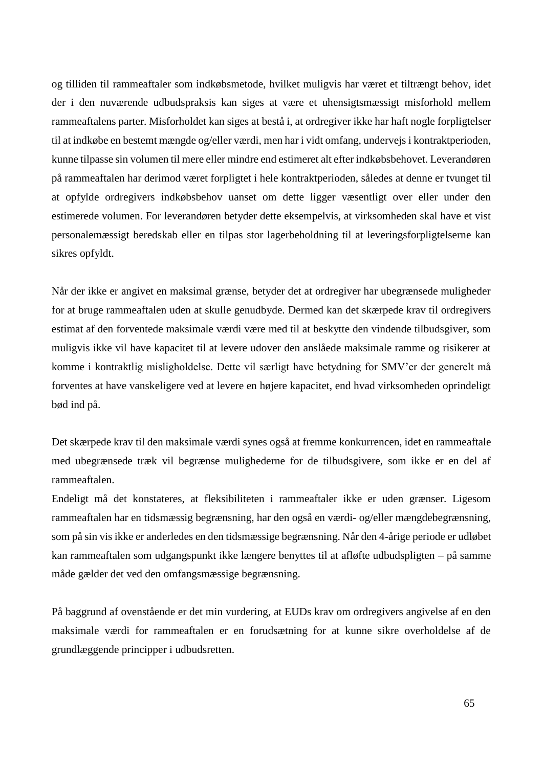og tilliden til rammeaftaler som indkøbsmetode, hvilket muligvis har været et tiltrængt behov, idet der i den nuværende udbudspraksis kan siges at være et uhensigtsmæssigt misforhold mellem rammeaftalens parter. Misforholdet kan siges at bestå i, at ordregiver ikke har haft nogle forpligtelser til at indkøbe en bestemt mængde og/eller værdi, men har i vidt omfang, undervejs i kontraktperioden, kunne tilpasse sin volumen til mere eller mindre end estimeret alt efter indkøbsbehovet. Leverandøren på rammeaftalen har derimod været forpligtet i hele kontraktperioden, således at denne er tvunget til at opfylde ordregivers indkøbsbehov uanset om dette ligger væsentligt over eller under den estimerede volumen. For leverandøren betyder dette eksempelvis, at virksomheden skal have et vist personalemæssigt beredskab eller en tilpas stor lagerbeholdning til at leveringsforpligtelserne kan sikres opfyldt.

Når der ikke er angivet en maksimal grænse, betyder det at ordregiver har ubegrænsede muligheder for at bruge rammeaftalen uden at skulle genudbyde. Dermed kan det skærpede krav til ordregivers estimat af den forventede maksimale værdi være med til at beskytte den vindende tilbudsgiver, som muligvis ikke vil have kapacitet til at levere udover den anslåede maksimale ramme og risikerer at komme i kontraktlig misligholdelse. Dette vil særligt have betydning for SMV'er der generelt må forventes at have vanskeligere ved at levere en højere kapacitet, end hvad virksomheden oprindeligt bød ind på.

Det skærpede krav til den maksimale værdi synes også at fremme konkurrencen, idet en rammeaftale med ubegrænsede træk vil begrænse mulighederne for de tilbudsgivere, som ikke er en del af rammeaftalen.

Endeligt må det konstateres, at fleksibiliteten i rammeaftaler ikke er uden grænser. Ligesom rammeaftalen har en tidsmæssig begrænsning, har den også en værdi- og/eller mængdebegrænsning, som på sin vis ikke er anderledes en den tidsmæssige begrænsning. Når den 4-årige periode er udløbet kan rammeaftalen som udgangspunkt ikke længere benyttes til at afløfte udbudspligten – på samme måde gælder det ved den omfangsmæssige begrænsning.

På baggrund af ovenstående er det min vurdering, at EUDs krav om ordregivers angivelse af en den maksimale værdi for rammeaftalen er en forudsætning for at kunne sikre overholdelse af de grundlæggende principper i udbudsretten.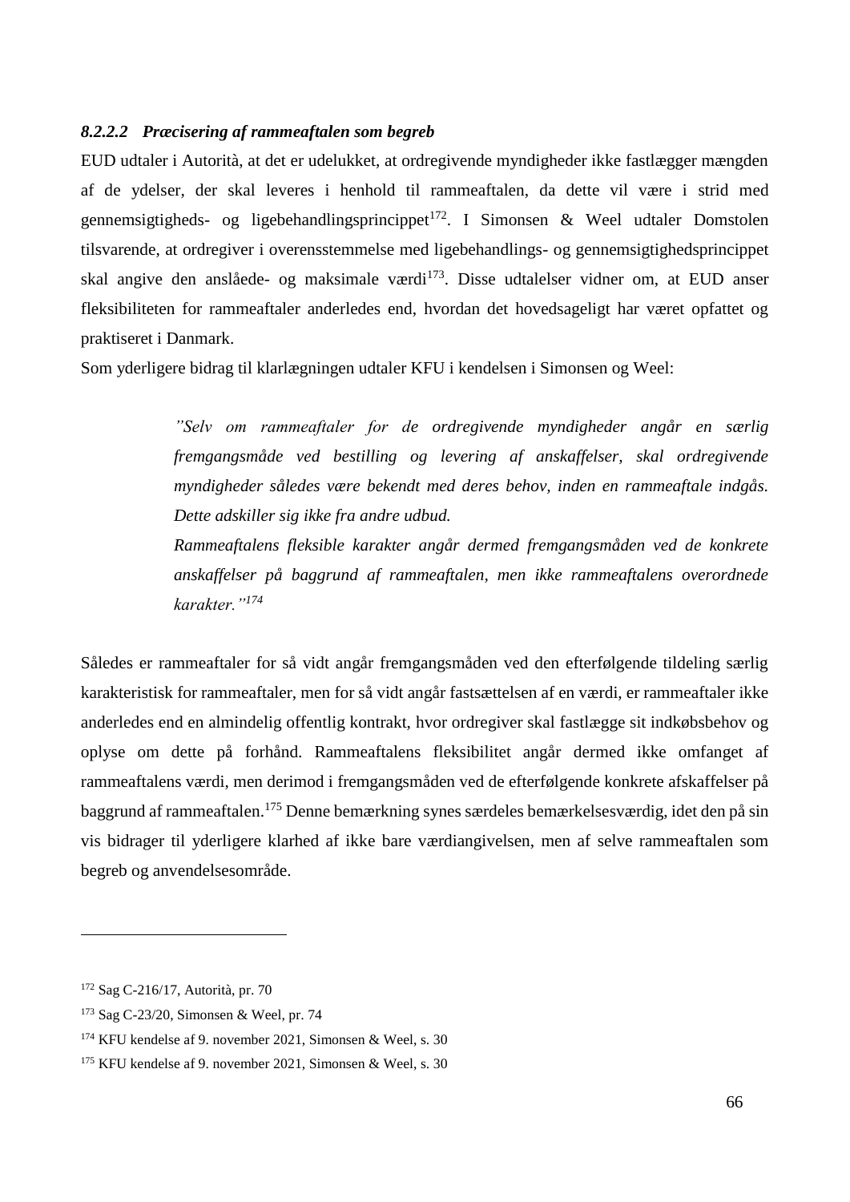#### *8.2.2.2 Præcisering af rammeaftalen som begreb*

EUD udtaler i Autorità, at det er udelukket, at ordregivende myndigheder ikke fastlægger mængden af de ydelser, der skal leveres i henhold til rammeaftalen, da dette vil være i strid med gennemsigtigheds- og ligebehandlingsprincippet[172]. I Simonsen & Weel udtaler Domstolen tilsvarende, at ordregiver i overensstemmelse med ligebehandlings- og gennemsigtighedsprincippet skal angive den anslåede- og maksimale værdi[173]. Disse udtalelser vidner om, at EUD anser fleksibiliteten for rammeaftaler anderledes end, hvordan det hovedsageligt har været opfattet og praktiseret i Danmark.

Som yderligere bidrag til klarlægningen udtaler KFU i kendelsen i Simonsen og Weel:

> *"Selv om rammeaftaler for de ordregivende myndigheder angår en særlig fremgangsmåde ved bestilling og levering af anskaffelser, skal ordregivende myndigheder således være bekendt med deres behov, inden en rammeaftale indgås. Dette adskiller sig ikke fra andre udbud.*
>
> *Rammeaftalens fleksible karakter angår dermed fremgangsmåden ved de konkrete anskaffelser på baggrund af rammeaftalen, men ikke rammeaftalens overordnede karakter."*[174]

Således er rammeaftaler for så vidt angår fremgangsmåden ved den efterfølgende tildeling særlig karakteristisk for rammeaftaler, men for så vidt angår fastsættelsen af en værdi, er rammeaftaler ikke anderledes end en almindelig offentlig kontrakt, hvor ordregiver skal fastlægge sit indkøbsbehov og oplyse om dette på forhånd. Rammeaftalens fleksibilitet angår dermed ikke omfanget af rammeaftalens værdi, men derimod i fremgangsmåden ved de efterfølgende konkrete afskaffelser på baggrund af rammeaftalen.[175] Denne bemærkning synes særdeles bemærkelsesværdig, idet den på sin vis bidrager til yderligere klarhed af ikke bare værdiangivelsen, men af selve rammeaftalen som begreb og anvendelsesområde.

---

[172] Sag C-216/17, Autorità, pr. 70

[173] Sag C-23/20, Simonsen & Weel, pr. 74

[174] KFU kendelse af 9. november 2021, Simonsen & Weel, s. 30

[175] KFU kendelse af 9. november 2021, Simonsen & Weel, s. 30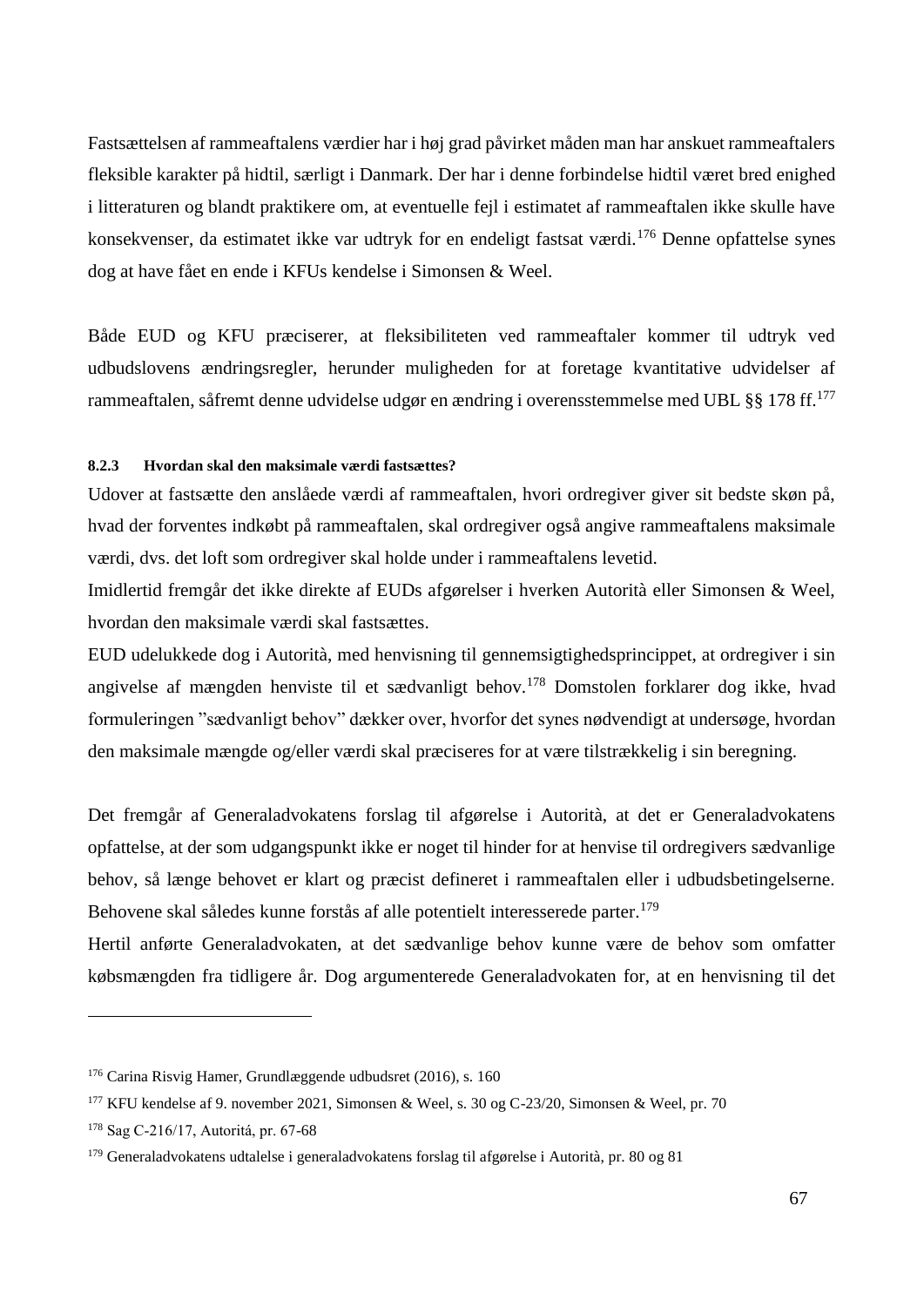Fastsættelsen af rammeaftalens værdier har i høj grad påvirket måden man har anskuet rammeaftalers fleksible karakter på hidtil, særligt i Danmark. Der har i denne forbindelse hidtil været bred enighed i litteraturen og blandt praktikere om, at eventuelle fejl i estimatet af rammeaftalen ikke skulle have konsekvenser, da estimatet ikke var udtryk for en endeligt fastsat værdi.[176] Denne opfattelse synes dog at have fået en ende i KFUs kendelse i Simonsen & Weel.

Både EUD og KFU præciserer, at fleksibiliteten ved rammeaftaler kommer til udtryk ved udbudslovens ændringsregler, herunder muligheden for at foretage kvantitative udvidelser af rammeaftalen, såfremt denne udvidelse udgør en ændring i overensstemmelse med UBL §§ 178 ff.[177]

#### 8.2.3 Hvordan skal den maksimale værdi fastsættes?

Udover at fastsætte den anslåede værdi af rammeaftalen, hvori ordregiver giver sit bedste skøn på, hvad der forventes indkøbt på rammeaftalen, skal ordregiver også angive rammeaftalens maksimale værdi, dvs. det loft som ordregiver skal holde under i rammeaftalens levetid.

Imidlertid fremgår det ikke direkte af EUDs afgørelser i hverken Autorità eller Simonsen & Weel, hvordan den maksimale værdi skal fastsættes.

EUD udelukkede dog i Autorità, med henvisning til gennemsigtighedsprincippet, at ordregiver i sin angivelse af mængden henviste til et sædvanligt behov.[178] Domstolen forklarer dog ikke, hvad formuleringen "sædvanligt behov" dækker over, hvorfor det synes nødvendigt at undersøge, hvordan den maksimale mængde og/eller værdi skal præciseres for at være tilstrækkelig i sin beregning.

Det fremgår af Generaladvokatens forslag til afgørelse i Autorità, at det er Generaladvokatens opfattelse, at der som udgangspunkt ikke er noget til hinder for at henvise til ordregivers sædvanlige behov, så længe behovet er klart og præcist defineret i rammeaftalen eller i udbudsbetingelserne. Behovene skal således kunne forstås af alle potentielt interesserede parter.[179]

Hertil anførte Generaladvokaten, at det sædvanlige behov kunne være de behov som omfatter købsmængden fra tidligere år. Dog argumenterede Generaladvokaten for, at en henvisning til det

---

[176] Carina Risvig Hamer, Grundlæggende udbudsret (2016), s. 160

[177] KFU kendelse af 9. november 2021, Simonsen & Weel, s. 30 og C-23/20, Simonsen & Weel, pr. 70

[178] Sag C-216/17, Autoritá, pr. 67-68

[179] Generaladvokatens udtalelse i generaladvokatens forslag til afgørelse i Autorità, pr. 80 og 81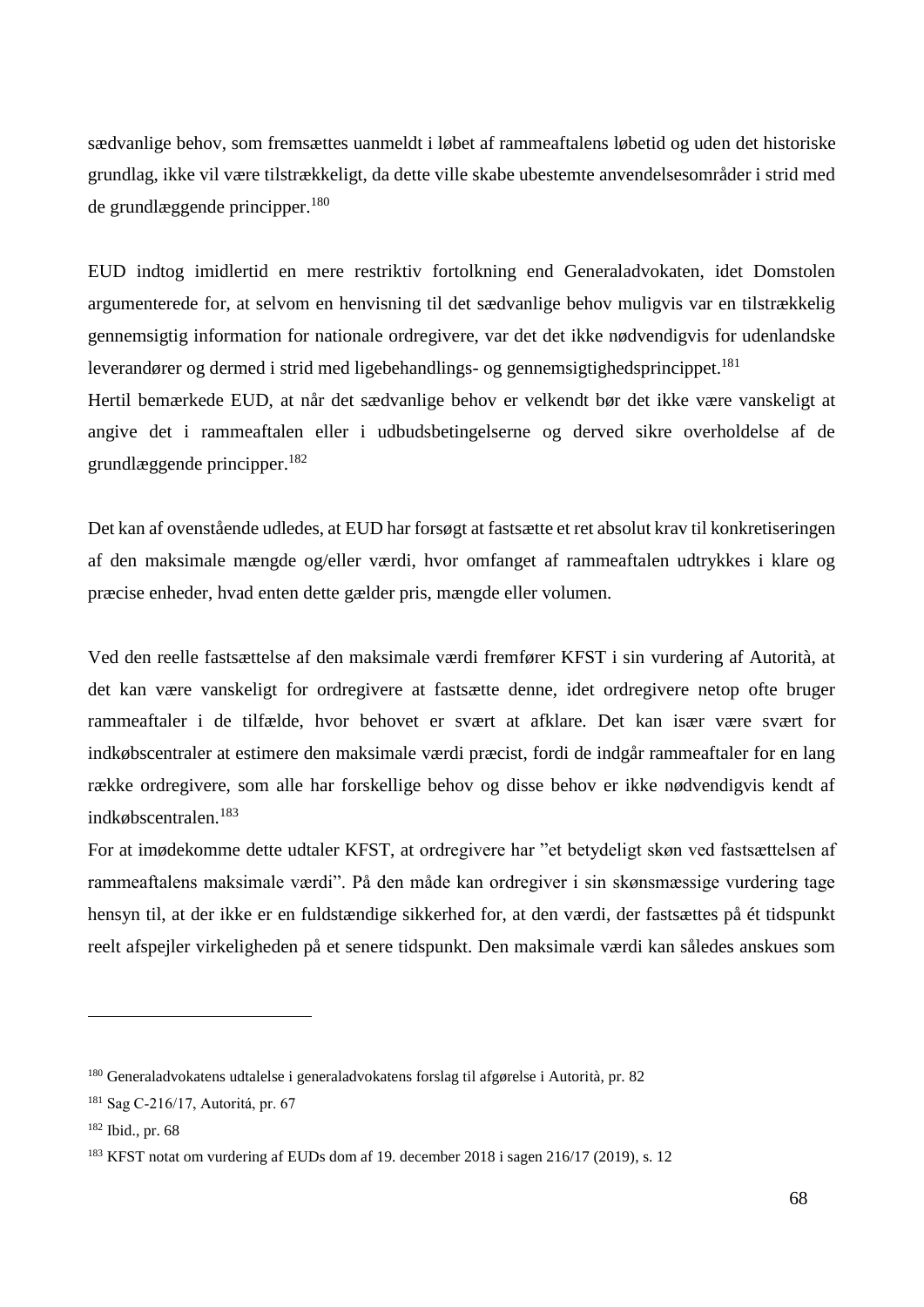sædvanlige behov, som fremsættes uanmeldt i løbet af rammeaftalens løbetid og uden det historiske grundlag, ikke vil være tilstrækkeligt, da dette ville skabe ubestemte anvendelsesområder i strid med de grundlæggende principper.[180]

EUD indtog imidlertid en mere restriktiv fortolkning end Generaladvokaten, idet Domstolen argumenterede for, at selvom en henvisning til det sædvanlige behov muligvis var en tilstrækkelig gennemsigtig information for nationale ordregivere, var det det ikke nødvendigvis for udenlandske leverandører og dermed i strid med ligebehandlings- og gennemsigtighedsprincippet.[181]
Hertil bemærkede EUD, at når det sædvanlige behov er velkendt bør det ikke være vanskeligt at angive det i rammeaftalen eller i udbudsbetingelserne og derved sikre overholdelse af de grundlæggende principper.[182]

Det kan af ovenstående udledes, at EUD har forsøgt at fastsætte et ret absolut krav til konkretiseringen af den maksimale mængde og/eller værdi, hvor omfanget af rammeaftalen udtrykkes i klare og præcise enheder, hvad enten dette gælder pris, mængde eller volumen.

Ved den reelle fastsættelse af den maksimale værdi fremfører KFST i sin vurdering af Autorità, at det kan være vanskeligt for ordregivere at fastsætte denne, idet ordregivere netop ofte bruger rammeaftaler i de tilfælde, hvor behovet er svært at afklare. Det kan især være svært for indkøbscentraler at estimere den maksimale værdi præcist, fordi de indgår rammeaftaler for en lang række ordregivere, som alle har forskellige behov og disse behov er ikke nødvendigvis kendt af indkøbscentralen.[183]
For at imødekomme dette udtaler KFST, at ordregivere har "et betydeligt skøn ved fastsættelsen af rammeaftalens maksimale værdi". På den måde kan ordregiver i sin skønsmæssige vurdering tage hensyn til, at der ikke er en fuldstændige sikkerhed for, at den værdi, der fastsættes på ét tidspunkt reelt afspejler virkeligheden på et senere tidspunkt. Den maksimale værdi kan således anskues som

---

[180] Generaladvokatens udtalelse i generaladvokatens forslag til afgørelse i Autorità, pr. 82

[181] Sag C-216/17, Autoritá, pr. 67

[182] Ibid., pr. 68

[183] KFST notat om vurdering af EUDs dom af 19. december 2018 i sagen 216/17 (2019), s. 12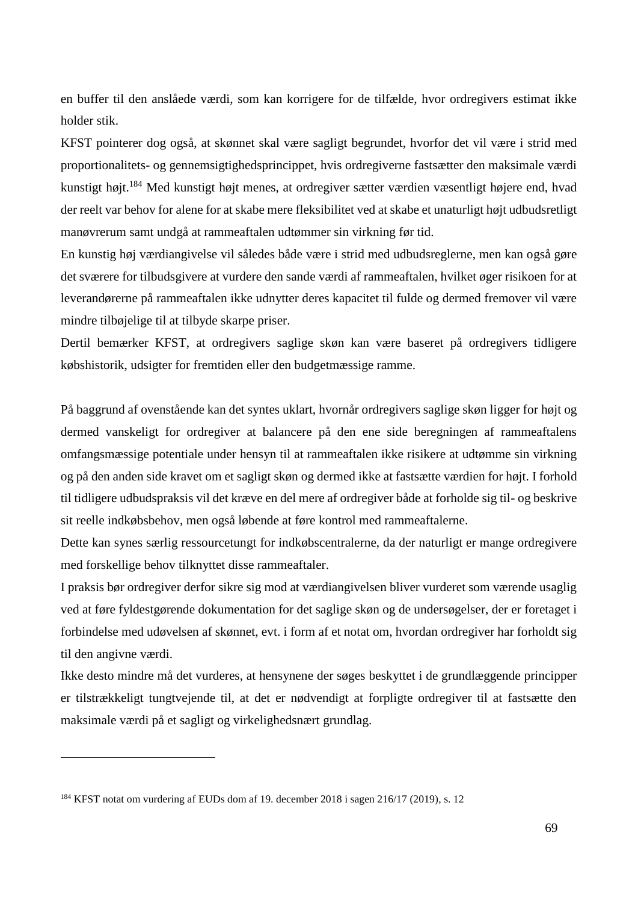en buffer til den anslåede værdi, som kan korrigere for de tilfælde, hvor ordregivers estimat ikke holder stik.

KFST pointerer dog også, at skønnet skal være sagligt begrundet, hvorfor det vil være i strid med proportionalitets- og gennemsigtighedsprincippet, hvis ordregiverne fastsætter den maksimale værdi kunstigt højt.[184] Med kunstigt højt menes, at ordregiver sætter værdien væsentligt højere end, hvad der reelt var behov for alene for at skabe mere fleksibilitet ved at skabe et unaturligt højt udbudsretligt manøvrerum samt undgå at rammeaftalen udtømmer sin virkning før tid.

En kunstig høj værdiangivelse vil således både være i strid med udbudsreglerne, men kan også gøre det sværere for tilbudsgivere at vurdere den sande værdi af rammeaftalen, hvilket øger risikoen for at leverandørerne på rammeaftalen ikke udnytter deres kapacitet til fulde og dermed fremover vil være mindre tilbøjelige til at tilbyde skarpe priser.

Dertil bemærker KFST, at ordregivers saglige skøn kan være baseret på ordregivers tidligere købshistorik, udsigter for fremtiden eller den budgetmæssige ramme.

På baggrund af ovenstående kan det syntes uklart, hvornår ordregivers saglige skøn ligger for højt og dermed vanskeligt for ordregiver at balancere på den ene side beregningen af rammeaftalens omfangsmæssige potentiale under hensyn til at rammeaftalen ikke risikere at udtømme sin virkning og på den anden side kravet om et sagligt skøn og dermed ikke at fastsætte værdien for højt. I forhold til tidligere udbudspraksis vil det kræve en del mere af ordregiver både at forholde sig til- og beskrive sit reelle indkøbsbehov, men også løbende at føre kontrol med rammeaftalerne.

Dette kan synes særlig ressourcetungt for indkøbscentralerne, da der naturligt er mange ordregivere med forskellige behov tilknyttet disse rammeaftaler.

I praksis bør ordregiver derfor sikre sig mod at værdiangivelsen bliver vurderet som værende usaglig ved at føre fyldestgørende dokumentation for det saglige skøn og de undersøgelser, der er foretaget i forbindelse med udøvelsen af skønnet, evt. i form af et notat om, hvordan ordregiver har forholdt sig til den angivne værdi.

Ikke desto mindre må det vurderes, at hensynene der søges beskyttet i de grundlæggende principper er tilstrækkeligt tungtvejende til, at det er nødvendigt at forpligte ordregiver til at fastsætte den maksimale værdi på et sagligt og virkelighedsnært grundlag.

---

[184] KFST notat om vurdering af EUDs dom af 19. december 2018 i sagen 216/17 (2019), s. 12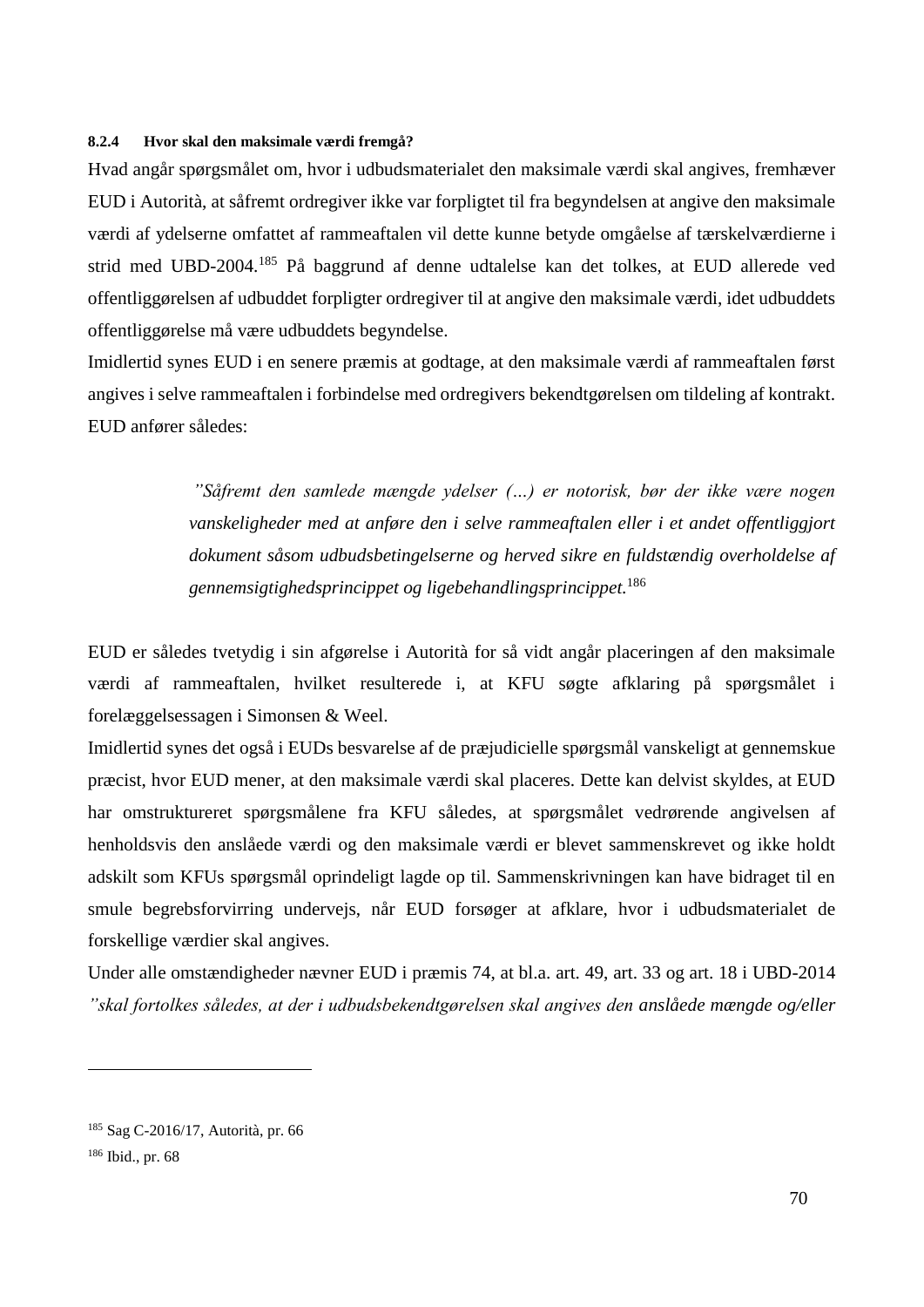#### 8.2.4 Hvor skal den maksimale værdi fremgå?

Hvad angår spørgsmålet om, hvor i udbudsmaterialet den maksimale værdi skal angives, fremhæver EUD i Autorità, at såfremt ordregiver ikke var forpligtet til fra begyndelsen at angive den maksimale værdi af ydelserne omfattet af rammeaftalen vil dette kunne betyde omgåelse af tærskelværdierne i strid med UBD-2004.[185] På baggrund af denne udtalelse kan det tolkes, at EUD allerede ved offentliggørelsen af udbuddet forpligter ordregiver til at angive den maksimale værdi, idet udbuddets offentliggørelse må være udbuddets begyndelse.

Imidlertid synes EUD i en senere præmis at godtage, at den maksimale værdi af rammeaftalen først angives i selve rammeaftalen i forbindelse med ordregivers bekendtgørelsen om tildeling af kontrakt. EUD anfører således:

> *"Såfremt den samlede mængde ydelser (…) er notorisk, bør der ikke være nogen vanskeligheder med at anføre den i selve rammeaftalen eller i et andet offentliggjort dokument såsom udbudsbetingelserne og herved sikre en fuldstændig overholdelse af gennemsigtighedsprincippet og ligebehandlingsprincippet.*[186]

EUD er således tvetydig i sin afgørelse i Autorità for så vidt angår placeringen af den maksimale værdi af rammeaftalen, hvilket resulterede i, at KFU søgte afklaring på spørgsmålet i forelæggelsessagen i Simonsen & Weel.

Imidlertid synes det også i EUDs besvarelse af de præjudicielle spørgsmål vanskeligt at gennemskue præcist, hvor EUD mener, at den maksimale værdi skal placeres. Dette kan delvist skyldes, at EUD har omstruktureret spørgsmålene fra KFU således, at spørgsmålet vedrørende angivelsen af henholdsvis den anslåede værdi og den maksimale værdi er blevet sammenskrevet og ikke holdt adskilt som KFUs spørgsmål oprindeligt lagde op til. Sammenskrivningen kan have bidraget til en smule begrebsforvirring undervejs, når EUD forsøger at afklare, hvor i udbudsmaterialet de forskellige værdier skal angives.

Under alle omstændigheder nævner EUD i præmis 74, at bl.a. art. 49, art. 33 og art. 18 i UBD-2014 *"skal fortolkes således, at der i udbudsbekendtgørelsen skal angives den anslåede mængde og/eller*

---

[185] Sag C-2016/17, Autorità, pr. 66

[186] Ibid., pr. 68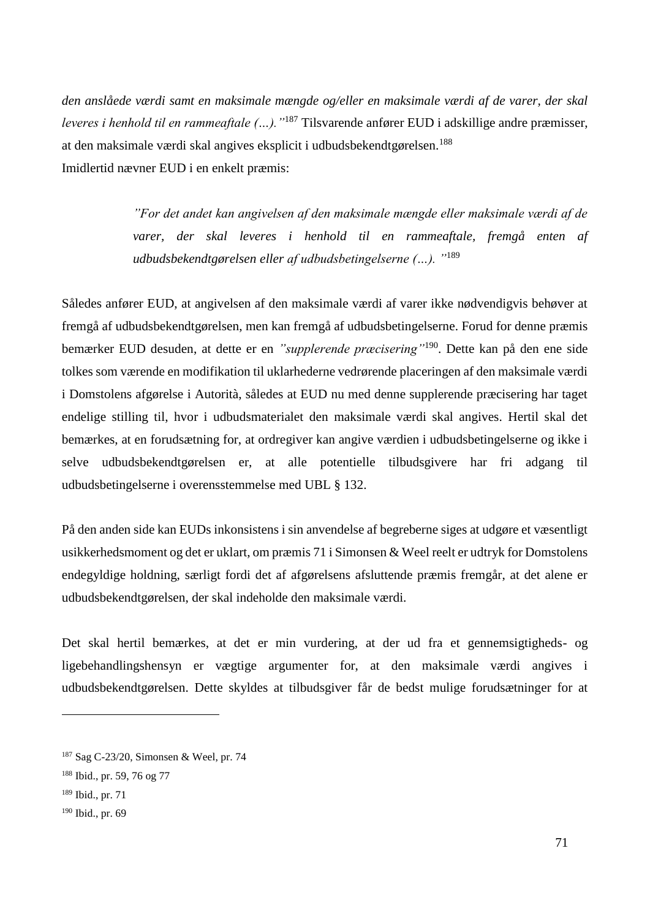*den anslåede værdi samt en maksimale mængde og/eller en maksimale værdi af de varer, der skal leveres i henhold til en rammeaftale (…).”*[187] Tilsvarende anfører EUD i adskillige andre præmisser, at den maksimale værdi skal angives eksplicit i udbudsbekendtgørelsen.[188]
Imidlertid nævner EUD i en enkelt præmis:

> *”For det andet kan angivelsen af den maksimale mængde eller maksimale værdi af de varer, der skal leveres i henhold til en rammeaftale, fremgå enten af udbudsbekendtgørelsen eller af udbudsbetingelserne (…). ”*[189]

Således anfører EUD, at angivelsen af den maksimale værdi af varer ikke nødvendigvis behøver at fremgå af udbudsbekendtgørelsen, men kan fremgå af udbudsbetingelserne. Forud for denne præmis bemærker EUD desuden, at dette er en *”supplerende præcisering”*[190]. Dette kan på den ene side tolkes som værende en modifikation til uklarhederne vedrørende placeringen af den maksimale værdi i Domstolens afgørelse i Autorità, således at EUD nu med denne supplerende præcisering har taget endelige stilling til, hvor i udbudsmaterialet den maksimale værdi skal angives. Hertil skal det bemærkes, at en forudsætning for, at ordregiver kan angive værdien i udbudsbetingelserne og ikke i selve udbudsbekendtgørelsen er, at alle potentielle tilbudsgivere har fri adgang til udbudsbetingelserne i overensstemmelse med UBL § 132.

På den anden side kan EUDs inkonsistens i sin anvendelse af begreberne siges at udgøre et væsentligt usikkerhedsmoment og det er uklart, om præmis 71 i Simonsen & Weel reelt er udtryk for Domstolens endegyldige holdning, særligt fordi det af afgørelsens afsluttende præmis fremgår, at det alene er udbudsbekendtgørelsen, der skal indeholde den maksimale værdi.

Det skal hertil bemærkes, at det er min vurdering, at der ud fra et gennemsigtigheds- og ligebehandlingshensyn er vægtige argumenter for, at den maksimale værdi angives i udbudsbekendtgørelsen. Dette skyldes at tilbudsgiver får de bedst mulige forudsætninger for at

---

[187] Sag C-23/20, Simonsen & Weel, pr. 74
[188] Ibid., pr. 59, 76 og 77
[189] Ibid., pr. 71
[190] Ibid., pr. 69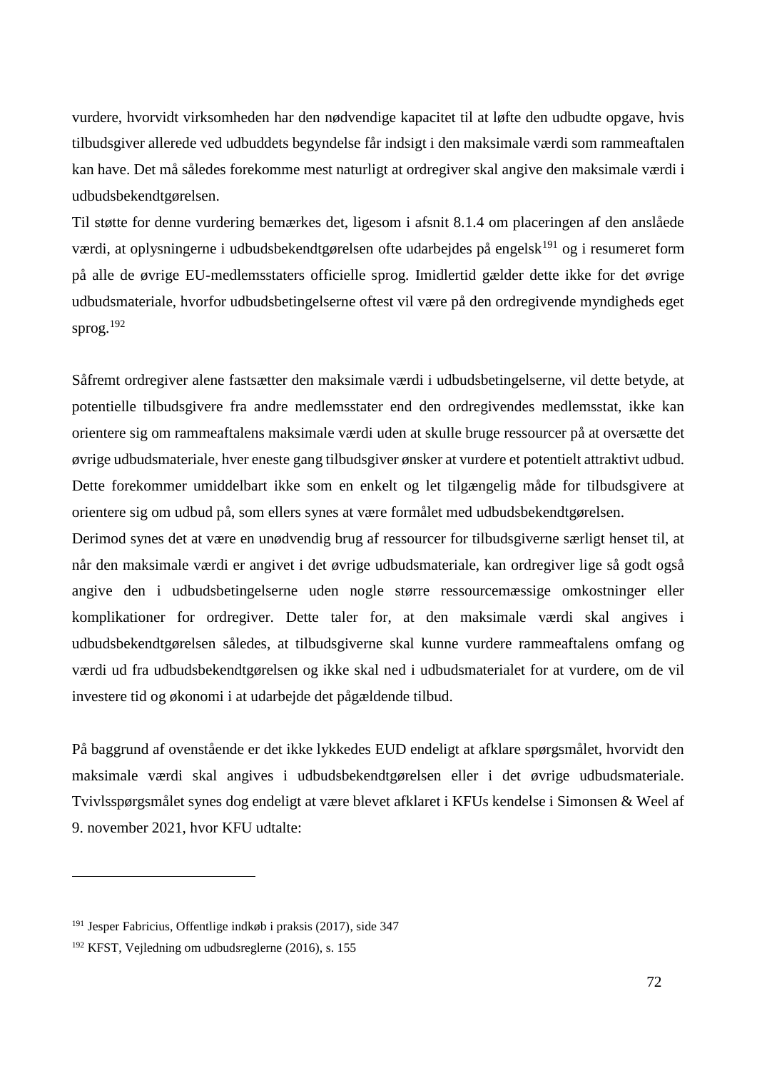vurdere, hvorvidt virksomheden har den nødvendige kapacitet til at løfte den udbudte opgave, hvis tilbudsgiver allerede ved udbuddets begyndelse får indsigt i den maksimale værdi som rammeaftalen kan have. Det må således forekomme mest naturligt at ordregiver skal angive den maksimale værdi i udbudsbekendtgørelsen.

Til støtte for denne vurdering bemærkes det, ligesom i afsnit 8.1.4 om placeringen af den anslåede værdi, at oplysningerne i udbudsbekendtgørelsen ofte udarbejdes på engelsk[191] og i resumeret form på alle de øvrige EU-medlemsstaters officielle sprog. Imidlertid gælder dette ikke for det øvrige udbudsmateriale, hvorfor udbudsbetingelserne oftest vil være på den ordregivende myndigheds eget sprog.[192]

Såfremt ordregiver alene fastsætter den maksimale værdi i udbudsbetingelserne, vil dette betyde, at potentielle tilbudsgivere fra andre medlemsstater end den ordregivendes medlemsstat, ikke kan orientere sig om rammeaftalens maksimale værdi uden at skulle bruge ressourcer på at oversætte det øvrige udbudsmateriale, hver eneste gang tilbudsgiver ønsker at vurdere et potentielt attraktivt udbud. Dette forekommer umiddelbart ikke som en enkelt og let tilgængelig måde for tilbudsgivere at orientere sig om udbud på, som ellers synes at være formålet med udbudsbekendtgørelsen.

Derimod synes det at være en unødvendig brug af ressourcer for tilbudsgiverne særligt henset til, at når den maksimale værdi er angivet i det øvrige udbudsmateriale, kan ordregiver lige så godt også angive den i udbudsbetingelserne uden nogle større ressourcemæssige omkostninger eller komplikationer for ordregiver. Dette taler for, at den maksimale værdi skal angives i udbudsbekendtgørelsen således, at tilbudsgiverne skal kunne vurdere rammeaftalens omfang og værdi ud fra udbudsbekendtgørelsen og ikke skal ned i udbudsmaterialet for at vurdere, om de vil investere tid og økonomi i at udarbejde det pågældende tilbud.

På baggrund af ovenstående er det ikke lykkedes EUD endeligt at afklare spørgsmålet, hvorvidt den maksimale værdi skal angives i udbudsbekendtgørelsen eller i det øvrige udbudsmateriale. Tvivlsspørgsmålet synes dog endeligt at være blevet afklaret i KFUs kendelse i Simonsen & Weel af 9. november 2021, hvor KFU udtalte:

---

[191] Jesper Fabricius, Offentlige indkøb i praksis (2017), side 347

[192] KFST, Vejledning om udbudsreglerne (2016), s. 155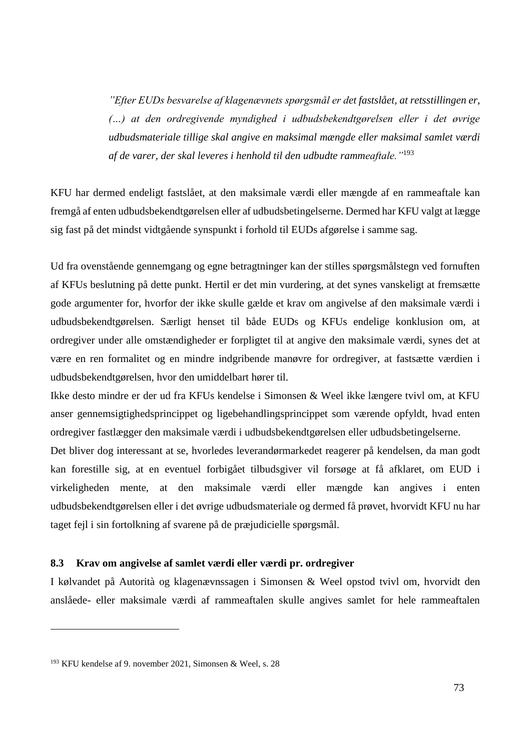> *"Efter EUDs besvarelse af klagenævnets spørgsmål er det fastslået, at retsstillingen er, (…) at den ordregivende myndighed i udbudsbekendtgørelsen eller i det øvrige udbudsmateriale tillige skal angive en maksimal mængde eller maksimal samlet værdi af de varer, der skal leveres i henhold til den udbudte rammeaftale."*[193]

KFU har dermed endeligt fastslået, at den maksimale værdi eller mængde af en rammeaftale kan fremgå af enten udbudsbekendtgørelsen eller af udbudsbetingelserne. Dermed har KFU valgt at lægge sig fast på det mindst vidtgående synspunkt i forhold til EUDs afgørelse i samme sag.

Ud fra ovenstående gennemgang og egne betragtninger kan der stilles spørgsmålstegn ved fornuften af KFUs beslutning på dette punkt. Hertil er det min vurdering, at det synes vanskeligt at fremsætte gode argumenter for, hvorfor der ikke skulle gælde et krav om angivelse af den maksimale værdi i udbudsbekendtgørelsen. Særligt henset til både EUDs og KFUs endelige konklusion om, at ordregiver under alle omstændigheder er forpligtet til at angive den maksimale værdi, synes det at være en ren formalitet og en mindre indgribende manøvre for ordregiver, at fastsætte værdien i udbudsbekendtgørelsen, hvor den umiddelbart hører til.

Ikke desto mindre er der ud fra KFUs kendelse i Simonsen & Weel ikke længere tvivl om, at KFU anser gennemsigtighedsprincippet og ligebehandlingsprincippet som værende opfyldt, hvad enten ordregiver fastlægger den maksimale værdi i udbudsbekendtgørelsen eller udbudsbetingelserne.

Det bliver dog interessant at se, hvorledes leverandørmarkedet reagerer på kendelsen, da man godt kan forestille sig, at en eventuel forbigået tilbudsgiver vil forsøge at få afklaret, om EUD i virkeligheden mente, at den maksimale værdi eller mængde kan angives i enten udbudsbekendtgørelsen eller i det øvrige udbudsmateriale og dermed få prøvet, hvorvidt KFU nu har taget fejl i sin fortolkning af svarene på de præjudicielle spørgsmål.

### 8.3 Krav om angivelse af samlet værdi eller værdi pr. ordregiver

I kølvandet på Autorità og klagenævnssagen i Simonsen & Weel opstod tvivl om, hvorvidt den anslåede- eller maksimale værdi af rammeaftalen skulle angives samlet for hele rammeaftalen

---

[193] KFU kendelse af 9. november 2021, Simonsen & Weel, s. 28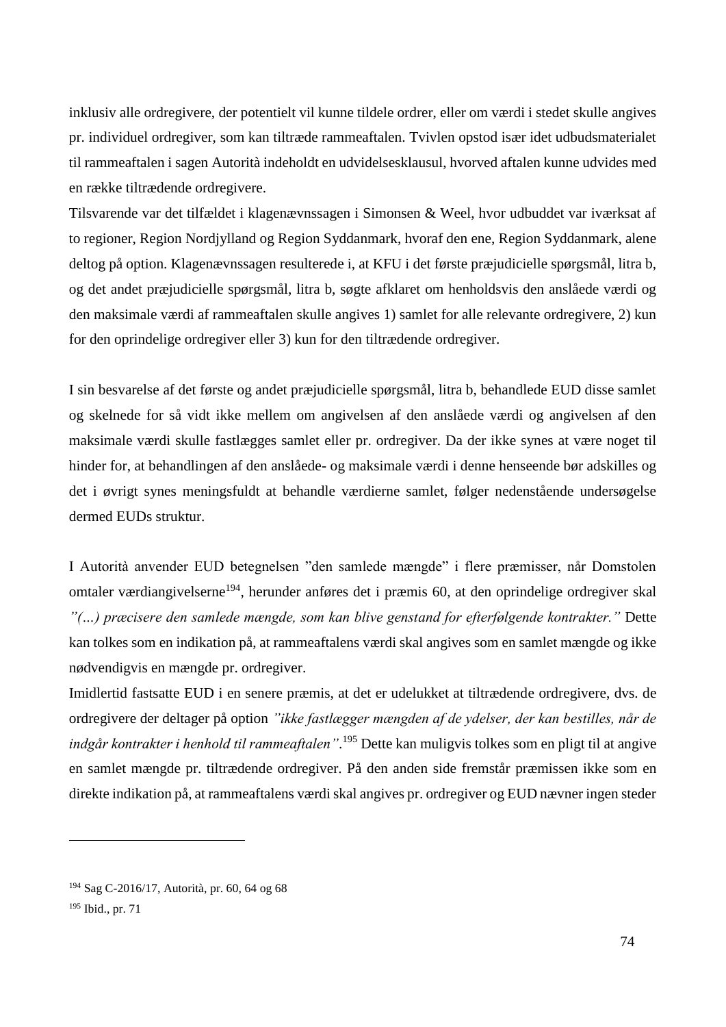inklusiv alle ordregivere, der potentielt vil kunne tildele ordrer, eller om værdi i stedet skulle angives pr. individuel ordregiver, som kan tiltræde rammeaftalen. Tvivlen opstod især idet udbudsmaterialet til rammeaftalen i sagen Autorità indeholdt en udvidelsesklausul, hvorved aftalen kunne udvides med en række tiltrædende ordregivere.

Tilsvarende var det tilfældet i klagenævnssagen i Simonsen & Weel, hvor udbuddet var iværksat af to regioner, Region Nordjylland og Region Syddanmark, hvoraf den ene, Region Syddanmark, alene deltog på option. Klagenævnssagen resulterede i, at KFU i det første præjudicielle spørgsmål, litra b, og det andet præjudicielle spørgsmål, litra b, søgte afklaret om henholdsvis den anslåede værdi og den maksimale værdi af rammeaftalen skulle angives 1) samlet for alle relevante ordregivere, 2) kun for den oprindelige ordregiver eller 3) kun for den tiltrædende ordregiver.

I sin besvarelse af det første og andet præjudicielle spørgsmål, litra b, behandlede EUD disse samlet og skelnede for så vidt ikke mellem om angivelsen af den anslåede værdi og angivelsen af den maksimale værdi skulle fastlægges samlet eller pr. ordregiver. Da der ikke synes at være noget til hinder for, at behandlingen af den anslåede- og maksimale værdi i denne henseende bør adskilles og det i øvrigt synes meningsfuldt at behandle værdierne samlet, følger nedenstående undersøgelse dermed EUDs struktur.

I Autorità anvender EUD betegnelsen "den samlede mængde" i flere præmisser, når Domstolen omtaler værdiangivelserne[194], herunder anføres det i præmis 60, at den oprindelige ordregiver skal *"(...) præcisere den samlede mængde, som kan blive genstand for efterfølgende kontrakter."* Dette kan tolkes som en indikation på, at rammeaftalens værdi skal angives som en samlet mængde og ikke nødvendigvis en mængde pr. ordregiver.

Imidlertid fastsatte EUD i en senere præmis, at det er udelukket at tiltrædende ordregivere, dvs. de ordregivere der deltager på option *"ikke fastlægger mængden af de ydelser, der kan bestilles, når de indgår kontrakter i henhold til rammeaftalen"*.[195] Dette kan muligvis tolkes som en pligt til at angive en samlet mængde pr. tiltrædende ordregiver. På den anden side fremstår præmissen ikke som en direkte indikation på, at rammeaftalens værdi skal angives pr. ordregiver og EUD nævner ingen steder

---

[194] Sag C-2016/17, Autorità, pr. 60, 64 og 68

[195] Ibid., pr. 71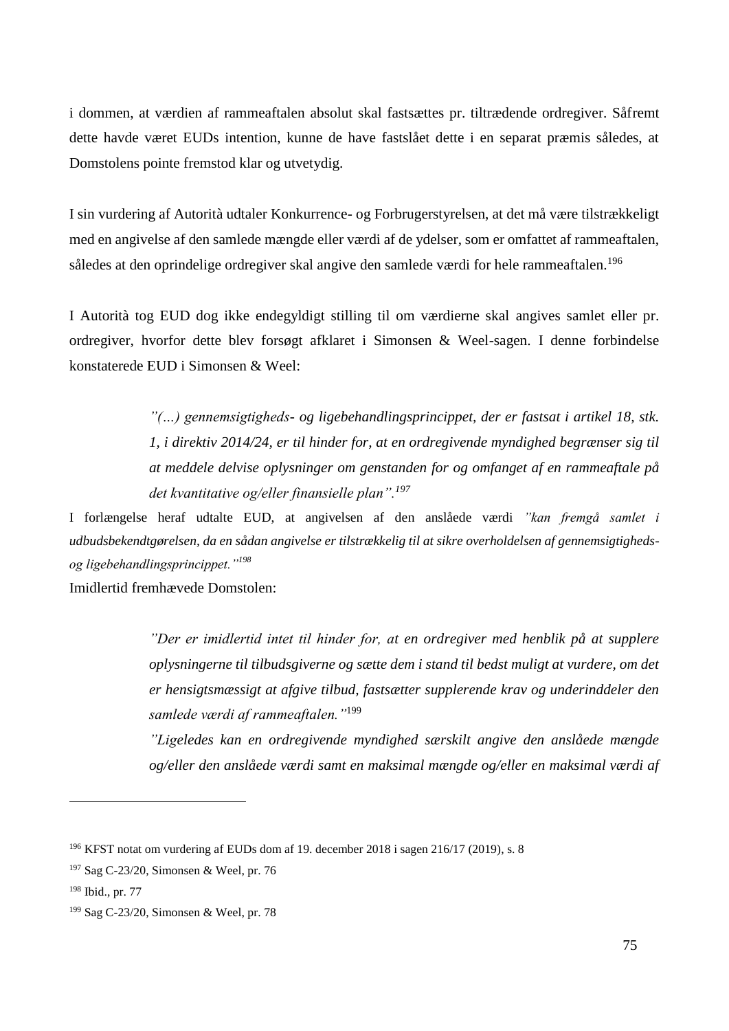i dommen, at værdien af rammeaftalen absolut skal fastsættes pr. tiltrædende ordregiver. Såfremt dette havde været EUDs intention, kunne de have fastslået dette i en separat præmis således, at Domstolens pointe fremstod klar og utvetydig.

I sin vurdering af Autorità udtaler Konkurrence- og Forbrugerstyrelsen, at det må være tilstrækkeligt med en angivelse af den samlede mængde eller værdi af de ydelser, som er omfattet af rammeaftalen, således at den oprindelige ordregiver skal angive den samlede værdi for hele rammeaftalen.[196]

I Autorità tog EUD dog ikke endegyldigt stilling til om værdierne skal angives samlet eller pr. ordregiver, hvorfor dette blev forsøgt afklaret i Simonsen & Weel-sagen. I denne forbindelse konstaterede EUD i Simonsen & Weel:

> *"(…) gennemsigtigheds- og ligebehandlingsprincippet, der er fastsat i artikel 18, stk. 1, i direktiv 2014/24, er til hinder for, at en ordregivende myndighed begrænser sig til at meddele delvise oplysninger om genstanden for og omfanget af en rammeaftale på det kvantitative og/eller finansielle plan".*[197]

I forlængelse heraf udtalte EUD, at angivelsen af den anslåede værdi *"kan fremgå samlet i udbudsbekendtgørelsen, da en sådan angivelse er tilstrækkelig til at sikre overholdelsen af gennemsigtigheds- og ligebehandlingsprincippet."*[198]

Imidlertid fremhævede Domstolen:

> *"Der er imidlertid intet til hinder for, at en ordregiver med henblik på at supplere oplysningerne til tilbudsgiverne og sætte dem i stand til bedst muligt at vurdere, om det er hensigtsmæssigt at afgive tilbud, fastsætter supplerende krav og underinddeler den samlede værdi af rammeaftalen."*[199]
>
> *"Ligeledes kan en ordregivende myndighed særskilt angive den anslåede mængde og/eller den anslåede værdi samt en maksimal mængde og/eller en maksimal værdi af*

---

[196] KFST notat om vurdering af EUDs dom af 19. december 2018 i sagen 216/17 (2019), s. 8

[197] Sag C-23/20, Simonsen & Weel, pr. 76

[198] Ibid., pr. 77

[199] Sag C-23/20, Simonsen & Weel, pr. 78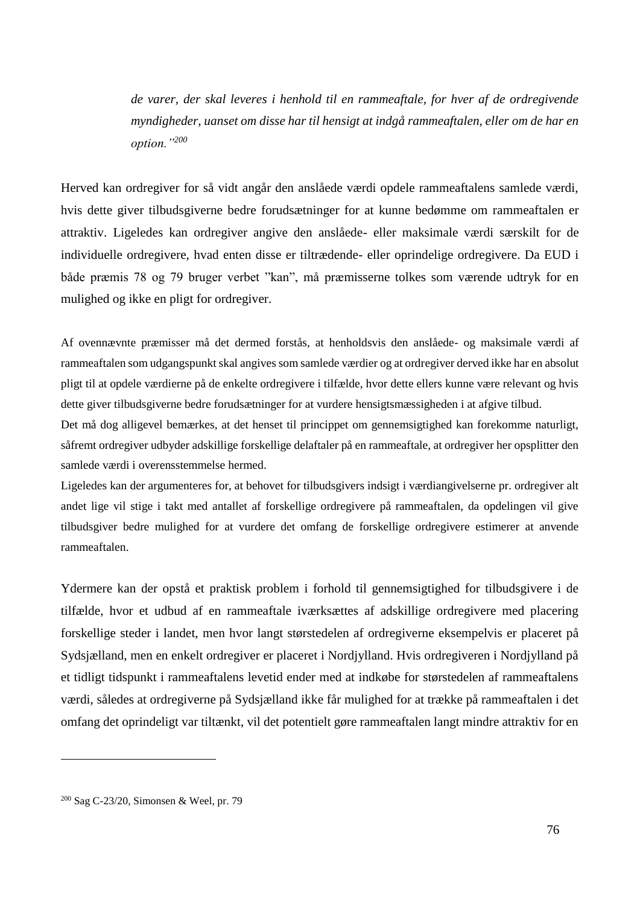> *de varer, der skal leveres i henhold til en rammeaftale, for hver af de ordregivende myndigheder, uanset om disse har til hensigt at indgå rammeaftalen, eller om de har en option."*[200]

Herved kan ordregiver for så vidt angår den anslåede værdi opdele rammeaftalens samlede værdi, hvis dette giver tilbudsgiverne bedre forudsætninger for at kunne bedømme om rammeaftalen er attraktiv. Ligeledes kan ordregiver angive den anslåede- eller maksimale værdi særskilt for de individuelle ordregivere, hvad enten disse er tiltrædende- eller oprindelige ordregivere. Da EUD i både præmis 78 og 79 bruger verbet "kan", må præmisserne tolkes som værende udtryk for en mulighed og ikke en pligt for ordregiver.

Af ovennævnte præmisser må det dermed forstås, at henholdsvis den anslåede- og maksimale værdi af rammeaftalen som udgangspunkt skal angives som samlede værdier og at ordregiver derved ikke har en absolut pligt til at opdele værdierne på de enkelte ordregivere i tilfælde, hvor dette ellers kunne være relevant og hvis dette giver tilbudsgiverne bedre forudsætninger for at vurdere hensigtsmæssigheden i at afgive tilbud.

Det må dog alligevel bemærkes, at det henset til princippet om gennemsigtighed kan forekomme naturligt, såfremt ordregiver udbyder adskillige forskellige delaftaler på en rammeaftale, at ordregiver her opsplitter den samlede værdi i overensstemmelse hermed.

Ligeledes kan der argumenteres for, at behovet for tilbudsgivers indsigt i værdiangivelserne pr. ordregiver alt andet lige vil stige i takt med antallet af forskellige ordregivere på rammeaftalen, da opdelingen vil give tilbudsgiver bedre mulighed for at vurdere det omfang de forskellige ordregivere estimerer at anvende rammeaftalen.

Ydermere kan der opstå et praktisk problem i forhold til gennemsigtighed for tilbudsgivere i de tilfælde, hvor et udbud af en rammeaftale iværksættes af adskillige ordregivere med placering forskellige steder i landet, men hvor langt størstedelen af ordregiverne eksempelvis er placeret på Sydsjælland, men en enkelt ordregiver er placeret i Nordjylland. Hvis ordregiveren i Nordjylland på et tidligt tidspunkt i rammeaftalens levetid ender med at indkøbe for størstedelen af rammeaftalens værdi, således at ordregiverne på Sydsjælland ikke får mulighed for at trække på rammeaftalen i det omfang det oprindeligt var tiltænkt, vil det potentielt gøre rammeaftalen langt mindre attraktiv for en

---

[200] Sag C-23/20, Simonsen & Weel, pr. 79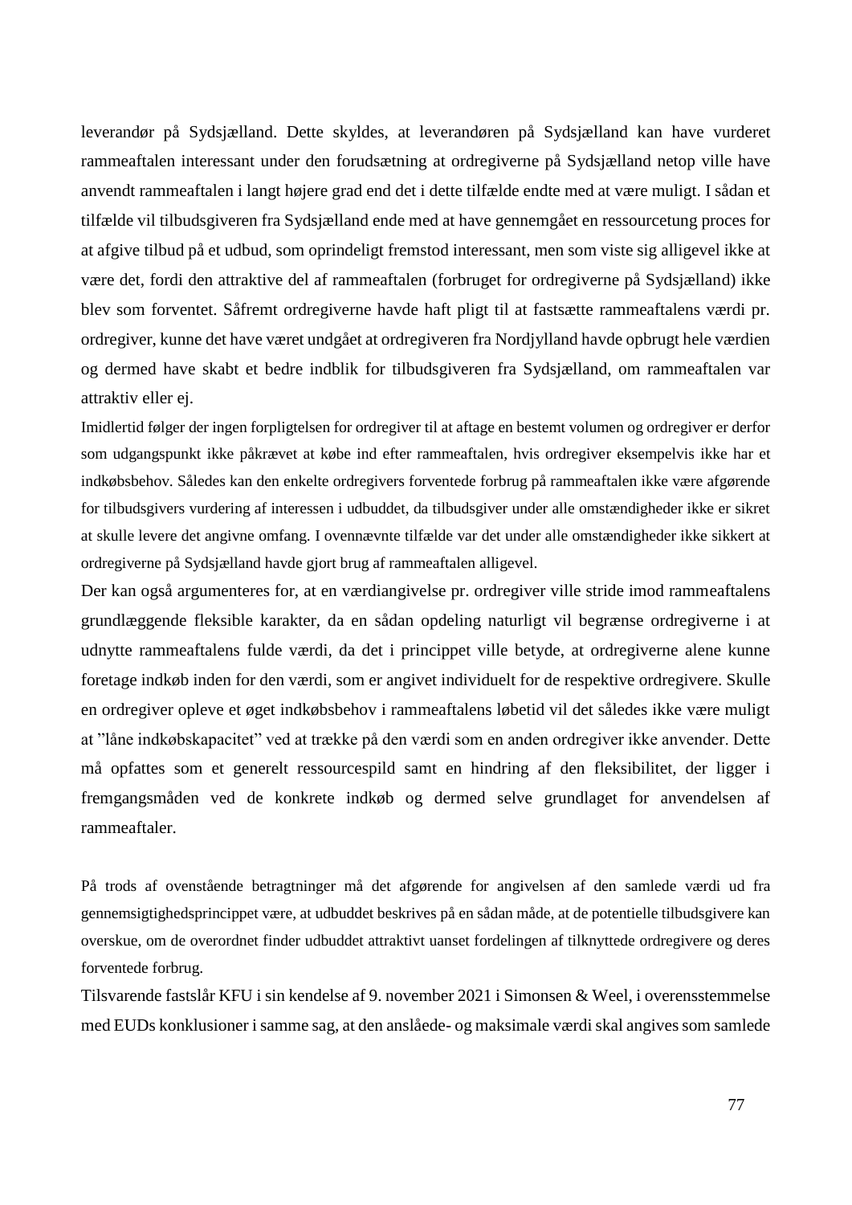leverandør på Sydsjælland. Dette skyldes, at leverandøren på Sydsjælland kan have vurderet rammeaftalen interessant under den forudsætning at ordregiverne på Sydsjælland netop ville have anvendt rammeaftalen i langt højere grad end det i dette tilfælde endte med at være muligt. I sådan et tilfælde vil tilbudsgiveren fra Sydsjælland ende med at have gennemgået en ressourcetung proces for at afgive tilbud på et udbud, som oprindeligt fremstod interessant, men som viste sig alligevel ikke at være det, fordi den attraktive del af rammeaftalen (forbruget for ordregiverne på Sydsjælland) ikke blev som forventet. Såfremt ordregiverne havde haft pligt til at fastsætte rammeaftalens værdi pr. ordregiver, kunne det have været undgået at ordregiveren fra Nordjylland havde opbrugt hele værdien og dermed have skabt et bedre indblik for tilbudsgiveren fra Sydsjælland, om rammeaftalen var attraktiv eller ej.

Imidlertid følger der ingen forpligtelsen for ordregiver til at aftage en bestemt volumen og ordregiver er derfor som udgangspunkt ikke påkrævet at købe ind efter rammeaftalen, hvis ordregiver eksempelvis ikke har et indkøbsbehov. Således kan den enkelte ordregivers forventede forbrug på rammeaftalen ikke være afgørende for tilbudsgivers vurdering af interessen i udbuddet, da tilbudsgiver under alle omstændigheder ikke er sikret at skulle levere det angivne omfang. I ovennævnte tilfælde var det under alle omstændigheder ikke sikkert at ordregiverne på Sydsjælland havde gjort brug af rammeaftalen alligevel.

Der kan også argumenteres for, at en værdiangivelse pr. ordregiver ville stride imod rammeaftalens grundlæggende fleksible karakter, da en sådan opdeling naturligt vil begrænse ordregiverne i at udnytte rammeaftalens fulde værdi, da det i princippet ville betyde, at ordregiverne alene kunne foretage indkøb inden for den værdi, som er angivet individuelt for de respektive ordregivere. Skulle en ordregiver opleve et øget indkøbsbehov i rammeaftalens løbetid vil det således ikke være muligt at "låne indkøbskapacitet" ved at trække på den værdi som en anden ordregiver ikke anvender. Dette må opfattes som et generelt ressourcespild samt en hindring af den fleksibilitet, der ligger i fremgangsmåden ved de konkrete indkøb og dermed selve grundlaget for anvendelsen af rammeaftaler.

På trods af ovenstående betragtninger må det afgørende for angivelsen af den samlede værdi ud fra gennemsigtighedsprincippet være, at udbuddet beskrives på en sådan måde, at de potentielle tilbudsgivere kan overskue, om de overordnet finder udbuddet attraktivt uanset fordelingen af tilknyttede ordregivere og deres forventede forbrug.

Tilsvarende fastslår KFU i sin kendelse af 9. november 2021 i Simonsen & Weel, i overensstemmelse med EUDs konklusioner i samme sag, at den anslåede- og maksimale værdi skal angives som samlede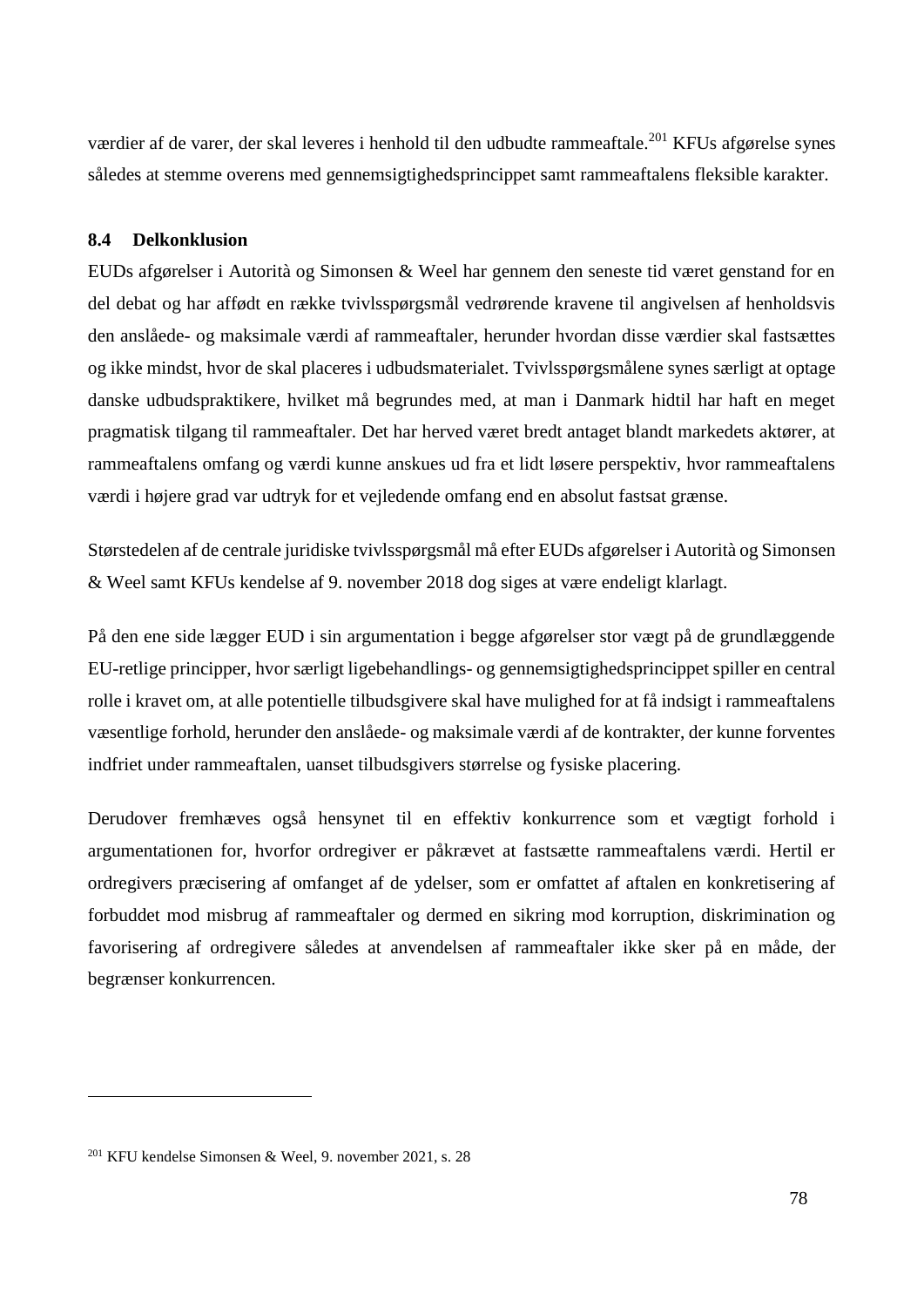værdier af de varer, der skal leveres i henhold til den udbudte rammeaftale.[201] KFUs afgørelse synes således at stemme overens med gennemsigtighedsprincippet samt rammeaftalens fleksible karakter.

### 8.4 Delkonklusion

EUDs afgørelser i Autorità og Simonsen & Weel har gennem den seneste tid været genstand for en del debat og har affødt en række tvivlsspørgsmål vedrørende kravene til angivelsen af henholdsvis den anslåede- og maksimale værdi af rammeaftaler, herunder hvordan disse værdier skal fastsættes og ikke mindst, hvor de skal placeres i udbudsmaterialet. Tvivlsspørgsmålene synes særligt at optage danske udbudspraktikere, hvilket må begrundes med, at man i Danmark hidtil har haft en meget pragmatisk tilgang til rammeaftaler. Det har herved været bredt antaget blandt markedets aktører, at rammeaftalens omfang og værdi kunne anskues ud fra et lidt løsere perspektiv, hvor rammeaftalens værdi i højere grad var udtryk for et vejledende omfang end en absolut fastsat grænse.

Størstedelen af de centrale juridiske tvivlsspørgsmål må efter EUDs afgørelser i Autorità og Simonsen & Weel samt KFUs kendelse af 9. november 2018 dog siges at være endeligt klarlagt.

På den ene side lægger EUD i sin argumentation i begge afgørelser stor vægt på de grundlæggende EU-retlige principper, hvor særligt ligebehandlings- og gennemsigtighedsprincippet spiller en central rolle i kravet om, at alle potentielle tilbudsgivere skal have mulighed for at få indsigt i rammeaftalens væsentlige forhold, herunder den anslåede- og maksimale værdi af de kontrakter, der kunne forventes indfriet under rammeaftalen, uanset tilbudsgivers størrelse og fysiske placering.

Derudover fremhæves også hensynet til en effektiv konkurrence som et vægtigt forhold i argumentationen for, hvorfor ordregiver er påkrævet at fastsætte rammeaftalens værdi. Hertil er ordregivers præcisering af omfanget af de ydelser, som er omfattet af aftalen en konkretisering af forbuddet mod misbrug af rammeaftaler og dermed en sikring mod korruption, diskrimination og favorisering af ordregivere således at anvendelsen af rammeaftaler ikke sker på en måde, der begrænser konkurrencen.

---

[201] KFU kendelse Simonsen & Weel, 9. november 2021, s. 28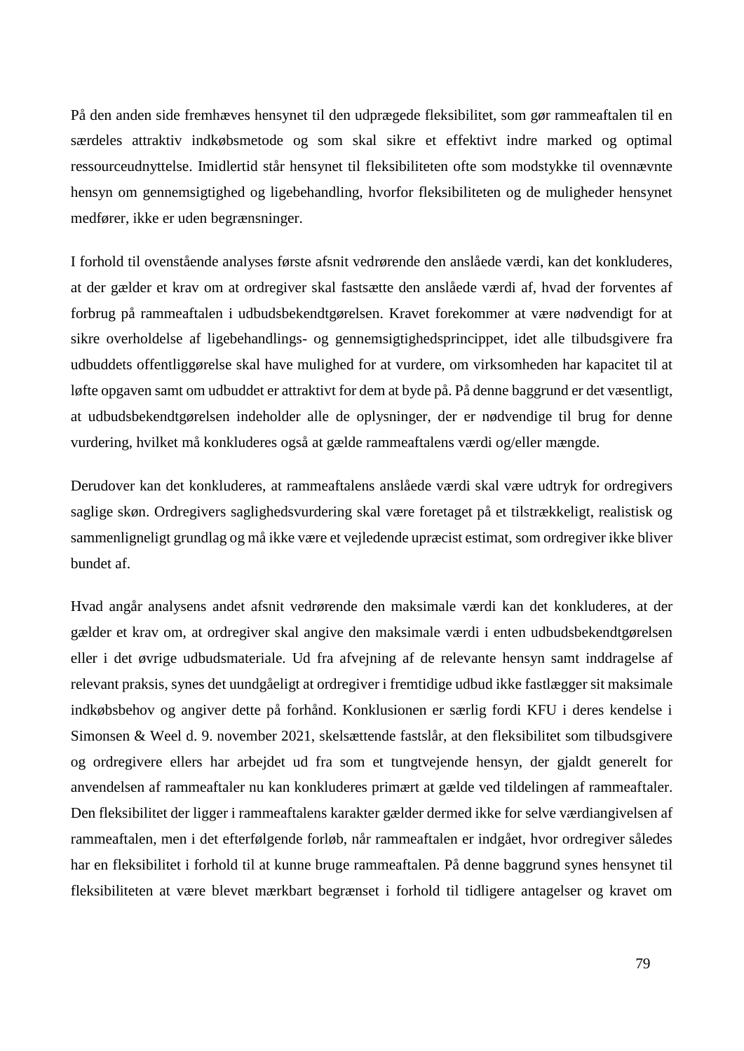På den anden side fremhæves hensynet til den udprægede fleksibilitet, som gør rammeaftalen til en særdeles attraktiv indkøbsmetode og som skal sikre et effektivt indre marked og optimal ressourceudnyttelse. Imidlertid står hensynet til fleksibiliteten ofte som modstykke til ovennævnte hensyn om gennemsigtighed og ligebehandling, hvorfor fleksibiliteten og de muligheder hensynet medfører, ikke er uden begrænsninger.

I forhold til ovenstående analyses første afsnit vedrørende den anslåede værdi, kan det konkluderes, at der gælder et krav om at ordregiver skal fastsætte den anslåede værdi af, hvad der forventes af forbrug på rammeaftalen i udbudsbekendtgørelsen. Kravet forekommer at være nødvendigt for at sikre overholdelse af ligebehandlings- og gennemsigtighedsprincippet, idet alle tilbudsgivere fra udbuddets offentliggørelse skal have mulighed for at vurdere, om virksomheden har kapacitet til at løfte opgaven samt om udbuddet er attraktivt for dem at byde på. På denne baggrund er det væsentligt, at udbudsbekendtgørelsen indeholder alle de oplysninger, der er nødvendige til brug for denne vurdering, hvilket må konkluderes også at gælde rammeaftalens værdi og/eller mængde.

Derudover kan det konkluderes, at rammeaftalens anslåede værdi skal være udtryk for ordregivers saglige skøn. Ordregivers saglighedsvurdering skal være foretaget på et tilstrækkeligt, realistisk og sammenligneligt grundlag og må ikke være et vejledende upræcist estimat, som ordregiver ikke bliver bundet af.

Hvad angår analysens andet afsnit vedrørende den maksimale værdi kan det konkluderes, at der gælder et krav om, at ordregiver skal angive den maksimale værdi i enten udbudsbekendtgørelsen eller i det øvrige udbudsmateriale. Ud fra afvejning af de relevante hensyn samt inddragelse af relevant praksis, synes det uundgåeligt at ordregiver i fremtidige udbud ikke fastlægger sit maksimale indkøbsbehov og angiver dette på forhånd. Konklusionen er særlig fordi KFU i deres kendelse i Simonsen & Weel d. 9. november 2021, skelsættende fastslår, at den fleksibilitet som tilbudsgivere og ordregivere ellers har arbejdet ud fra som et tungtvejende hensyn, der gjaldt generelt for anvendelsen af rammeaftaler nu kan konkluderes primært at gælde ved tildelingen af rammeaftaler. Den fleksibilitet der ligger i rammeaftalens karakter gælder dermed ikke for selve værdiangivelsen af rammeaftalen, men i det efterfølgende forløb, når rammeaftalen er indgået, hvor ordregiver således har en fleksibilitet i forhold til at kunne bruge rammeaftalen. På denne baggrund synes hensynet til fleksibiliteten at være blevet mærkbart begrænset i forhold til tidligere antagelser og kravet om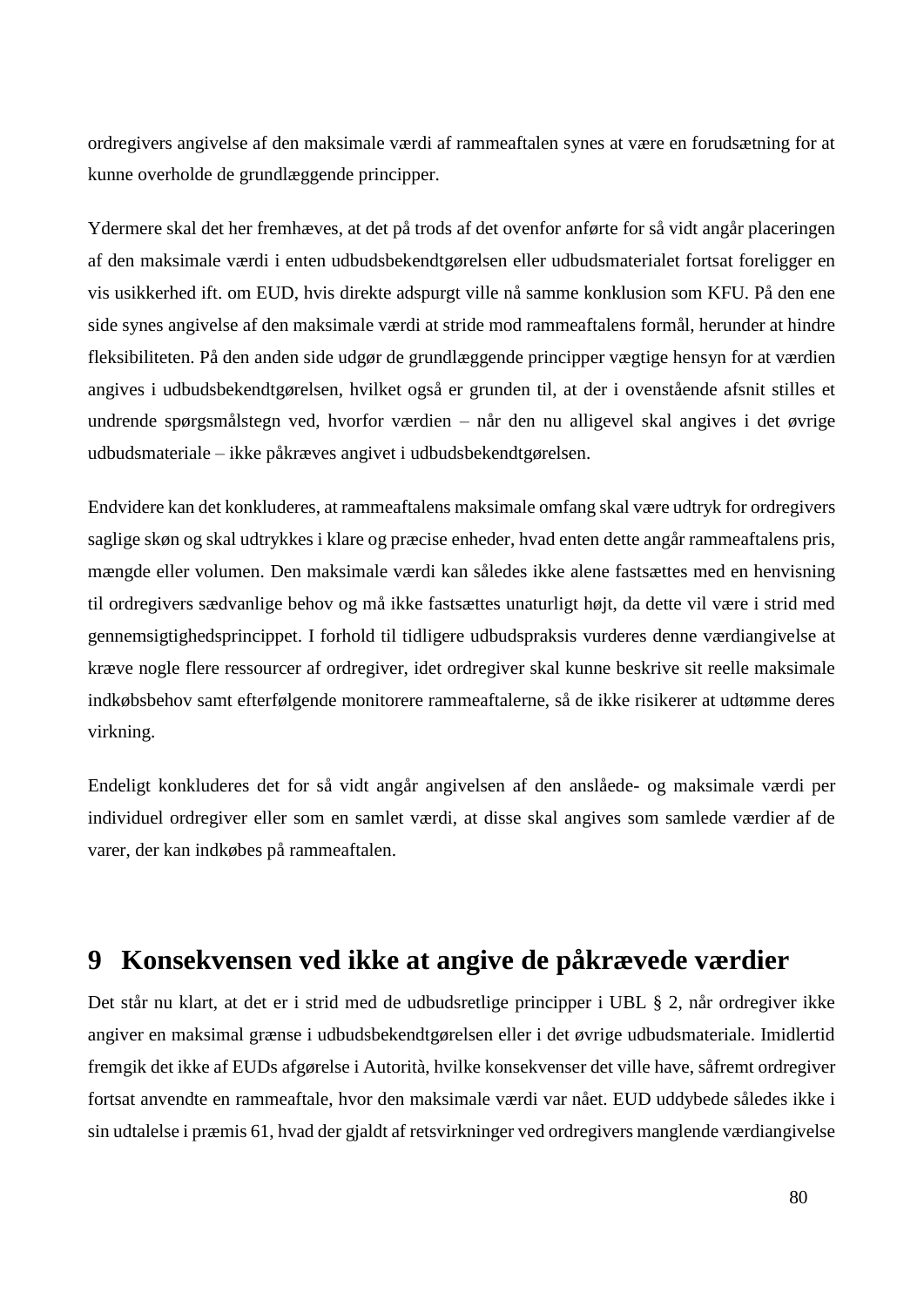ordregivers angivelse af den maksimale værdi af rammeaftalen synes at være en forudsætning for at kunne overholde de grundlæggende principper.

Ydermere skal det her fremhæves, at det på trods af det ovenfor anførte for så vidt angår placeringen af den maksimale værdi i enten udbudsbekendtgørelsen eller udbudsmaterialet fortsat foreligger en vis usikkerhed ift. om EUD, hvis direkte adspurgt ville nå samme konklusion som KFU. På den ene side synes angivelse af den maksimale værdi at stride mod rammeaftalens formål, herunder at hindre fleksibiliteten. På den anden side udgør de grundlæggende principper vægtige hensyn for at værdien angives i udbudsbekendtgørelsen, hvilket også er grunden til, at der i ovenstående afsnit stilles et undrende spørgsmålstegn ved, hvorfor værdien – når den nu alligevel skal angives i det øvrige udbudsmateriale – ikke påkræves angivet i udbudsbekendtgørelsen.

Endvidere kan det konkluderes, at rammeaftalens maksimale omfang skal være udtryk for ordregivers saglige skøn og skal udtrykkes i klare og præcise enheder, hvad enten dette angår rammeaftalens pris, mængde eller volumen. Den maksimale værdi kan således ikke alene fastsættes med en henvisning til ordregivers sædvanlige behov og må ikke fastsættes unaturligt højt, da dette vil være i strid med gennemsigtighedsprincippet. I forhold til tidligere udbudspraksis vurderes denne værdiangivelse at kræve nogle flere ressourcer af ordregiver, idet ordregiver skal kunne beskrive sit reelle maksimale indkøbsbehov samt efterfølgende monitorere rammeaftalerne, så de ikke risikerer at udtømme deres virkning.

Endeligt konkluderes det for så vidt angår angivelsen af den anslåede- og maksimale værdi per individuel ordregiver eller som en samlet værdi, at disse skal angives som samlede værdier af de varer, der kan indkøbes på rammeaftalen.

# 9 Konsekvensen ved ikke at angive de påkrævede værdier

Det står nu klart, at det er i strid med de udbudsretlige principper i UBL § 2, når ordregiver ikke angiver en maksimal grænse i udbudsbekendtgørelsen eller i det øvrige udbudsmateriale. Imidlertid fremgik det ikke af EUDs afgørelse i Autorità, hvilke konsekvenser det ville have, såfremt ordregiver fortsat anvendte en rammeaftale, hvor den maksimale værdi var nået. EUD uddybede således ikke i sin udtalelse i præmis 61, hvad der gjaldt af retsvirkninger ved ordregivers manglende værdiangivelse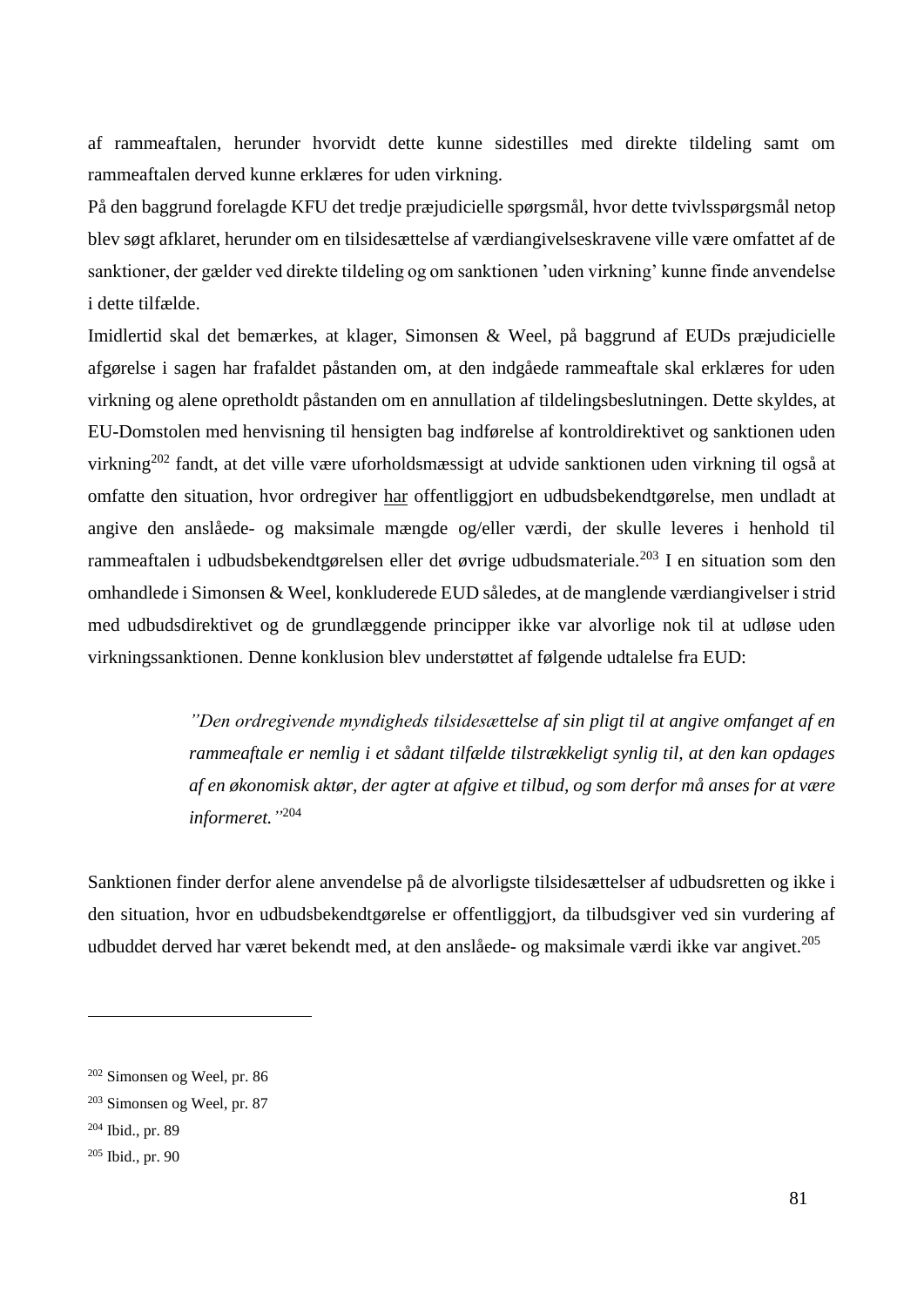af rammeaftalen, herunder hvorvidt dette kunne sidestilles med direkte tildeling samt om rammeaftalen derved kunne erklæres for uden virkning.

På den baggrund forelagde KFU det tredje præjudicielle spørgsmål, hvor dette tvivlsspørgsmål netop blev søgt afklaret, herunder om en tilsidesættelse af værdiangivelseskravene ville være omfattet af de sanktioner, der gælder ved direkte tildeling og om sanktionen 'uden virkning' kunne finde anvendelse i dette tilfælde.

Imidlertid skal det bemærkes, at klager, Simonsen & Weel, på baggrund af EUDs præjudicielle afgørelse i sagen har frafaldet påstanden om, at den indgåede rammeaftale skal erklæres for uden virkning og alene opretholdt påstanden om en annullation af tildelingsbeslutningen. Dette skyldes, at EU-Domstolen med henvisning til hensigten bag indførelse af kontroldirektivet og sanktionen uden virkning[202] fandt, at det ville være uforholdsmæssigt at udvide sanktionen uden virkning til også at omfatte den situation, hvor ordregiver <u>har</u> offentliggjort en udbudsbekendtgørelse, men undladt at angive den anslåede- og maksimale mængde og/eller værdi, der skulle leveres i henhold til rammeaftalen i udbudsbekendtgørelsen eller det øvrige udbudsmateriale.[203] I en situation som den omhandlede i Simonsen & Weel, konkluderede EUD således, at de manglende værdiangivelser i strid med udbudsdirektivet og de grundlæggende principper ikke var alvorlige nok til at udløse uden virkningssanktionen. Denne konklusion blev understøttet af følgende udtalelse fra EUD:

> *"Den ordregivende myndigheds tilsidesættelse af sin pligt til at angive omfanget af en rammeaftale er nemlig i et sådant tilfælde tilstrækkeligt synlig til, at den kan opdages af en økonomisk aktør, der agter at afgive et tilbud, og som derfor må anses for at være informeret."*[204]

Sanktionen finder derfor alene anvendelse på de alvorligste tilsidesættelser af udbudsretten og ikke i den situation, hvor en udbudsbekendtgørelse er offentliggjort, da tilbudsgiver ved sin vurdering af udbuddet derved har været bekendt med, at den anslåede- og maksimale værdi ikke var angivet.[205]

---

[202] Simonsen og Weel, pr. 86

[203] Simonsen og Weel, pr. 87

[204] Ibid., pr. 89

[205] Ibid., pr. 90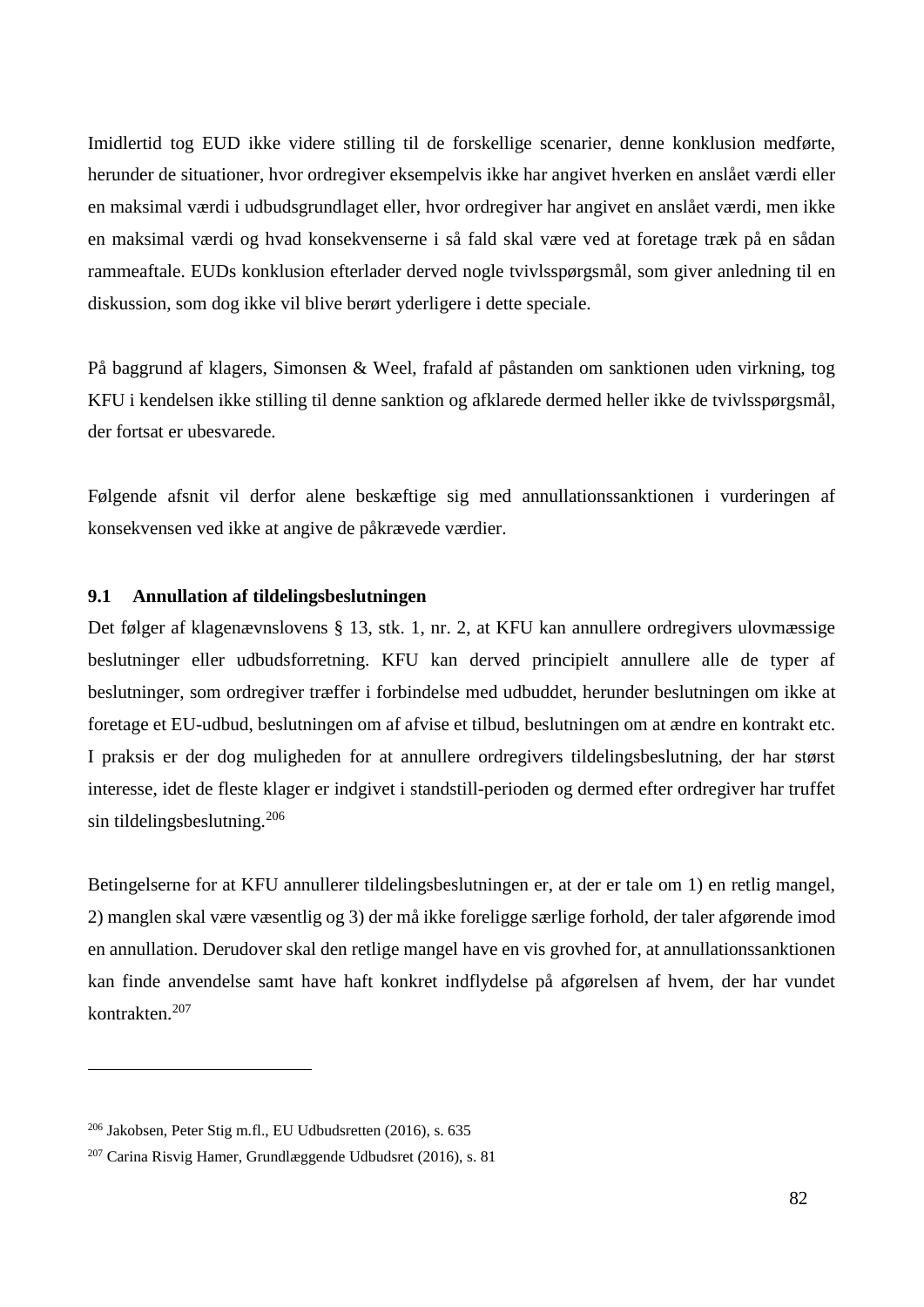Imidlertid tog EUD ikke videre stilling til de forskellige scenarier, denne konklusion medførte, herunder de situationer, hvor ordregiver eksempelvis ikke har angivet hverken en anslået værdi eller en maksimal værdi i udbudsgrundlaget eller, hvor ordregiver har angivet en anslået værdi, men ikke en maksimal værdi og hvad konsekvenserne i så fald skal være ved at foretage træk på en sådan rammeaftale. EUDs konklusion efterlader derved nogle tvivlsspørgsmål, som giver anledning til en diskussion, som dog ikke vil blive berørt yderligere i dette speciale.

På baggrund af klagers, Simonsen & Weel, frafald af påstanden om sanktionen uden virkning, tog KFU i kendelsen ikke stilling til denne sanktion og afklarede dermed heller ikke de tvivlsspørgsmål, der fortsat er ubesvarede.

Følgende afsnit vil derfor alene beskæftige sig med annullationssanktionen i vurderingen af konsekvensen ved ikke at angive de påkrævede værdier.

### 9.1 Annullation af tildelingsbeslutningen

Det følger af klagenævnslovens § 13, stk. 1, nr. 2, at KFU kan annullere ordregivers ulovmæssige beslutninger eller udbudsforretning. KFU kan derved principielt annullere alle de typer af beslutninger, som ordregiver træffer i forbindelse med udbuddet, herunder beslutningen om ikke at foretage et EU-udbud, beslutningen om af afvise et tilbud, beslutningen om at ændre en kontrakt etc. I praksis er der dog muligheden for at annullere ordregivers tildelingsbeslutning, der har størst interesse, idet de fleste klager er indgivet i standstill-perioden og dermed efter ordregiver har truffet sin tildelingsbeslutning.[206]

Betingelserne for at KFU annullerer tildelingsbeslutningen er, at der er tale om 1) en retlig mangel, 2) manglen skal være væsentlig og 3) der må ikke foreligge særlige forhold, der taler afgørende imod en annullation. Derudover skal den retlige mangel have en vis grovhed for, at annullationssanktionen kan finde anvendelse samt have haft konkret indflydelse på afgørelsen af hvem, der har vundet kontrakten.[207]

---

[206] Jakobsen, Peter Stig m.fl., EU Udbudsretten (2016), s. 635

[207] Carina Risvig Hamer, Grundlæggende Udbudsret (2016), s. 81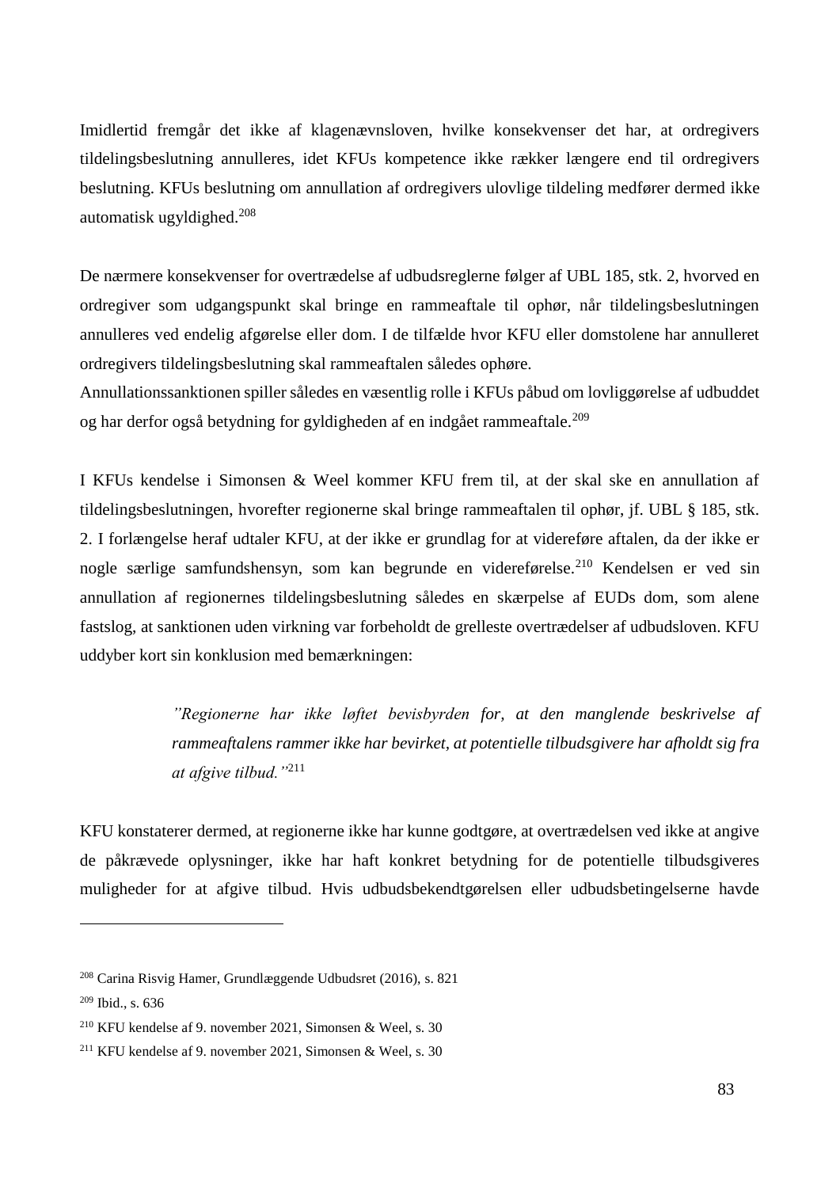Imidlertid fremgår det ikke af klagenævnsloven, hvilke konsekvenser det har, at ordregivers tildelingsbeslutning annulleres, idet KFUs kompetence ikke rækker længere end til ordregivers beslutning. KFUs beslutning om annullation af ordregivers ulovlige tildeling medfører dermed ikke automatisk ugyldighed.[208]

De nærmere konsekvenser for overtrædelse af udbudsreglerne følger af UBL 185, stk. 2, hvorved en ordregiver som udgangspunkt skal bringe en rammeaftale til ophør, når tildelingsbeslutningen annulleres ved endelig afgørelse eller dom. I de tilfælde hvor KFU eller domstolene har annulleret ordregivers tildelingsbeslutning skal rammeaftalen således ophøre.
Annullationssanktionen spiller således en væsentlig rolle i KFUs påbud om lovliggørelse af udbuddet og har derfor også betydning for gyldigheden af en indgået rammeaftale.[209]

I KFUs kendelse i Simonsen & Weel kommer KFU frem til, at der skal ske en annullation af tildelingsbeslutningen, hvorefter regionerne skal bringe rammeaftalen til ophør, jf. UBL § 185, stk. 2. I forlængelse heraf udtaler KFU, at der ikke er grundlag for at videreføre aftalen, da der ikke er nogle særlige samfundshensyn, som kan begrunde en videreførelse.[210] Kendelsen er ved sin annullation af regionernes tildelingsbeslutning således en skærpelse af EUDs dom, som alene fastslog, at sanktionen uden virkning var forbeholdt de grelleste overtrædelser af udbudsloven. KFU uddyber kort sin konklusion med bemærkningen:

> *"Regionerne har ikke løftet bevisbyrden for, at den manglende beskrivelse af rammeaftalens rammer ikke har bevirket, at potentielle tilbudsgivere har afholdt sig fra at afgive tilbud."*[211]

KFU konstaterer dermed, at regionerne ikke har kunne godtgøre, at overtrædelsen ved ikke at angive de påkrævede oplysninger, ikke har haft konkret betydning for de potentielle tilbudsgiveres muligheder for at afgive tilbud. Hvis udbudsbekendtgørelsen eller udbudsbetingelserne havde

---

[208] Carina Risvig Hamer, Grundlæggende Udbudsret (2016), s. 821

[209] Ibid., s. 636

[210] KFU kendelse af 9. november 2021, Simonsen & Weel, s. 30

[211] KFU kendelse af 9. november 2021, Simonsen & Weel, s. 30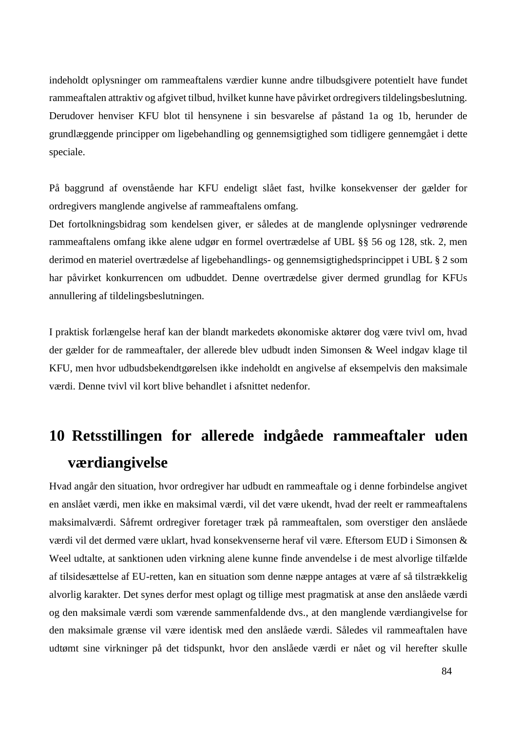indeholdt oplysninger om rammeaftalens værdier kunne andre tilbudsgivere potentielt have fundet rammeaftalen attraktiv og afgivet tilbud, hvilket kunne have påvirket ordregivers tildelingsbeslutning. Derudover henviser KFU blot til hensynene i sin besvarelse af påstand 1a og 1b, herunder de grundlæggende principper om ligebehandling og gennemsigtighed som tidligere gennemgået i dette speciale.

På baggrund af ovenstående har KFU endeligt slået fast, hvilke konsekvenser der gælder for ordregivers manglende angivelse af rammeaftalens omfang.
Det fortolkningsbidrag som kendelsen giver, er således at de manglende oplysninger vedrørende rammeaftalens omfang ikke alene udgør en formel overtrædelse af UBL §§ 56 og 128, stk. 2, men derimod en materiel overtrædelse af ligebehandlings- og gennemsigtighedsprincippet i UBL § 2 som har påvirket konkurrencen om udbuddet. Denne overtrædelse giver dermed grundlag for KFUs annullering af tildelingsbeslutningen.

I praktisk forlængelse heraf kan der blandt markedets økonomiske aktører dog være tvivl om, hvad der gælder for de rammeaftaler, der allerede blev udbudt inden Simonsen & Weel indgav klage til KFU, men hvor udbudsbekendtgørelsen ikke indeholdt en angivelse af eksempelvis den maksimale værdi. Denne tvivl vil kort blive behandlet i afsnittet nedenfor.

# 10 Retsstillingen for allerede indgåede rammeaftaler uden værdiangivelse

Hvad angår den situation, hvor ordregiver har udbudt en rammeaftale og i denne forbindelse angivet en anslået værdi, men ikke en maksimal værdi, vil det være ukendt, hvad der reelt er rammeaftalens maksimalværdi. Såfremt ordregiver foretager træk på rammeaftalen, som overstiger den anslåede værdi vil det dermed være uklart, hvad konsekvenserne heraf vil være. Eftersom EUD i Simonsen & Weel udtalte, at sanktionen uden virkning alene kunne finde anvendelse i de mest alvorlige tilfælde af tilsidesættelse af EU-retten, kan en situation som denne næppe antages at være af så tilstrækkelig alvorlig karakter. Det synes derfor mest oplagt og tillige mest pragmatisk at anse den anslåede værdi og den maksimale værdi som værende sammenfaldende dvs., at den manglende værdiangivelse for den maksimale grænse vil være identisk med den anslåede værdi. Således vil rammeaftalen have udtømt sine virkninger på det tidspunkt, hvor den anslåede værdi er nået og vil herefter skulle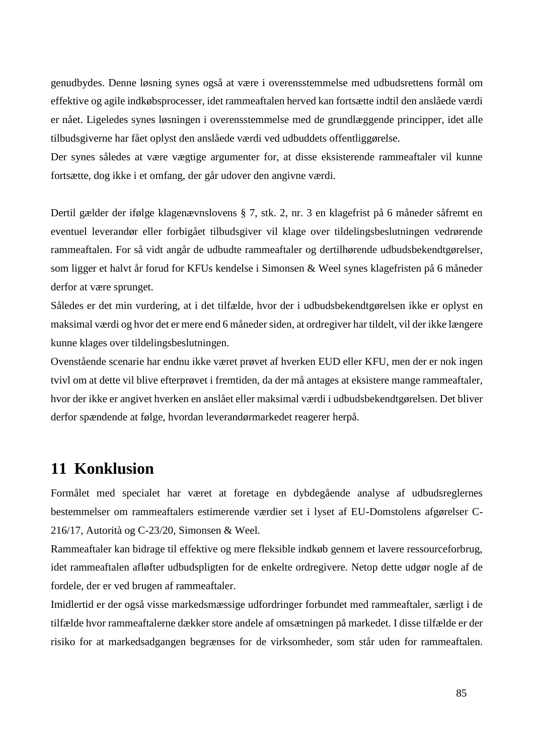genudbydes. Denne løsning synes også at være i overensstemmelse med udbudsrettens formål om effektive og agile indkøbsprocesser, idet rammeaftalen herved kan fortsætte indtil den anslåede værdi er nået. Ligeledes synes løsningen i overensstemmelse med de grundlæggende principper, idet alle tilbudsgiverne har fået oplyst den anslåede værdi ved udbuddets offentliggørelse.

Der synes således at være vægtige argumenter for, at disse eksisterende rammeaftaler vil kunne fortsætte, dog ikke i et omfang, der går udover den angivne værdi.

Dertil gælder der ifølge klagenævnslovens § 7, stk. 2, nr. 3 en klagefrist på 6 måneder såfremt en eventuel leverandør eller forbigået tilbudsgiver vil klage over tildelingsbeslutningen vedrørende rammeaftalen. For så vidt angår de udbudte rammeaftaler og dertilhørende udbudsbekendtgørelser, som ligger et halvt år forud for KFUs kendelse i Simonsen & Weel synes klagefristen på 6 måneder derfor at være sprunget.

Således er det min vurdering, at i det tilfælde, hvor der i udbudsbekendtgørelsen ikke er oplyst en maksimal værdi og hvor det er mere end 6 måneder siden, at ordregiver har tildelt, vil der ikke længere kunne klages over tildelingsbeslutningen.

Ovenstående scenarie har endnu ikke været prøvet af hverken EUD eller KFU, men der er nok ingen tvivl om at dette vil blive efterprøvet i fremtiden, da der må antages at eksistere mange rammeaftaler, hvor der ikke er angivet hverken en anslået eller maksimal værdi i udbudsbekendtgørelsen. Det bliver derfor spændende at følge, hvordan leverandørmarkedet reagerer herpå.

# 11 Konklusion

Formålet med specialet har været at foretage en dybdegående analyse af udbudsreglernes bestemmelser om rammeaftalers estimerende værdier set i lyset af EU-Domstolens afgørelser C-216/17, Autorità og C-23/20, Simonsen & Weel.

Rammeaftaler kan bidrage til effektive og mere fleksible indkøb gennem et lavere ressourceforbrug, idet rammeaftalen afløfter udbudspligten for de enkelte ordregivere. Netop dette udgør nogle af de fordele, der er ved brugen af rammeaftaler.

Imidlertid er der også visse markedsmæssige udfordringer forbundet med rammeaftaler, særligt i de tilfælde hvor rammeaftalerne dækker store andele af omsætningen på markedet. I disse tilfælde er der risiko for at markedsadgangen begrænses for de virksomheder, som står uden for rammeaftalen.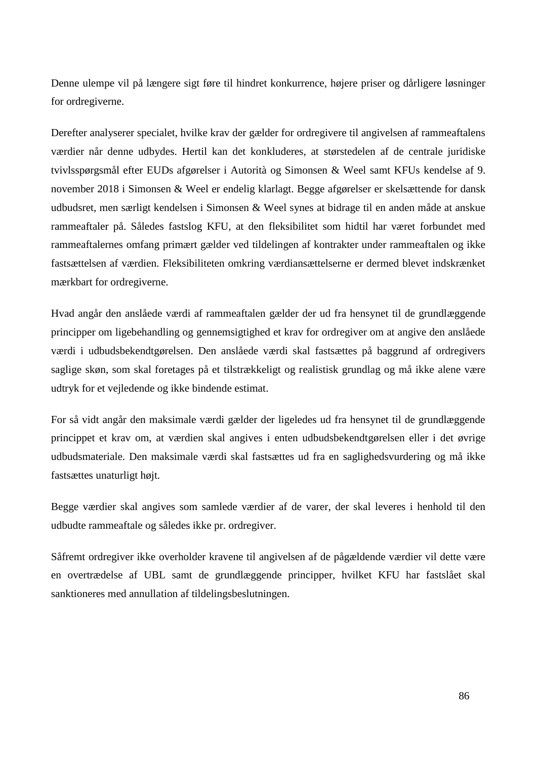Denne ulempe vil på længere sigt føre til hindret konkurrence, højere priser og dårligere løsninger for ordregiverne.

Derefter analyserer specialet, hvilke krav der gælder for ordregivere til angivelsen af rammeaftalens værdier når denne udbydes. Hertil kan det konkluderes, at størstedelen af de centrale juridiske tvivlsspørgsmål efter EUDs afgørelser i Autorità og Simonsen & Weel samt KFUs kendelse af 9. november 2018 i Simonsen & Weel er endelig klarlagt. Begge afgørelser er skelsættende for dansk udbudsret, men særligt kendelsen i Simonsen & Weel synes at bidrage til en anden måde at anskue rammeaftaler på. Således fastslog KFU, at den fleksibilitet som hidtil har været forbundet med rammeaftalernes omfang primært gælder ved tildelingen af kontrakter under rammeaftalen og ikke fastsættelsen af værdien. Fleksibiliteten omkring værdiansættelserne er dermed blevet indskrænket mærkbart for ordregiverne.

Hvad angår den anslåede værdi af rammeaftalen gælder der ud fra hensynet til de grundlæggende principper om ligebehandling og gennemsigtighed et krav for ordregiver om at angive den anslåede værdi i udbudsbekendtgørelsen. Den anslåede værdi skal fastsættes på baggrund af ordregivers saglige skøn, som skal foretages på et tilstrækkeligt og realistisk grundlag og må ikke alene være udtryk for et vejledende og ikke bindende estimat.

For så vidt angår den maksimale værdi gælder der ligeledes ud fra hensynet til de grundlæggende princippet et krav om, at værdien skal angives i enten udbudsbekendtgørelsen eller i det øvrige udbudsmateriale. Den maksimale værdi skal fastsættes ud fra en saglighedsvurdering og må ikke fastsættes unaturligt højt.

Begge værdier skal angives som samlede værdier af de varer, der skal leveres i henhold til den udbudte rammeaftale og således ikke pr. ordregiver.

Såfremt ordregiver ikke overholder kravene til angivelsen af de pågældende værdier vil dette være en overtrædelse af UBL samt de grundlæggende principper, hvilket KFU har fastslået skal sanktioneres med annullation af tildelingsbeslutningen.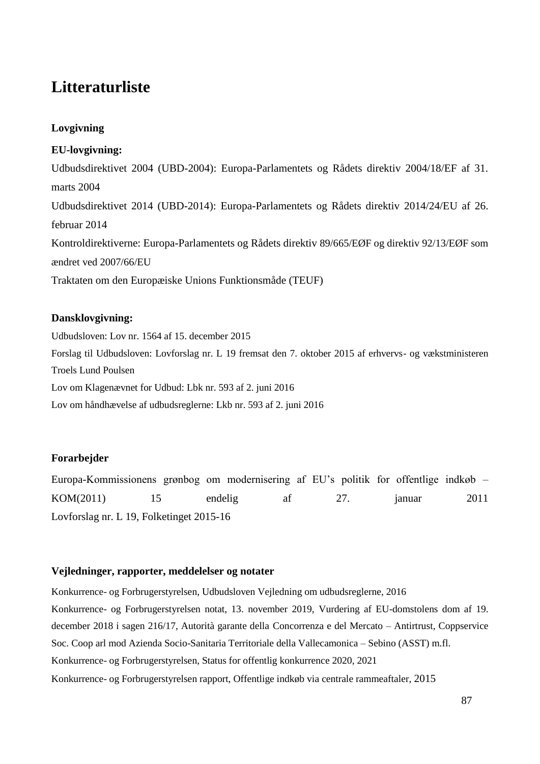# Litteraturliste

## Lovgivning

### EU-lovgivning:

Udbudsdirektivet 2004 (UBD-2004): Europa-Parlamentets og Rådets direktiv 2004/18/EF af 31. marts 2004

Udbudsdirektivet 2014 (UBD-2014): Europa-Parlamentets og Rådets direktiv 2014/24/EU af 26. februar 2014

Kontroldirektiverne: Europa-Parlamentets og Rådets direktiv 89/665/EØF og direktiv 92/13/EØF som ændret ved 2007/66/EU

Traktaten om den Europæiske Unions Funktionsmåde (TEUF)

### Dansklovgivning:

Udbudsloven: Lov nr. 1564 af 15. december 2015

Forslag til Udbudsloven: Lovforslag nr. L 19 fremsat den 7. oktober 2015 af erhvervs- og vækstministeren Troels Lund Poulsen

Lov om Klagenævnet for Udbud: Lbk nr. 593 af 2. juni 2016

Lov om håndhævelse af udbudsreglerne: Lkb nr. 593 af 2. juni 2016

## Forarbejder

Europa-Kommissionens grønbog om modernisering af EU's politik for offentlige indkøb – KOM(2011) 15 endelig af 27. januar 2011

Lovforslag nr. L 19, Folketinget 2015-16

## Vejledninger, rapporter, meddelelser og notater

Konkurrence- og Forbrugerstyrelsen, Udbudsloven Vejledning om udbudsreglerne, 2016

Konkurrence- og Forbrugerstyrelsen notat, 13. november 2019, Vurdering af EU-domstolens dom af 19. december 2018 i sagen 216/17, Autorità garante della Concorrenza e del Mercato – Antirtrust, Coppservice Soc. Coop arl mod Azienda Socio-Sanitaria Territoriale della Vallecamonica – Sebino (ASST) m.fl.

Konkurrence- og Forbrugerstyrelsen, Status for offentlig konkurrence 2020, 2021

Konkurrence- og Forbrugerstyrelsen rapport, Offentlige indkøb via centrale rammeaftaler, 2015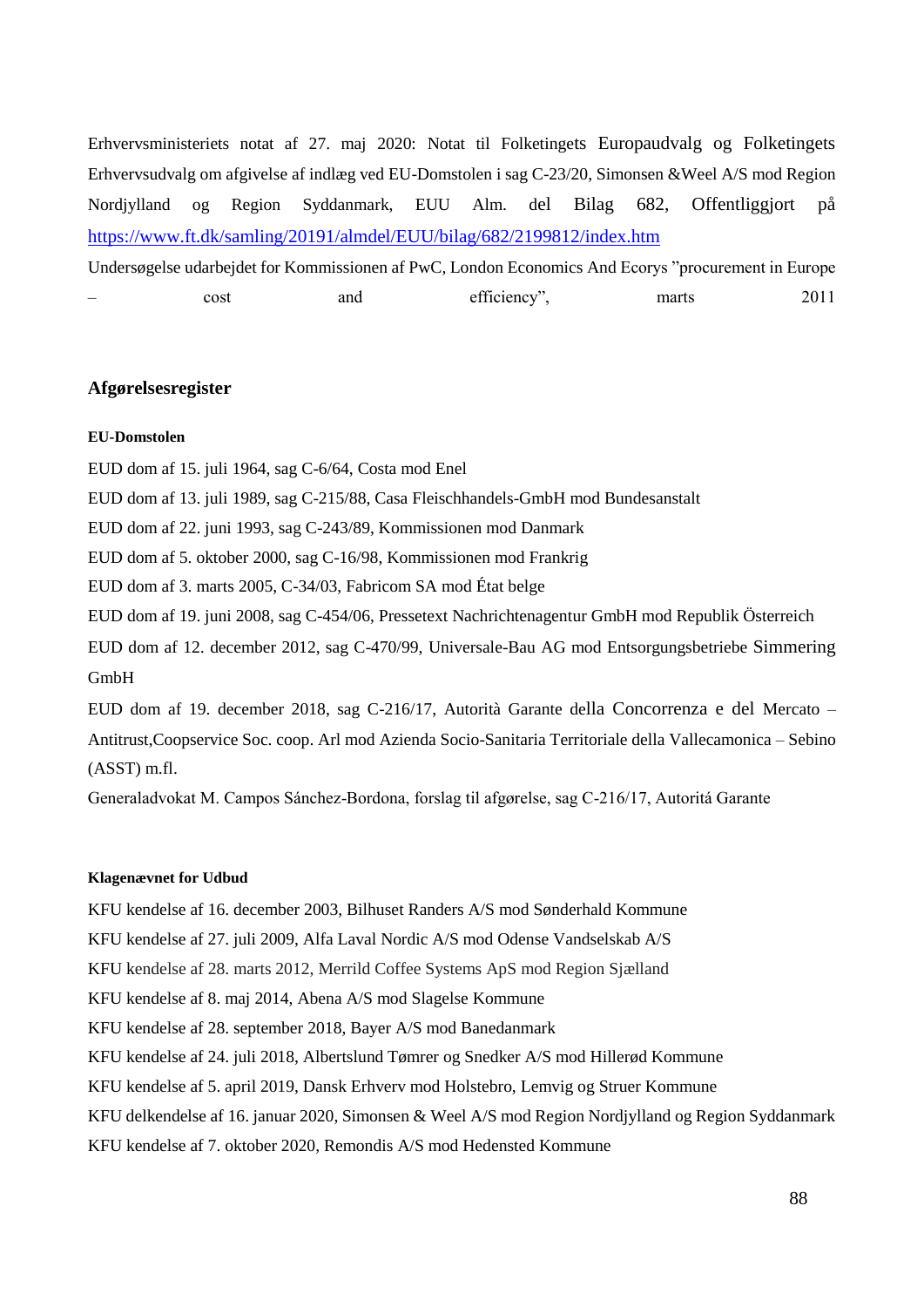Erhvervsministeriets notat af 27. maj 2020: Notat til Folketingets Europaudvalg og Folketingets Erhvervsudvalg om afgivelse af indlæg ved EU-Domstolen i sag C-23/20, Simonsen &Weel A/S mod Region Nordjylland og Region Syddanmark, EUU Alm. del Bilag 682, Offentliggjort på https://www.ft.dk/samling/20191/almdel/EUU/bilag/682/2199812/index.htm

Undersøgelse udarbejdet for Kommissionen af PwC, London Economics And Ecorys "procurement in Europe – cost and efficiency", marts 2011

## Afgørelsesregister

### EU-Domstolen

EUD dom af 15. juli 1964, sag C-6/64, Costa mod Enel

EUD dom af 13. juli 1989, sag C-215/88, Casa Fleischhandels-GmbH mod Bundesanstalt

EUD dom af 22. juni 1993, sag C-243/89, Kommissionen mod Danmark

EUD dom af 5. oktober 2000, sag C-16/98, Kommissionen mod Frankrig

EUD dom af 3. marts 2005, C-34/03, Fabricom SA mod État belge

EUD dom af 19. juni 2008, sag C-454/06, Pressetext Nachrichtenagentur GmbH mod Republik Österreich

EUD dom af 12. december 2012, sag C-470/99, Universale-Bau AG mod Entsorgungsbetriebe Simmering GmbH

EUD dom af 19. december 2018, sag C-216/17, Autorità Garante della Concorrenza e del Mercato – Antitrust,Coopservice Soc. coop. Arl mod Azienda Socio-Sanitaria Territoriale della Vallecamonica – Sebino (ASST) m.fl.

Generaladvokat M. Campos Sánchez-Bordona, forslag til afgørelse, sag C-216/17, Autoritá Garante

### Klagenævnet for Udbud

KFU kendelse af 16. december 2003, Bilhuset Randers A/S mod Sønderhald Kommune

KFU kendelse af 27. juli 2009, Alfa Laval Nordic A/S mod Odense Vandselskab A/S

KFU kendelse af 28. marts 2012, Merrild Coffee Systems ApS mod Region Sjælland

KFU kendelse af 8. maj 2014, Abena A/S mod Slagelse Kommune

KFU kendelse af 28. september 2018, Bayer A/S mod Banedanmark

KFU kendelse af 24. juli 2018, Albertslund Tømrer og Snedker A/S mod Hillerød Kommune

KFU kendelse af 5. april 2019, Dansk Erhverv mod Holstebro, Lemvig og Struer Kommune

KFU delkendelse af 16. januar 2020, Simonsen & Weel A/S mod Region Nordjylland og Region Syddanmark

KFU kendelse af 7. oktober 2020, Remondis A/S mod Hedensted Kommune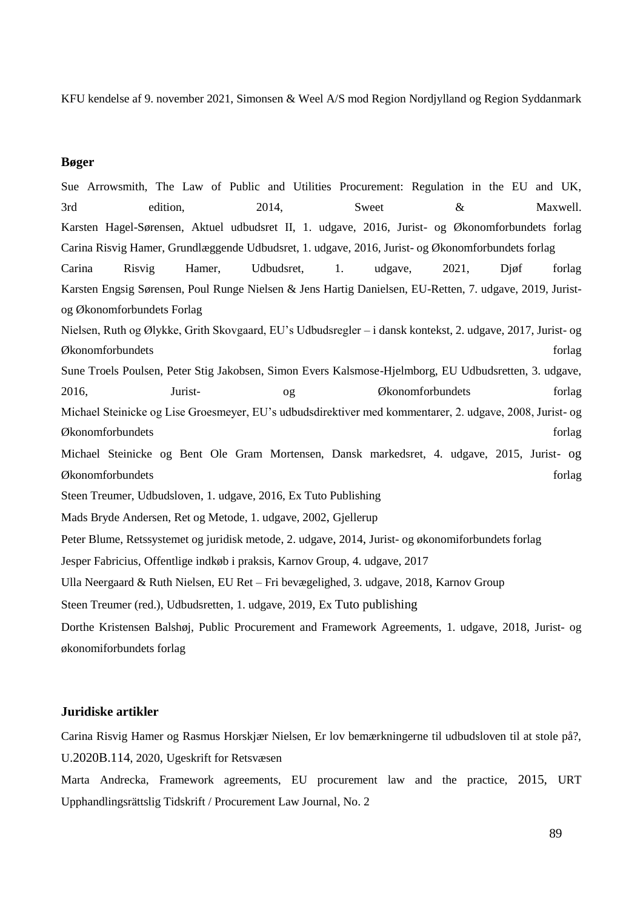KFU kendelse af 9. november 2021, Simonsen & Weel A/S mod Region Nordjylland og Region Syddanmark

**Bøger**

Sue Arrowsmith, The Law of Public and Utilities Procurement: Regulation in the EU and UK, 3rd edition, 2014, Sweet & Maxwell.

Karsten Hagel-Sørensen, Aktuel udbudsret II, 1. udgave, 2016, Jurist- og Økonomforbundets forlag

Carina Risvig Hamer, Grundlæggende Udbudsret, 1. udgave, 2016, Jurist- og Økonomforbundets forlag

Carina Risvig Hamer, Udbudsret, 1. udgave, 2021, Djøf forlag

Karsten Engsig Sørensen, Poul Runge Nielsen & Jens Hartig Danielsen, EU-Retten, 7. udgave, 2019, Jurist- og Økonomforbundets Forlag

Nielsen, Ruth og Ølykke, Grith Skovgaard, EU's Udbudsregler – i dansk kontekst, 2. udgave, 2017, Jurist- og Økonomforbundets forlag

Sune Troels Poulsen, Peter Stig Jakobsen, Simon Evers Kalsmose-Hjelmborg, EU Udbudsretten, 3. udgave, 2016, Jurist- og Økonomforbundets forlag

Michael Steinicke og Lise Groesmeyer, EU's udbudsdirektiver med kommentarer, 2. udgave, 2008, Jurist- og Økonomforbundets forlag

Michael Steinicke og Bent Ole Gram Mortensen, Dansk markedsret, 4. udgave, 2015, Jurist- og Økonomforbundets forlag

Steen Treumer, Udbudsloven, 1. udgave, 2016, Ex Tuto Publishing

Mads Bryde Andersen, Ret og Metode, 1. udgave, 2002, Gjellerup

Peter Blume, Retssystemet og juridisk metode, 2. udgave, 2014, Jurist- og økonomiforbundets forlag

Jesper Fabricius, Offentlige indkøb i praksis, Karnov Group, 4. udgave, 2017

Ulla Neergaard & Ruth Nielsen, EU Ret – Fri bevægelighed, 3. udgave, 2018, Karnov Group

Steen Treumer (red.), Udbudsretten, 1. udgave, 2019, Ex Tuto publishing

Dorthe Kristensen Balshøj, Public Procurement and Framework Agreements, 1. udgave, 2018, Jurist- og økonomiforbundets forlag

**Juridiske artikler**

Carina Risvig Hamer og Rasmus Horskjær Nielsen, Er lov bemærkningerne til udbudsloven til at stole på?, U.2020B.114, 2020, Ugeskrift for Retsvæsen

Marta Andrecka, Framework agreements, EU procurement law and the practice, 2015, URT Upphandlingsrättslig Tidskrift / Procurement Law Journal, No. 2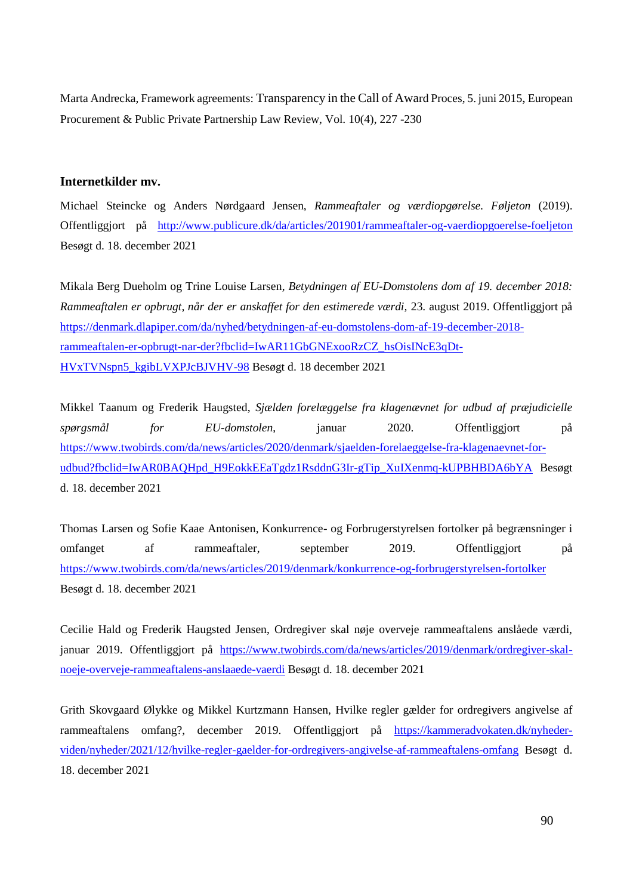Marta Andrecka, Framework agreements: Transparency in the Call of Award Proces, 5. juni 2015, European Procurement & Public Private Partnership Law Review, Vol. 10(4), 227 -230

### Internetkilder mv.

Michael Steincke og Anders Nørdgaard Jensen, *Rammeaftaler og værdiopgørelse. Føljeton* (2019). Offentliggjort på http://www.publicure.dk/da/articles/201901/rammeaftaler-og-vaerdiopgoerelse-foeljeton Besøgt d. 18. december 2021

Mikala Berg Dueholm og Trine Louise Larsen, *Betydningen af EU-Domstolens dom af 19. december 2018: Rammeaftalen er opbrugt, når der er anskaffet for den estimerede værdi,* 23. august 2019. Offentliggjort på https://denmark.dlapiper.com/da/nyhed/betydningen-af-eu-domstolens-dom-af-19-december-2018-rammeaftalen-er-opbrugt-nar-der?fbclid=IwAR11GbGNExooRzCZ_hsOisINcE3qDt-HVxTVNspn5_kgibLVXPJcBJVHV-98 Besøgt d. 18 december 2021

Mikkel Taanum og Frederik Haugsted, *Sjælden forelæggelse fra klagenævnet for udbud af præjudicielle spørgsmål for EU-domstolen*, januar 2020. Offentliggjort på https://www.twobirds.com/da/news/articles/2020/denmark/sjaelden-forelaeggelse-fra-klagenaevnet-for-udbud?fbclid=IwAR0BAQHpd_H9EokkEEaTgdz1RsddnG3Ir-gTip_XuIXenmq-kUPBHBDA6bYA Besøgt d. 18. december 2021

Thomas Larsen og Sofie Kaae Antonisen, Konkurrence- og Forbrugerstyrelsen fortolker på begrænsninger i omfanget af rammeaftaler, september 2019. Offentliggjort på https://www.twobirds.com/da/news/articles/2019/denmark/konkurrence-og-forbrugerstyrelsen-fortolker Besøgt d. 18. december 2021

Cecilie Hald og Frederik Haugsted Jensen, Ordregiver skal nøje overveje rammeaftalens anslåede værdi, januar 2019. Offentliggjort på https://www.twobirds.com/da/news/articles/2019/denmark/ordregiver-skal-noeje-overveje-rammeaftalens-anslaaede-vaerdi Besøgt d. 18. december 2021

Grith Skovgaard Ølykke og Mikkel Kurtzmann Hansen, Hvilke regler gælder for ordregivers angivelse af rammeaftalens omfang?, december 2019. Offentliggjort på https://kammeradvokaten.dk/nyheder-viden/nyheder/2021/12/hvilke-regler-gaelder-for-ordregivers-angivelse-af-rammeaftalens-omfang Besøgt d. 18. december 2021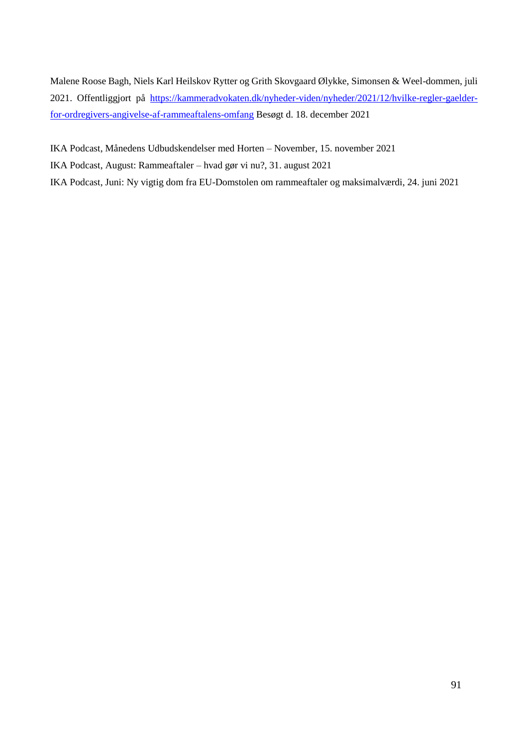Malene Roose Bagh, Niels Karl Heilskov Rytter og Grith Skovgaard Ølykke, Simonsen & Weel-dommen, juli 2021. Offentliggjort på [https://kammeradvokaten.dk/nyheder-viden/nyheder/2021/12/hvilke-regler-gaelder-for-ordregivers-angivelse-af-rammeaftalens-omfang](https://kammeradvokaten.dk/nyheder-viden/nyheder/2021/12/hvilke-regler-gaelder-for-ordregivers-angivelse-af-rammeaftalens-omfang) Besøgt d. 18. december 2021

IKA Podcast, Månedens Udbudskendelser med Horten – November, 15. november 2021

IKA Podcast, August: Rammeaftaler – hvad gør vi nu?, 31. august 2021

IKA Podcast, Juni: Ny vigtig dom fra EU-Domstolen om rammeaftaler og maksimalværdi, 24. juni 2021